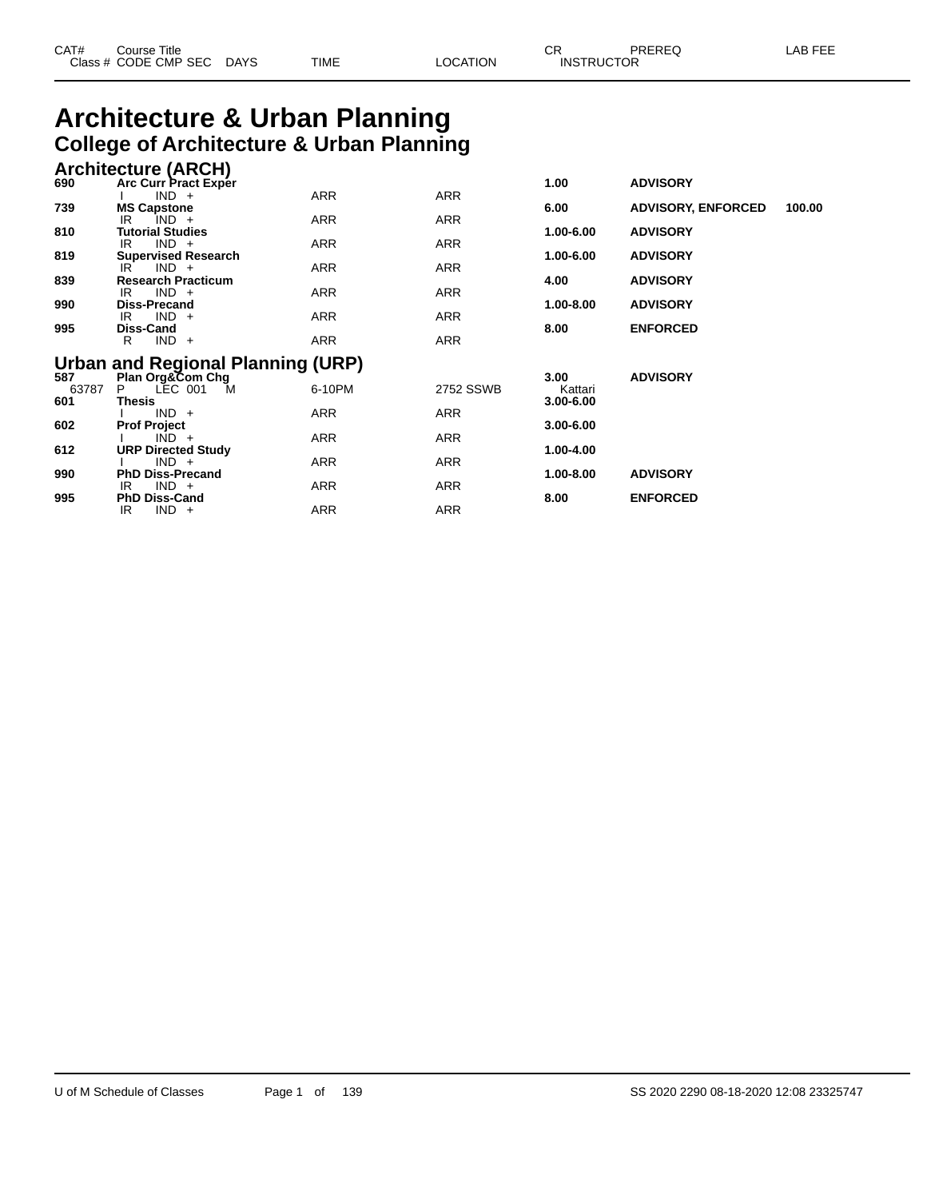# Architecture & Urban Planning

## College of Architecture & Urban Planning

### Architecture (ARCH)

| CAT# / Class # | Course Title / CODE CMP SEC | DAYS | TIME | LOCATION | CR / INSTRUCTOR | PREREQ | LAB FEE |
|---|---|---|---|---|---|---|---|
| **690** | **Arc Curr Pract Exper** | | | | **1.00** | **ADVISORY** | |
| | I IND + | | ARR | ARR | | | |
| **739** | **MS Capstone** | | | | **6.00** | **ADVISORY, ENFORCED** | **100.00** |
| | IR IND + | | ARR | ARR | | | |
| **810** | **Tutorial Studies** | | | | **1.00-6.00** | **ADVISORY** | |
| | IR IND + | | ARR | ARR | | | |
| **819** | **Supervised Research** | | | | **1.00-6.00** | **ADVISORY** | |
| | IR IND + | | ARR | ARR | | | |
| **839** | **Research Practicum** | | | | **4.00** | **ADVISORY** | |
| | IR IND + | | ARR | ARR | | | |
| **990** | **Diss-Precand** | | | | **1.00-8.00** | **ADVISORY** | |
| | IR IND + | | ARR | ARR | | | |
| **995** | **Diss-Cand** | | | | **8.00** | **ENFORCED** | |
| | R IND + | | ARR | ARR | | | |

### Urban and Regional Planning (URP)

| CAT# / Class # | Course Title / CODE CMP SEC | DAYS | TIME | LOCATION | CR / INSTRUCTOR | PREREQ | LAB FEE |
|---|---|---|---|---|---|---|---|
| **587** | **Plan Org&Com Chg** | | | | **3.00** | **ADVISORY** | |
| 63787 | P LEC 001 | M | 6-10PM | 2752 SSWB | Kattari | | |
| **601** | **Thesis** | | | | **3.00-6.00** | | |
| | I IND + | | ARR | ARR | | | |
| **602** | **Prof Project** | | | | **3.00-6.00** | | |
| | I IND + | | ARR | ARR | | | |
| **612** | **URP Directed Study** | | | | **1.00-4.00** | | |
| | I IND + | | ARR | ARR | | | |
| **990** | **PhD Diss-Precand** | | | | **1.00-8.00** | **ADVISORY** | |
| | IR IND + | | ARR | ARR | | | |
| **995** | **PhD Diss-Cand** | | | | **8.00** | **ENFORCED** | |
| | IR IND + | | ARR | ARR | | | |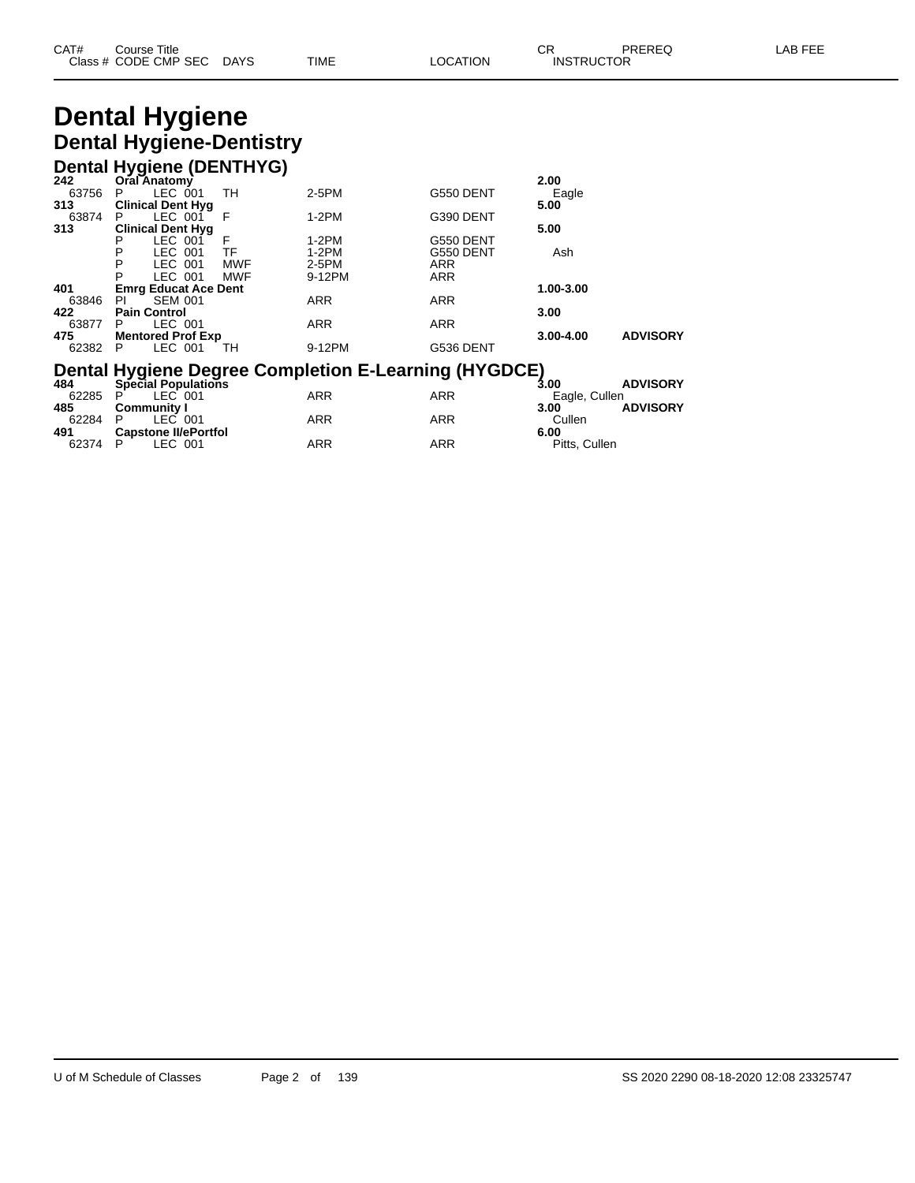| CAT# Class # | Course Title CODE CMP SEC | DAYS | TIME | LOCATION | CR INSTRUCTOR | PREREQ | LAB FEE |
|---|---|---|---|---|---|---|---|

# Dental Hygiene

## Dental Hygiene-Dentistry

### Dental Hygiene (DENTHYG)

| CAT# Class # | Course Title CODE CMP SEC | DAYS | TIME | LOCATION | CR INSTRUCTOR | PREREQ | LAB FEE |
|---|---|---|---|---|---|---|---|
| **242** | **Oral Anatomy** | | | | **2.00** | | |
| 63756 | P LEC 001 | TH | 2-5PM | G550 DENT | Eagle | | |
| **313** | **Clinical Dent Hyg** | | | | **5.00** | | |
| 63874 | P LEC 001 | F | 1-2PM | G390 DENT | | | |
| **313** | **Clinical Dent Hyg** | | | | **5.00** | | |
| | P LEC 001 | F | 1-2PM | G550 DENT | | | |
| | P LEC 001 | TF | 1-2PM | G550 DENT | Ash | | |
| | P LEC 001 | MWF | 2-5PM | ARR | | | |
| | P LEC 001 | MWF | 9-12PM | ARR | | | |
| **401** | **Emrg Educat Ace Dent** | | | | **1.00-3.00** | | |
| 63846 | PI SEM 001 | | ARR | ARR | | | |
| **422** | **Pain Control** | | | | **3.00** | | |
| 63877 | P LEC 001 | | ARR | ARR | | | |
| **475** | **Mentored Prof Exp** | | | | **3.00-4.00** | **ADVISORY** | |
| 62382 | P LEC 001 | TH | 9-12PM | G536 DENT | | | |

### Dental Hygiene Degree Completion E-Learning (HYGDCE)

| CAT# Class # | Course Title CODE CMP SEC | DAYS | TIME | LOCATION | CR INSTRUCTOR | PREREQ | LAB FEE |
|---|---|---|---|---|---|---|---|
| **484** | **Special Populations** | | | | **3.00** | **ADVISORY** | |
| 62285 | P LEC 001 | | ARR | ARR | Eagle, Cullen | | |
| **485** | **Community I** | | | | **3.00** | **ADVISORY** | |
| 62284 | P LEC 001 | | ARR | ARR | Cullen | | |
| **491** | **Capstone II/ePortfol** | | | | **6.00** | | |
| 62374 | P LEC 001 | | ARR | ARR | Pitts, Cullen | | |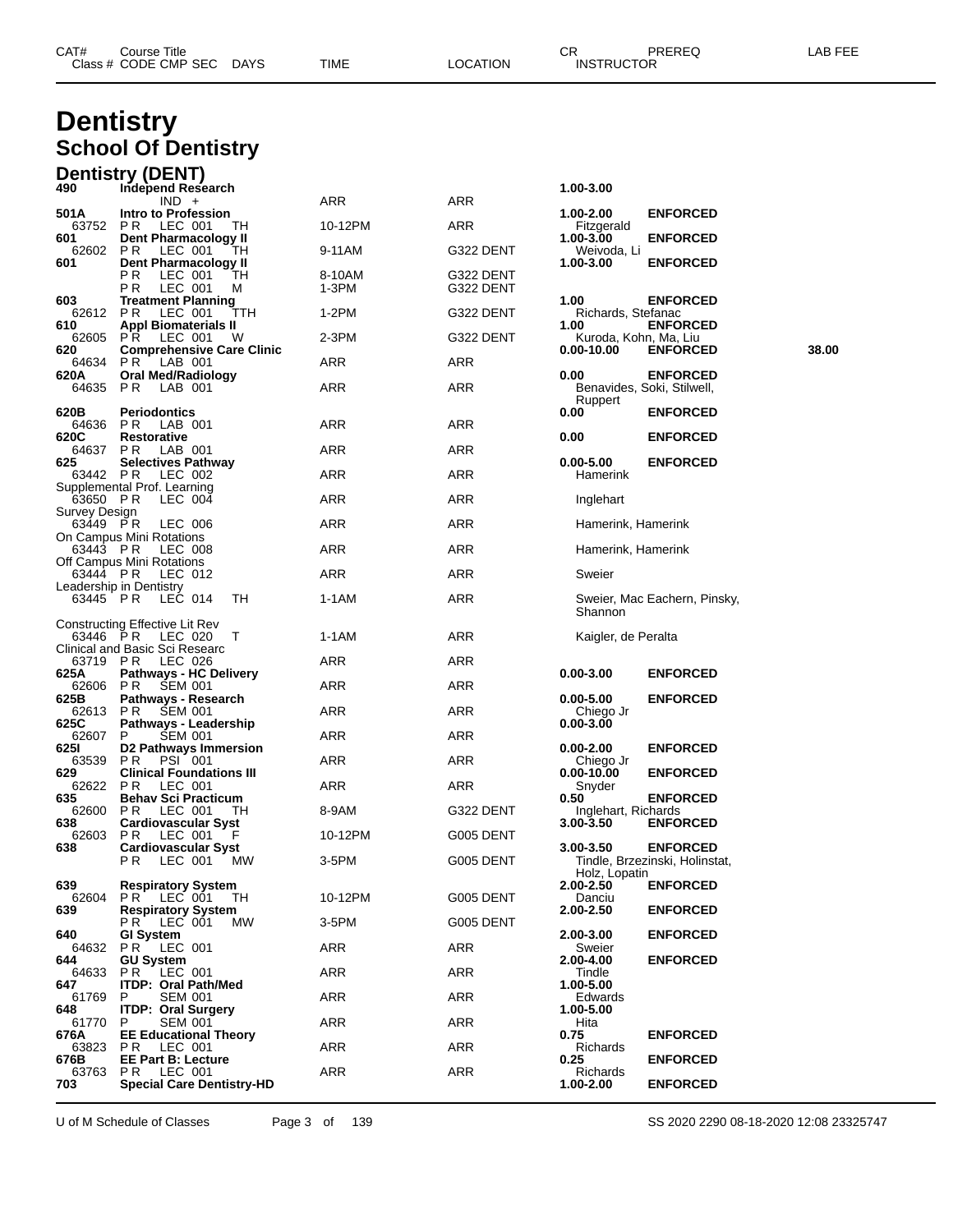# Dentistry

## School Of Dentistry

### Dentistry (DENT)

| CAT# / Class # | Course Title / CODE CMP SEC | DAYS | TIME | LOCATION | CR / INSTRUCTOR | PREREQ | LAB FEE |
|---|---|---|---|---|---|---|---|
| **490** | **Independ Research** | | | | **1.00-3.00** | | |
| | IND + | | ARR | ARR | | | |
| **501A** | **Intro to Profession** | | | | **1.00-2.00** | **ENFORCED** | |
| 63752 | PR LEC 001 | TH | 10-12PM | ARR | Fitzgerald | | |
| **601** | **Dent Pharmacology II** | | | | **1.00-3.00** | **ENFORCED** | |
| 62602 | PR LEC 001 | TH | 9-11AM | G322 DENT | Weivoda, Li | | |
| **601** | **Dent Pharmacology II** | | | | **1.00-3.00** | **ENFORCED** | |
| | PR LEC 001 | TH | 8-10AM | G322 DENT | | | |
| | PR LEC 001 | M | 1-3PM | G322 DENT | | | |
| **603** | **Treatment Planning** | | | | **1.00** | **ENFORCED** | |
| 62612 | PR LEC 001 | TTH | 1-2PM | G322 DENT | Richards, Stefanac | | |
| **610** | **Appl Biomaterials II** | | | | **1.00** | **ENFORCED** | |
| 62605 | PR LEC 001 | W | 2-3PM | G322 DENT | Kuroda, Kohn, Ma, Liu | | |
| **620** | **Comprehensive Care Clinic** | | | | **0.00-10.00** | **ENFORCED** | **38.00** |
| 64634 | PR LAB 001 | | ARR | ARR | | | |
| **620A** | **Oral Med/Radiology** | | | | **0.00** | **ENFORCED** | |
| 64635 | PR LAB 001 | | ARR | ARR | Benavides, Soki, Stilwell, Ruppert | | |
| **620B** | **Periodontics** | | | | **0.00** | **ENFORCED** | |
| 64636 | PR LAB 001 | | ARR | ARR | | | |
| **620C** | **Restorative** | | | | **0.00** | **ENFORCED** | |
| 64637 | PR LAB 001 | | ARR | ARR | | | |
| **625** | **Selectives Pathway** | | | | **0.00-5.00** | **ENFORCED** | |
| 63442 | PR LEC 002 | | ARR | ARR | Hamerink | | |
| | Supplemental Prof. Learning | | | | | | |
| 63650 | PR LEC 004 | | ARR | ARR | Inglehart | | |
| | Survey Design | | | | | | |
| 63449 | PR LEC 006 | | ARR | ARR | Hamerink, Hamerink | | |
| | On Campus Mini Rotations | | | | | | |
| 63443 | PR LEC 008 | | ARR | ARR | Hamerink, Hamerink | | |
| | Off Campus Mini Rotations | | | | | | |
| 63444 | PR LEC 012 | | ARR | ARR | Sweier | | |
| | Leadership in Dentistry | | | | | | |
| 63445 | PR LEC 014 | TH | 1-1AM | ARR | Sweier, Mac Eachern, Pinsky, Shannon | | |
| | Constructing Effective Lit Rev | | | | | | |
| 63446 | PR LEC 020 | T | 1-1AM | ARR | Kaigler, de Peralta | | |
| | Clinical and Basic Sci Researc | | | | | | |
| 63719 | PR LEC 026 | | ARR | ARR | | | |
| **625A** | **Pathways - HC Delivery** | | | | **0.00-3.00** | **ENFORCED** | |
| 62606 | PR SEM 001 | | ARR | ARR | | | |
| **625B** | **Pathways - Research** | | | | **0.00-5.00** | **ENFORCED** | |
| 62613 | PR SEM 001 | | ARR | ARR | Chiego Jr | | |
| **625C** | **Pathways - Leadership** | | | | **0.00-3.00** | | |
| 62607 | P SEM 001 | | ARR | ARR | | | |
| **625I** | **D2 Pathways Immersion** | | | | **0.00-2.00** | **ENFORCED** | |
| 63539 | PR PSI 001 | | ARR | ARR | Chiego Jr | | |
| **629** | **Clinical Foundations III** | | | | **0.00-10.00** | **ENFORCED** | |
| 62622 | PR LEC 001 | | ARR | ARR | Snyder | | |
| **635** | **Behav Sci Practicum** | | | | **0.50** | **ENFORCED** | |
| 62600 | PR LEC 001 | TH | 8-9AM | G322 DENT | Inglehart, Richards | | |
| **638** | **Cardiovascular Syst** | | | | **3.00-3.50** | **ENFORCED** | |
| 62603 | PR LEC 001 | F | 10-12PM | G005 DENT | | | |
| **638** | **Cardiovascular Syst** | | | | **3.00-3.50** | **ENFORCED** | |
| | PR LEC 001 | MW | 3-5PM | G005 DENT | Tindle, Brzezinski, Holinstat, Holz, Lopatin | | |
| **639** | **Respiratory System** | | | | **2.00-2.50** | **ENFORCED** | |
| 62604 | PR LEC 001 | TH | 10-12PM | G005 DENT | Danciu | | |
| **639** | **Respiratory System** | | | | **2.00-2.50** | **ENFORCED** | |
| | PR LEC 001 | MW | 3-5PM | G005 DENT | | | |
| **640** | **GI System** | | | | **2.00-3.00** | **ENFORCED** | |
| 64632 | PR LEC 001 | | ARR | ARR | Sweier | | |
| **644** | **GU System** | | | | **2.00-4.00** | **ENFORCED** | |
| 64633 | PR LEC 001 | | ARR | ARR | Tindle | | |
| **647** | **ITDP: Oral Path/Med** | | | | **1.00-5.00** | | |
| 61769 | P SEM 001 | | ARR | ARR | Edwards | | |
| **648** | **ITDP: Oral Surgery** | | | | **1.00-5.00** | | |
| 61770 | P SEM 001 | | ARR | ARR | Hita | | |
| **676A** | **EE Educational Theory** | | | | **0.75** | **ENFORCED** | |
| 63823 | PR LEC 001 | | ARR | ARR | Richards | | |
| **676B** | **EE Part B: Lecture** | | | | **0.25** | **ENFORCED** | |
| 63763 | PR LEC 001 | | ARR | ARR | Richards | | |
| **703** | **Special Care Dentistry-HD** | | | | **1.00-2.00** | **ENFORCED** | |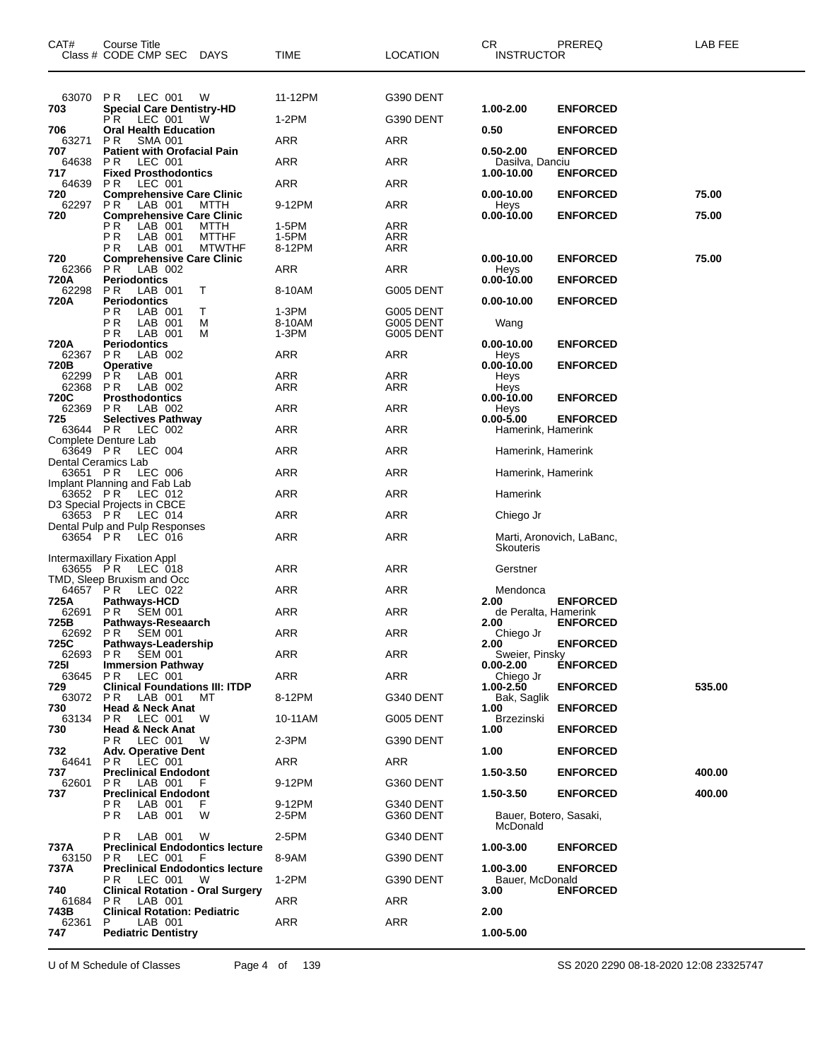| CAT# | Course Title<br>Class # CODE CMP SEC DAYS | TIME | LOCATION | CR<br>INSTRUCTOR | PREREQ | LAB FEE |
|---|---|---|---|---|---|---|
| 63070 | PR LEC 001 W | 11-12PM | G390 DENT | | | |
| **703** | **Special Care Dentistry-HD** | | | **1.00-2.00** | **ENFORCED** | |
| | PR LEC 001 W | 1-2PM | G390 DENT | | | |
| **706** | **Oral Health Education** | | | **0.50** | **ENFORCED** | |
| 63271 | PR SMA 001 | ARR | ARR | | | |
| **707** | **Patient with Orofacial Pain** | | | **0.50-2.00** | **ENFORCED** | |
| 64638 | PR LEC 001 | ARR | ARR | Dasilva, Danciu | | |
| **717** | **Fixed Prosthodontics** | | | **1.00-10.00** | **ENFORCED** | |
| 64639 | PR LEC 001 | ARR | ARR | | | |
| **720** | **Comprehensive Care Clinic** | | | **0.00-10.00** | **ENFORCED** | **75.00** |
| 62297 | PR LAB 001 MTTH | 9-12PM | ARR | Heys | | |
| **720** | **Comprehensive Care Clinic** | | | **0.00-10.00** | **ENFORCED** | **75.00** |
| | PR LAB 001 MTTH | 1-5PM | ARR | | | |
| | PR LAB 001 MTTHF | 1-5PM | ARR | | | |
| | PR LAB 001 MTWTHF | 8-12PM | ARR | | | |
| **720** | **Comprehensive Care Clinic** | | | **0.00-10.00** | **ENFORCED** | **75.00** |
| 62366 | PR LAB 002 | ARR | ARR | Heys | | |
| **720A** | **Periodontics** | | | **0.00-10.00** | **ENFORCED** | |
| 62298 | PR LAB 001 T | 8-10AM | G005 DENT | | | |
| **720A** | **Periodontics** | | | **0.00-10.00** | **ENFORCED** | |
| | PR LAB 001 T | 1-3PM | G005 DENT | | | |
| | PR LAB 001 M | 8-10AM | G005 DENT | Wang | | |
| | PR LAB 001 M | 1-3PM | G005 DENT | | | |
| **720A** | **Periodontics** | | | **0.00-10.00** | **ENFORCED** | |
| 62367 | PR LAB 002 | ARR | ARR | Heys | | |
| **720B** | **Operative** | | | **0.00-10.00** | **ENFORCED** | |
| 62299 | PR LAB 001 | ARR | ARR | Heys | | |
| 62368 | PR LAB 002 | ARR | ARR | Heys | | |
| **720C** | **Prosthodontics** | | | **0.00-10.00** | **ENFORCED** | |
| 62369 | PR LAB 002 | ARR | ARR | Heys | | |
| **725** | **Selectives Pathway** | | | **0.00-5.00** | **ENFORCED** | |
| 63644 | PR LEC 002 | ARR | ARR | Hamerink, Hamerink | | |
| | Complete Denture Lab | | | | | |
| 63649 | PR LEC 004 | ARR | ARR | Hamerink, Hamerink | | |
| | Dental Ceramics Lab | | | | | |
| 63651 | PR LEC 006 | ARR | ARR | Hamerink, Hamerink | | |
| | Implant Planning and Fab Lab | | | | | |
| 63652 | PR LEC 012 | ARR | ARR | Hamerink | | |
| | D3 Special Projects in CBCE | | | | | |
| 63653 | PR LEC 014 | ARR | ARR | Chiego Jr | | |
| | Dental Pulp and Pulp Responses | | | | | |
| 63654 | PR LEC 016 | ARR | ARR | Marti, Aronovich, LaBanc, Skouteris | | |
| | Intermaxillary Fixation Appl | | | | | |
| 63655 | PR LEC 018 | ARR | ARR | Gerstner | | |
| | TMD, Sleep Bruxism and Occ | | | | | |
| 64657 | PR LEC 022 | ARR | ARR | Mendonca | | |
| **725A** | **Pathways-HCD** | | | **2.00** | **ENFORCED** | |
| 62691 | PR SEM 001 | ARR | ARR | de Peralta, Hamerink | | |
| **725B** | **Pathways-Reseaarch** | | | **2.00** | **ENFORCED** | |
| 62692 | PR SEM 001 | ARR | ARR | Chiego Jr | | |
| **725C** | **Pathways-Leadership** | | | **2.00** | **ENFORCED** | |
| 62693 | PR SEM 001 | ARR | ARR | Sweier, Pinsky | | |
| **725I** | **Immersion Pathway** | | | **0.00-2.00** | **ENFORCED** | |
| 63645 | PR LEC 001 | ARR | ARR | Chiego Jr | | |
| **729** | **Clinical Foundations III: ITDP** | | | **1.00-2.50** | **ENFORCED** | **535.00** |
| 63072 | PR LAB 001 MT | 8-12PM | G340 DENT | Bak, Saglik | | |
| **730** | **Head & Neck Anat** | | | **1.00** | **ENFORCED** | |
| 63134 | PR LEC 001 W | 10-11AM | G005 DENT | Brzezinski | | |
| **730** | **Head & Neck Anat** | | | **1.00** | **ENFORCED** | |
| | PR LEC 001 W | 2-3PM | G390 DENT | | | |
| **732** | **Adv. Operative Dent** | | | **1.00** | **ENFORCED** | |
| 64641 | PR LEC 001 | ARR | ARR | | | |
| **737** | **Preclinical Endodont** | | | **1.50-3.50** | **ENFORCED** | **400.00** |
| 62601 | PR LAB 001 F | 9-12PM | G360 DENT | | | |
| **737** | **Preclinical Endodont** | | | **1.50-3.50** | **ENFORCED** | **400.00** |
| | PR LAB 001 F | 9-12PM | G340 DENT | | | |
| | PR LAB 001 W | 2-5PM | G360 DENT | Bauer, Botero, Sasaki, McDonald | | |
| | PR LAB 001 W | 2-5PM | G340 DENT | | | |
| **737A** | **Preclinical Endodontics lecture** | | | **1.00-3.00** | **ENFORCED** | |
| 63150 | PR LEC 001 F | 8-9AM | G390 DENT | | | |
| **737A** | **Preclinical Endodontics lecture** | | | **1.00-3.00** | **ENFORCED** | |
| | PR LEC 001 W | 1-2PM | G390 DENT | Bauer, McDonald | | |
| **740** | **Clinical Rotation - Oral Surgery** | | | **3.00** | **ENFORCED** | |
| 61684 | PR LAB 001 | ARR | ARR | | | |
| **743B** | **Clinical Rotation: Pediatric** | | | **2.00** | | |
| 62361 | P LAB 001 | ARR | ARR | | | |
| **747** | **Pediatric Dentistry** | | | **1.00-5.00** | | |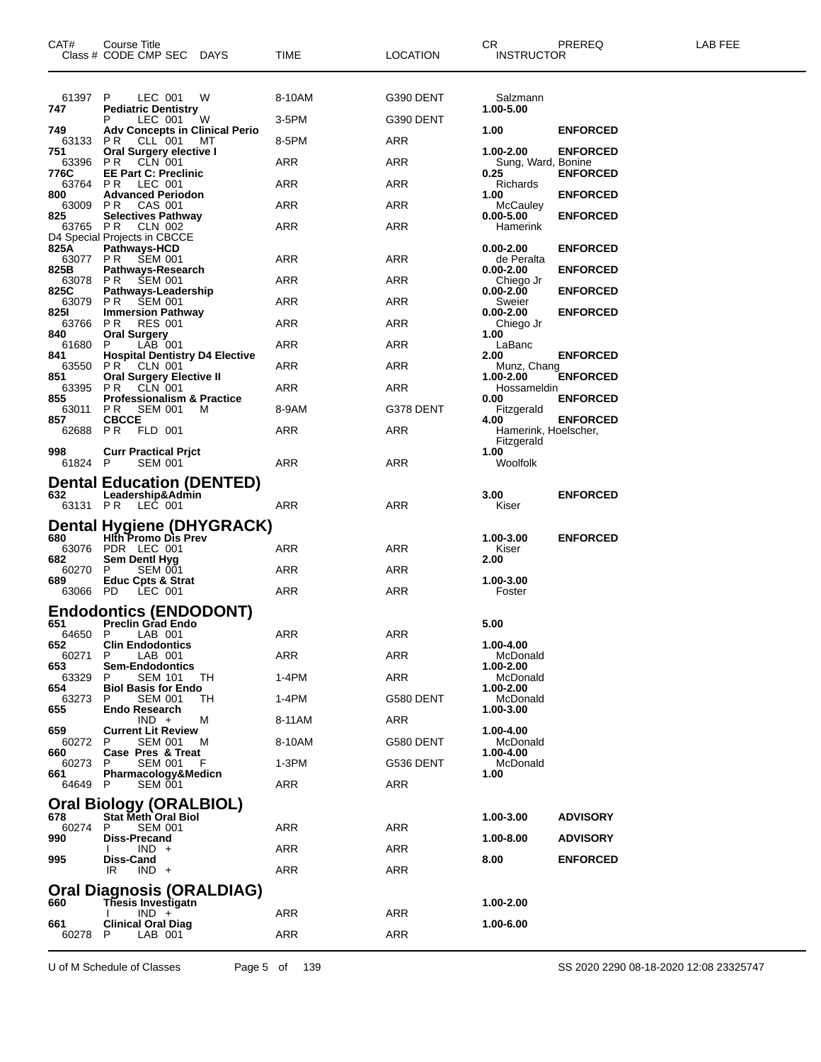| CAT# Class # | Course Title CODE CMP SEC | DAYS | TIME | LOCATION | CR INSTRUCTOR | PREREQ | LAB FEE |
|---|---|---|---|---|---|---|---|
| 61397 | P LEC 001 | W | 8-10AM | G390 DENT | Salzmann | | |
| **747** | **Pediatric Dentistry** | | | | **1.00-5.00** | | |
| | P LEC 001 | W | 3-5PM | G390 DENT | | | |
| **749** | **Adv Concepts in Clinical Perio** | | | | **1.00** | **ENFORCED** | |
| 63133 | P R CLL 001 | MT | 8-5PM | ARR | | | |
| **751** | **Oral Surgery elective I** | | | | **1.00-2.00** | **ENFORCED** | |
| 63396 | P R CLN 001 | | ARR | ARR | Sung, Ward, Bonine | | |
| **776C** | **EE Part C: Preclinic** | | | | **0.25** | **ENFORCED** | |
| 63764 | P R LEC 001 | | ARR | ARR | Richards | | |
| **800** | **Advanced Periodon** | | | | **1.00** | **ENFORCED** | |
| 63009 | P R CAS 001 | | ARR | ARR | McCauley | | |
| **825** | **Selectives Pathway** | | | | **0.00-5.00** | **ENFORCED** | |
| 63765 | P R CLN 002 | | ARR | ARR | Hamerink | | |
| | D4 Special Projects in CBCCE | | | | | | |
| **825A** | **Pathways-HCD** | | | | **0.00-2.00** | **ENFORCED** | |
| 63077 | P R SEM 001 | | ARR | ARR | de Peralta | | |
| **825B** | **Pathways-Research** | | | | **0.00-2.00** | **ENFORCED** | |
| 63078 | P R SEM 001 | | ARR | ARR | Chiego Jr | | |
| **825C** | **Pathways-Leadership** | | | | **0.00-2.00** | **ENFORCED** | |
| 63079 | P R SEM 001 | | ARR | ARR | Sweier | | |
| **825I** | **Immersion Pathway** | | | | **0.00-2.00** | **ENFORCED** | |
| 63766 | P R RES 001 | | ARR | ARR | Chiego Jr | | |
| **840** | **Oral Surgery** | | | | **1.00** | | |
| 61680 | P LAB 001 | | ARR | ARR | LaBanc | | |
| **841** | **Hospital Dentistry D4 Elective** | | | | **2.00** | **ENFORCED** | |
| 63550 | P R CLN 001 | | ARR | ARR | Munz, Chang | | |
| **851** | **Oral Surgery Elective II** | | | | **1.00-2.00** | **ENFORCED** | |
| 63395 | P R CLN 001 | | ARR | ARR | Hossameldin | | |
| **855** | **Professionalism & Practice** | | | | **0.00** | **ENFORCED** | |
| 63011 | P R SEM 001 | M | 8-9AM | G378 DENT | Fitzgerald | | |
| **857** | **CBCCE** | | | | **4.00** | **ENFORCED** | |
| 62688 | P R FLD 001 | | ARR | ARR | Hamerink, Hoelscher, Fitzgerald | | |
| **998** | **Curr Practical Prjct** | | | | **1.00** | | |
| 61824 | P SEM 001 | | ARR | ARR | Woolfolk | | |

## Dental Education (DENTED)

| CAT# Class # | Course Title CODE CMP SEC | DAYS | TIME | LOCATION | CR INSTRUCTOR | PREREQ | LAB FEE |
|---|---|---|---|---|---|---|---|
| **632** | **Leadership&Admin** | | | | **3.00** | **ENFORCED** | |
| 63131 | P R LEC 001 | | ARR | ARR | Kiser | | |

## Dental Hygiene (DHYGRACK)

| CAT# Class # | Course Title CODE CMP SEC | DAYS | TIME | LOCATION | CR INSTRUCTOR | PREREQ | LAB FEE |
|---|---|---|---|---|---|---|---|
| **680** | **Hlth Promo Dis Prev** | | | | **1.00-3.00** | **ENFORCED** | |
| 63076 | PDR LEC 001 | | ARR | ARR | Kiser | | |
| **682** | **Sem Dentl Hyg** | | | | **2.00** | | |
| 60270 | P SEM 001 | | ARR | ARR | | | |
| **689** | **Educ Cpts & Strat** | | | | **1.00-3.00** | | |
| 63066 | PD LEC 001 | | ARR | ARR | Foster | | |

## Endodontics (ENDODONT)

| CAT# Class # | Course Title CODE CMP SEC | DAYS | TIME | LOCATION | CR INSTRUCTOR | PREREQ | LAB FEE |
|---|---|---|---|---|---|---|---|
| **651** | **Preclin Grad Endo** | | | | **5.00** | | |
| 64650 | P LAB 001 | | ARR | ARR | | | |
| **652** | **Clin Endodontics** | | | | **1.00-4.00** | | |
| 60271 | P LAB 001 | | ARR | ARR | McDonald | | |
| **653** | **Sem-Endodontics** | | | | **1.00-2.00** | | |
| 63329 | P SEM 101 | TH | 1-4PM | ARR | McDonald | | |
| **654** | **Biol Basis for Endo** | | | | **1.00-2.00** | | |
| 63273 | P SEM 001 | TH | 1-4PM | G580 DENT | McDonald | | |
| **655** | **Endo Research** | | | | **1.00-3.00** | | |
| | IND + | M | 8-11AM | ARR | | | |
| **659** | **Current Lit Review** | | | | **1.00-4.00** | | |
| 60272 | P SEM 001 | M | 8-10AM | G580 DENT | McDonald | | |
| **660** | **Case Pres & Treat** | | | | **1.00-4.00** | | |
| 60273 | P SEM 001 | F | 1-3PM | G536 DENT | McDonald | | |
| **661** | **Pharmacology&Medicn** | | | | **1.00** | | |
| 64649 | P SEM 001 | | ARR | ARR | | | |

## Oral Biology (ORALBIOL)

| CAT# Class # | Course Title CODE CMP SEC | DAYS | TIME | LOCATION | CR INSTRUCTOR | PREREQ | LAB FEE |
|---|---|---|---|---|---|---|---|
| **678** | **Stat Meth Oral Biol** | | | | **1.00-3.00** | **ADVISORY** | |
| 60274 | P SEM 001 | | ARR | ARR | | | |
| **990** | **Diss-Precand** | | | | **1.00-8.00** | **ADVISORY** | |
| | I IND + | | ARR | ARR | | | |
| **995** | **Diss-Cand** | | | | **8.00** | **ENFORCED** | |
| | IR IND + | | ARR | ARR | | | |

## Oral Diagnosis (ORALDIAG)

| CAT# Class # | Course Title CODE CMP SEC | DAYS | TIME | LOCATION | CR INSTRUCTOR | PREREQ | LAB FEE |
|---|---|---|---|---|---|---|---|
| **660** | **Thesis Investigatn** | | | | **1.00-2.00** | | |
| | I IND + | | ARR | ARR | | | |
| **661** | **Clinical Oral Diag** | | | | **1.00-6.00** | | |
| 60278 | P LAB 001 | | ARR | ARR | | | |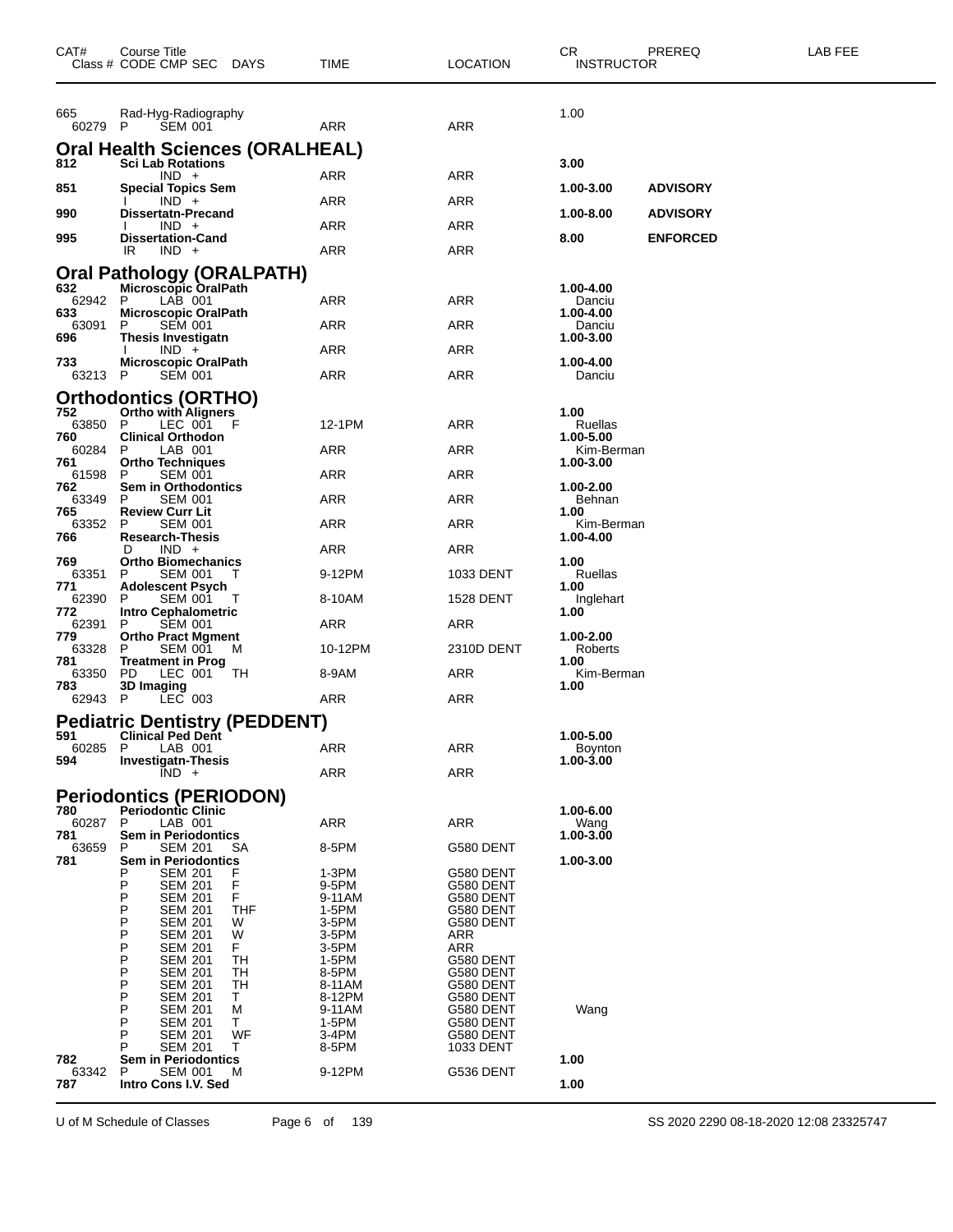| CAT# Class # | Course Title CODE CMP SEC | DAYS | TIME | LOCATION | CR INSTRUCTOR | PREREQ | LAB FEE |
|---|---|---|---|---|---|---|---|
| 665 | Rad-Hyg-Radiography | | | | 1.00 | | |
| 60279 | P SEM 001 | | ARR | ARR | | | |

## Oral Health Sciences (ORALHEAL)

| CAT# Class # | Course Title CODE CMP SEC | DAYS | TIME | LOCATION | CR INSTRUCTOR | PREREQ | LAB FEE |
|---|---|---|---|---|---|---|---|
| **812** | **Sci Lab Rotations** | | | | **3.00** | | |
| | IND + | | ARR | ARR | | | |
| **851** | **Special Topics Sem** | | | | **1.00-3.00** | **ADVISORY** | |
| | I IND + | | ARR | ARR | | | |
| **990** | **Dissertatn-Precand** | | | | **1.00-8.00** | **ADVISORY** | |
| | I IND + | | ARR | ARR | | | |
| **995** | **Dissertation-Cand** | | | | **8.00** | **ENFORCED** | |
| | IR IND + | | ARR | ARR | | | |

## Oral Pathology (ORALPATH)

| CAT# Class # | Course Title CODE CMP SEC | DAYS | TIME | LOCATION | CR INSTRUCTOR | PREREQ | LAB FEE |
|---|---|---|---|---|---|---|---|
| **632** | **Microscopic OralPath** | | | | **1.00-4.00** | | |
| 62942 | P LAB 001 | | ARR | ARR | Danciu | | |
| **633** | **Microscopic OralPath** | | | | **1.00-4.00** | | |
| 63091 | P SEM 001 | | ARR | ARR | Danciu | | |
| **696** | **Thesis Investigatn** | | | | **1.00-3.00** | | |
| | I IND + | | ARR | ARR | | | |
| **733** | **Microscopic OralPath** | | | | **1.00-4.00** | | |
| 63213 | P SEM 001 | | ARR | ARR | Danciu | | |

## Orthodontics (ORTHO)

| CAT# Class # | Course Title CODE CMP SEC | DAYS | TIME | LOCATION | CR INSTRUCTOR | PREREQ | LAB FEE |
|---|---|---|---|---|---|---|---|
| **752** | **Ortho with Aligners** | | | | **1.00** | | |
| 63850 | P LEC 001 | F | 12-1PM | ARR | Ruellas | | |
| **760** | **Clinical Orthodon** | | | | **1.00-5.00** | | |
| 60284 | P LAB 001 | | ARR | ARR | Kim-Berman | | |
| **761** | **Ortho Techniques** | | | | **1.00-3.00** | | |
| 61598 | P SEM 001 | | ARR | ARR | | | |
| **762** | **Sem in Orthodontics** | | | | **1.00-2.00** | | |
| 63349 | P SEM 001 | | ARR | ARR | Behnan | | |
| **765** | **Review Curr Lit** | | | | **1.00** | | |
| 63352 | P SEM 001 | | ARR | ARR | Kim-Berman | | |
| **766** | **Research-Thesis** | | | | **1.00-4.00** | | |
| | D IND + | | ARR | ARR | | | |
| **769** | **Ortho Biomechanics** | | | | **1.00** | | |
| 63351 | P SEM 001 | T | 9-12PM | 1033 DENT | Ruellas | | |
| **771** | **Adolescent Psych** | | | | **1.00** | | |
| 62390 | P SEM 001 | T | 8-10AM | 1528 DENT | Inglehart | | |
| **772** | **Intro Cephalometric** | | | | **1.00** | | |
| 62391 | P SEM 001 | | ARR | ARR | | | |
| **779** | **Ortho Pract Mgment** | | | | **1.00-2.00** | | |
| 63328 | P SEM 001 | M | 10-12PM | 2310D DENT | Roberts | | |
| **781** | **Treatment in Prog** | | | | **1.00** | | |
| 63350 | PD LEC 001 | TH | 8-9AM | ARR | Kim-Berman | | |
| **783** | **3D Imaging** | | | | **1.00** | | |
| 62943 | P LEC 003 | | ARR | ARR | | | |

## Pediatric Dentistry (PEDDENT)

| CAT# Class # | Course Title CODE CMP SEC | DAYS | TIME | LOCATION | CR INSTRUCTOR | PREREQ | LAB FEE |
|---|---|---|---|---|---|---|---|
| **591** | **Clinical Ped Dent** | | | | **1.00-5.00** | | |
| 60285 | P LAB 001 | | ARR | ARR | Boynton | | |
| **594** | **Investigatn-Thesis** | | | | **1.00-3.00** | | |
| | IND + | | ARR | ARR | | | |

## Periodontics (PERIODON)

| CAT# Class # | Course Title CODE CMP SEC | DAYS | TIME | LOCATION | CR INSTRUCTOR | PREREQ | LAB FEE |
|---|---|---|---|---|---|---|---|
| **780** | **Periodontic Clinic** | | | | **1.00-6.00** | | |
| 60287 | P LAB 001 | | ARR | ARR | Wang | | |
| **781** | **Sem in Periodontics** | | | | **1.00-3.00** | | |
| 63659 | P SEM 201 | SA | 8-5PM | G580 DENT | | | |
| **781** | **Sem in Periodontics** | | | | **1.00-3.00** | | |
| | P SEM 201 | F | 1-3PM | G580 DENT | | | |
| | P SEM 201 | F | 9-5PM | G580 DENT | | | |
| | P SEM 201 | F | 9-11AM | G580 DENT | | | |
| | P SEM 201 | THF | 1-5PM | G580 DENT | | | |
| | P SEM 201 | W | 3-5PM | G580 DENT | | | |
| | P SEM 201 | W | 3-5PM | ARR | | | |
| | P SEM 201 | F | 3-5PM | ARR | | | |
| | P SEM 201 | TH | 1-5PM | G580 DENT | | | |
| | P SEM 201 | TH | 8-5PM | G580 DENT | | | |
| | P SEM 201 | TH | 8-11AM | G580 DENT | | | |
| | P SEM 201 | T | 8-12PM | G580 DENT | | | |
| | P SEM 201 | M | 9-11AM | G580 DENT | Wang | | |
| | P SEM 201 | T | 1-5PM | G580 DENT | | | |
| | P SEM 201 | WF | 3-4PM | G580 DENT | | | |
| | P SEM 201 | T | 8-5PM | 1033 DENT | | | |
| **782** | **Sem in Periodontics** | | | | **1.00** | | |
| 63342 | P SEM 001 | M | 9-12PM | G536 DENT | | | |
| **787** | **Intro Cons I.V. Sed** | | | | **1.00** | | |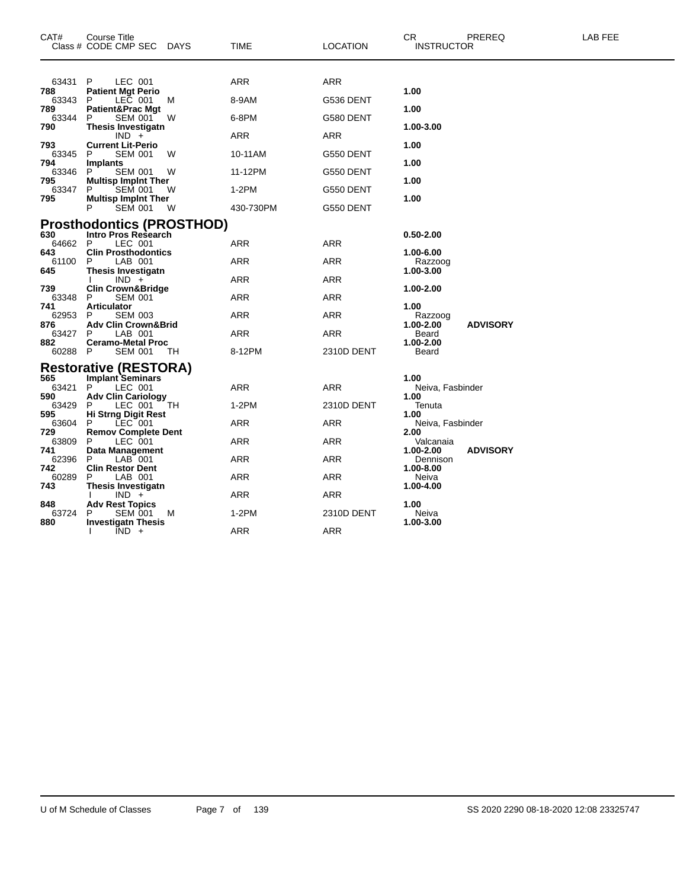| CAT# | Course Title<br>Class # CODE CMP SEC DAYS | TIME | LOCATION | CR<br>INSTRUCTOR | PREREQ | LAB FEE |
|---|---|---|---|---|---|---|
| 63431 | P LEC 001 | ARR | ARR | | | |
| **788** | **Patient Mgt Perio** | | | **1.00** | | |
| 63343 | P LEC 001 M | 8-9AM | G536 DENT | | | |
| **789** | **Patient&Prac Mgt** | | | **1.00** | | |
| 63344 | P SEM 001 W | 6-8PM | G580 DENT | | | |
| **790** | **Thesis Investigatn** | | | **1.00-3.00** | | |
| | IND + | ARR | ARR | | | |
| **793** | **Current Lit-Perio** | | | **1.00** | | |
| 63345 | P SEM 001 W | 10-11AM | G550 DENT | | | |
| **794** | **Implants** | | | **1.00** | | |
| 63346 | P SEM 001 W | 11-12PM | G550 DENT | | | |
| **795** | **Multisp Implnt Ther** | | | **1.00** | | |
| 63347 | P SEM 001 W | 1-2PM | G550 DENT | | | |
| **795** | **Multisp Implnt Ther** | | | **1.00** | | |
| | P SEM 001 W | 430-730PM | G550 DENT | | | |

## Prosthodontics (PROSTHOD)

| CAT# | Course Title<br>Class # CODE CMP SEC DAYS | TIME | LOCATION | CR<br>INSTRUCTOR | PREREQ | LAB FEE |
|---|---|---|---|---|---|---|
| **630** | **Intro Pros Research** | | | **0.50-2.00** | | |
| 64662 | P LEC 001 | ARR | ARR | | | |
| **643** | **Clin Prosthodontics** | | | **1.00-6.00** | | |
| 61100 | P LAB 001 | ARR | ARR | Razzoog | | |
| **645** | **Thesis Investigatn** | | | **1.00-3.00** | | |
| | I IND + | ARR | ARR | | | |
| **739** | **Clin Crown&Bridge** | | | **1.00-2.00** | | |
| 63348 | P SEM 001 | ARR | ARR | | | |
| **741** | **Articulator** | | | **1.00** | | |
| 62953 | P SEM 003 | ARR | ARR | Razzoog | | |
| **876** | **Adv Clin Crown&Brid** | | | **1.00-2.00** | **ADVISORY** | |
| 63427 | P LAB 001 | ARR | ARR | Beard | | |
| **882** | **Ceramo-Metal Proc** | | | **1.00-2.00** | | |
| 60288 | P SEM 001 TH | 8-12PM | 2310D DENT | Beard | | |

## Restorative (RESTORA)

| CAT# | Course Title<br>Class # CODE CMP SEC DAYS | TIME | LOCATION | CR<br>INSTRUCTOR | PREREQ | LAB FEE |
|---|---|---|---|---|---|---|
| **565** | **Implant Seminars** | | | **1.00** | | |
| 63421 | P LEC 001 | ARR | ARR | Neiva, Fasbinder | | |
| **590** | **Adv Clin Cariology** | | | **1.00** | | |
| 63429 | P LEC 001 TH | 1-2PM | 2310D DENT | Tenuta | | |
| **595** | **Hi Strng Digit Rest** | | | **1.00** | | |
| 63604 | P LEC 001 | ARR | ARR | Neiva, Fasbinder | | |
| **729** | **Remov Complete Dent** | | | **2.00** | | |
| 63809 | P LEC 001 | ARR | ARR | Valcanaia | | |
| **741** | **Data Management** | | | **1.00-2.00** | **ADVISORY** | |
| 62396 | P LAB 001 | ARR | ARR | Dennison | | |
| **742** | **Clin Restor Dent** | | | **1.00-8.00** | | |
| 60289 | P LAB 001 | ARR | ARR | Neiva | | |
| **743** | **Thesis Investigatn** | | | **1.00-4.00** | | |
| | I IND + | ARR | ARR | | | |
| **848** | **Adv Rest Topics** | | | **1.00** | | |
| 63724 | P SEM 001 M | 1-2PM | 2310D DENT | Neiva | | |
| **880** | **Investigatn Thesis** | | | **1.00-3.00** | | |
| | I IND + | ARR | ARR | | | |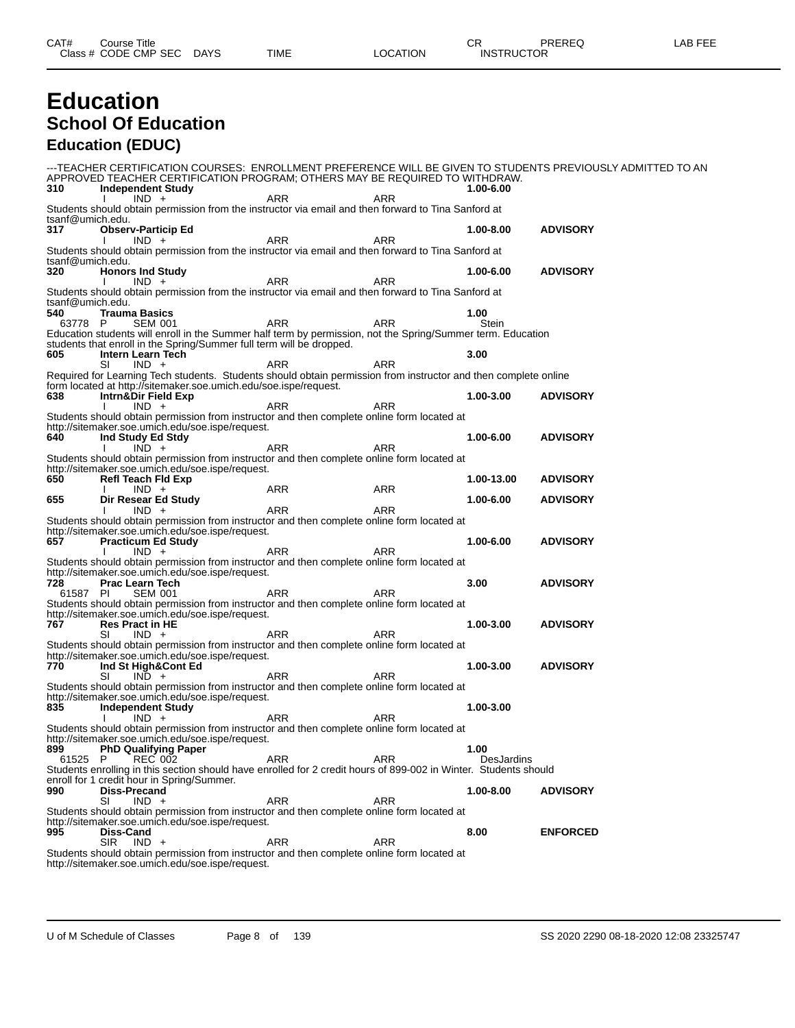# Education
## School Of Education
### Education (EDUC)

---TEACHER CERTIFICATION COURSES: ENROLLMENT PREFERENCE WILL BE GIVEN TO STUDENTS PREVIOUSLY ADMITTED TO AN APPROVED TEACHER CERTIFICATION PROGRAM; OTHERS MAY BE REQUIRED TO WITHDRAW.

| CAT# / Class # | Course Title / CODE CMP SEC | DAYS | TIME | LOCATION | CR / INSTRUCTOR | PREREQ | LAB FEE |
|---|---|---|---|---|---|---|---|
| **310** | **Independent Study** | | | | **1.00-6.00** | | |
| | I IND + | | ARR | ARR | | | |

Students should obtain permission from the instructor via email and then forward to Tina Sanford at tsanf@umich.edu.

| CAT# / Class # | Course Title / CODE CMP SEC | DAYS | TIME | LOCATION | CR / INSTRUCTOR | PREREQ | LAB FEE |
|---|---|---|---|---|---|---|---|
| **317** | **Observ-Particip Ed** | | | | **1.00-8.00** | **ADVISORY** | |
| | I IND + | | ARR | ARR | | | |

Students should obtain permission from the instructor via email and then forward to Tina Sanford at tsanf@umich.edu.

| CAT# / Class # | Course Title / CODE CMP SEC | DAYS | TIME | LOCATION | CR / INSTRUCTOR | PREREQ | LAB FEE |
|---|---|---|---|---|---|---|---|
| **320** | **Honors Ind Study** | | | | **1.00-6.00** | **ADVISORY** | |
| | I IND + | | ARR | ARR | | | |

Students should obtain permission from the instructor via email and then forward to Tina Sanford at tsanf@umich.edu.

| CAT# / Class # | Course Title / CODE CMP SEC | DAYS | TIME | LOCATION | CR / INSTRUCTOR | PREREQ | LAB FEE |
|---|---|---|---|---|---|---|---|
| **540** | **Trauma Basics** | | | | **1.00** | | |
| 63778 | P SEM 001 | | ARR | ARR | Stein | | |

Education students will enroll in the Summer half term by permission, not the Spring/Summer term. Education students that enroll in the Spring/Summer full term will be dropped.

| CAT# / Class # | Course Title / CODE CMP SEC | DAYS | TIME | LOCATION | CR / INSTRUCTOR | PREREQ | LAB FEE |
|---|---|---|---|---|---|---|---|
| **605** | **Intern Learn Tech** | | | | **3.00** | | |
| | SI IND + | | ARR | ARR | | | |

Required for Learning Tech students. Students should obtain permission from instructor and then complete online form located at http://sitemaker.soe.umich.edu/soe.ispe/request.

| CAT# / Class # | Course Title / CODE CMP SEC | DAYS | TIME | LOCATION | CR / INSTRUCTOR | PREREQ | LAB FEE |
|---|---|---|---|---|---|---|---|
| **638** | **Intrn&Dir Field Exp** | | | | **1.00-3.00** | **ADVISORY** | |
| | I IND + | | ARR | ARR | | | |

Students should obtain permission from instructor and then complete online form located at http://sitemaker.soe.umich.edu/soe.ispe/request.

| CAT# / Class # | Course Title / CODE CMP SEC | DAYS | TIME | LOCATION | CR / INSTRUCTOR | PREREQ | LAB FEE |
|---|---|---|---|---|---|---|---|
| **640** | **Ind Study Ed Stdy** | | | | **1.00-6.00** | **ADVISORY** | |
| | I IND + | | ARR | ARR | | | |

Students should obtain permission from instructor and then complete online form located at http://sitemaker.soe.umich.edu/soe.ispe/request.

| CAT# / Class # | Course Title / CODE CMP SEC | DAYS | TIME | LOCATION | CR / INSTRUCTOR | PREREQ | LAB FEE |
|---|---|---|---|---|---|---|---|
| **650** | **Refl Teach Fld Exp** | | | | **1.00-13.00** | **ADVISORY** | |
| | I IND + | | ARR | ARR | | | |
| **655** | **Dir Resear Ed Study** | | | | **1.00-6.00** | **ADVISORY** | |
| | I IND + | | ARR | ARR | | | |

Students should obtain permission from instructor and then complete online form located at http://sitemaker.soe.umich.edu/soe.ispe/request.

| CAT# / Class # | Course Title / CODE CMP SEC | DAYS | TIME | LOCATION | CR / INSTRUCTOR | PREREQ | LAB FEE |
|---|---|---|---|---|---|---|---|
| **657** | **Practicum Ed Study** | | | | **1.00-6.00** | **ADVISORY** | |
| | I IND + | | ARR | ARR | | | |

Students should obtain permission from instructor and then complete online form located at http://sitemaker.soe.umich.edu/soe.ispe/request.

| CAT# / Class # | Course Title / CODE CMP SEC | DAYS | TIME | LOCATION | CR / INSTRUCTOR | PREREQ | LAB FEE |
|---|---|---|---|---|---|---|---|
| **728** | **Prac Learn Tech** | | | | **3.00** | **ADVISORY** | |
| 61587 | PI SEM 001 | | ARR | ARR | | | |

Students should obtain permission from instructor and then complete online form located at http://sitemaker.soe.umich.edu/soe.ispe/request.

| CAT# / Class # | Course Title / CODE CMP SEC | DAYS | TIME | LOCATION | CR / INSTRUCTOR | PREREQ | LAB FEE |
|---|---|---|---|---|---|---|---|
| **767** | **Res Pract in HE** | | | | **1.00-3.00** | **ADVISORY** | |
| | SI IND + | | ARR | ARR | | | |

Students should obtain permission from instructor and then complete online form located at http://sitemaker.soe.umich.edu/soe.ispe/request.

| CAT# / Class # | Course Title / CODE CMP SEC | DAYS | TIME | LOCATION | CR / INSTRUCTOR | PREREQ | LAB FEE |
|---|---|---|---|---|---|---|---|
| **770** | **Ind St High&Cont Ed** | | | | **1.00-3.00** | **ADVISORY** | |
| | SI IND + | | ARR | ARR | | | |

Students should obtain permission from instructor and then complete online form located at http://sitemaker.soe.umich.edu/soe.ispe/request.

| CAT# / Class # | Course Title / CODE CMP SEC | DAYS | TIME | LOCATION | CR / INSTRUCTOR | PREREQ | LAB FEE |
|---|---|---|---|---|---|---|---|
| **835** | **Independent Study** | | | | **1.00-3.00** | | |
| | I IND + | | ARR | ARR | | | |

Students should obtain permission from instructor and then complete online form located at http://sitemaker.soe.umich.edu/soe.ispe/request.

| CAT# / Class # | Course Title / CODE CMP SEC | DAYS | TIME | LOCATION | CR / INSTRUCTOR | PREREQ | LAB FEE |
|---|---|---|---|---|---|---|---|
| **899** | **PhD Qualifying Paper** | | | | **1.00** | | |
| 61525 | P REC 002 | | ARR | ARR | DesJardins | | |

Students enrolling in this section should have enrolled for 2 credit hours of 899-002 in Winter. Students should enroll for 1 credit hour in Spring/Summer.

| CAT# / Class # | Course Title / CODE CMP SEC | DAYS | TIME | LOCATION | CR / INSTRUCTOR | PREREQ | LAB FEE |
|---|---|---|---|---|---|---|---|
| **990** | **Diss-Precand** | | | | **1.00-8.00** | **ADVISORY** | |
| | SI IND + | | ARR | ARR | | | |

Students should obtain permission from instructor and then complete online form located at http://sitemaker.soe.umich.edu/soe.ispe/request.

| CAT# / Class # | Course Title / CODE CMP SEC | DAYS | TIME | LOCATION | CR / INSTRUCTOR | PREREQ | LAB FEE |
|---|---|---|---|---|---|---|---|
| **995** | **Diss-Cand** | | | | **8.00** | **ENFORCED** | |
| | SIR IND + | | ARR | ARR | | | |

Students should obtain permission from instructor and then complete online form located at http://sitemaker.soe.umich.edu/soe.ispe/request.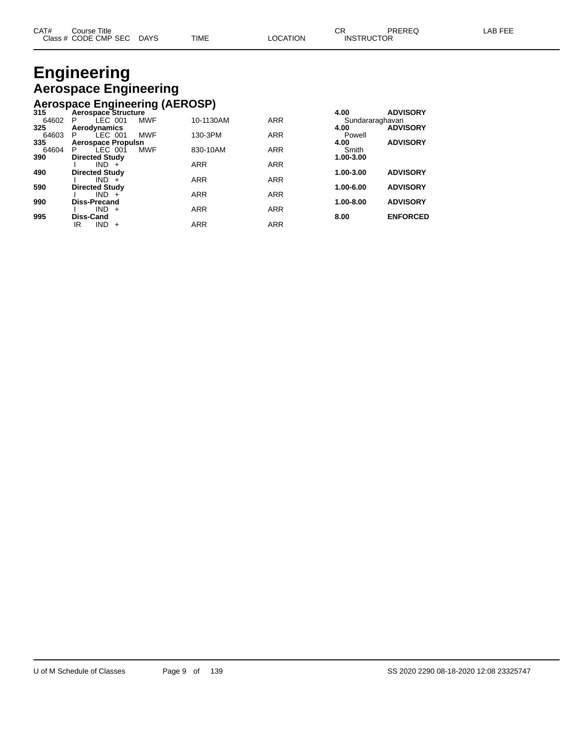# Engineering

## Aerospace Engineering

### Aerospace Engineering (AEROSP)

| CAT# | Course Title | | | | | | CR | PREREQ | LAB FEE |
|---|---|---|---|---|---|---|---|---|---|
| Class # | CODE | CMP SEC | DAYS | TIME | LOCATION | INSTRUCTOR | | | |
| **315** | **Aerospace Structure** | | | | | | **4.00** | **ADVISORY** | |
| 64602 | P | LEC 001 | MWF | 10-1130AM | ARR | Sundararaghavan | | | |
| **325** | **Aerodynamics** | | | | | | **4.00** | **ADVISORY** | |
| 64603 | P | LEC 001 | MWF | 130-3PM | ARR | Powell | | | |
| **335** | **Aerospace Propulsn** | | | | | | **4.00** | **ADVISORY** | |
| 64604 | P | LEC 001 | MWF | 830-10AM | ARR | Smith | | | |
| **390** | **Directed Study** | | | | | | **1.00-3.00** | | |
| | I | IND + | | ARR | ARR | | | | |
| **490** | **Directed Study** | | | | | | **1.00-3.00** | **ADVISORY** | |
| | I | IND + | | ARR | ARR | | | | |
| **590** | **Directed Study** | | | | | | **1.00-6.00** | **ADVISORY** | |
| | I | IND + | | ARR | ARR | | | | |
| **990** | **Diss-Precand** | | | | | | **1.00-8.00** | **ADVISORY** | |
| | I | IND + | | ARR | ARR | | | | |
| **995** | **Diss-Cand** | | | | | | **8.00** | **ENFORCED** | |
| | IR | IND + | | ARR | ARR | | | | |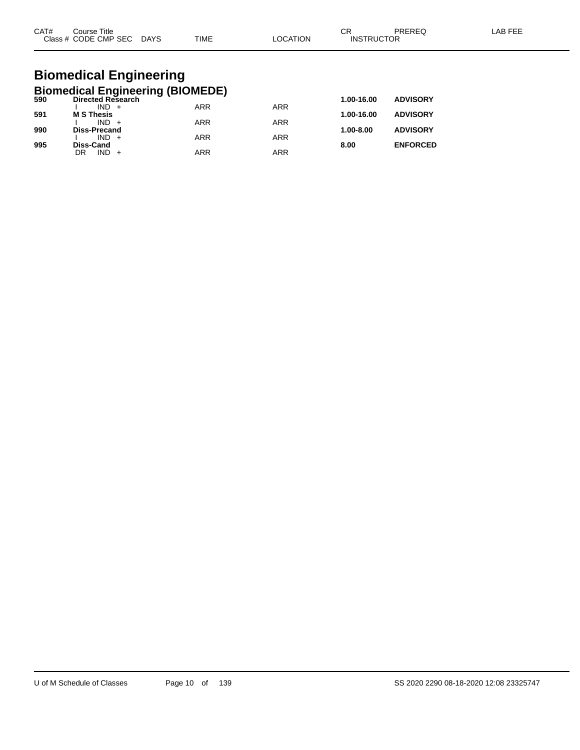| CAT# | Course Title Class # CODE CMP SEC | DAYS | TIME | LOCATION | CR INSTRUCTOR | PREREQ | LAB FEE |
|---|---|---|---|---|---|---|---|

# Biomedical Engineering

## Biomedical Engineering (BIOMEDE)

| CAT# | Course Title / Class # CODE CMP SEC | DAYS | TIME | LOCATION | CR | PREREQ | LAB FEE |
|---|---|---|---|---|---|---|---|
| **590** | **Directed Research** | | | | **1.00-16.00** | **ADVISORY** | |
| | I IND + | | ARR | ARR | | | |
| **591** | **M S Thesis** | | | | **1.00-16.00** | **ADVISORY** | |
| | I IND + | | ARR | ARR | | | |
| **990** | **Diss-Precand** | | | | **1.00-8.00** | **ADVISORY** | |
| | I IND + | | ARR | ARR | | | |
| **995** | **Diss-Cand** | | | | **8.00** | **ENFORCED** | |
| | DR IND + | | ARR | ARR | | | |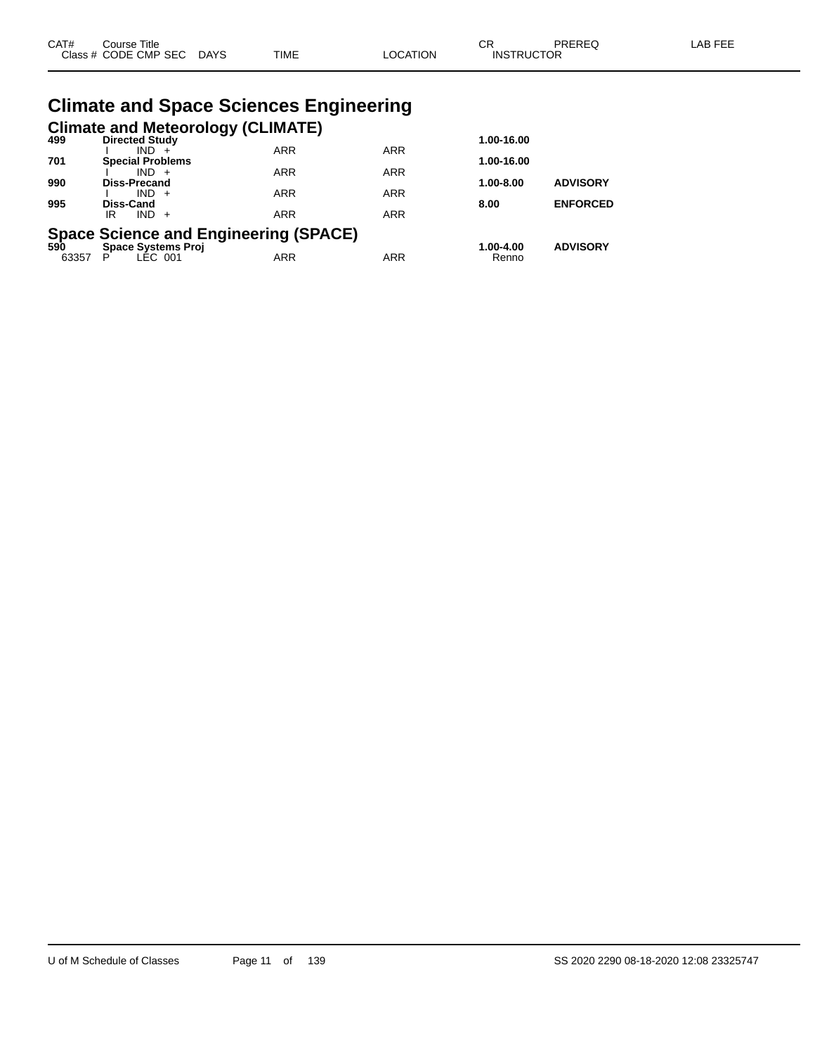| CAT# | Course Title<br>Class # CODE CMP SEC DAYS | TIME | LOCATION | CR<br>INSTRUCTOR | PREREQ | LAB FEE |
|---|---|---|---|---|---|---|

# Climate and Space Sciences Engineering

## Climate and Meteorology (CLIMATE)

| CAT# | Course Title / Class # CODE CMP SEC DAYS | TIME | LOCATION | CR / INSTRUCTOR | PREREQ | LAB FEE |
|---|---|---|---|---|---|---|
| **499** | **Directed Study** | | | **1.00-16.00** | | |
| | I IND + | ARR | ARR | | | |
| **701** | **Special Problems** | | | **1.00-16.00** | | |
| | I IND + | ARR | ARR | | | |
| **990** | **Diss-Precand** | | | **1.00-8.00** | **ADVISORY** | |
| | I IND + | ARR | ARR | | | |
| **995** | **Diss-Cand** | | | **8.00** | **ENFORCED** | |
| | IR IND + | ARR | ARR | | | |

## Space Science and Engineering (SPACE)

| CAT# | Course Title / Class # CODE CMP SEC DAYS | TIME | LOCATION | CR / INSTRUCTOR | PREREQ | LAB FEE |
|---|---|---|---|---|---|---|
| **590** | **Space Systems Proj** | | | **1.00-4.00** | **ADVISORY** | |
| 63357 | P LEC 001 | ARR | ARR | Renno | | |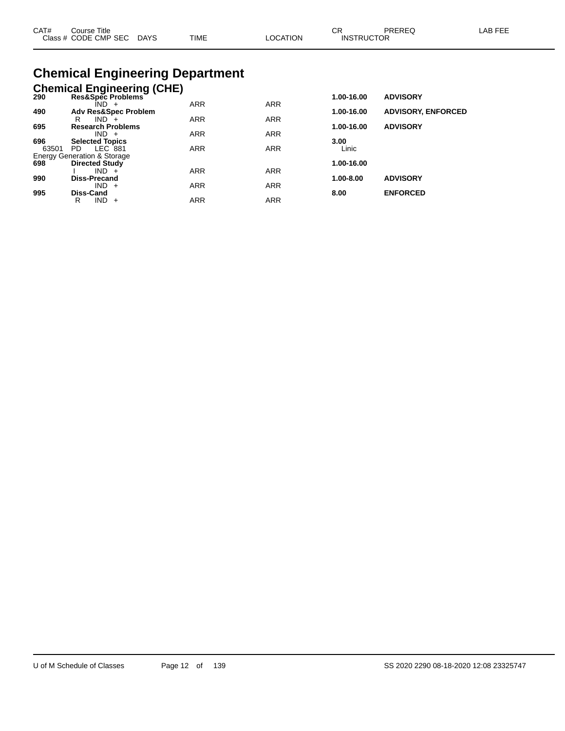| CAT# | Course Title<br>Class # CODE CMP SEC DAYS | TIME | LOCATION | CR<br>INSTRUCTOR | PREREQ | LAB FEE |
|---|---|---|---|---|---|---|

# Chemical Engineering Department

## Chemical Engineering (CHE)

| CAT# | Course Title / Class # CODE CMP SEC DAYS | TIME | LOCATION | CR / INSTRUCTOR | PREREQ | LAB FEE |
|---|---|---|---|---|---|---|
| **290** | **Res&Spec Problems** | | | **1.00-16.00** | **ADVISORY** | |
| | IND + | ARR | ARR | | | |
| **490** | **Adv Res&Spec Problem** | | | **1.00-16.00** | **ADVISORY, ENFORCED** | |
| | R IND + | ARR | ARR | | | |
| **695** | **Research Problems** | | | **1.00-16.00** | **ADVISORY** | |
| | IND + | ARR | ARR | | | |
| **696** | **Selected Topics** | | | **3.00** | | |
| 63501 | PD LEC 881 | ARR | ARR | Linic | | |
| Energy Generation & Storage | | | | | | |
| **698** | **Directed Study** | | | **1.00-16.00** | | |
| | I IND + | ARR | ARR | | | |
| **990** | **Diss-Precand** | | | **1.00-8.00** | **ADVISORY** | |
| | IND + | ARR | ARR | | | |
| **995** | **Diss-Cand** | | | **8.00** | **ENFORCED** | |
| | R IND + | ARR | ARR | | | |

U of M Schedule of Classes SS 2020 2290 08-18-2020 12:08 23325747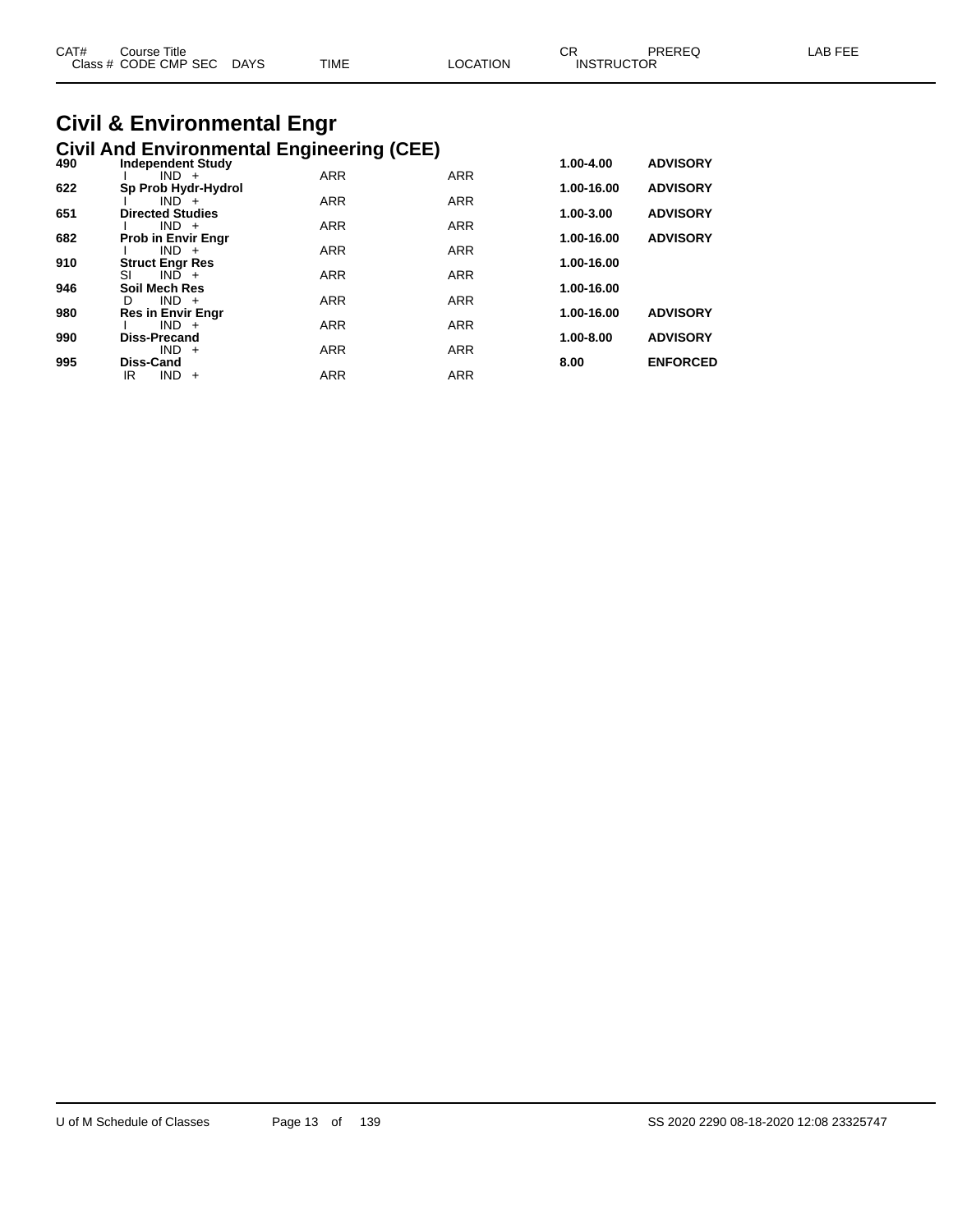# Civil & Environmental Engr

## Civil And Environmental Engineering (CEE)

| CAT# | Course Title / Class # CODE CMP SEC | DAYS | TIME | LOCATION | CR / INSTRUCTOR | PREREQ | LAB FEE |
|---|---|---|---|---|---|---|---|
| **490** | **Independent Study** | | | | **1.00-4.00** | **ADVISORY** | |
| | I IND + | | ARR | ARR | | | |
| **622** | **Sp Prob Hydr-Hydrol** | | | | **1.00-16.00** | **ADVISORY** | |
| | I IND + | | ARR | ARR | | | |
| **651** | **Directed Studies** | | | | **1.00-3.00** | **ADVISORY** | |
| | I IND + | | ARR | ARR | | | |
| **682** | **Prob in Envir Engr** | | | | **1.00-16.00** | **ADVISORY** | |
| | I IND + | | ARR | ARR | | | |
| **910** | **Struct Engr Res** | | | | **1.00-16.00** | | |
| | SI IND + | | ARR | ARR | | | |
| **946** | **Soil Mech Res** | | | | **1.00-16.00** | | |
| | D IND + | | ARR | ARR | | | |
| **980** | **Res in Envir Engr** | | | | **1.00-16.00** | **ADVISORY** | |
| | I IND + | | ARR | ARR | | | |
| **990** | **Diss-Precand** | | | | **1.00-8.00** | **ADVISORY** | |
| | IND + | | ARR | ARR | | | |
| **995** | **Diss-Cand** | | | | **8.00** | **ENFORCED** | |
| | IR IND + | | ARR | ARR | | | |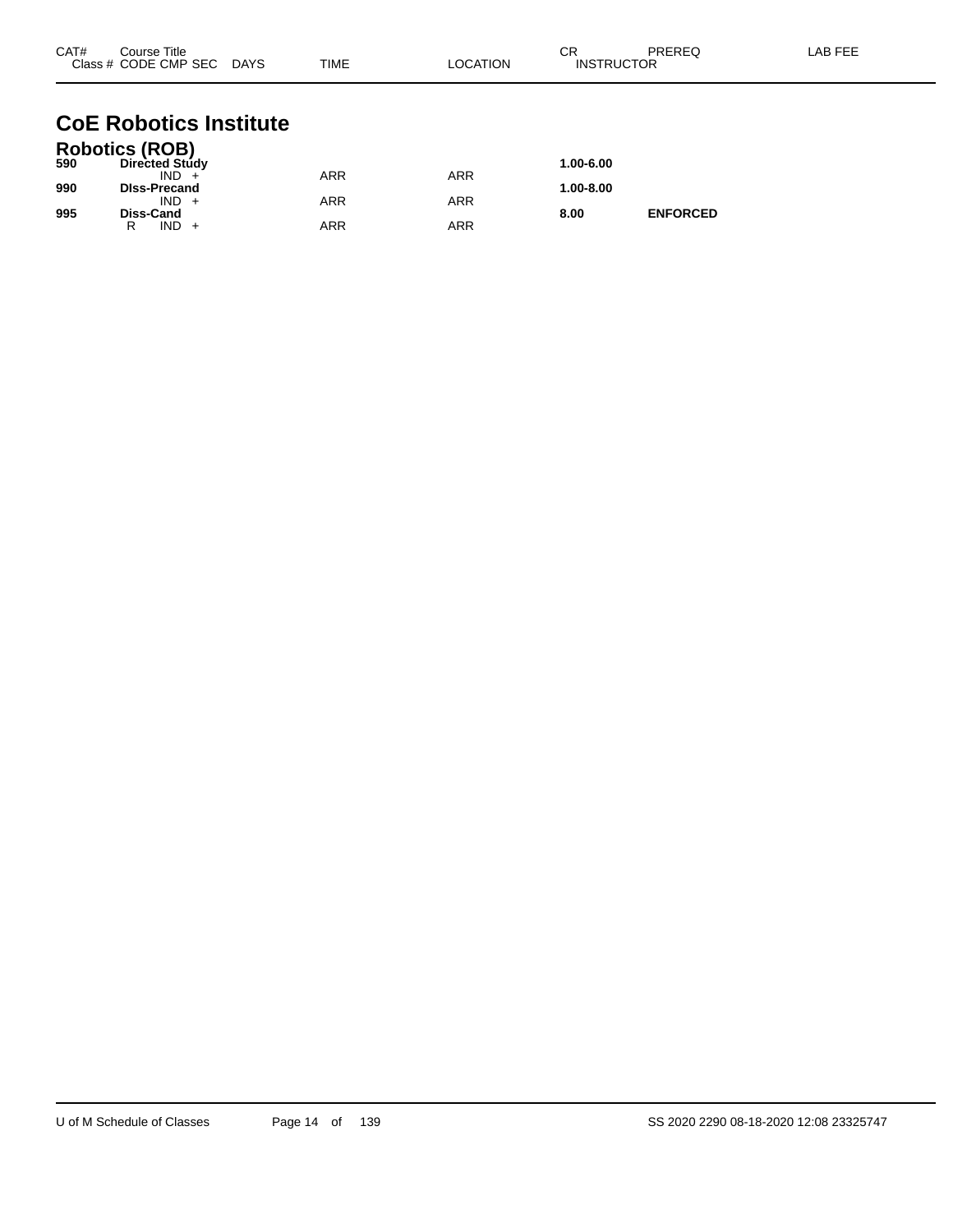# CoE Robotics Institute

## Robotics (ROB)

| CAT# | Course Title / Class # CODE CMP SEC | DAYS | TIME | LOCATION | CR / INSTRUCTOR | PREREQ | LAB FEE |
|---|---|---|---|---|---|---|---|
| **590** | **Directed Study** | | | | **1.00-6.00** | | |
| | IND + | | ARR | ARR | | | |
| **990** | **DIss-Precand** | | | | **1.00-8.00** | | |
| | IND + | | ARR | ARR | | | |
| **995** | **Diss-Cand** | | | | **8.00** | **ENFORCED** | |
| | R IND + | | ARR | ARR | | | |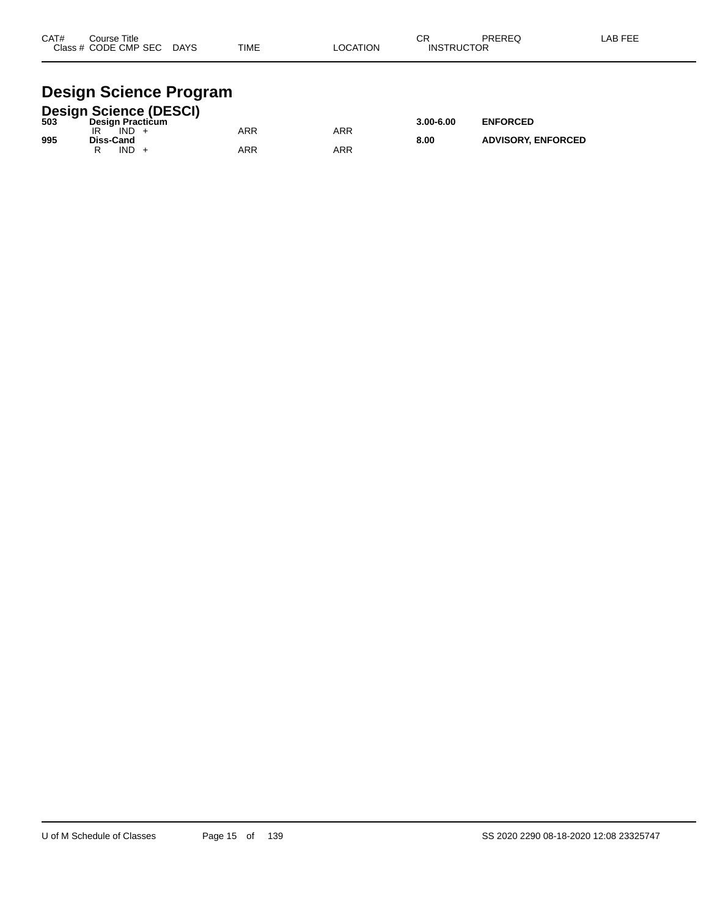| CAT# | Course Title<br>Class # CODE CMP SEC DAYS | TIME | LOCATION | CR<br>INSTRUCTOR | PREREQ | LAB FEE |
|---|---|---|---|---|---|---|

# Design Science Program

## Design Science (DESCI)

| CAT# | Course Title / Class # CODE CMP SEC DAYS | TIME | LOCATION | CR / INSTRUCTOR | PREREQ | LAB FEE |
|---|---|---|---|---|---|---|
| **503** | **Design Practicum** | | | **3.00-6.00** | **ENFORCED** | |
| | IR IND + | ARR | ARR | | | |
| **995** | **Diss-Cand** | | | **8.00** | **ADVISORY, ENFORCED** | |
| | R IND + | ARR | ARR | | | |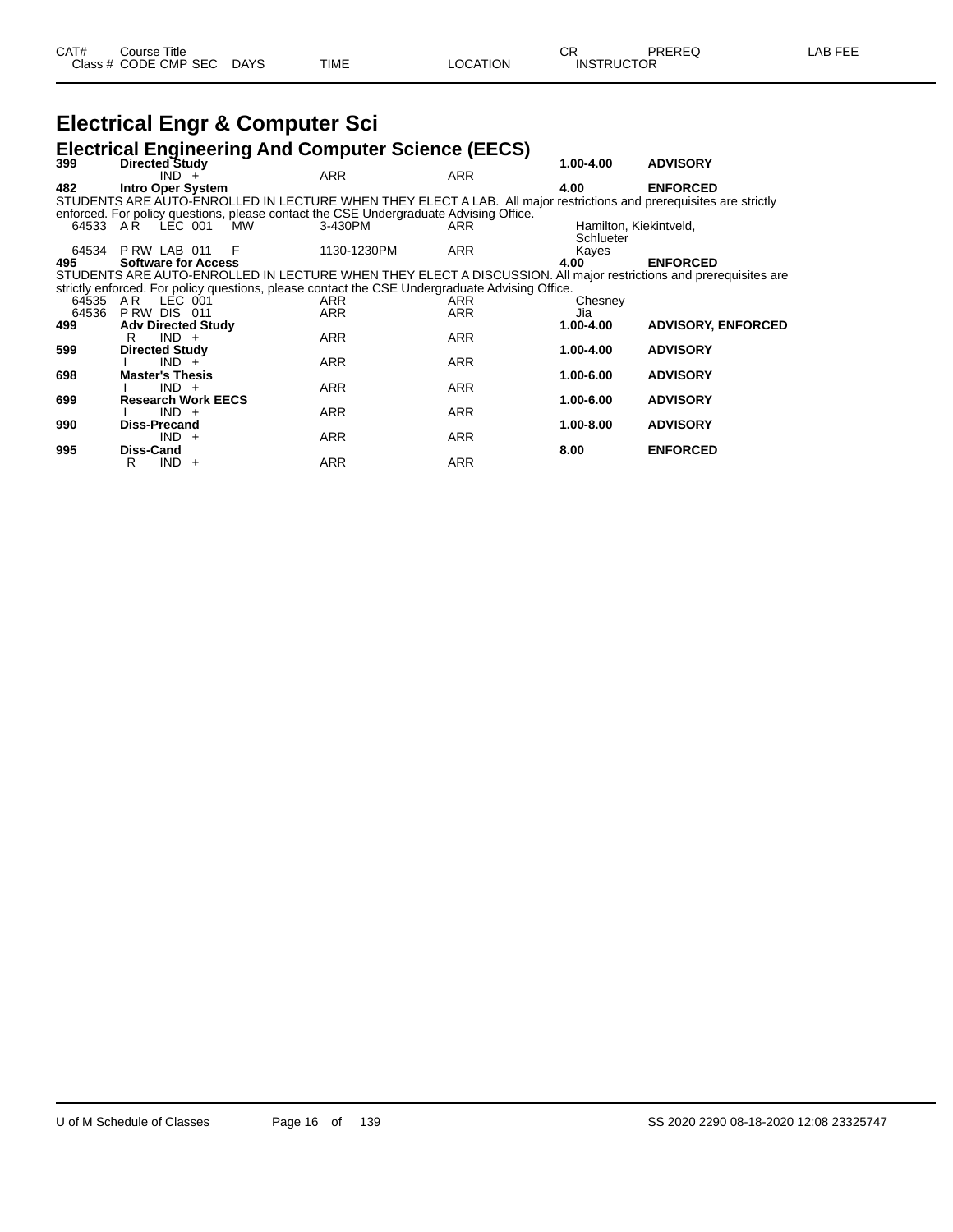| CAT# | Course Title | | | | | CR | PREREQ | LAB FEE |
|---|---|---|---|---|---|---|---|---|
| Class # | CODE CMP SEC | DAYS | TIME | LOCATION | INSTRUCTOR | | | |

# Electrical Engr & Computer Sci

## Electrical Engineering And Computer Science (EECS)

**399** **Directed Study** **1.00-4.00** **ADVISORY**

| | | | | | |
|---|---|---|---|---|---|
| | IND + | | ARR | ARR | |

**482** **Intro Oper System** **4.00** **ENFORCED**

STUDENTS ARE AUTO-ENROLLED IN LECTURE WHEN THEY ELECT A LAB. All major restrictions and prerequisites are strictly enforced. For policy questions, please contact the CSE Undergraduate Advising Office.

| Class # | CODE CMP SEC | DAYS | TIME | LOCATION | INSTRUCTOR |
|---|---|---|---|---|---|
| 64533 | A R LEC 001 | MW | 3-430PM | ARR | Hamilton, Kiekintveld, Schlueter |
| 64534 | P RW LAB 011 | F | 1130-1230PM | ARR | Kayes |

**495** **Software for Access** **4.00** **ENFORCED**

STUDENTS ARE AUTO-ENROLLED IN LECTURE WHEN THEY ELECT A DISCUSSION. All major restrictions and prerequisites are strictly enforced. For policy questions, please contact the CSE Undergraduate Advising Office.

| Class # | CODE CMP SEC | DAYS | TIME | LOCATION | INSTRUCTOR |
|---|---|---|---|---|---|
| 64535 | A R LEC 001 | | ARR | ARR | Chesney |
| 64536 | P RW DIS 011 | | ARR | ARR | Jia |

**499** **Adv Directed Study** **1.00-4.00** **ADVISORY, ENFORCED**

| | | | | | |
|---|---|---|---|---|---|
| | R IND + | | ARR | ARR | |

**599** **Directed Study** **1.00-4.00** **ADVISORY**

| | | | | | |
|---|---|---|---|---|---|
| | I IND + | | ARR | ARR | |

**698** **Master's Thesis** **1.00-6.00** **ADVISORY**

| | | | | | |
|---|---|---|---|---|---|
| | I IND + | | ARR | ARR | |

**699** **Research Work EECS** **1.00-6.00** **ADVISORY**

| | | | | | |
|---|---|---|---|---|---|
| | I IND + | | ARR | ARR | |

**990** **Diss-Precand** **1.00-8.00** **ADVISORY**

| | | | | | |
|---|---|---|---|---|---|
| | IND + | | ARR | ARR | |

**995** **Diss-Cand** **8.00** **ENFORCED**

| | | | | | |
|---|---|---|---|---|---|
| | R IND + | | ARR | ARR | |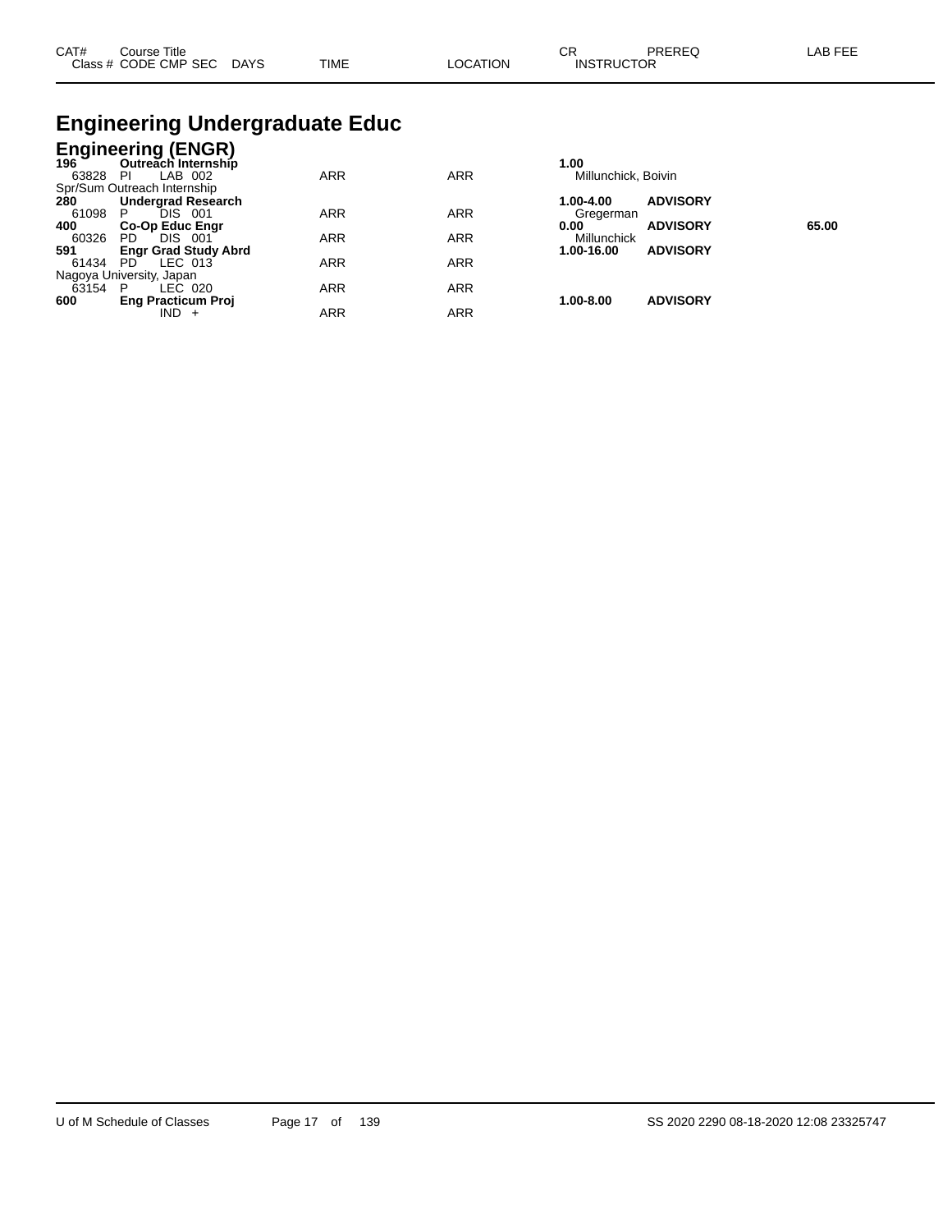# Engineering Undergraduate Educ

## Engineering (ENGR)

| CAT# / Class # | Course Title / CODE CMP SEC | DAYS | TIME | LOCATION | CR / INSTRUCTOR | PREREQ | LAB FEE |
|---|---|---|---|---|---|---|---|
| **196** | **Outreach Internship** | | | | **1.00** | | |
| 63828 | PI LAB 002 | | ARR | ARR | Millunchick, Boivin | | |
| Spr/Sum Outreach Internship | | | | | | | |
| **280** | **Undergrad Research** | | | | **1.00-4.00** | **ADVISORY** | |
| 61098 | P DIS 001 | | ARR | ARR | Gregerman | | |
| **400** | **Co-Op Educ Engr** | | | | **0.00** | **ADVISORY** | **65.00** |
| 60326 | PD DIS 001 | | ARR | ARR | Millunchick | | |
| **591** | **Engr Grad Study Abrd** | | | | **1.00-16.00** | **ADVISORY** | |
| 61434 | PD LEC 013 | | ARR | ARR | | | |
| Nagoya University, Japan | | | | | | | |
| 63154 | P LEC 020 | | ARR | ARR | | | |
| **600** | **Eng Practicum Proj** | | | | **1.00-8.00** | **ADVISORY** | |
| | IND + | | ARR | ARR | | | |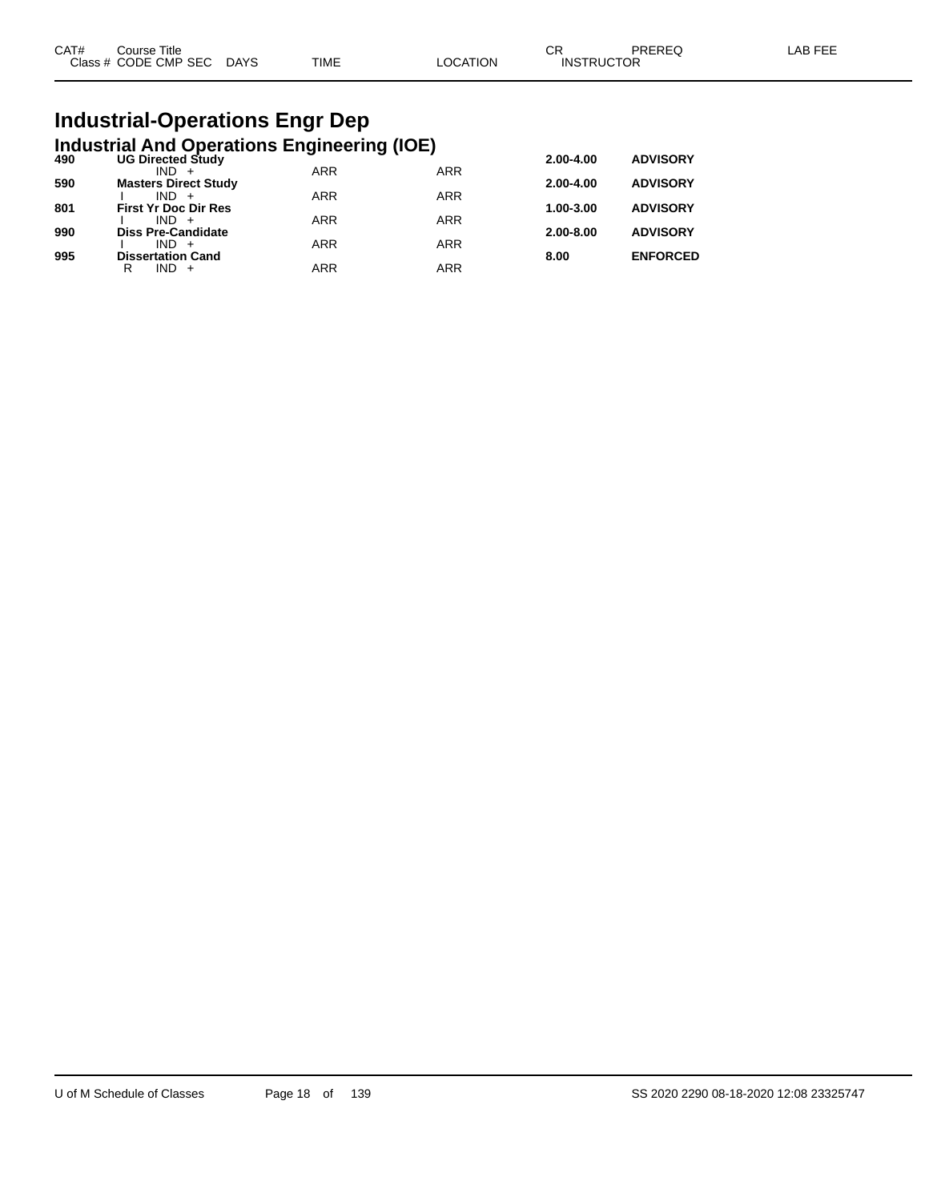| CAT# | Course Title | | | | | CR | PREREQ | LAB FEE |
|---|---|---|---|---|---|---|---|---|
| Class # | CODE | CMP | SEC | DAYS | TIME | LOCATION | INSTRUCTOR | |

# Industrial-Operations Engr Dep

## Industrial And Operations Engineering (IOE)

| CAT# | Course Title | | | | CR | PREREQ |
|---|---|---|---|---|---|---|
| **490** | **UG Directed Study** | | | | **2.00-4.00** | **ADVISORY** |
| | | IND + | ARR | ARR | | |
| **590** | **Masters Direct Study** | | | | **2.00-4.00** | **ADVISORY** |
| | I | IND + | ARR | ARR | | |
| **801** | **First Yr Doc Dir Res** | | | | **1.00-3.00** | **ADVISORY** |
| | I | IND + | ARR | ARR | | |
| **990** | **Diss Pre-Candidate** | | | | **2.00-8.00** | **ADVISORY** |
| | I | IND + | ARR | ARR | | |
| **995** | **Dissertation Cand** | | | | **8.00** | **ENFORCED** |
| | R | IND + | ARR | ARR | | |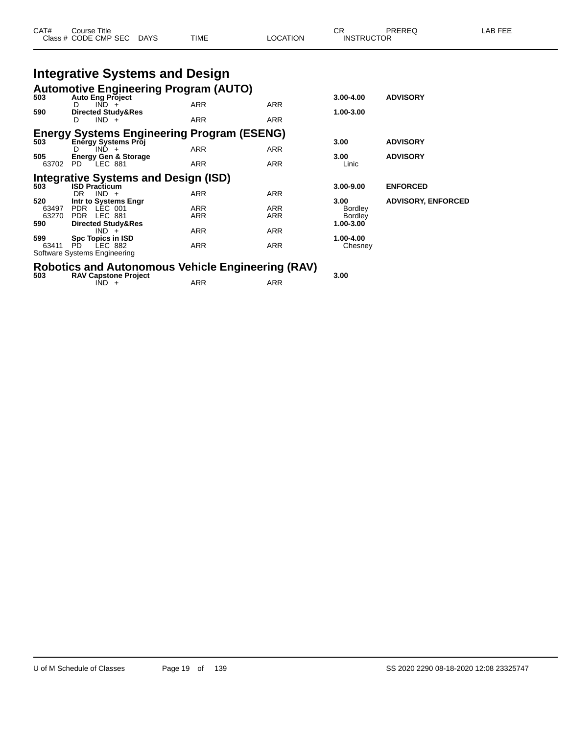# Integrative Systems and Design

## Automotive Engineering Program (AUTO)

| CAT# / Class # | Course Title / CODE CMP SEC | DAYS | TIME | LOCATION | CR / INSTRUCTOR | PREREQ | LAB FEE |
|---|---|---|---|---|---|---|---|
| **503** | **Auto Eng Project** | | | | **3.00-4.00** | **ADVISORY** | |
| | D IND + | | ARR | ARR | | | |
| **590** | **Directed Study&Res** | | | | **1.00-3.00** | | |
| | D IND + | | ARR | ARR | | | |

## Energy Systems Engineering Program (ESENG)

| CAT# / Class # | Course Title / CODE CMP SEC | DAYS | TIME | LOCATION | CR / INSTRUCTOR | PREREQ | LAB FEE |
|---|---|---|---|---|---|---|---|
| **503** | **Energy Systems Proj** | | | | **3.00** | **ADVISORY** | |
| | D IND + | | ARR | ARR | | | |
| **505** | **Energy Gen & Storage** | | | | **3.00** | **ADVISORY** | |
| 63702 | PD LEC 881 | | ARR | ARR | Linic | | |

## Integrative Systems and Design (ISD)

| CAT# / Class # | Course Title / CODE CMP SEC | DAYS | TIME | LOCATION | CR / INSTRUCTOR | PREREQ | LAB FEE |
|---|---|---|---|---|---|---|---|
| **503** | **ISD Practicum** | | | | **3.00-9.00** | **ENFORCED** | |
| | DR IND + | | ARR | ARR | | | |
| **520** | **Intr to Systems Engr** | | | | **3.00** | **ADVISORY, ENFORCED** | |
| 63497 | PDR LEC 001 | | ARR | ARR | Bordley | | |
| 63270 | PDR LEC 881 | | ARR | ARR | Bordley | | |
| **590** | **Directed Study&Res** | | | | **1.00-3.00** | | |
| | IND + | | ARR | ARR | | | |
| **599** | **Spc Topics in ISD** | | | | **1.00-4.00** | | |
| 63411 | PD LEC 882 | | ARR | ARR | Chesney | | |
| | Software Systems Engineering | | | | | | |

## Robotics and Autonomous Vehicle Engineering (RAV)

| CAT# / Class # | Course Title / CODE CMP SEC | DAYS | TIME | LOCATION | CR / INSTRUCTOR | PREREQ | LAB FEE |
|---|---|---|---|---|---|---|---|
| **503** | **RAV Capstone Project** | | | | **3.00** | | |
| | IND + | | ARR | ARR | | | |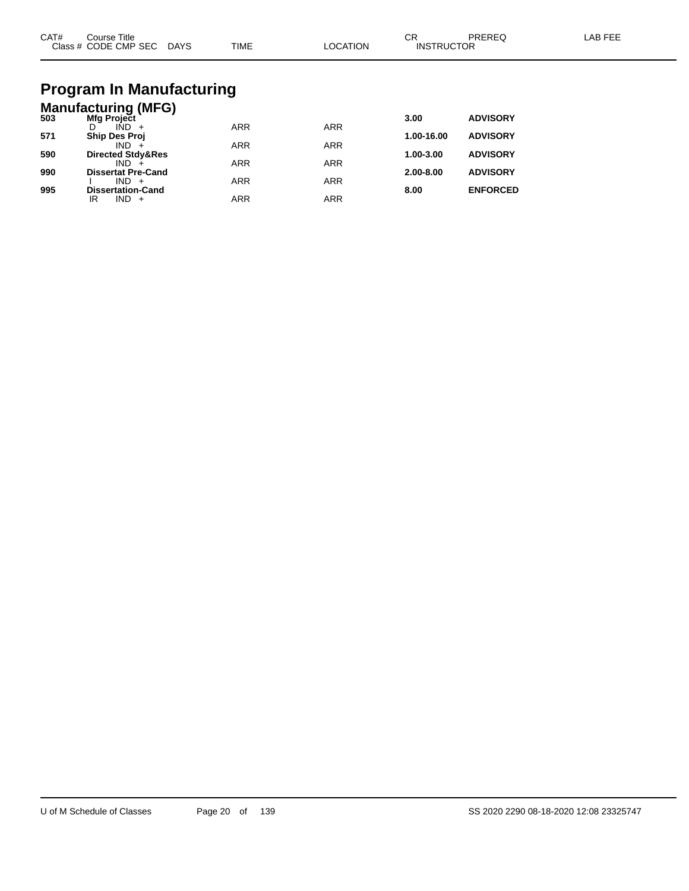| CAT# | Course Title<br>Class # CODE CMP SEC DAYS | TIME | LOCATION | CR<br>INSTRUCTOR | PREREQ | LAB FEE |
|---|---|---|---|---|---|---|

# Program In Manufacturing

## Manufacturing (MFG)

| CAT# | Course Title / Class # CODE CMP SEC DAYS | TIME | LOCATION | CR / INSTRUCTOR | PREREQ | LAB FEE |
|---|---|---|---|---|---|---|
| **503** | **Mfg Project** | | | **3.00** | **ADVISORY** | |
| | D IND + | ARR | ARR | | | |
| **571** | **Ship Des Proj** | | | **1.00-16.00** | **ADVISORY** | |
| | IND + | ARR | ARR | | | |
| **590** | **Directed Stdy&Res** | | | **1.00-3.00** | **ADVISORY** | |
| | IND + | ARR | ARR | | | |
| **990** | **Dissertat Pre-Cand** | | | **2.00-8.00** | **ADVISORY** | |
| | I IND + | ARR | ARR | | | |
| **995** | **Dissertation-Cand** | | | **8.00** | **ENFORCED** | |
| | IR IND + | ARR | ARR | | | |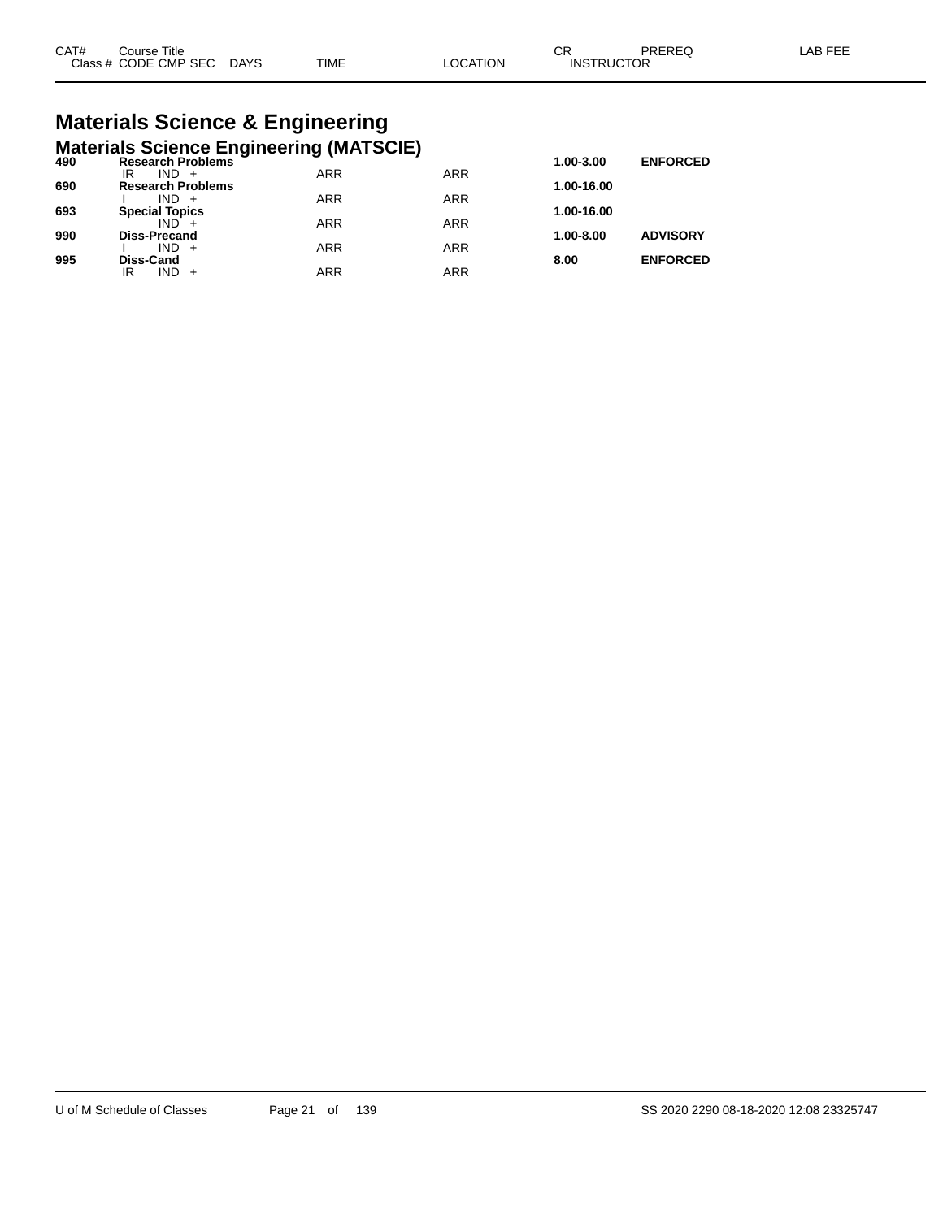| CAT# | Course Title | | | | | CR | PREREQ | LAB FEE |
|---|---|---|---|---|---|---|---|---|
| Class # | CODE | CMP | SEC | DAYS | TIME | LOCATION | INSTRUCTOR | |

# Materials Science & Engineering

## Materials Science Engineering (MATSCIE)

| CAT# | Course Title / CODE CMP SEC | TIME | LOCATION | CR | PREREQ |
|---|---|---|---|---|---|
| **490** | **Research Problems** | | | **1.00-3.00** | **ENFORCED** |
| | IR IND + | ARR | ARR | | |
| **690** | **Research Problems** | | | **1.00-16.00** | |
| | I IND + | ARR | ARR | | |
| **693** | **Special Topics** | | | **1.00-16.00** | |
| | IND + | ARR | ARR | | |
| **990** | **Diss-Precand** | | | **1.00-8.00** | **ADVISORY** |
| | I IND + | ARR | ARR | | |
| **995** | **Diss-Cand** | | | **8.00** | **ENFORCED** |
| | IR IND + | ARR | ARR | | |

U of M Schedule of Classes SS 2020 2290 08-18-2020 12:08 23325747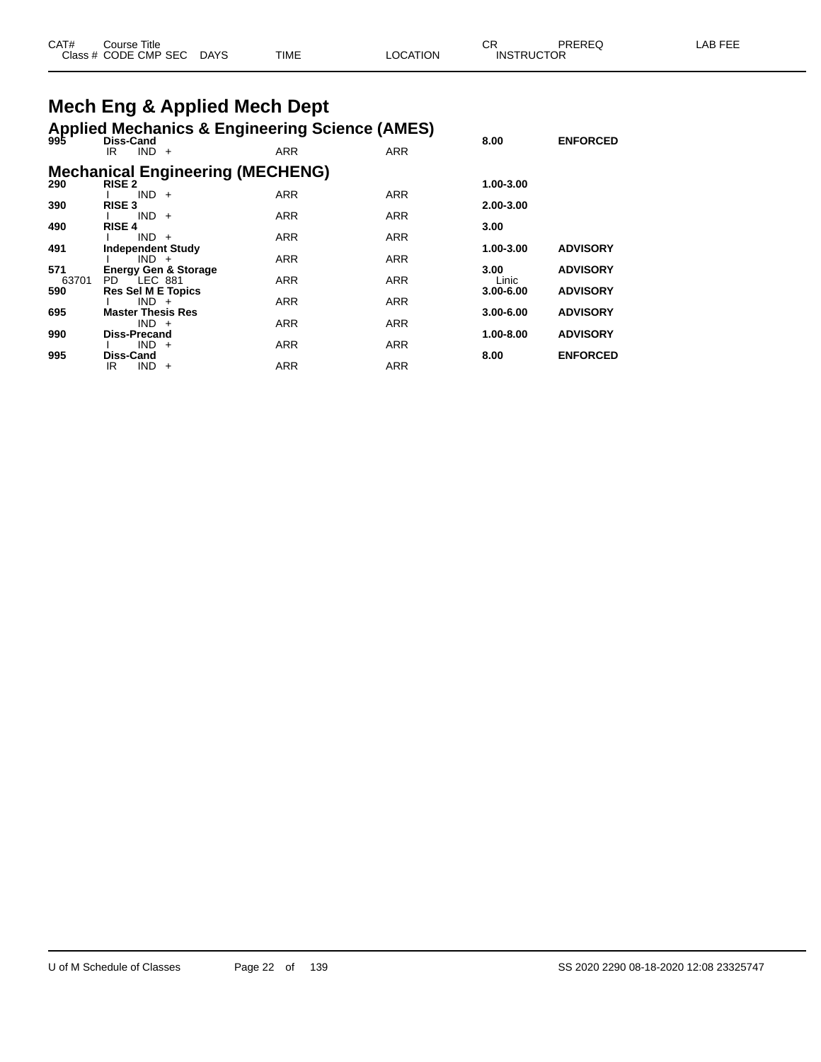| CAT# | Course Title | | | | | CR | PREREQ | LAB FEE |
|---|---|---|---|---|---|---|---|---|
| Class # | CODE | CMP | SEC | DAYS | TIME | LOCATION | INSTRUCTOR | |

# Mech Eng & Applied Mech Dept

## Applied Mechanics & Engineering Science (AMES)

| CAT# | Course Title / Class # CODE CMP SEC DAYS | TIME | LOCATION | CR / INSTRUCTOR | PREREQ |
|---|---|---|---|---|---|
| **995** | **Diss-Cand** | | | **8.00** | **ENFORCED** |
| | IR IND + | ARR | ARR | | |

## Mechanical Engineering (MECHENG)

| CAT# | Course Title / Class # CODE CMP SEC DAYS | TIME | LOCATION | CR / INSTRUCTOR | PREREQ |
|---|---|---|---|---|---|
| **290** | **RISE 2** | | | **1.00-3.00** | |
| | I IND + | ARR | ARR | | |
| **390** | **RISE 3** | | | **2.00-3.00** | |
| | I IND + | ARR | ARR | | |
| **490** | **RISE 4** | | | **3.00** | |
| | I IND + | ARR | ARR | | |
| **491** | **Independent Study** | | | **1.00-3.00** | **ADVISORY** |
| | I IND + | ARR | ARR | | |
| **571** | **Energy Gen & Storage** | | | **3.00** | **ADVISORY** |
| 63701 | PD LEC 881 | ARR | ARR | Linic | |
| **590** | **Res Sel M E Topics** | | | **3.00-6.00** | **ADVISORY** |
| | I IND + | ARR | ARR | | |
| **695** | **Master Thesis Res** | | | **3.00-6.00** | **ADVISORY** |
| | IND + | ARR | ARR | | |
| **990** | **Diss-Precand** | | | **1.00-8.00** | **ADVISORY** |
| | I IND + | ARR | ARR | | |
| **995** | **Diss-Cand** | | | **8.00** | **ENFORCED** |
| | IR IND + | ARR | ARR | | |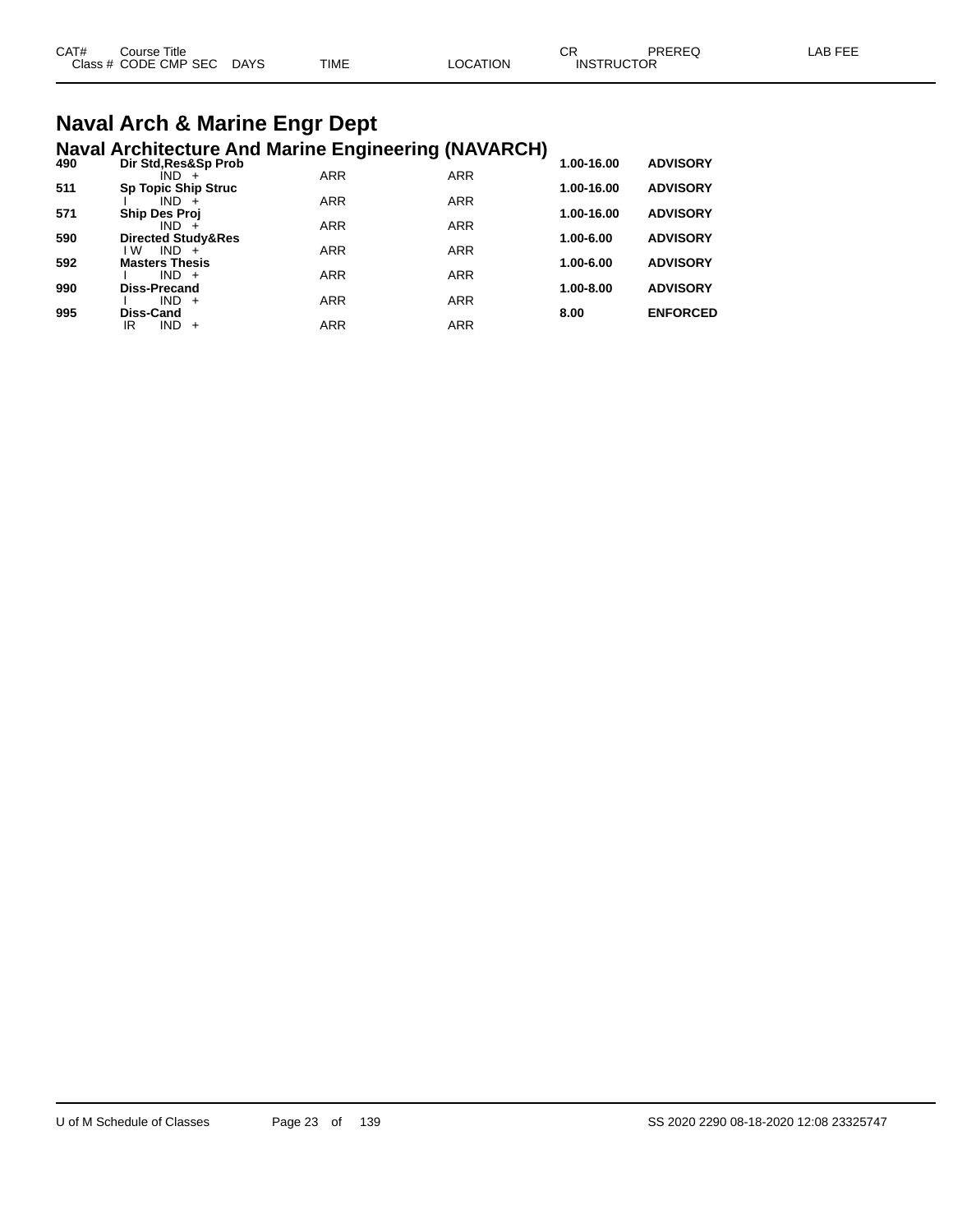| CAT# | Course Title |  |  |  | CR | PREREQ | LAB FEE |
|---|---|---|---|---|---|---|---|
| Class # | CODE CMP SEC | DAYS | TIME | LOCATION | INSTRUCTOR |  |  |

# Naval Arch & Marine Engr Dept

## Naval Architecture And Marine Engineering (NAVARCH)

| CAT# | Course Title / CODE CMP SEC | TIME | LOCATION | CR | PREREQ |
|---|---|---|---|---|---|
| **490** | **Dir Std,Res&Sp Prob** |  |  | **1.00-16.00** | **ADVISORY** |
|  | IND + | ARR | ARR |  |  |
| **511** | **Sp Topic Ship Struc** |  |  | **1.00-16.00** | **ADVISORY** |
|  | I IND + | ARR | ARR |  |  |
| **571** | **Ship Des Proj** |  |  | **1.00-16.00** | **ADVISORY** |
|  | IND + | ARR | ARR |  |  |
| **590** | **Directed Study&Res** |  |  | **1.00-6.00** | **ADVISORY** |
|  | I W IND + | ARR | ARR |  |  |
| **592** | **Masters Thesis** |  |  | **1.00-6.00** | **ADVISORY** |
|  | I IND + | ARR | ARR |  |  |
| **990** | **Diss-Precand** |  |  | **1.00-8.00** | **ADVISORY** |
|  | I IND + | ARR | ARR |  |  |
| **995** | **Diss-Cand** |  |  | **8.00** | **ENFORCED** |
|  | IR IND + | ARR | ARR |  |  |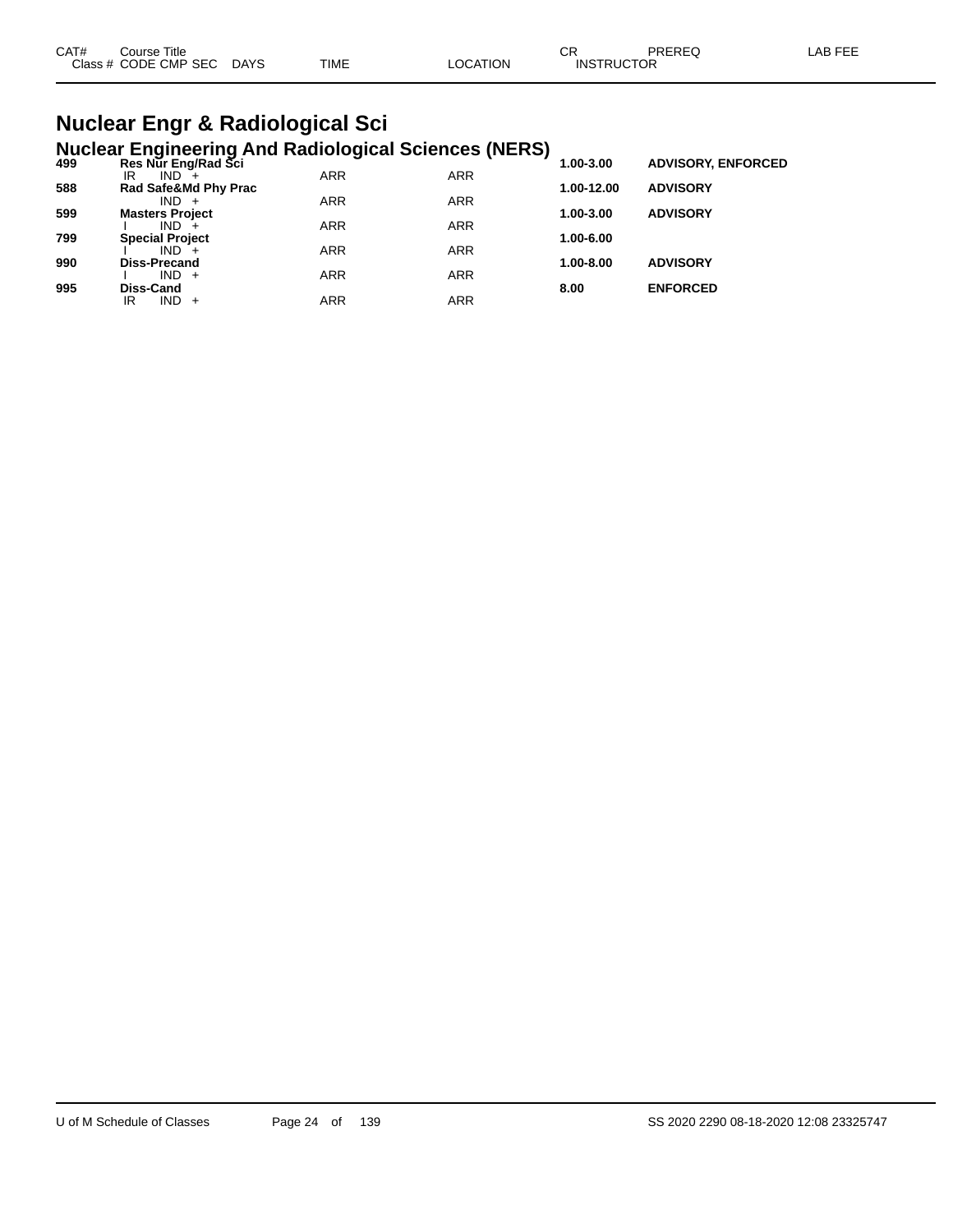## Nuclear Engr & Radiological Sci

### Nuclear Engineering And Radiological Sciences (NERS)

| CAT# | Course Title / Class # CODE CMP SEC | DAYS | TIME | LOCATION | CR / INSTRUCTOR | PREREQ | LAB FEE |
|---|---|---|---|---|---|---|---|
| **499** | **Res Nur Eng/Rad Sci** | | | | **1.00-3.00** | **ADVISORY, ENFORCED** | |
| | IR IND + | | ARR | ARR | | | |
| **588** | **Rad Safe&Md Phy Prac** | | | | **1.00-12.00** | **ADVISORY** | |
| | IND + | | ARR | ARR | | | |
| **599** | **Masters Project** | | | | **1.00-3.00** | **ADVISORY** | |
| | I IND + | | ARR | ARR | | | |
| **799** | **Special Project** | | | | **1.00-6.00** | | |
| | I IND + | | ARR | ARR | | | |
| **990** | **Diss-Precand** | | | | **1.00-8.00** | **ADVISORY** | |
| | I IND + | | ARR | ARR | | | |
| **995** | **Diss-Cand** | | | | **8.00** | **ENFORCED** | |
| | IR IND + | | ARR | ARR | | | |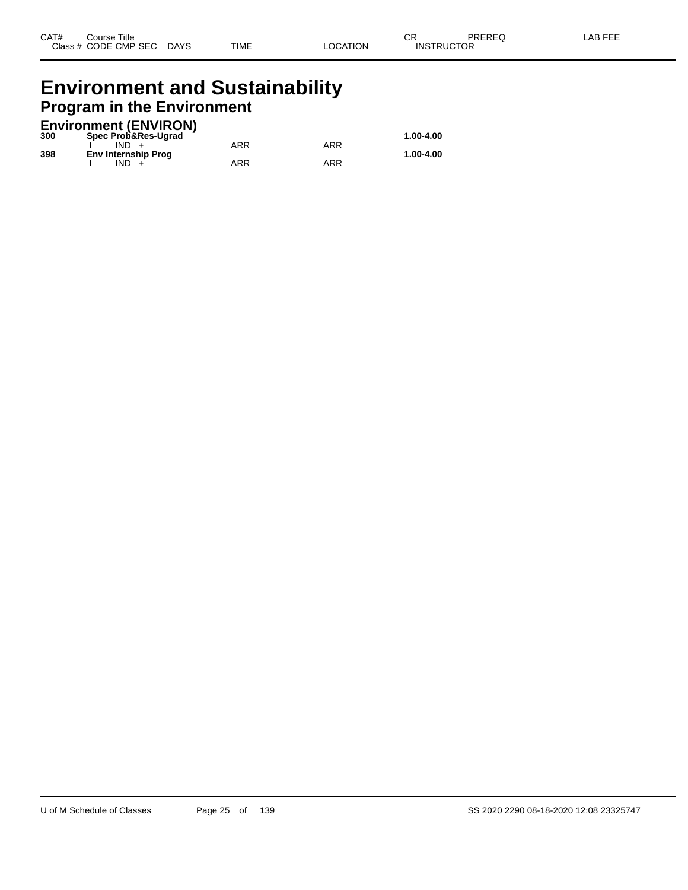# Environment and Sustainability

## Program in the Environment

### Environment (ENVIRON)

| CAT# / Class # | Course Title / CODE CMP SEC | DAYS | TIME | LOCATION | CR / INSTRUCTOR | PREREQ | LAB FEE |
|---|---|---|---|---|---|---|---|
| **300** | **Spec Prob&Res-Ugrad** | | | | **1.00-4.00** | | |
| | I IND + | | ARR | ARR | | | |
| **398** | **Env Internship Prog** | | | | **1.00-4.00** | | |
| | I IND + | | ARR | ARR | | | |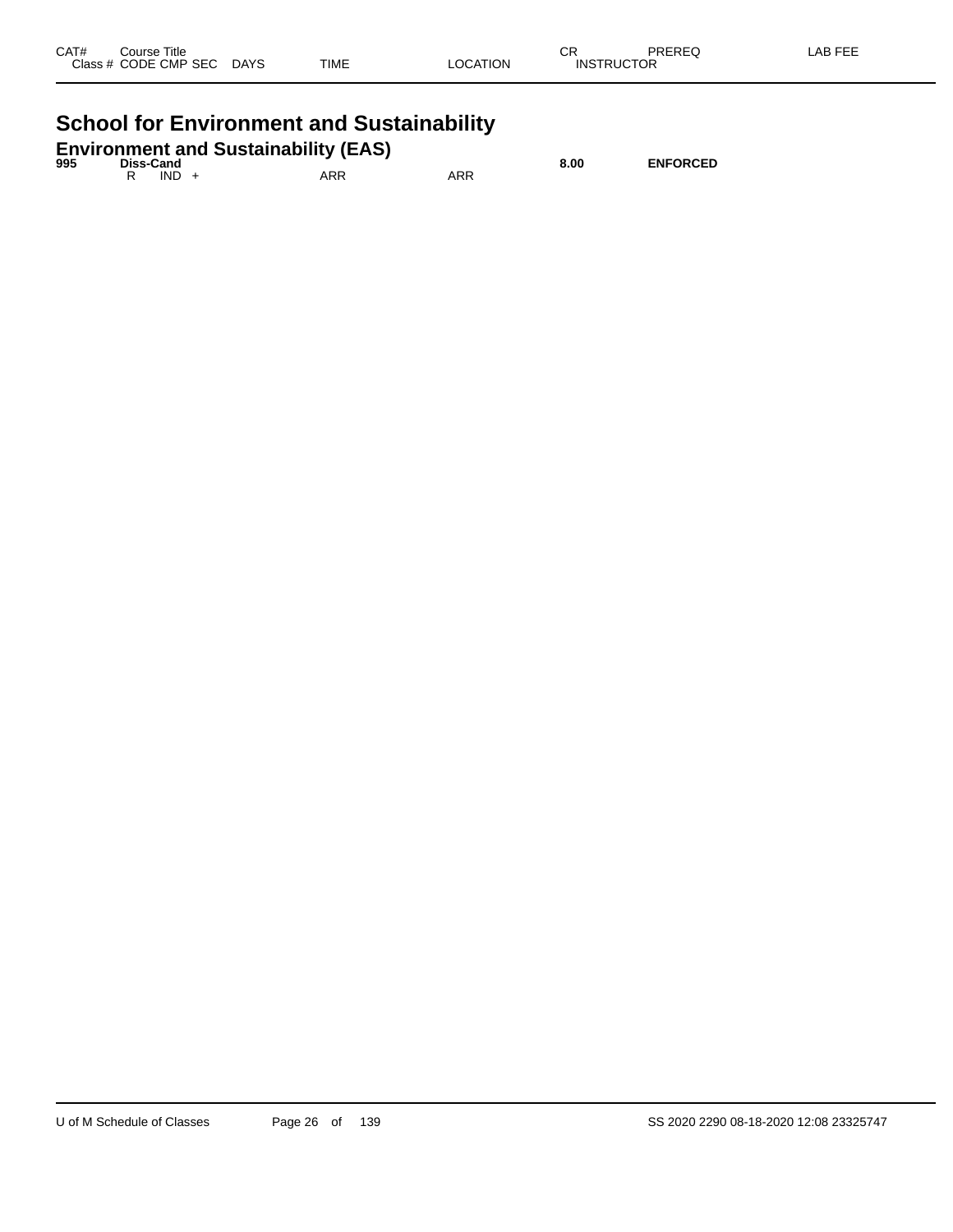| CAT# | Course Title | | | | | | | CR | PREREQ | LAB FEE |
|---|---|---|---|---|---|---|---|---|---|---|
| | Class # | CODE | CMP | SEC | DAYS | TIME | LOCATION | INSTRUCTOR | | |

# School for Environment and Sustainability

## Environment and Sustainability (EAS)

| CAT# | Course Title | | | | | | | CR | PREREQ | LAB FEE |
|---|---|---|---|---|---|---|---|---|---|---|
| **995** | **Diss-Cand** | | | | | | | **8.00** | **ENFORCED** | |
| | | R | IND | + | | ARR | ARR | | | |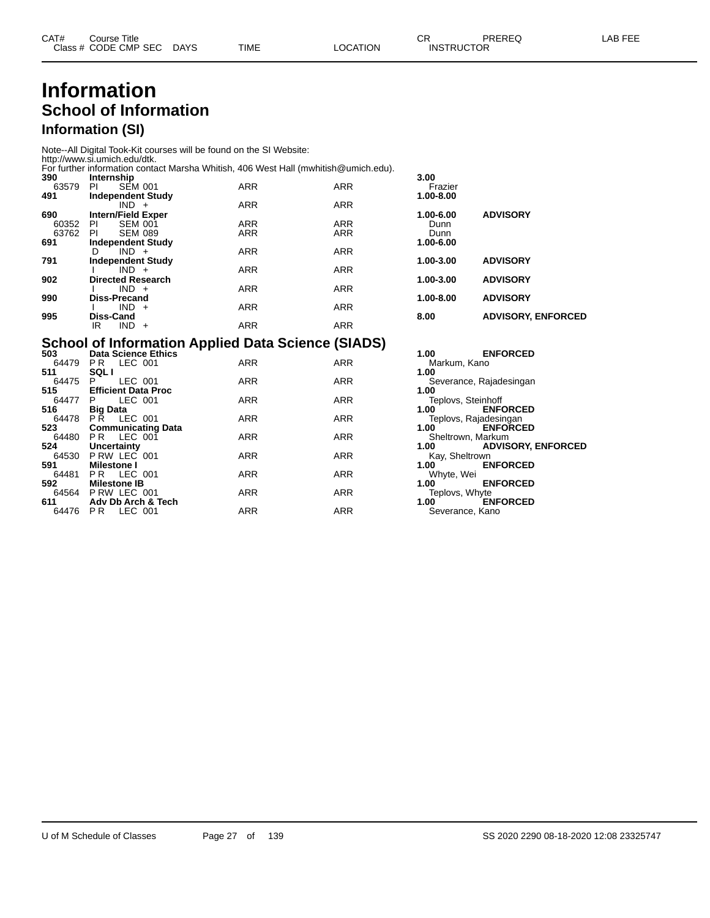# Information

## School of Information

### Information (SI)

Note--All Digital Took-Kit courses will be found on the SI Website:
http://www.si.umich.edu/dtk.
For further information contact Marsha Whitish, 406 West Hall (mwhitish@umich.edu).

| CAT# / Class # | Course Title / CODE CMP SEC | DAYS | TIME | LOCATION | CR / INSTRUCTOR | PREREQ | LAB FEE |
|---|---|---|---|---|---|---|---|
| **390** | **Internship** | | | | **3.00** | | |
| 63579 | PI SEM 001 | | ARR | ARR | Frazier | | |
| **491** | **Independent Study** | | | | **1.00-8.00** | | |
| | IND + | | ARR | ARR | | | |
| **690** | **Intern/Field Exper** | | | | **1.00-6.00** | **ADVISORY** | |
| 60352 | PI SEM 001 | | ARR | ARR | Dunn | | |
| 63762 | PI SEM 089 | | ARR | ARR | Dunn | | |
| **691** | **Independent Study** | | | | **1.00-6.00** | | |
| | D IND + | | ARR | ARR | | | |
| **791** | **Independent Study** | | | | **1.00-3.00** | **ADVISORY** | |
| | I IND + | | ARR | ARR | | | |
| **902** | **Directed Research** | | | | **1.00-3.00** | **ADVISORY** | |
| | I IND + | | ARR | ARR | | | |
| **990** | **Diss-Precand** | | | | **1.00-8.00** | **ADVISORY** | |
| | I IND + | | ARR | ARR | | | |
| **995** | **Diss-Cand** | | | | **8.00** | **ADVISORY, ENFORCED** | |
| | IR IND + | | ARR | ARR | | | |

## School of Information Applied Data Science (SIADS)

| CAT# / Class # | Course Title / CODE CMP SEC | DAYS | TIME | LOCATION | CR / INSTRUCTOR | PREREQ | LAB FEE |
|---|---|---|---|---|---|---|---|
| **503** | **Data Science Ethics** | | | | **1.00** | **ENFORCED** | |
| 64479 | P R LEC 001 | | ARR | ARR | Markum, Kano | | |
| **511** | **SQL I** | | | | **1.00** | | |
| 64475 | P LEC 001 | | ARR | ARR | Severance, Rajadesingan | | |
| **515** | **Efficient Data Proc** | | | | **1.00** | | |
| 64477 | P LEC 001 | | ARR | ARR | Teplovs, Steinhoff | | |
| **516** | **Big Data** | | | | **1.00** | **ENFORCED** | |
| 64478 | P R LEC 001 | | ARR | ARR | Teplovs, Rajadesingan | | |
| **523** | **Communicating Data** | | | | **1.00** | **ENFORCED** | |
| 64480 | P R LEC 001 | | ARR | ARR | Sheltrown, Markum | | |
| **524** | **Uncertainty** | | | | **1.00** | **ADVISORY, ENFORCED** | |
| 64530 | P RW LEC 001 | | ARR | ARR | Kay, Sheltrown | | |
| **591** | **Milestone I** | | | | **1.00** | **ENFORCED** | |
| 64481 | P R LEC 001 | | ARR | ARR | Whyte, Wei | | |
| **592** | **Milestone IB** | | | | **1.00** | **ENFORCED** | |
| 64564 | P RW LEC 001 | | ARR | ARR | Teplovs, Whyte | | |
| **611** | **Adv Db Arch & Tech** | | | | **1.00** | **ENFORCED** | |
| 64476 | P R LEC 001 | | ARR | ARR | Severance, Kano | | |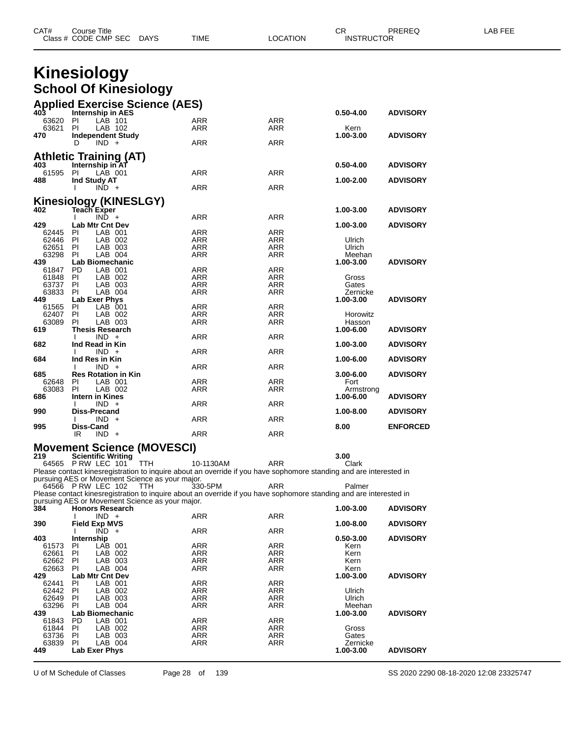# Kinesiology

## School Of Kinesiology

### Applied Exercise Science (AES)

| CAT# | Course Title / Class # | CODE | CMP | SEC | DAYS | TIME | LOCATION | CR / INSTRUCTOR | PREREQ | LAB FEE |
|---|---|---|---|---|---|---|---|---|---|---|
| 403 | Internship in AES | | | | | | | 0.50-4.00 | ADVISORY | |
| | 63620 | PI | LAB | 101 | | ARR | ARR | | | |
| | 63621 | PI | LAB | 102 | | ARR | ARR | Kern | | |
| 470 | Independent Study | | | | | | | 1.00-3.00 | ADVISORY | |
| | | D | IND | + | | ARR | ARR | | | |

### Athletic Training (AT)

| CAT# | Course Title / Class # | CODE | CMP | SEC | DAYS | TIME | LOCATION | CR / INSTRUCTOR | PREREQ | LAB FEE |
|---|---|---|---|---|---|---|---|---|---|---|
| 403 | Internship in AT | | | | | | | 0.50-4.00 | ADVISORY | |
| | 61595 | PI | LAB | 001 | | ARR | ARR | | | |
| 488 | Ind Study AT | | | | | | | 1.00-2.00 | ADVISORY | |
| | | I | IND | + | | ARR | ARR | | | |

### Kinesiology (KINESLGY)

| CAT# | Course Title / Class # | CODE | CMP | SEC | DAYS | TIME | LOCATION | CR / INSTRUCTOR | PREREQ | LAB FEE |
|---|---|---|---|---|---|---|---|---|---|---|
| 402 | Teach Exper | | | | | | | 1.00-3.00 | ADVISORY | |
| | | I | IND | + | | ARR | ARR | | | |
| 429 | Lab Mtr Cnt Dev | | | | | | | 1.00-3.00 | ADVISORY | |
| | 62445 | PI | LAB | 001 | | ARR | ARR | | | |
| | 62446 | PI | LAB | 002 | | ARR | ARR | Ulrich | | |
| | 62651 | PI | LAB | 003 | | ARR | ARR | Ulrich | | |
| | 63298 | PI | LAB | 004 | | ARR | ARR | Meehan | | |
| 439 | Lab Biomechanic | | | | | | | 1.00-3.00 | ADVISORY | |
| | 61847 | PD | LAB | 001 | | ARR | ARR | | | |
| | 61848 | PI | LAB | 002 | | ARR | ARR | Gross | | |
| | 63737 | PI | LAB | 003 | | ARR | ARR | Gates | | |
| | 63833 | PI | LAB | 004 | | ARR | ARR | Zernicke | | |
| 449 | Lab Exer Phys | | | | | | | 1.00-3.00 | ADVISORY | |
| | 61565 | PI | LAB | 001 | | ARR | ARR | | | |
| | 62407 | PI | LAB | 002 | | ARR | ARR | Horowitz | | |
| | 63089 | PI | LAB | 003 | | ARR | ARR | Hasson | | |
| 619 | Thesis Research | | | | | | | 1.00-6.00 | ADVISORY | |
| | | I | IND | + | | ARR | ARR | | | |
| 682 | Ind Read in Kin | | | | | | | 1.00-3.00 | ADVISORY | |
| | | I | IND | + | | ARR | ARR | | | |
| 684 | Ind Res in Kin | | | | | | | 1.00-6.00 | ADVISORY | |
| | | I | IND | + | | ARR | ARR | | | |
| 685 | Res Rotation in Kin | | | | | | | 3.00-6.00 | ADVISORY | |
| | 62648 | PI | LAB | 001 | | ARR | ARR | Fort | | |
| | 63083 | PI | LAB | 002 | | ARR | ARR | Armstrong | | |
| 686 | Intern in Kines | | | | | | | 1.00-6.00 | ADVISORY | |
| | | I | IND | + | | ARR | ARR | | | |
| 990 | Diss-Precand | | | | | | | 1.00-8.00 | ADVISORY | |
| | | I | IND | + | | ARR | ARR | | | |
| 995 | Diss-Cand | | | | | | | 8.00 | ENFORCED | |
| | | IR | IND | + | | ARR | ARR | | | |

### Movement Science (MOVESCI)

| CAT# | Course Title / Class # | CODE | CMP | SEC | DAYS | TIME | LOCATION | CR / INSTRUCTOR | PREREQ | LAB FEE |
|---|---|---|---|---|---|---|---|---|---|---|
| 219 | Scientific Writing | | | | | | | 3.00 | | |
| | 64565 | P RW | LEC | 101 | TTH | 10-1130AM | ARR | Clark | | |

Please contact kinesregistration to inquire about an override if you have sophomore standing and are interested in pursuing AES or Movement Science as your major.

| CAT# | Course Title / Class # | CODE | CMP | SEC | DAYS | TIME | LOCATION | CR / INSTRUCTOR | PREREQ | LAB FEE |
|---|---|---|---|---|---|---|---|---|---|---|
| | 64566 | P RW | LEC | 102 | TTH | 330-5PM | ARR | Palmer | | |

Please contact kinesregistration to inquire about an override if you have sophomore standing and are interested in pursuing AES or Movement Science as your major.

| CAT# | Course Title / Class # | CODE | CMP | SEC | DAYS | TIME | LOCATION | CR / INSTRUCTOR | PREREQ | LAB FEE |
|---|---|---|---|---|---|---|---|---|---|---|
| 384 | Honors Research | | | | | | | 1.00-3.00 | ADVISORY | |
| | | I | IND | + | | ARR | ARR | | | |
| 390 | Field Exp MVS | | | | | | | 1.00-8.00 | ADVISORY | |
| | | I | IND | + | | ARR | ARR | | | |
| 403 | Internship | | | | | | | 0.50-3.00 | ADVISORY | |
| | 61573 | PI | LAB | 001 | | ARR | ARR | Kern | | |
| | 62661 | PI | LAB | 002 | | ARR | ARR | Kern | | |
| | 62662 | PI | LAB | 003 | | ARR | ARR | Kern | | |
| | 62663 | PI | LAB | 004 | | ARR | ARR | Kern | | |
| 429 | Lab Mtr Cnt Dev | | | | | | | 1.00-3.00 | ADVISORY | |
| | 62441 | PI | LAB | 001 | | ARR | ARR | | | |
| | 62442 | PI | LAB | 002 | | ARR | ARR | Ulrich | | |
| | 62649 | PI | LAB | 003 | | ARR | ARR | Ulrich | | |
| | 63296 | PI | LAB | 004 | | ARR | ARR | Meehan | | |
| 439 | Lab Biomechanic | | | | | | | 1.00-3.00 | ADVISORY | |
| | 61843 | PD | LAB | 001 | | ARR | ARR | | | |
| | 61844 | PI | LAB | 002 | | ARR | ARR | Gross | | |
| | 63736 | PI | LAB | 003 | | ARR | ARR | Gates | | |
| | 63839 | PI | LAB | 004 | | ARR | ARR | Zernicke | | |
| 449 | Lab Exer Phys | | | | | | | 1.00-3.00 | ADVISORY | |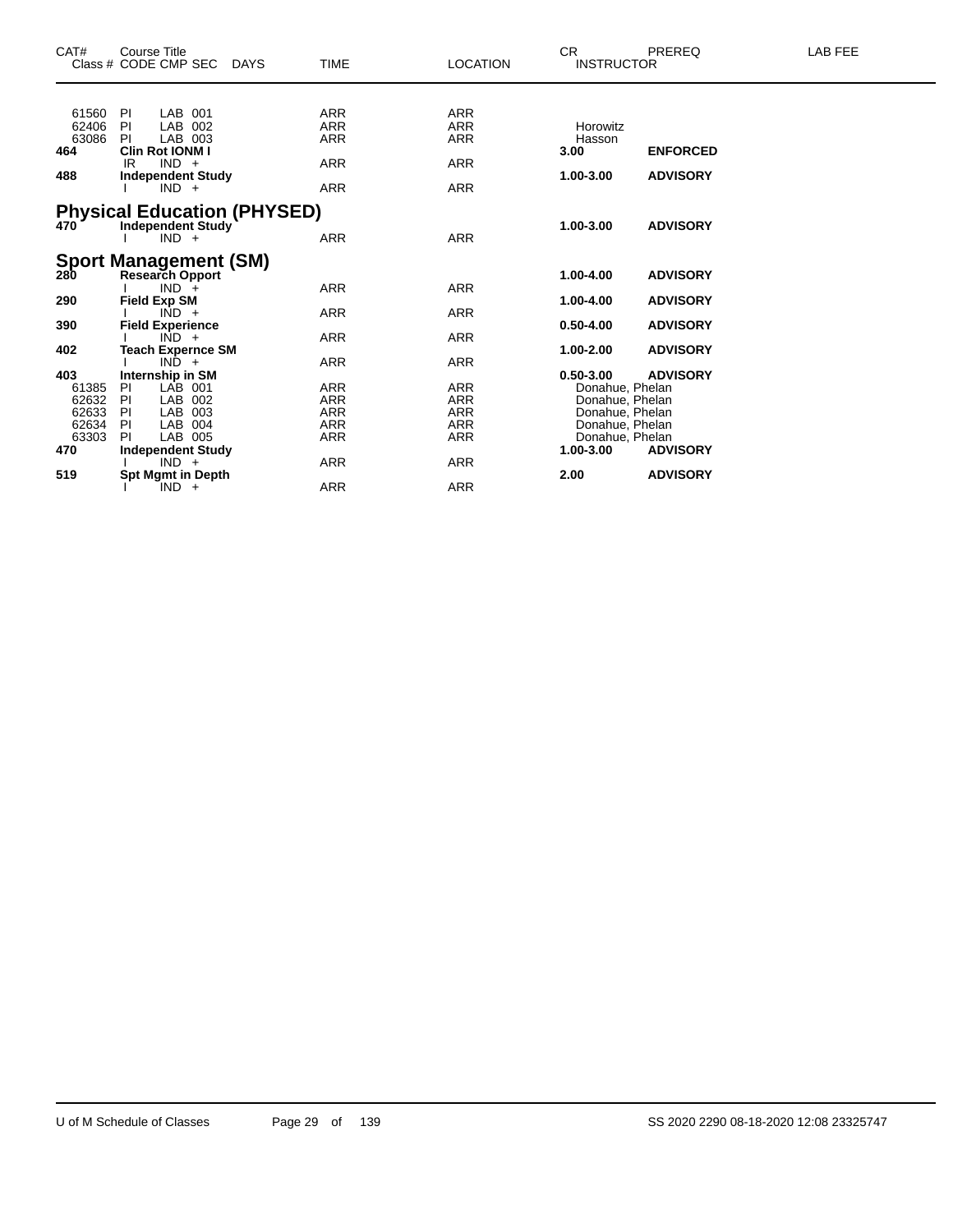| CAT# | Course Title Class # CODE CMP SEC | DAYS | TIME | LOCATION | CR INSTRUCTOR | PREREQ | LAB FEE |
|---|---|---|---|---|---|---|---|
| 61560 | PI LAB 001 | | ARR | ARR | | | |
| 62406 | PI LAB 002 | | ARR | ARR | Horowitz | | |
| 63086 | PI LAB 003 | | ARR | ARR | Hasson | | |
| **464** | **Clin Rot IONM I** | | | | **3.00** | **ENFORCED** | |
| | IR IND + | | ARR | ARR | | | |
| **488** | **Independent Study** | | | | **1.00-3.00** | **ADVISORY** | |
| | I IND + | | ARR | ARR | | | |

## Physical Education (PHYSED)

| CAT# | Course Title Class # CODE CMP SEC | DAYS | TIME | LOCATION | CR INSTRUCTOR | PREREQ | LAB FEE |
|---|---|---|---|---|---|---|---|
| **470** | **Independent Study** | | | | **1.00-3.00** | **ADVISORY** | |
| | I IND + | | ARR | ARR | | | |

## Sport Management (SM)

| CAT# | Course Title Class # CODE CMP SEC | DAYS | TIME | LOCATION | CR INSTRUCTOR | PREREQ | LAB FEE |
|---|---|---|---|---|---|---|---|
| **280** | **Research Opport** | | | | **1.00-4.00** | **ADVISORY** | |
| | I IND + | | ARR | ARR | | | |
| **290** | **Field Exp SM** | | | | **1.00-4.00** | **ADVISORY** | |
| | I IND + | | ARR | ARR | | | |
| **390** | **Field Experience** | | | | **0.50-4.00** | **ADVISORY** | |
| | I IND + | | ARR | ARR | | | |
| **402** | **Teach Expernce SM** | | | | **1.00-2.00** | **ADVISORY** | |
| | I IND + | | ARR | ARR | | | |
| **403** | **Internship in SM** | | | | **0.50-3.00** | **ADVISORY** | |
| 61385 | PI LAB 001 | | ARR | ARR | Donahue, Phelan | | |
| 62632 | PI LAB 002 | | ARR | ARR | Donahue, Phelan | | |
| 62633 | PI LAB 003 | | ARR | ARR | Donahue, Phelan | | |
| 62634 | PI LAB 004 | | ARR | ARR | Donahue, Phelan | | |
| 63303 | PI LAB 005 | | ARR | ARR | Donahue, Phelan | | |
| **470** | **Independent Study** | | | | **1.00-3.00** | **ADVISORY** | |
| | I IND + | | ARR | ARR | | | |
| **519** | **Spt Mgmt in Depth** | | | | **2.00** | **ADVISORY** | |
| | I IND + | | ARR | ARR | | | |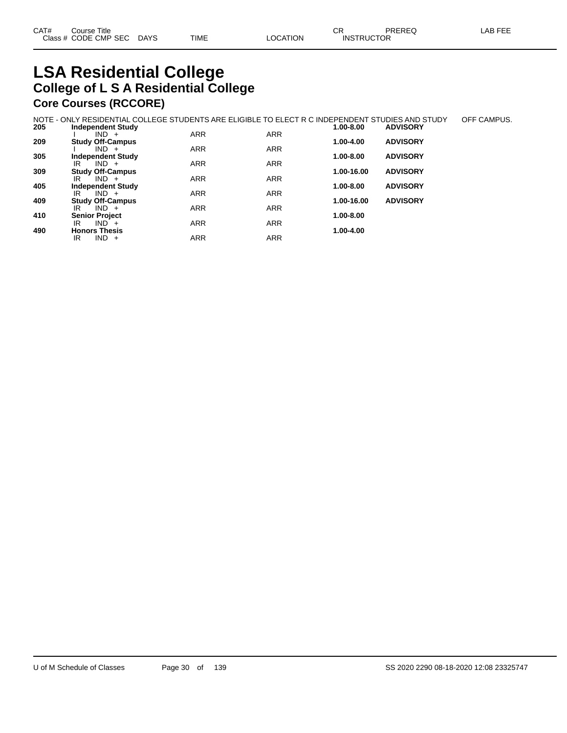# LSA Residential College

## College of L S A Residential College

### Core Courses (RCCORE)

NOTE - ONLY RESIDENTIAL COLLEGE STUDENTS ARE ELIGIBLE TO ELECT R C INDEPENDENT STUDIES AND STUDY OFF CAMPUS.

| CAT# | Course Title / Class # CODE CMP SEC | DAYS | TIME | LOCATION | CR / INSTRUCTOR | PREREQ | LAB FEE |
|---|---|---|---|---|---|---|---|
| **205** | **Independent Study** | | | | **1.00-8.00** | **ADVISORY** | |
| | I IND + | | ARR | ARR | | | |
| **209** | **Study Off-Campus** | | | | **1.00-4.00** | **ADVISORY** | |
| | I IND + | | ARR | ARR | | | |
| **305** | **Independent Study** | | | | **1.00-8.00** | **ADVISORY** | |
| | IR IND + | | ARR | ARR | | | |
| **309** | **Study Off-Campus** | | | | **1.00-16.00** | **ADVISORY** | |
| | IR IND + | | ARR | ARR | | | |
| **405** | **Independent Study** | | | | **1.00-8.00** | **ADVISORY** | |
| | IR IND + | | ARR | ARR | | | |
| **409** | **Study Off-Campus** | | | | **1.00-16.00** | **ADVISORY** | |
| | IR IND + | | ARR | ARR | | | |
| **410** | **Senior Project** | | | | **1.00-8.00** | | |
| | IR IND + | | ARR | ARR | | | |
| **490** | **Honors Thesis** | | | | **1.00-4.00** | | |
| | IR IND + | | ARR | ARR | | | |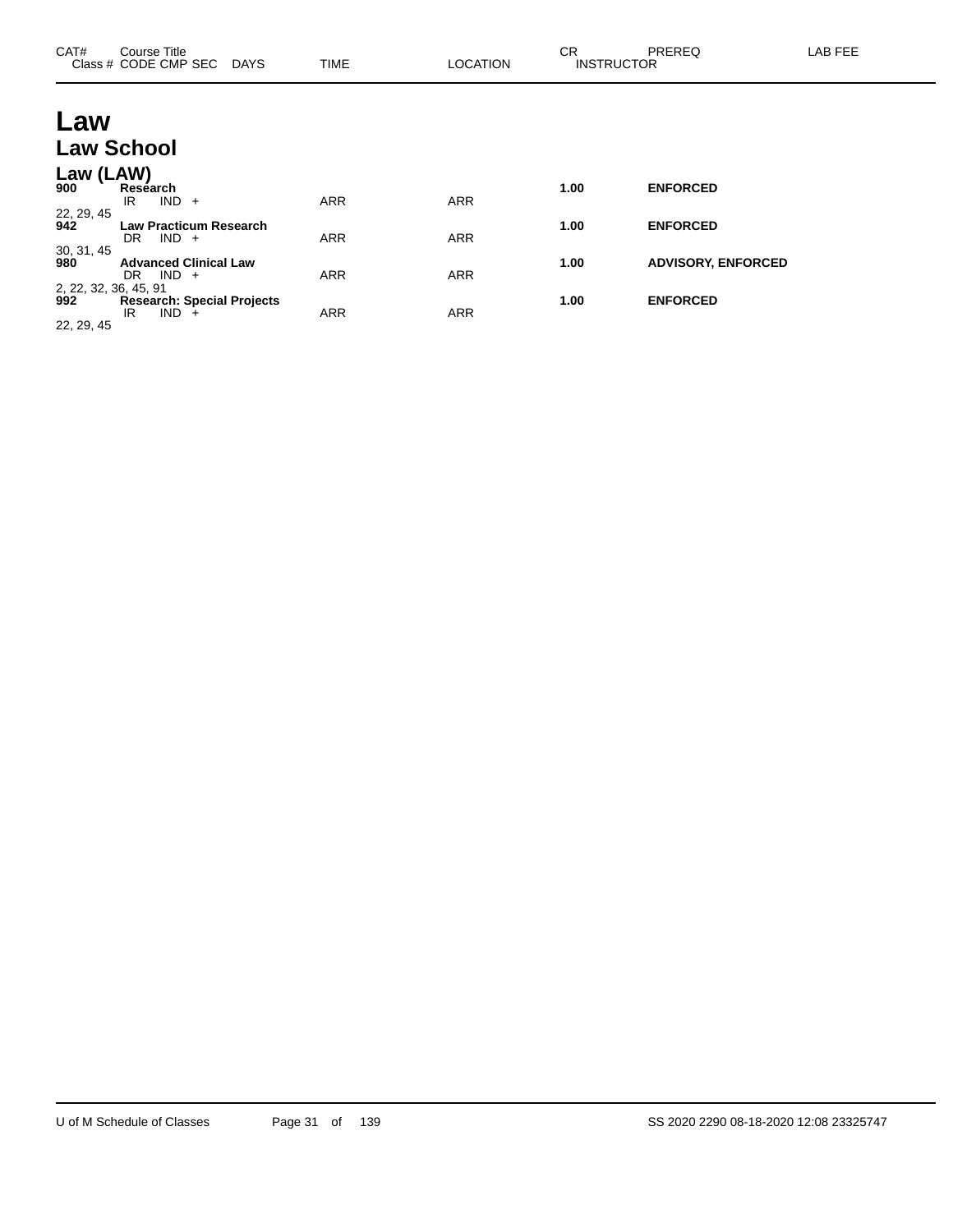| CAT# | Course Title<br>Class # CODE CMP SEC DAYS | TIME | LOCATION | CR INSTRUCTOR | PREREQ | LAB FEE |
|---|---|---|---|---|---|---|

# Law

## Law School

### Law (LAW)

| CAT# | Course Title<br>Class # CODE CMP SEC DAYS | TIME | LOCATION | CR INSTRUCTOR | PREREQ | LAB FEE |
|---|---|---|---|---|---|---|
| **900** | **Research** | | | **1.00** | **ENFORCED** | |
| | IR IND + | ARR | ARR | | | |
| 22, 29, 45 | | | | | | |
| **942** | **Law Practicum Research** | | | **1.00** | **ENFORCED** | |
| | DR IND + | ARR | ARR | | | |
| 30, 31, 45 | | | | | | |
| **980** | **Advanced Clinical Law** | | | **1.00** | **ADVISORY, ENFORCED** | |
| | DR IND + | ARR | ARR | | | |
| 2, 22, 32, 36, 45, 91 | | | | | | |
| **992** | **Research: Special Projects** | | | **1.00** | **ENFORCED** | |
| | IR IND + | ARR | ARR | | | |
| 22, 29, 45 | | | | | | |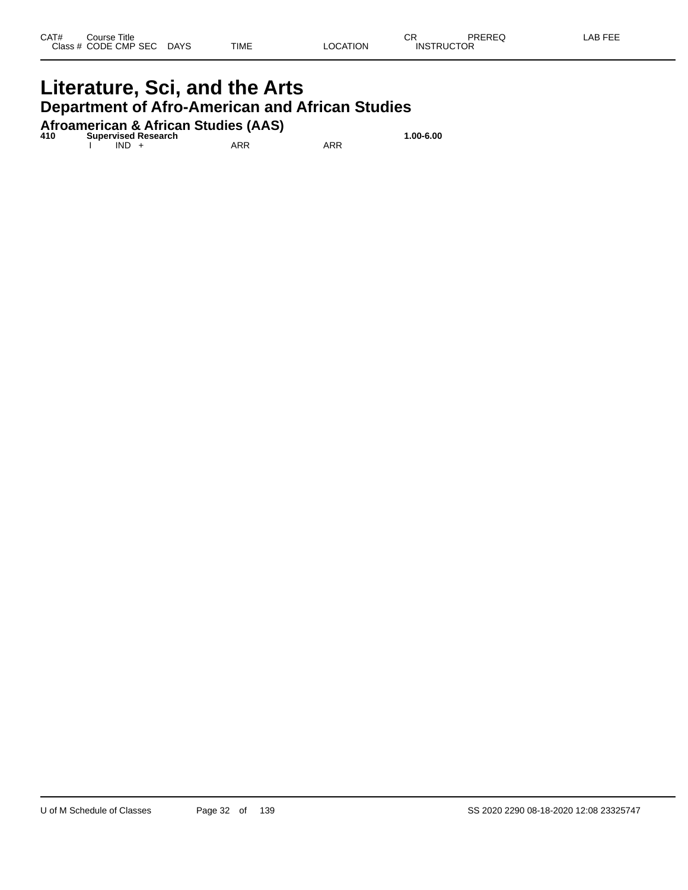| CAT# | Course Title |  |  |  |  | CR | PREREQ | LAB FEE |
|---|---|---|---|---|---|---|---|---|
| Class # | CODE CMP SEC | DAYS | TIME | LOCATION |  | INSTRUCTOR |  |  |

# Literature, Sci, and the Arts

## Department of Afro-American and African Studies

### Afroamerican & African Studies (AAS)

| CAT# | Course Title |  |  |  |  | CR | PREREQ | LAB FEE |
|---|---|---|---|---|---|---|---|---|
| **410** | **Supervised Research** |  |  |  |  | **1.00-6.00** |  |  |
|  | I IND + |  | ARR | ARR |  |  |  |  |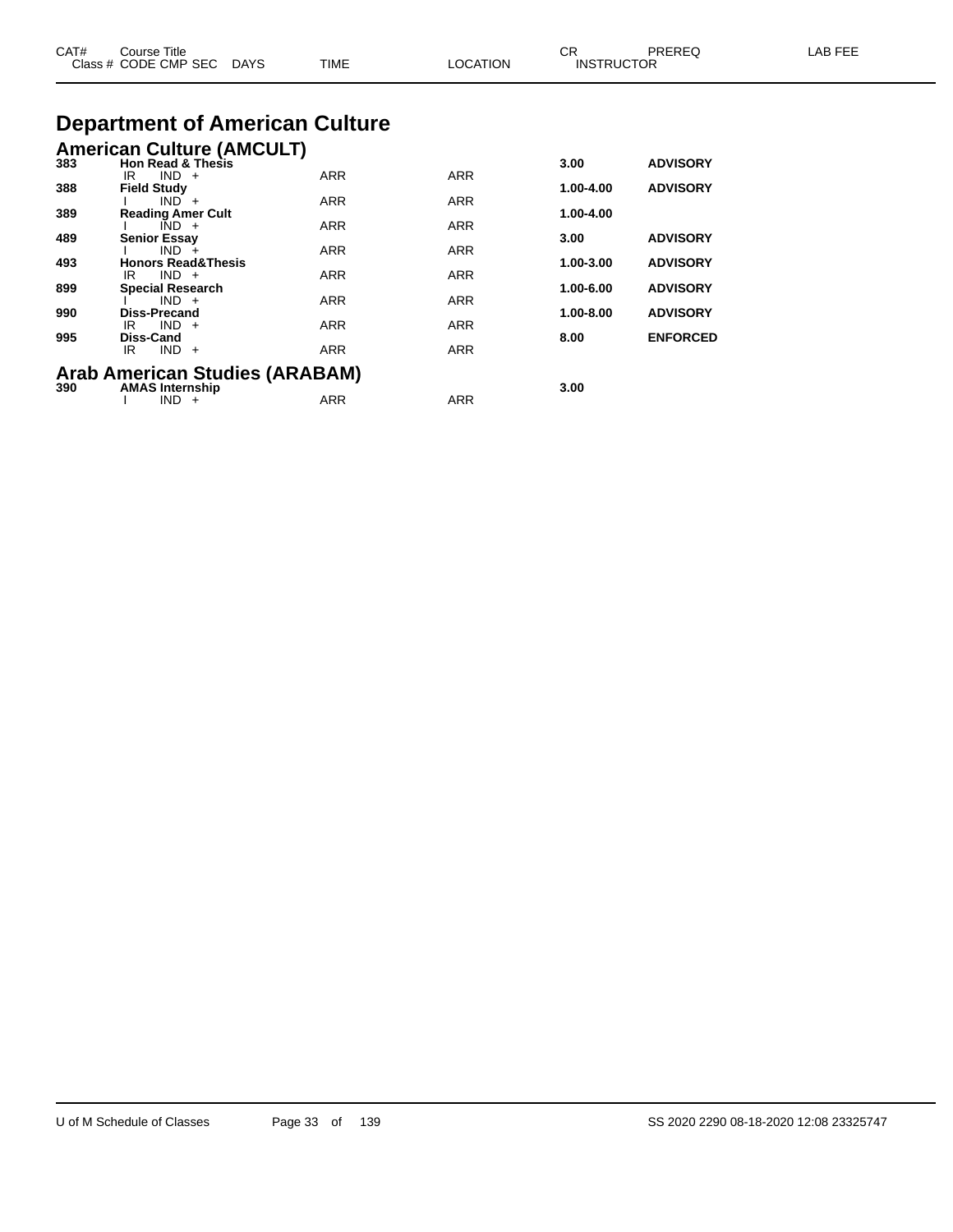| CAT# | Course Title<br>Class # CODE CMP SEC DAYS | TIME | LOCATION | CR<br>INSTRUCTOR | PREREQ | LAB FEE |
|---|---|---|---|---|---|---|

# Department of American Culture

## American Culture (AMCULT)

| CAT# | Course Title | TIME | LOCATION | CR | PREREQ | LAB FEE |
|---|---|---|---|---|---|---|
| **383** | **Hon Read & Thesis** | | | **3.00** | **ADVISORY** | |
| | IR IND + | ARR | ARR | | | |
| **388** | **Field Study** | | | **1.00-4.00** | **ADVISORY** | |
| | I IND + | ARR | ARR | | | |
| **389** | **Reading Amer Cult** | | | **1.00-4.00** | | |
| | I IND + | ARR | ARR | | | |
| **489** | **Senior Essay** | | | **3.00** | **ADVISORY** | |
| | I IND + | ARR | ARR | | | |
| **493** | **Honors Read&Thesis** | | | **1.00-3.00** | **ADVISORY** | |
| | IR IND + | ARR | ARR | | | |
| **899** | **Special Research** | | | **1.00-6.00** | **ADVISORY** | |
| | I IND + | ARR | ARR | | | |
| **990** | **Diss-Precand** | | | **1.00-8.00** | **ADVISORY** | |
| | IR IND + | ARR | ARR | | | |
| **995** | **Diss-Cand** | | | **8.00** | **ENFORCED** | |
| | IR IND + | ARR | ARR | | | |

## Arab American Studies (ARABAM)

| CAT# | Course Title | TIME | LOCATION | CR | PREREQ | LAB FEE |
|---|---|---|---|---|---|---|
| **390** | **AMAS Internship** | | | **3.00** | | |
| | I IND + | ARR | ARR | | | |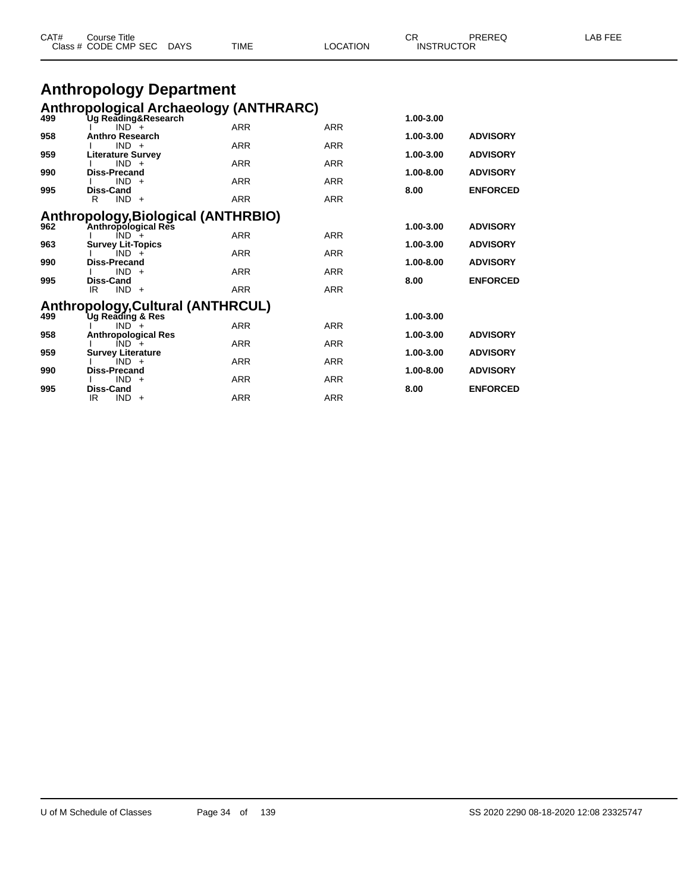| CAT# | Course Title | | | | CR | PREREQ | LAB FEE |
|---|---|---|---|---|---|---|---|
| | Class # CODE CMP SEC | DAYS | TIME | LOCATION | INSTRUCTOR | | |

# Anthropology Department

## Anthropological Archaeology (ANTHRARC)

| CAT# | Course Title / Class # CODE CMP SEC | TIME | LOCATION | CR | PREREQ |
|---|---|---|---|---|---|
| **499** | **Ug Reading&Research** | | | **1.00-3.00** | |
| | I IND + | ARR | ARR | | |
| **958** | **Anthro Research** | | | **1.00-3.00** | **ADVISORY** |
| | I IND + | ARR | ARR | | |
| **959** | **Literature Survey** | | | **1.00-3.00** | **ADVISORY** |
| | I IND + | ARR | ARR | | |
| **990** | **Diss-Precand** | | | **1.00-8.00** | **ADVISORY** |
| | I IND + | ARR | ARR | | |
| **995** | **Diss-Cand** | | | **8.00** | **ENFORCED** |
| | R IND + | ARR | ARR | | |

## Anthropology,Biological (ANTHRBIO)

| CAT# | Course Title / Class # CODE CMP SEC | TIME | LOCATION | CR | PREREQ |
|---|---|---|---|---|---|
| **962** | **Anthropological Res** | | | **1.00-3.00** | **ADVISORY** |
| | I IND + | ARR | ARR | | |
| **963** | **Survey Lit-Topics** | | | **1.00-3.00** | **ADVISORY** |
| | I IND + | ARR | ARR | | |
| **990** | **Diss-Precand** | | | **1.00-8.00** | **ADVISORY** |
| | I IND + | ARR | ARR | | |
| **995** | **Diss-Cand** | | | **8.00** | **ENFORCED** |
| | IR IND + | ARR | ARR | | |

## Anthropology,Cultural (ANTHRCUL)

| CAT# | Course Title / Class # CODE CMP SEC | TIME | LOCATION | CR | PREREQ |
|---|---|---|---|---|---|
| **499** | **Ug Reading & Res** | | | **1.00-3.00** | |
| | I IND + | ARR | ARR | | |
| **958** | **Anthropological Res** | | | **1.00-3.00** | **ADVISORY** |
| | I IND + | ARR | ARR | | |
| **959** | **Survey Literature** | | | **1.00-3.00** | **ADVISORY** |
| | I IND + | ARR | ARR | | |
| **990** | **Diss-Precand** | | | **1.00-8.00** | **ADVISORY** |
| | I IND + | ARR | ARR | | |
| **995** | **Diss-Cand** | | | **8.00** | **ENFORCED** |
| | IR IND + | ARR | ARR | | |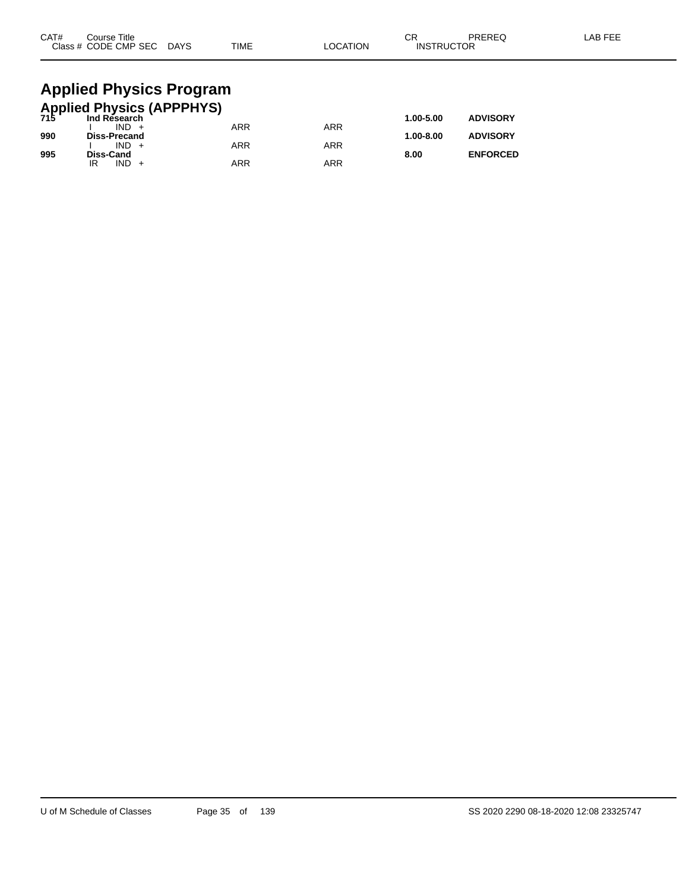# Applied Physics Program

## Applied Physics (APPPHYS)

| CAT# | Course Title / Class # CODE CMP SEC | DAYS | TIME | LOCATION | CR / INSTRUCTOR | PREREQ | LAB FEE |
|---|---|---|---|---|---|---|---|
| **715** | **Ind Research** | | | | **1.00-5.00** | **ADVISORY** | |
| | I IND + | | ARR | ARR | | | |
| **990** | **Diss-Precand** | | | | **1.00-8.00** | **ADVISORY** | |
| | I IND + | | ARR | ARR | | | |
| **995** | **Diss-Cand** | | | | **8.00** | **ENFORCED** | |
| | IR IND + | | ARR | ARR | | | |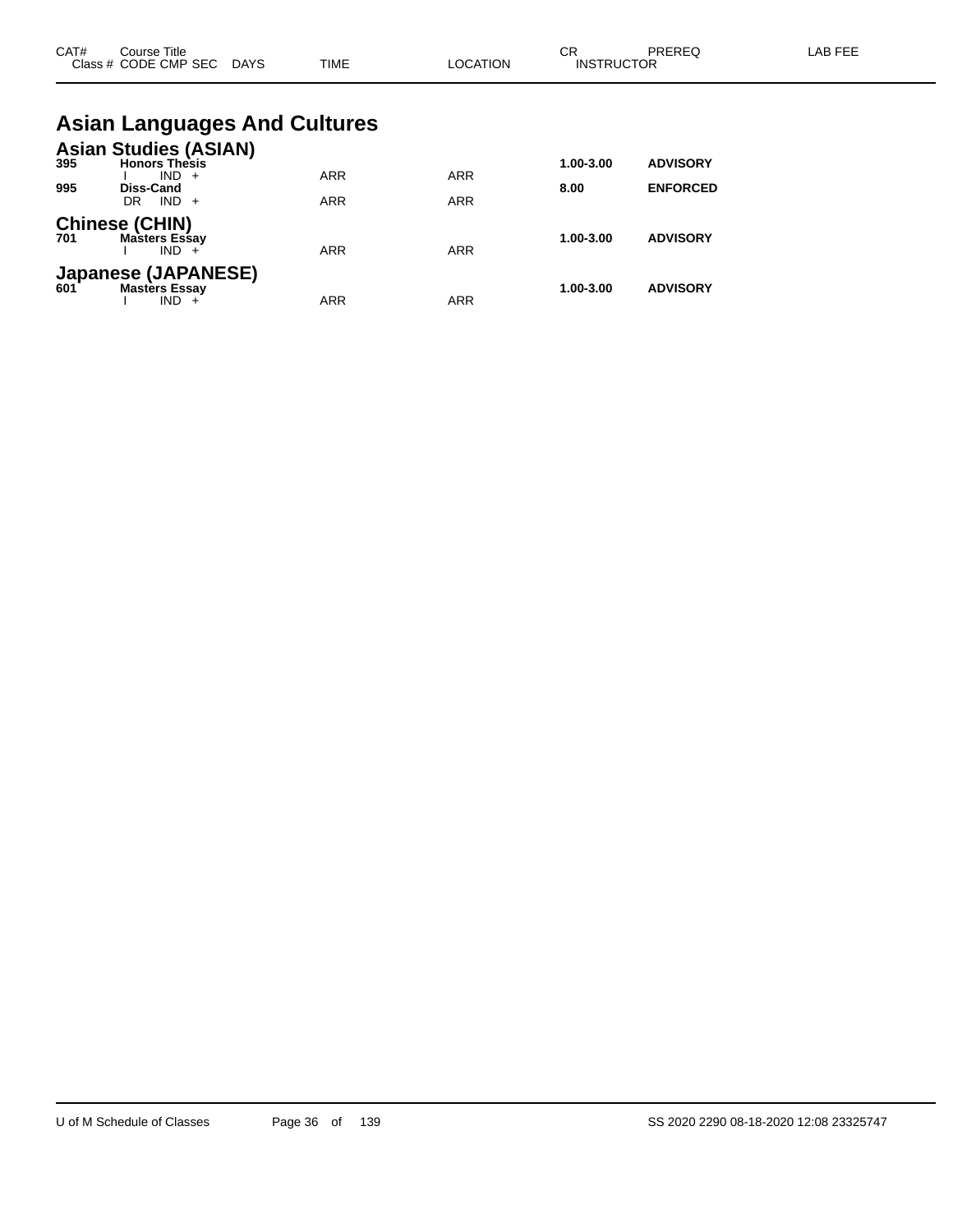| CAT# | Course Title<br>Class # CODE CMP SEC DAYS | TIME | LOCATION | CR<br>INSTRUCTOR | PREREQ | LAB FEE |
|---|---|---|---|---|---|---|

# Asian Languages And Cultures

## Asian Studies (ASIAN)

| CAT# | Course Title / Class # CODE CMP SEC DAYS | TIME | LOCATION | CR | PREREQ | LAB FEE |
|---|---|---|---|---|---|---|
| **395** | **Honors Thesis** | | | **1.00-3.00** | **ADVISORY** | |
| | I IND + | ARR | ARR | | | |
| **995** | **Diss-Cand** | | | **8.00** | **ENFORCED** | |
| | DR IND + | ARR | ARR | | | |

## Chinese (CHIN)

| CAT# | Course Title / Class # CODE CMP SEC DAYS | TIME | LOCATION | CR | PREREQ | LAB FEE |
|---|---|---|---|---|---|---|
| **701** | **Masters Essay** | | | **1.00-3.00** | **ADVISORY** | |
| | I IND + | ARR | ARR | | | |

## Japanese (JAPANESE)

| CAT# | Course Title / Class # CODE CMP SEC DAYS | TIME | LOCATION | CR | PREREQ | LAB FEE |
|---|---|---|---|---|---|---|
| **601** | **Masters Essay** | | | **1.00-3.00** | **ADVISORY** | |
| | I IND + | ARR | ARR | | | |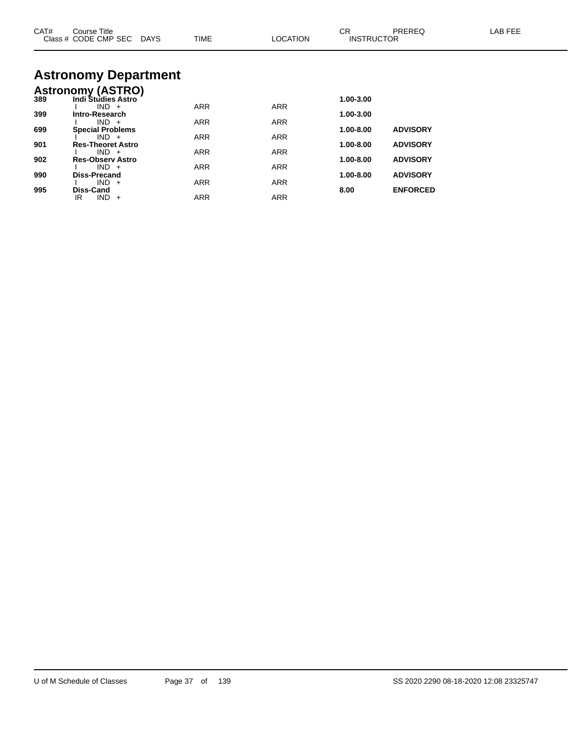| CAT# | Course Title<br>Class # CODE CMP SEC DAYS | TIME | LOCATION | CR<br>INSTRUCTOR | PREREQ | LAB FEE |
|---|---|---|---|---|---|---|

# Astronomy Department

## Astronomy (ASTRO)

| CAT# | Course Title / Class # CODE CMP SEC DAYS | TIME | LOCATION | CR / INSTRUCTOR | PREREQ | LAB FEE |
|---|---|---|---|---|---|---|
| **389** | **Indi Studies Astro** | | | **1.00-3.00** | | |
| | I IND + | ARR | ARR | | | |
| **399** | **Intro-Research** | | | **1.00-3.00** | | |
| | I IND + | ARR | ARR | | | |
| **699** | **Special Problems** | | | **1.00-8.00** | **ADVISORY** | |
| | I IND + | ARR | ARR | | | |
| **901** | **Res-Theoret Astro** | | | **1.00-8.00** | **ADVISORY** | |
| | I IND + | ARR | ARR | | | |
| **902** | **Res-Observ Astro** | | | **1.00-8.00** | **ADVISORY** | |
| | I IND + | ARR | ARR | | | |
| **990** | **Diss-Precand** | | | **1.00-8.00** | **ADVISORY** | |
| | I IND + | ARR | ARR | | | |
| **995** | **Diss-Cand** | | | **8.00** | **ENFORCED** | |
| | IR IND + | ARR | ARR | | | |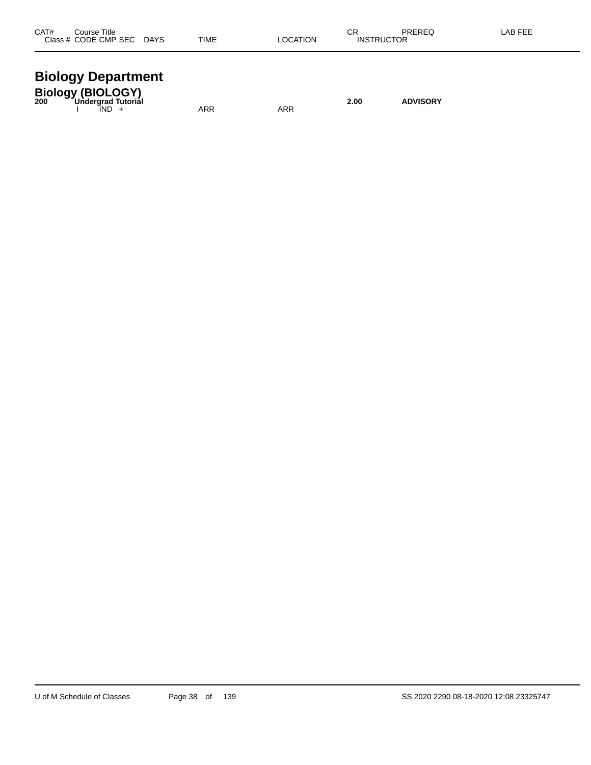| CAT# | Course Title<br>Class # CODE CMP SEC DAYS | TIME | LOCATION | CR<br>INSTRUCTOR | PREREQ | LAB FEE |
|---|---|---|---|---|---|---|

# Biology Department

## Biology (BIOLOGY)

| CAT# | Course Title<br>Class # CODE CMP SEC DAYS | TIME | LOCATION | CR<br>INSTRUCTOR | PREREQ | LAB FEE |
|---|---|---|---|---|---|---|
| **200** | **Undergrad Tutorial** | | | **2.00** | **ADVISORY** | |
| | I IND + | ARR | ARR | | | |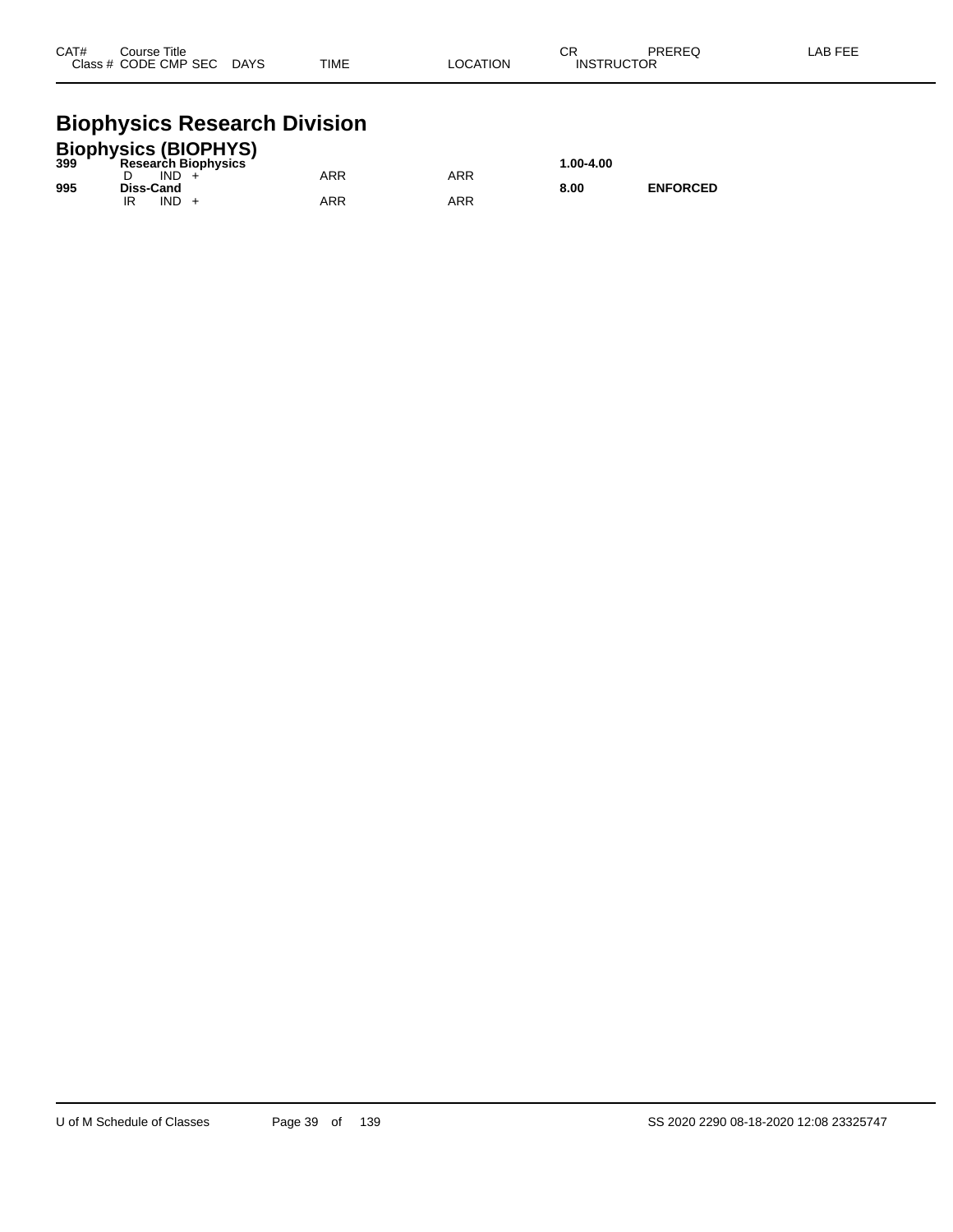| CAT# | Course Title Class # CODE CMP SEC | DAYS | TIME | LOCATION | CR INSTRUCTOR | PREREQ | LAB FEE |
|---|---|---|---|---|---|---|---|

# Biophysics Research Division

## Biophysics (BIOPHYS)

| CAT# | Course Title / Class # CODE CMP SEC | DAYS | TIME | LOCATION | CR / INSTRUCTOR | PREREQ | LAB FEE |
|---|---|---|---|---|---|---|---|
| **399** | **Research Biophysics** | | | | **1.00-4.00** | | |
| | D IND + | | ARR | ARR | | | |
| **995** | **Diss-Cand** | | | | **8.00** | **ENFORCED** | |
| | IR IND + | | ARR | ARR | | | |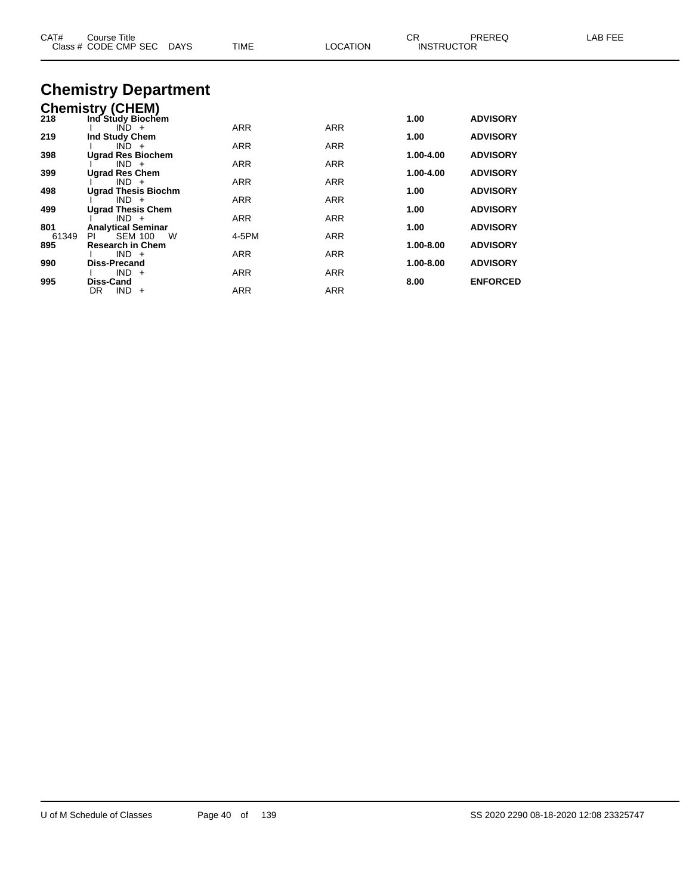| CAT# | Course Title | | | | | CR | PREREQ | LAB FEE |
|---|---|---|---|---|---|---|---|---|
| Class # | CODE CMP SEC | DAYS | TIME | LOCATION | INSTRUCTOR | | | |

# Chemistry Department

## Chemistry (CHEM)

| CAT# | Course Title | DAYS | TIME | LOCATION | CR | PREREQ |
|---|---|---|---|---|---|---|
| **218** | **Ind Study Biochem** | | | | **1.00** | **ADVISORY** |
| | I IND + | | ARR | ARR | | |
| **219** | **Ind Study Chem** | | | | **1.00** | **ADVISORY** |
| | I IND + | | ARR | ARR | | |
| **398** | **Ugrad Res Biochem** | | | | **1.00-4.00** | **ADVISORY** |
| | I IND + | | ARR | ARR | | |
| **399** | **Ugrad Res Chem** | | | | **1.00-4.00** | **ADVISORY** |
| | I IND + | | ARR | ARR | | |
| **498** | **Ugrad Thesis Biochm** | | | | **1.00** | **ADVISORY** |
| | I IND + | | ARR | ARR | | |
| **499** | **Ugrad Thesis Chem** | | | | **1.00** | **ADVISORY** |
| | I IND + | | ARR | ARR | | |
| **801** | **Analytical Seminar** | | | | **1.00** | **ADVISORY** |
| 61349 | PI SEM 100 | W | 4-5PM | ARR | | |
| **895** | **Research in Chem** | | | | **1.00-8.00** | **ADVISORY** |
| | I IND + | | ARR | ARR | | |
| **990** | **Diss-Precand** | | | | **1.00-8.00** | **ADVISORY** |
| | I IND + | | ARR | ARR | | |
| **995** | **Diss-Cand** | | | | **8.00** | **ENFORCED** |
| | DR IND + | | ARR | ARR | | |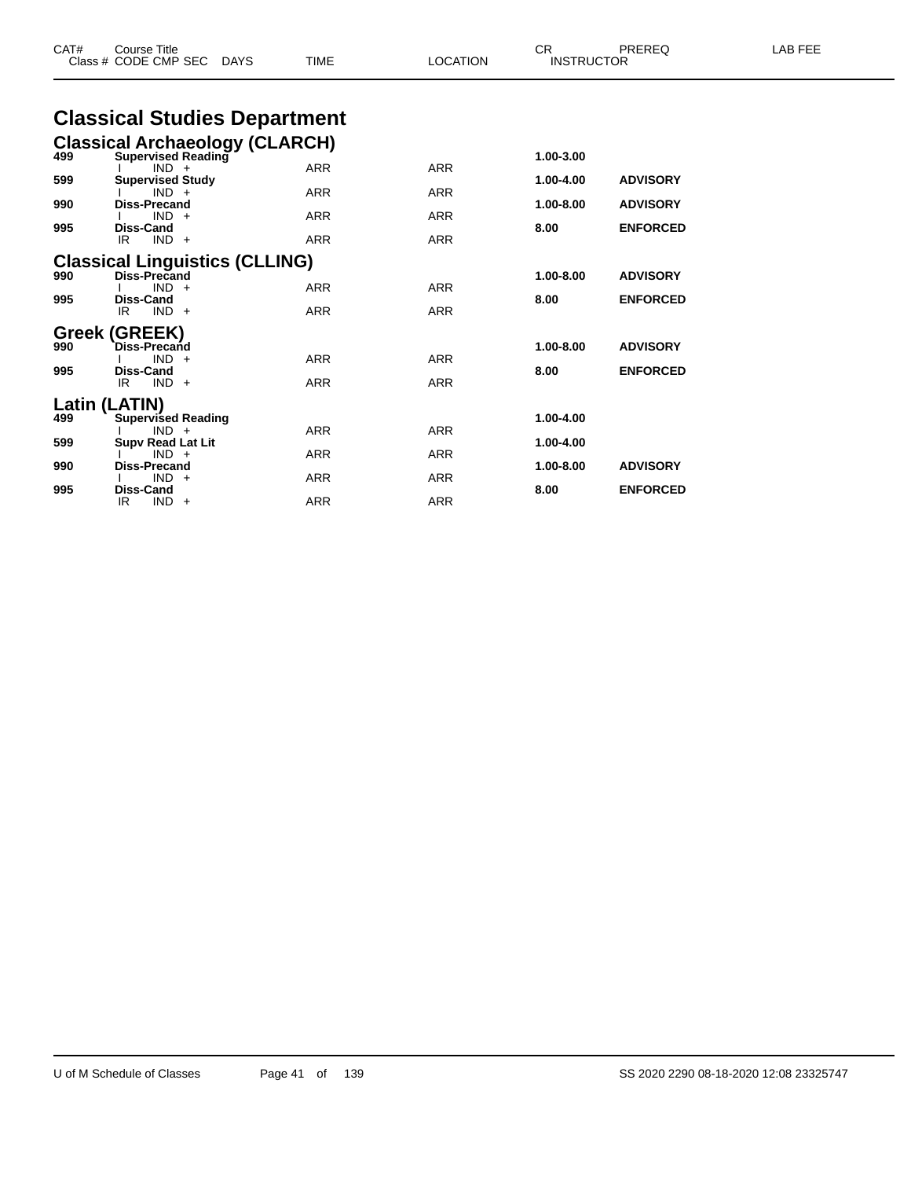| CAT# | Course Title | | | | | CR | PREREQ | LAB FEE |
|---|---|---|---|---|---|---|---|---|
| Class # | CODE | CMP | SEC | DAYS | TIME | LOCATION | INSTRUCTOR | |

# Classical Studies Department

## Classical Archaeology (CLARCH)

| CAT# | Course Title / Class # CODE CMP SEC | TIME | LOCATION | CR | PREREQ |
|---|---|---|---|---|---|
| 499 | **Supervised Reading** | | | 1.00-3.00 | |
| | I IND + | ARR | ARR | | |
| 599 | **Supervised Study** | | | 1.00-4.00 | **ADVISORY** |
| | I IND + | ARR | ARR | | |
| 990 | **Diss-Precand** | | | 1.00-8.00 | **ADVISORY** |
| | I IND + | ARR | ARR | | |
| 995 | **Diss-Cand** | | | 8.00 | **ENFORCED** |
| | IR IND + | ARR | ARR | | |

## Classical Linguistics (CLLING)

| CAT# | Course Title / Class # CODE CMP SEC | TIME | LOCATION | CR | PREREQ |
|---|---|---|---|---|---|
| 990 | **Diss-Precand** | | | 1.00-8.00 | **ADVISORY** |
| | I IND + | ARR | ARR | | |
| 995 | **Diss-Cand** | | | 8.00 | **ENFORCED** |
| | IR IND + | ARR | ARR | | |

## Greek (GREEK)

| CAT# | Course Title / Class # CODE CMP SEC | TIME | LOCATION | CR | PREREQ |
|---|---|---|---|---|---|
| 990 | **Diss-Precand** | | | 1.00-8.00 | **ADVISORY** |
| | I IND + | ARR | ARR | | |
| 995 | **Diss-Cand** | | | 8.00 | **ENFORCED** |
| | IR IND + | ARR | ARR | | |

## Latin (LATIN)

| CAT# | Course Title / Class # CODE CMP SEC | TIME | LOCATION | CR | PREREQ |
|---|---|---|---|---|---|
| 499 | **Supervised Reading** | | | 1.00-4.00 | |
| | I IND + | ARR | ARR | | |
| 599 | **Supv Read Lat Lit** | | | 1.00-4.00 | |
| | I IND + | ARR | ARR | | |
| 990 | **Diss-Precand** | | | 1.00-8.00 | **ADVISORY** |
| | I IND + | ARR | ARR | | |
| 995 | **Diss-Cand** | | | 8.00 | **ENFORCED** |
| | IR IND + | ARR | ARR | | |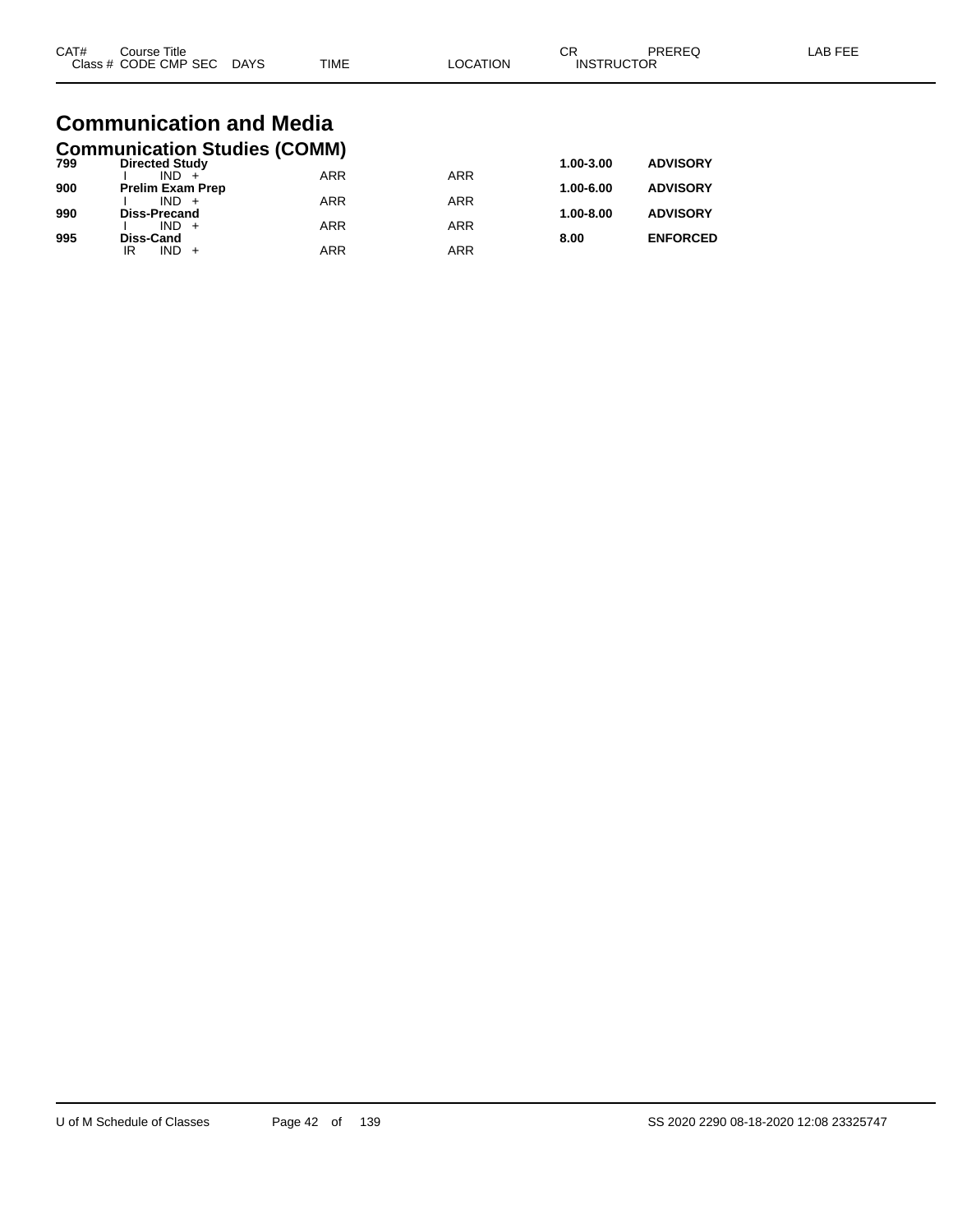| CAT# | Course Title Class # CODE CMP SEC DAYS | TIME | LOCATION | CR INSTRUCTOR | PREREQ | LAB FEE |
|---|---|---|---|---|---|---|

# Communication and Media

## Communication Studies (COMM)

| CAT# | Course Title / Class # CODE CMP SEC DAYS | TIME | LOCATION | CR / INSTRUCTOR | PREREQ | LAB FEE |
|---|---|---|---|---|---|---|
| **799** | **Directed Study** | | | **1.00-3.00** | **ADVISORY** | |
| | I IND + | ARR | ARR | | | |
| **900** | **Prelim Exam Prep** | | | **1.00-6.00** | **ADVISORY** | |
| | I IND + | ARR | ARR | | | |
| **990** | **Diss-Precand** | | | **1.00-8.00** | **ADVISORY** | |
| | I IND + | ARR | ARR | | | |
| **995** | **Diss-Cand** | | | **8.00** | **ENFORCED** | |
| | IR IND + | ARR | ARR | | | |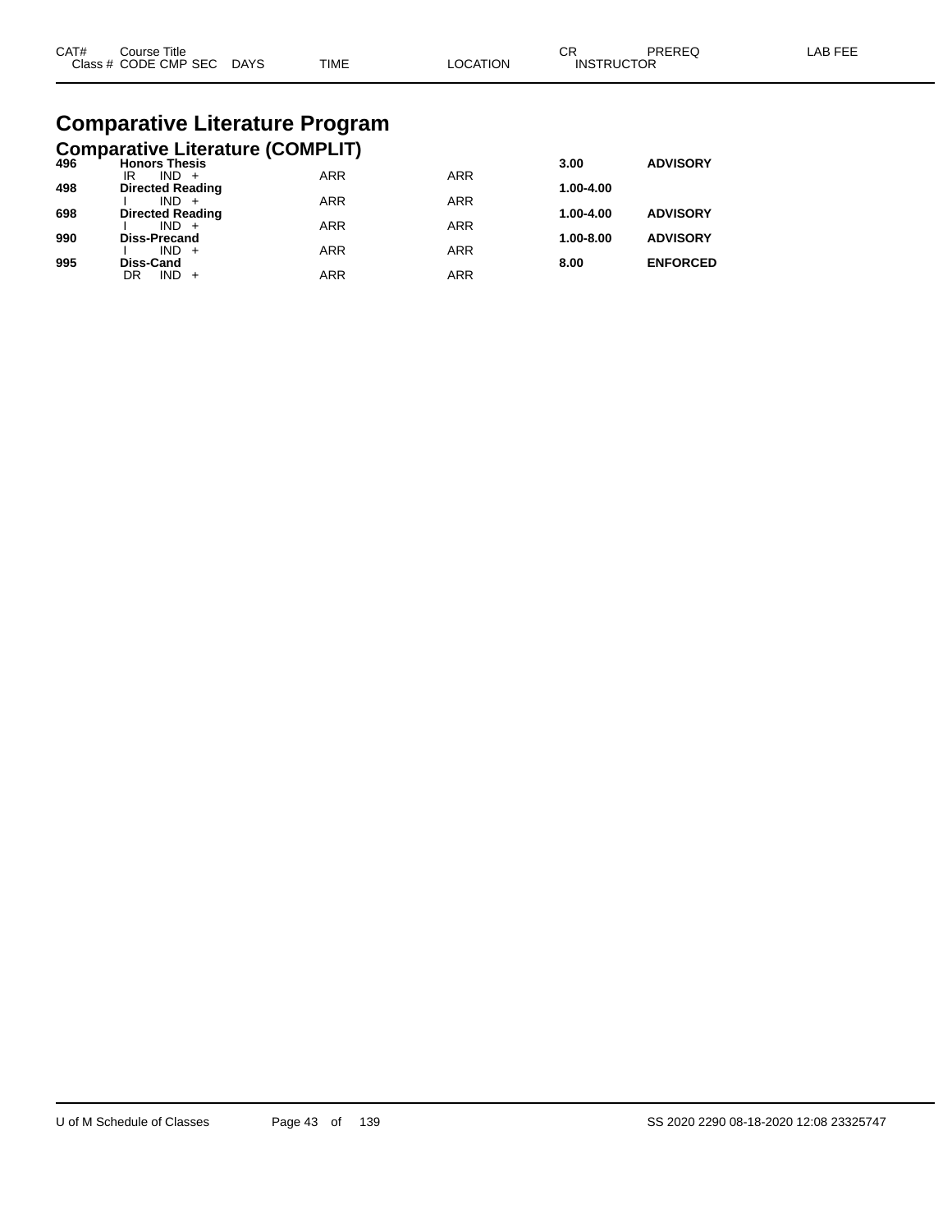# Comparative Literature Program

## Comparative Literature (COMPLIT)

| CAT# | Course Title / Class # CODE CMP SEC | DAYS | TIME | LOCATION | CR / INSTRUCTOR | PREREQ | LAB FEE |
|---|---|---|---|---|---|---|---|
| 496 | **Honors Thesis** | | | | 3.00 | ADVISORY | |
| | IR IND + | | ARR | ARR | | | |
| 498 | **Directed Reading** | | | | 1.00-4.00 | | |
| | I IND + | | ARR | ARR | | | |
| 698 | **Directed Reading** | | | | 1.00-4.00 | ADVISORY | |
| | I IND + | | ARR | ARR | | | |
| 990 | **Diss-Precand** | | | | 1.00-8.00 | ADVISORY | |
| | I IND + | | ARR | ARR | | | |
| 995 | **Diss-Cand** | | | | 8.00 | ENFORCED | |
| | DR IND + | | ARR | ARR | | | |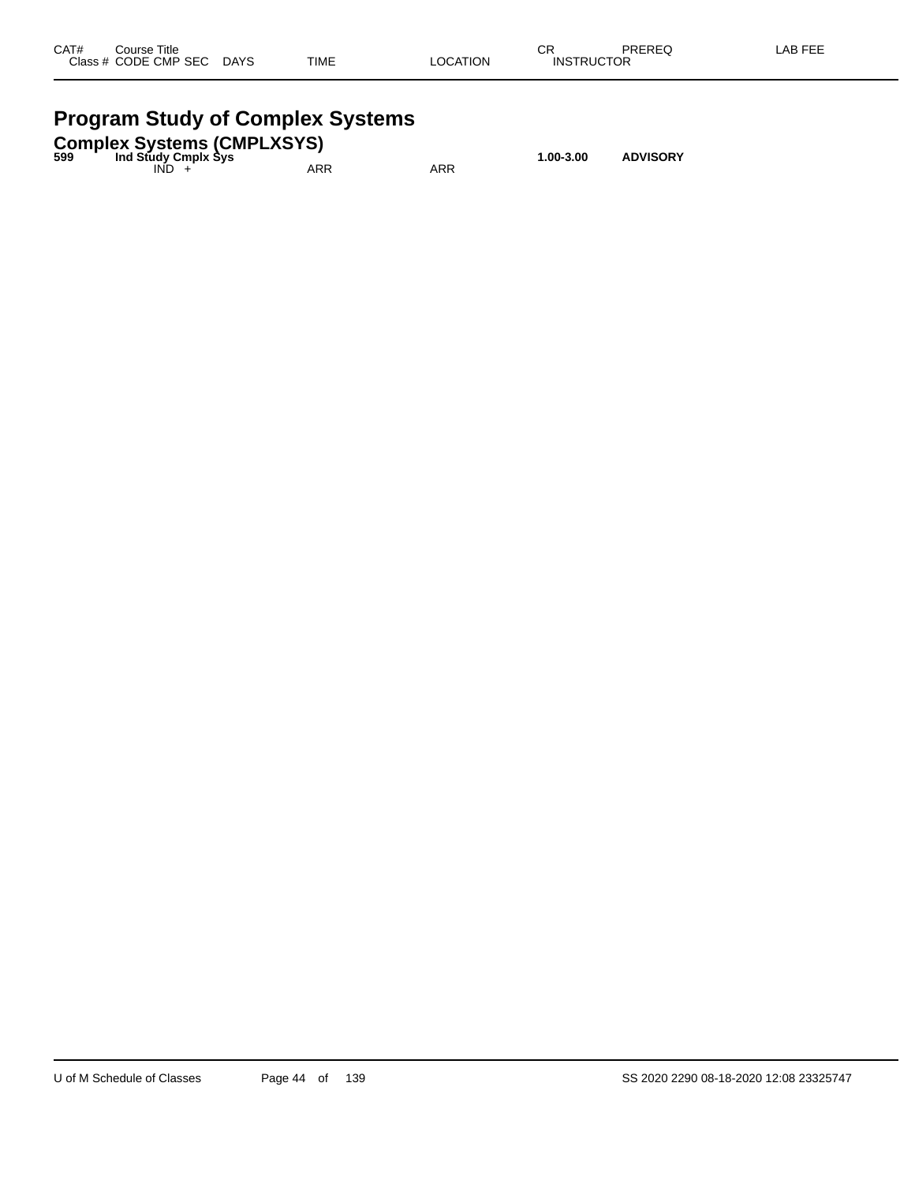| CAT# | Course Title<br>Class # CODE CMP SEC DAYS | TIME | LOCATION | CR<br>INSTRUCTOR | PREREQ | LAB FEE |
|---|---|---|---|---|---|---|

# Program Study of Complex Systems

## Complex Systems (CMPLXSYS)

| CAT# | Course Title / Class # CODE CMP SEC DAYS | TIME | LOCATION | CR / INSTRUCTOR | PREREQ | LAB FEE |
|---|---|---|---|---|---|---|
| **599** | **Ind Study Cmplx Sys** | | | **1.00-3.00** | **ADVISORY** | |
| | IND + | ARR | ARR | | | |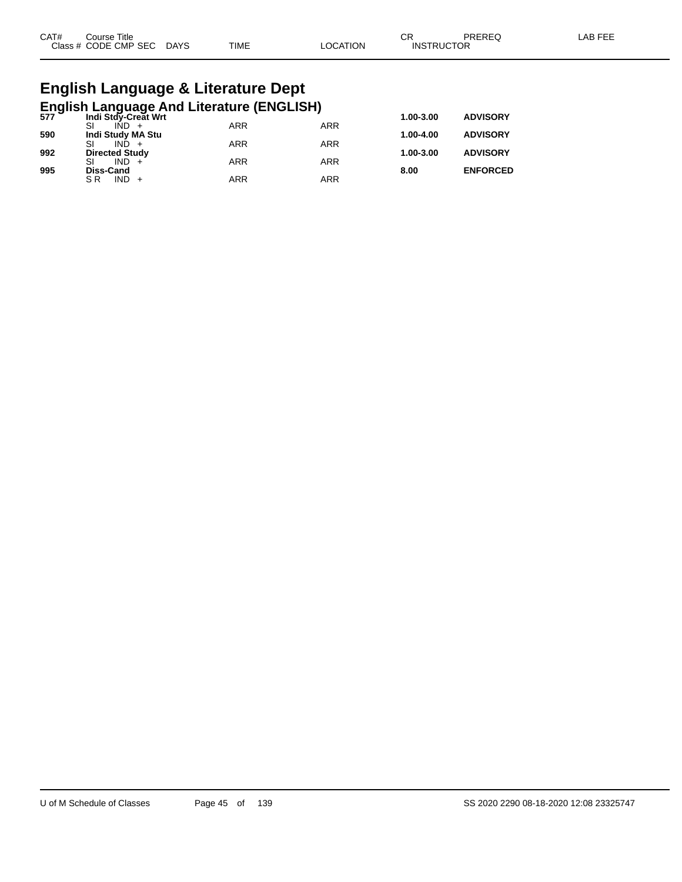| CAT# | Course Title | | | | | CR | PREREQ | LAB FEE |
|---|---|---|---|---|---|---|---|---|
| Class # | CODE CMP SEC | DAYS | TIME | LOCATION | | INSTRUCTOR | | |

# English Language & Literature Dept

## English Language And Literature (ENGLISH)

| CAT# | Course Title / Class # CODE CMP SEC | TIME | LOCATION | CR | PREREQ |
|---|---|---|---|---|---|
| **577** | **Indi Stdy-Creat Wrt** | | | **1.00-3.00** | **ADVISORY** |
| | SI IND + | ARR | ARR | | |
| **590** | **Indi Study MA Stu** | | | **1.00-4.00** | **ADVISORY** |
| | SI IND + | ARR | ARR | | |
| **992** | **Directed Study** | | | **1.00-3.00** | **ADVISORY** |
| | SI IND + | ARR | ARR | | |
| **995** | **Diss-Cand** | | | **8.00** | **ENFORCED** |
| | S R IND + | ARR | ARR | | |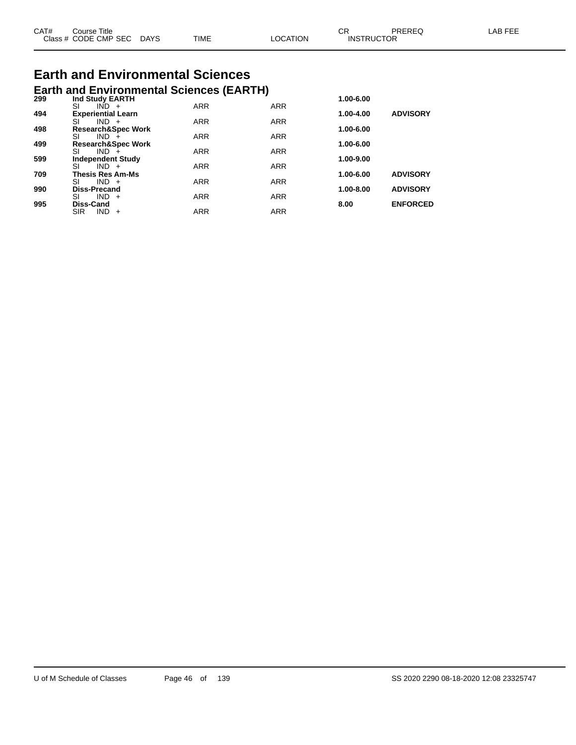| CAT# | Course Title | | | | CR | PREREQ | LAB FEE |
|---|---|---|---|---|---|---|---|
| Class # | CODE CMP SEC | DAYS | TIME | LOCATION | INSTRUCTOR | | |

# Earth and Environmental Sciences

## Earth and Environmental Sciences (EARTH)

| CAT# | Course Title | | | | CR | PREREQ | LAB FEE |
|---|---|---|---|---|---|---|---|
| **299** | **Ind Study EARTH** | | | | **1.00-6.00** | | |
| | SI IND + | | ARR | ARR | | | |
| **494** | **Experiential Learn** | | | | **1.00-4.00** | **ADVISORY** | |
| | SI IND + | | ARR | ARR | | | |
| **498** | **Research&Spec Work** | | | | **1.00-6.00** | | |
| | SI IND + | | ARR | ARR | | | |
| **499** | **Research&Spec Work** | | | | **1.00-6.00** | | |
| | SI IND + | | ARR | ARR | | | |
| **599** | **Independent Study** | | | | **1.00-9.00** | | |
| | SI IND + | | ARR | ARR | | | |
| **709** | **Thesis Res Am-Ms** | | | | **1.00-6.00** | **ADVISORY** | |
| | SI IND + | | ARR | ARR | | | |
| **990** | **Diss-Precand** | | | | **1.00-8.00** | **ADVISORY** | |
| | SI IND + | | ARR | ARR | | | |
| **995** | **Diss-Cand** | | | | **8.00** | **ENFORCED** | |
| | SIR IND + | | ARR | ARR | | | |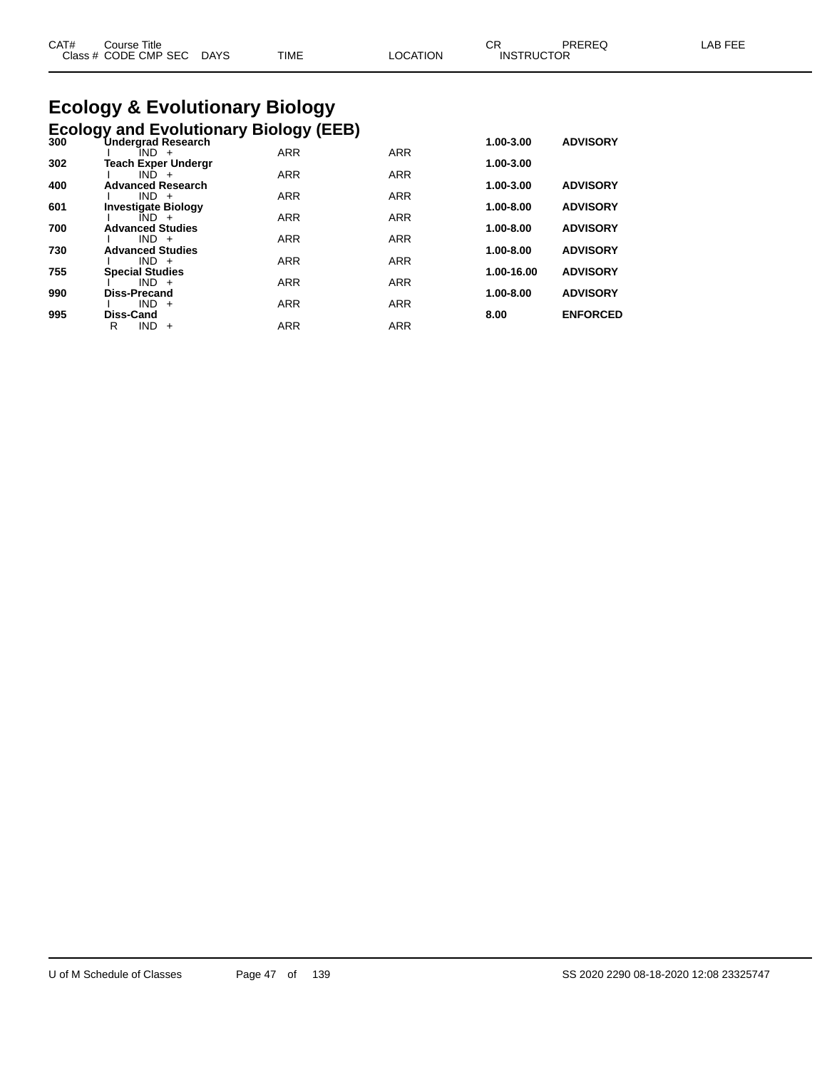| CAT# | Course Title / Class # CODE CMP SEC | DAYS | TIME | LOCATION | CR / INSTRUCTOR | PREREQ | LAB FEE |
|---|---|---|---|---|---|---|---|

# Ecology & Evolutionary Biology

## Ecology and Evolutionary Biology (EEB)

| CAT# | Course Title / Class # CODE CMP SEC | DAYS | TIME | LOCATION | CR / INSTRUCTOR | PREREQ | LAB FEE |
|---|---|---|---|---|---|---|---|
| 300 | **Undergrad Research** | | | | **1.00-3.00** | **ADVISORY** | |
| | I IND + | | ARR | ARR | | | |
| 302 | **Teach Exper Undergr** | | | | **1.00-3.00** | | |
| | I IND + | | ARR | ARR | | | |
| 400 | **Advanced Research** | | | | **1.00-3.00** | **ADVISORY** | |
| | I IND + | | ARR | ARR | | | |
| 601 | **Investigate Biology** | | | | **1.00-8.00** | **ADVISORY** | |
| | I IND + | | ARR | ARR | | | |
| 700 | **Advanced Studies** | | | | **1.00-8.00** | **ADVISORY** | |
| | I IND + | | ARR | ARR | | | |
| 730 | **Advanced Studies** | | | | **1.00-8.00** | **ADVISORY** | |
| | I IND + | | ARR | ARR | | | |
| 755 | **Special Studies** | | | | **1.00-16.00** | **ADVISORY** | |
| | I IND + | | ARR | ARR | | | |
| 990 | **Diss-Precand** | | | | **1.00-8.00** | **ADVISORY** | |
| | I IND + | | ARR | ARR | | | |
| 995 | **Diss-Cand** | | | | **8.00** | **ENFORCED** | |
| | R IND + | | ARR | ARR | | | |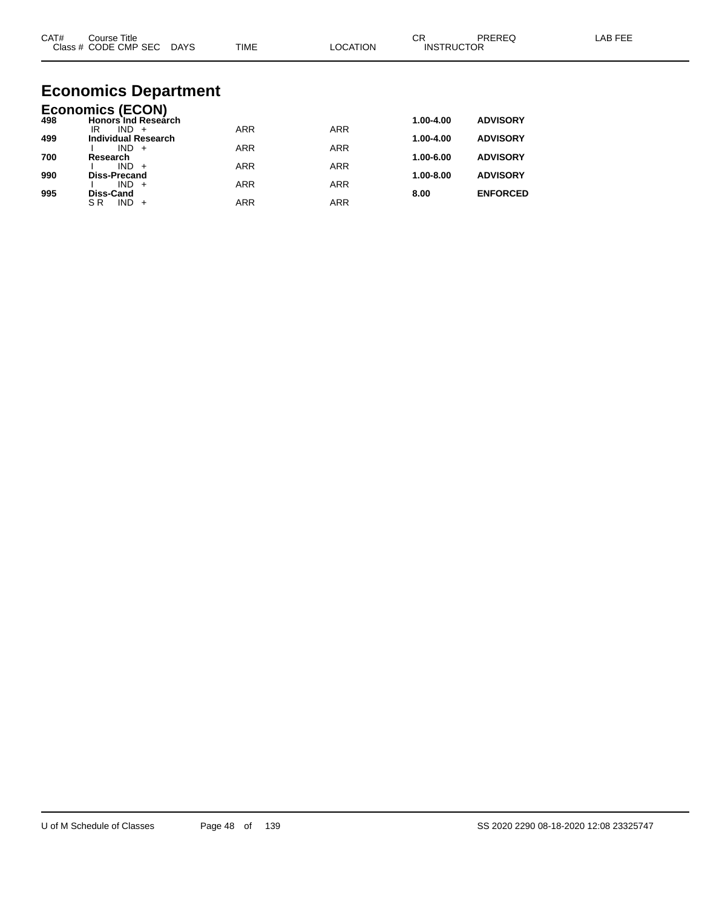| CAT# | Course Title<br>Class # CODE CMP SEC DAYS | TIME | LOCATION | CR<br>INSTRUCTOR | PREREQ | LAB FEE |
|---|---|---|---|---|---|---|

# Economics Department

## Economics (ECON)

| CAT# | Course Title<br>Class # CODE CMP SEC DAYS | TIME | LOCATION | CR<br>INSTRUCTOR | PREREQ | LAB FEE |
|---|---|---|---|---|---|---|
| **498** | **Honors Ind Research** | | | **1.00-4.00** | **ADVISORY** | |
| | IR IND + | ARR | ARR | | | |
| **499** | **Individual Research** | | | **1.00-4.00** | **ADVISORY** | |
| | I IND + | ARR | ARR | | | |
| **700** | **Research** | | | **1.00-6.00** | **ADVISORY** | |
| | I IND + | ARR | ARR | | | |
| **990** | **Diss-Precand** | | | **1.00-8.00** | **ADVISORY** | |
| | I IND + | ARR | ARR | | | |
| **995** | **Diss-Cand** | | | **8.00** | **ENFORCED** | |
| | S R IND + | ARR | ARR | | | |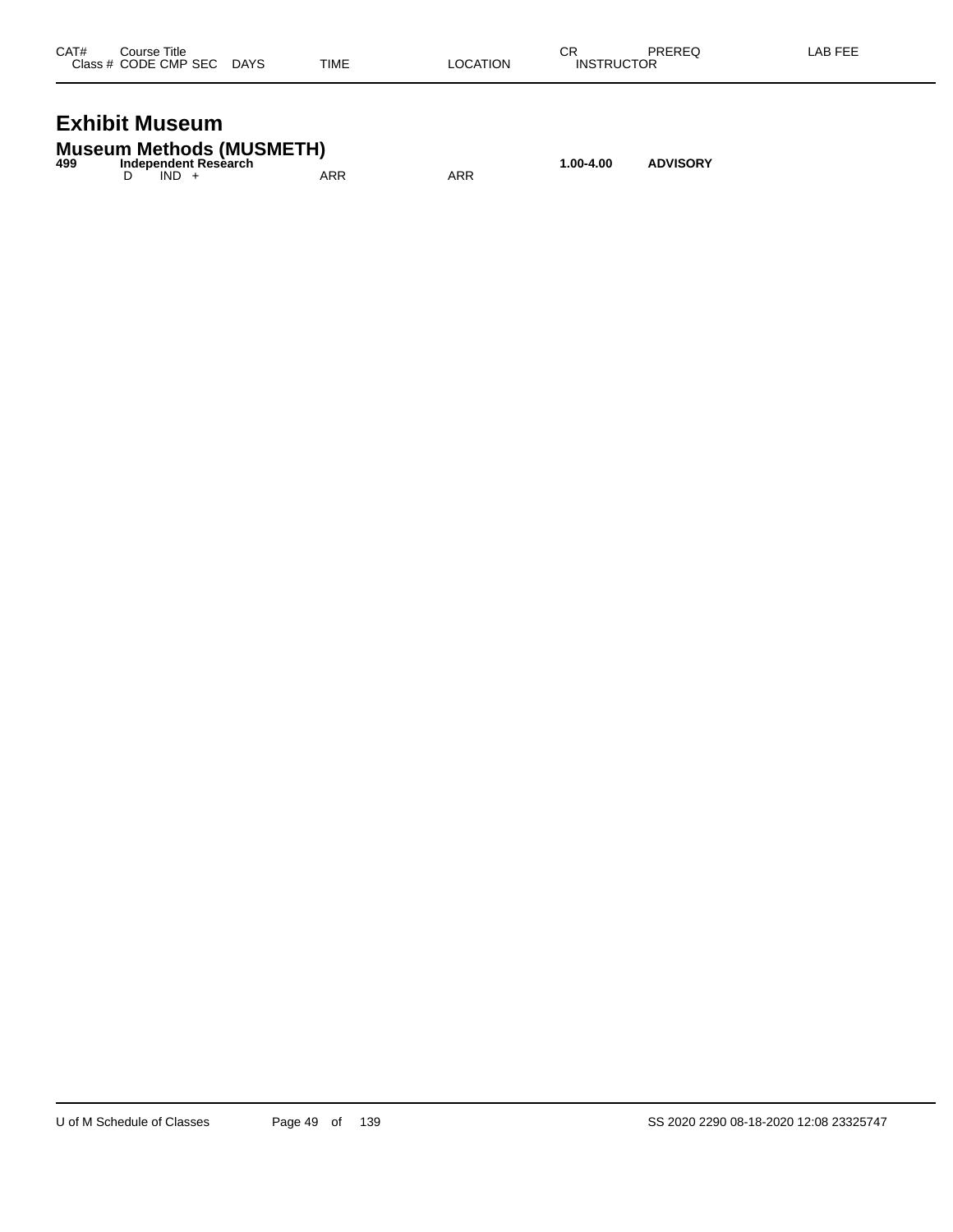# Exhibit Museum

## Museum Methods (MUSMETH)

| CAT# | Course Title / Class # | CODE | CMP | SEC | DAYS | TIME | LOCATION | CR / INSTRUCTOR | PREREQ | LAB FEE |
|---|---|---|---|---|---|---|---|---|---|---|
| **499** | **Independent Research** | | | | | | | **1.00-4.00** | **ADVISORY** | |
| | | D | IND | + | | ARR | ARR | | | |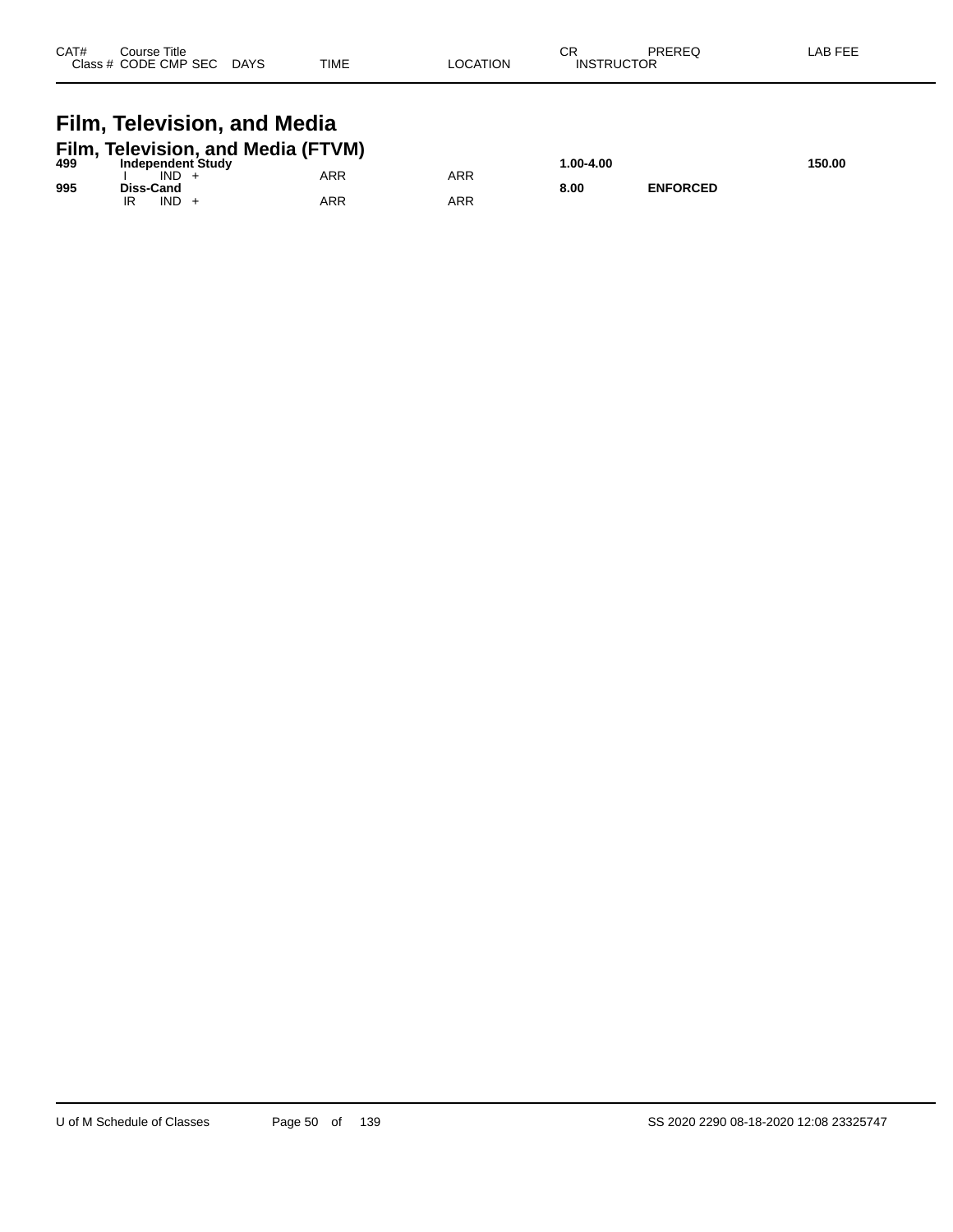| CAT# | Course Title Class # CODE CMP SEC | DAYS | TIME | LOCATION | CR INSTRUCTOR | PREREQ | LAB FEE |
|---|---|---|---|---|---|---|---|

# Film, Television, and Media

## Film, Television, and Media (FTVM)

| CAT# | Course Title Class # CODE CMP SEC | DAYS | TIME | LOCATION | CR INSTRUCTOR | PREREQ | LAB FEE |
|---|---|---|---|---|---|---|---|
| **499** | **Independent Study** | | | | **1.00-4.00** | | **150.00** |
| | I IND + | | ARR | ARR | | | |
| **995** | **Diss-Cand** | | | | **8.00** | **ENFORCED** | |
| | IR IND + | | ARR | ARR | | | |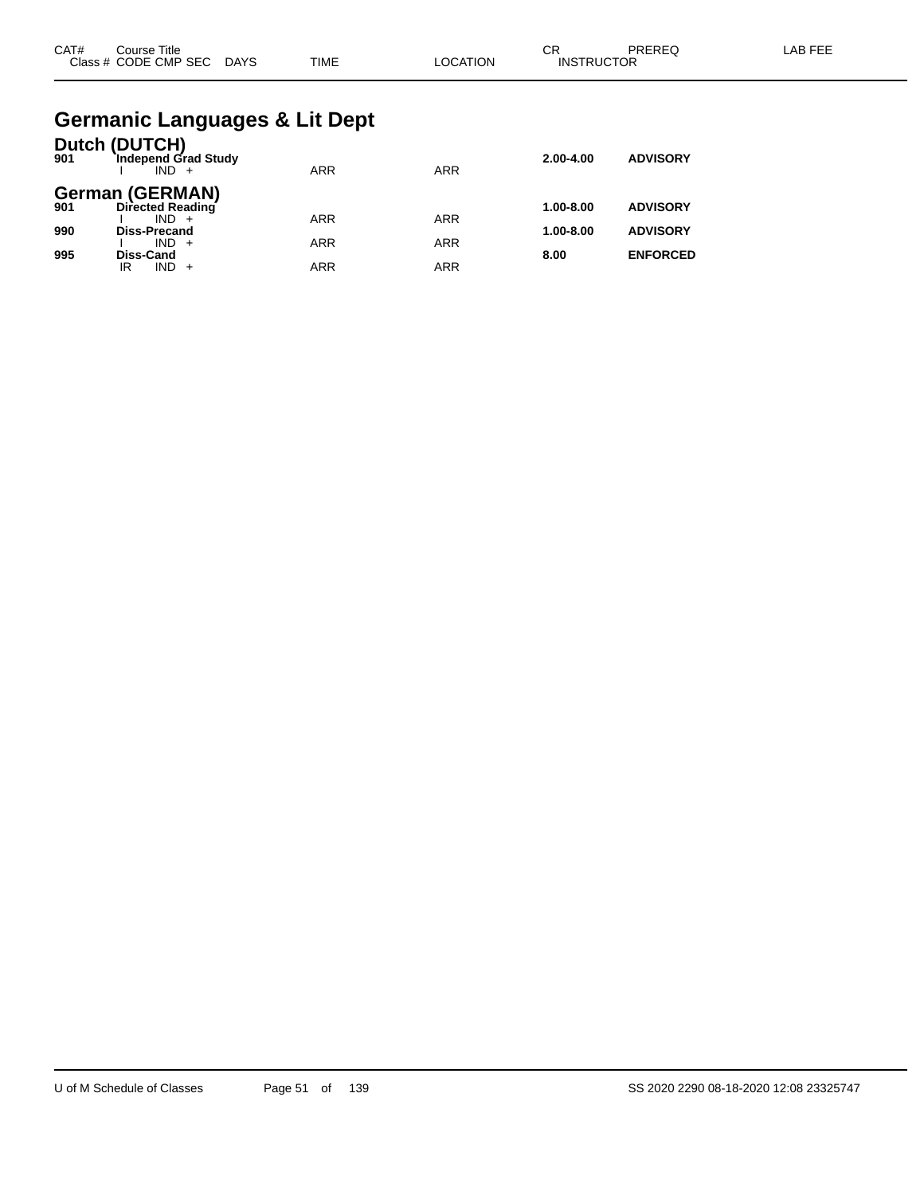| CAT# | Course Title<br>Class # CODE CMP SEC DAYS | TIME | LOCATION | CR<br>INSTRUCTOR | PREREQ | LAB FEE |
|---|---|---|---|---|---|---|

# Germanic Languages & Lit Dept

## Dutch (DUTCH)

| CAT# | Course Title / Class # CODE CMP SEC DAYS | TIME | LOCATION | CR / INSTRUCTOR | PREREQ | LAB FEE |
|---|---|---|---|---|---|---|
| **901** | **Independ Grad Study** | | | **2.00-4.00** | **ADVISORY** | |
| | I IND + | ARR | ARR | | | |

## German (GERMAN)

| CAT# | Course Title / Class # CODE CMP SEC DAYS | TIME | LOCATION | CR / INSTRUCTOR | PREREQ | LAB FEE |
|---|---|---|---|---|---|---|
| **901** | **Directed Reading** | | | **1.00-8.00** | **ADVISORY** | |
| | I IND + | ARR | ARR | | | |
| **990** | **Diss-Precand** | | | **1.00-8.00** | **ADVISORY** | |
| | I IND + | ARR | ARR | | | |
| **995** | **Diss-Cand** | | | **8.00** | **ENFORCED** | |
| | IR IND + | ARR | ARR | | | |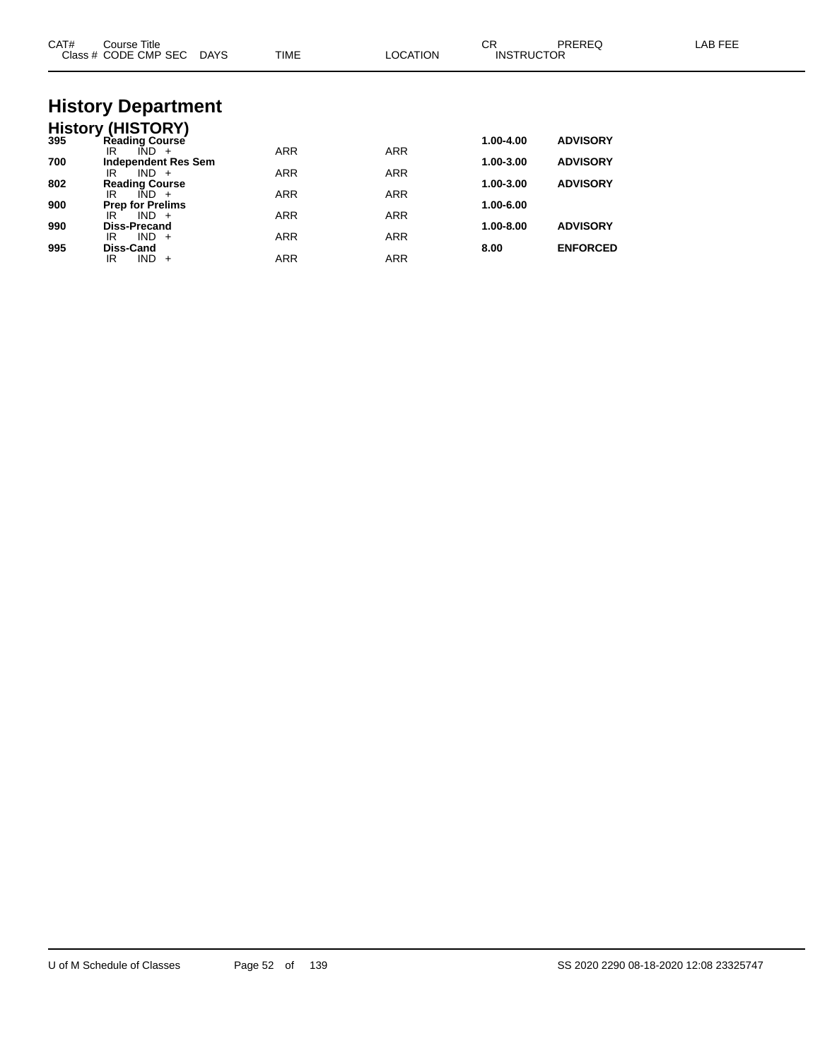| CAT# | Course Title<br>Class # CODE CMP SEC DAYS | TIME | LOCATION | CR<br>INSTRUCTOR | PREREQ | LAB FEE |
|---|---|---|---|---|---|---|

# History Department

## History (HISTORY)

| CAT# | Course Title / Class # CODE CMP SEC DAYS | TIME | LOCATION | CR / INSTRUCTOR | PREREQ | LAB FEE |
|---|---|---|---|---|---|---|
| **395** | **Reading Course** | | | **1.00-4.00** | **ADVISORY** | |
| | IR IND + | ARR | ARR | | | |
| **700** | **Independent Res Sem** | | | **1.00-3.00** | **ADVISORY** | |
| | IR IND + | ARR | ARR | | | |
| **802** | **Reading Course** | | | **1.00-3.00** | **ADVISORY** | |
| | IR IND + | ARR | ARR | | | |
| **900** | **Prep for Prelims** | | | **1.00-6.00** | | |
| | IR IND + | ARR | ARR | | | |
| **990** | **Diss-Precand** | | | **1.00-8.00** | **ADVISORY** | |
| | IR IND + | ARR | ARR | | | |
| **995** | **Diss-Cand** | | | **8.00** | **ENFORCED** | |
| | IR IND + | ARR | ARR | | | |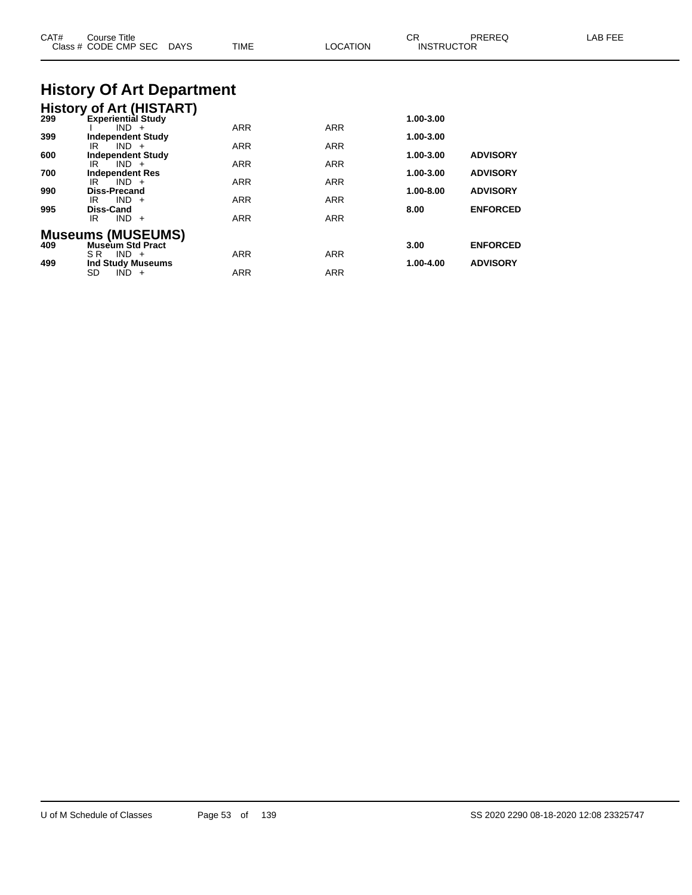# History Of Art Department

## History of Art (HISTART)

| CAT# | Course Title / Class # CODE CMP SEC DAYS | TIME | LOCATION | CR / INSTRUCTOR | PREREQ | LAB FEE |
|---|---|---|---|---|---|---|
| 299 | **Experiential Study** | | | 1.00-3.00 | | |
| | I IND + | ARR | ARR | | | |
| 399 | **Independent Study** | | | 1.00-3.00 | | |
| | IR IND + | ARR | ARR | | | |
| 600 | **Independent Study** | | | 1.00-3.00 | ADVISORY | |
| | IR IND + | ARR | ARR | | | |
| 700 | **Independent Res** | | | 1.00-3.00 | ADVISORY | |
| | IR IND + | ARR | ARR | | | |
| 990 | **Diss-Precand** | | | 1.00-8.00 | ADVISORY | |
| | IR IND + | ARR | ARR | | | |
| 995 | **Diss-Cand** | | | 8.00 | ENFORCED | |
| | IR IND + | ARR | ARR | | | |

## Museums (MUSEUMS)

| CAT# | Course Title / Class # CODE CMP SEC DAYS | TIME | LOCATION | CR / INSTRUCTOR | PREREQ | LAB FEE |
|---|---|---|---|---|---|---|
| 409 | **Museum Std Pract** | | | 3.00 | ENFORCED | |
| | S R IND + | ARR | ARR | | | |
| 499 | **Ind Study Museums** | | | 1.00-4.00 | ADVISORY | |
| | SD IND + | ARR | ARR | | | |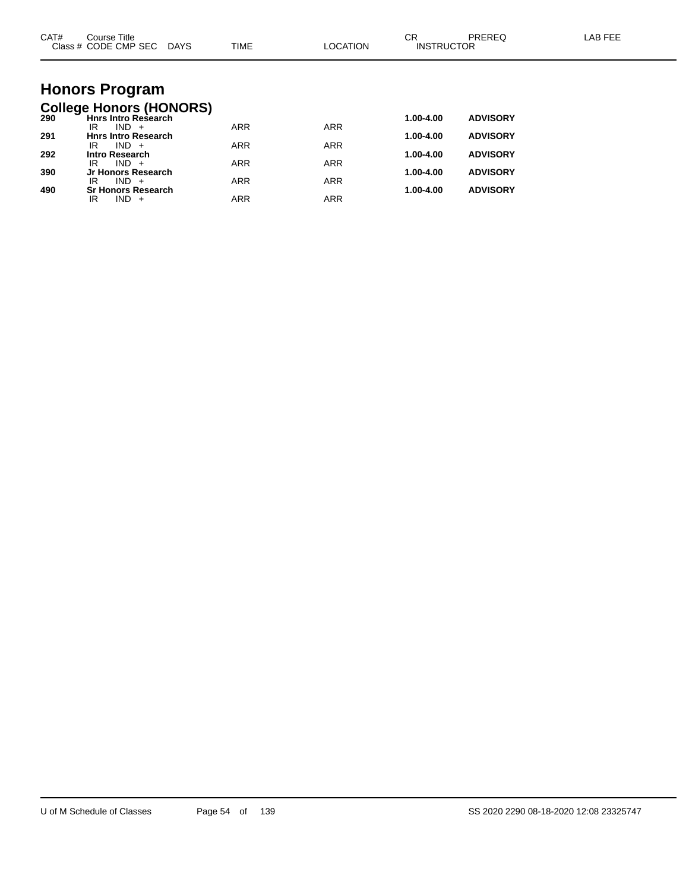| CAT# | Course Title / Class # CODE CMP SEC DAYS | TIME | LOCATION | CR / INSTRUCTOR | PREREQ | LAB FEE |
|---|---|---|---|---|---|---|

# Honors Program

## College Honors (HONORS)

| CAT# | Course Title / Class # CODE CMP SEC DAYS | TIME | LOCATION | CR / INSTRUCTOR | PREREQ | LAB FEE |
|---|---|---|---|---|---|---|
| **290** | **Hnrs Intro Research** | | | **1.00-4.00** | **ADVISORY** | |
| | IR IND + | ARR | ARR | | | |
| **291** | **Hnrs Intro Research** | | | **1.00-4.00** | **ADVISORY** | |
| | IR IND + | ARR | ARR | | | |
| **292** | **Intro Research** | | | **1.00-4.00** | **ADVISORY** | |
| | IR IND + | ARR | ARR | | | |
| **390** | **Jr Honors Research** | | | **1.00-4.00** | **ADVISORY** | |
| | IR IND + | ARR | ARR | | | |
| **490** | **Sr Honors Research** | | | **1.00-4.00** | **ADVISORY** | |
| | IR IND + | ARR | ARR | | | |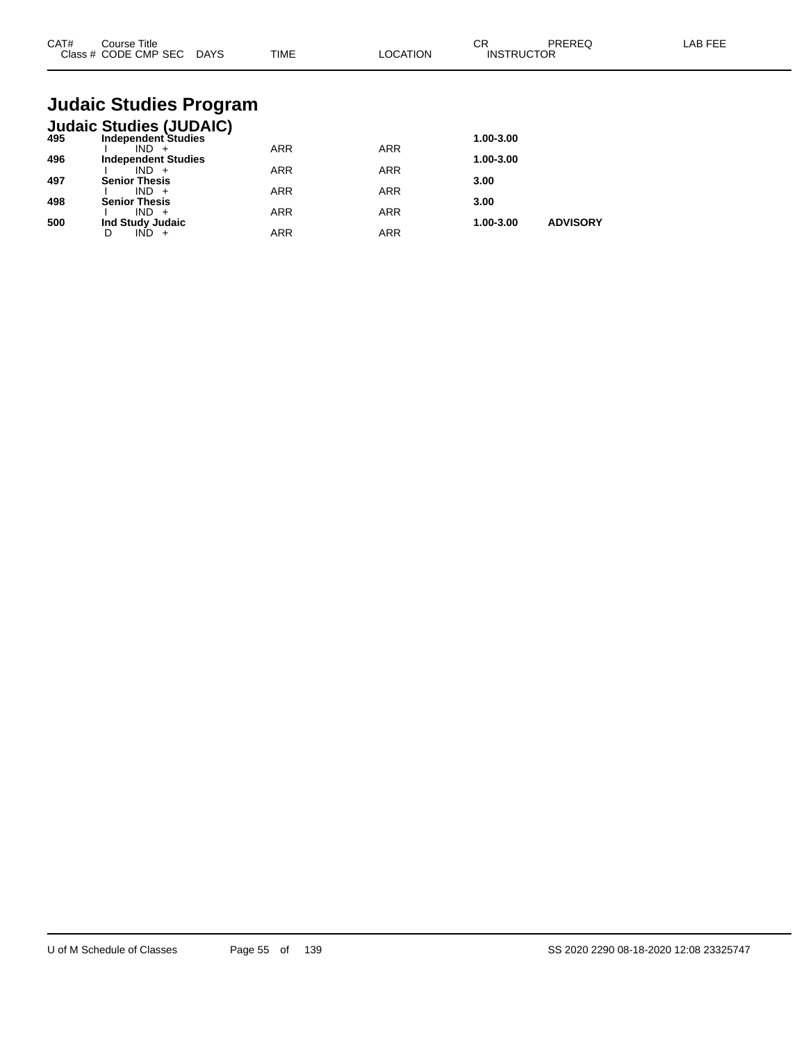# Judaic Studies Program

## Judaic Studies (JUDAIC)

| CAT# | Course Title / Class # CODE CMP SEC | DAYS | TIME | LOCATION | CR | INSTRUCTOR | PREREQ | LAB FEE |
|---|---|---|---|---|---|---|---|---|
| **495** | **Independent Studies** | | | | **1.00-3.00** | | | |
| | I IND + | | ARR | ARR | | | | |
| **496** | **Independent Studies** | | | | **1.00-3.00** | | | |
| | I IND + | | ARR | ARR | | | | |
| **497** | **Senior Thesis** | | | | **3.00** | | | |
| | I IND + | | ARR | ARR | | | | |
| **498** | **Senior Thesis** | | | | **3.00** | | | |
| | I IND + | | ARR | ARR | | | | |
| **500** | **Ind Study Judaic** | | | | **1.00-3.00** | | **ADVISORY** | |
| | D IND + | | ARR | ARR | | | | |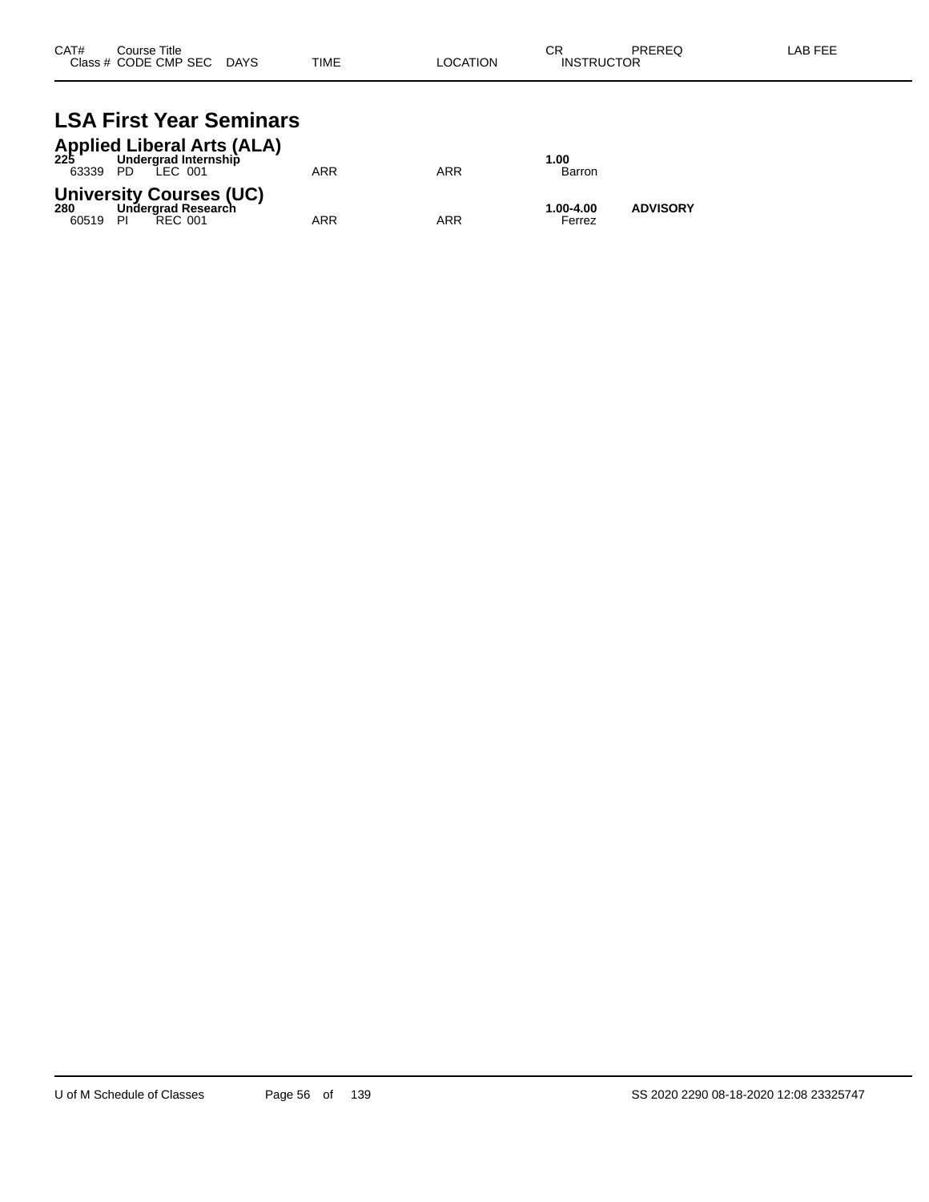| CAT# | Course Title | | | | | CR | PREREQ | LAB FEE |
|---|---|---|---|---|---|---|---|---|
| Class # | CODE CMP SEC | DAYS | TIME | LOCATION | | INSTRUCTOR | | |

# LSA First Year Seminars

## Applied Liberal Arts (ALA)

| CAT# | Course Title | DAYS | TIME | LOCATION | CR / INSTRUCTOR | PREREQ | LAB FEE |
|---|---|---|---|---|---|---|---|
| **225** | **Undergrad Internship** | | | | **1.00** | | |
| 63339 | PD LEC 001 | | ARR | ARR | Barron | | |

## University Courses (UC)

| CAT# | Course Title | DAYS | TIME | LOCATION | CR / INSTRUCTOR | PREREQ | LAB FEE |
|---|---|---|---|---|---|---|---|
| **280** | **Undergrad Research** | | | | **1.00-4.00** | **ADVISORY** | |
| 60519 | PI REC 001 | | ARR | ARR | Ferrez | | |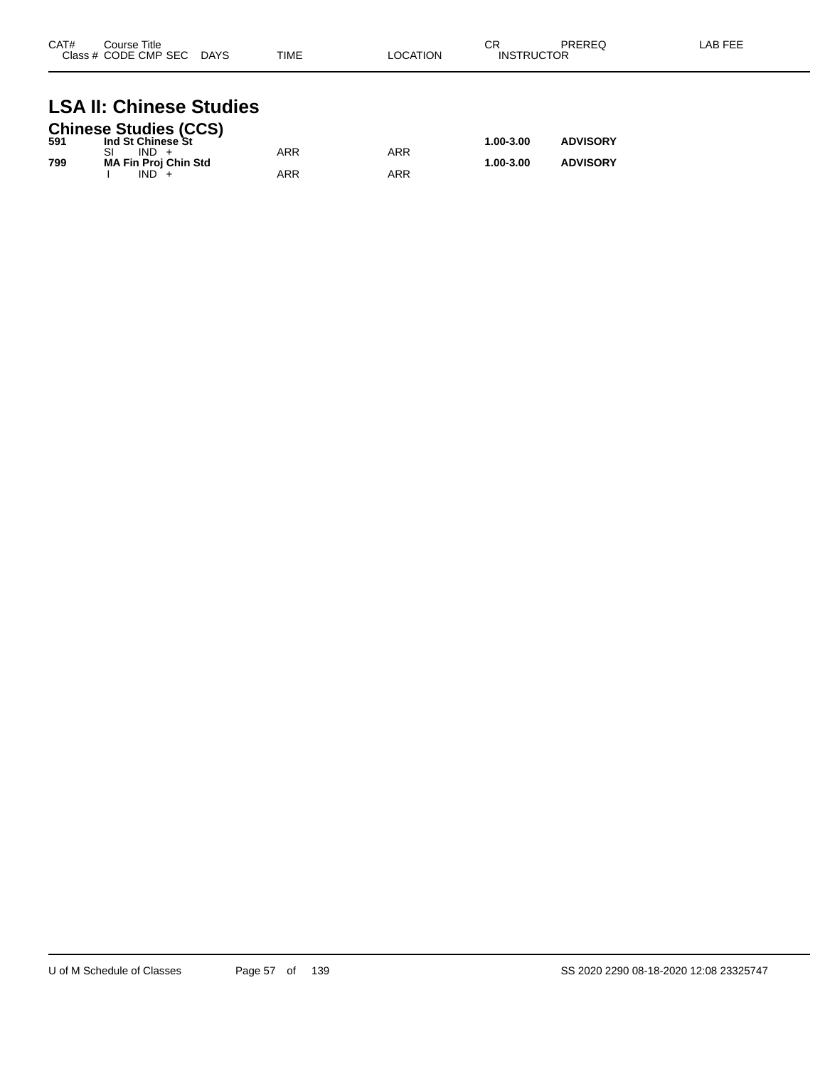| CAT# | Course Title / Class # CODE CMP SEC DAYS | TIME | LOCATION | CR / INSTRUCTOR | PREREQ | LAB FEE |
|---|---|---|---|---|---|---|

# LSA II: Chinese Studies

## Chinese Studies (CCS)

| CAT# | Course Title / Class # CODE CMP SEC DAYS | TIME | LOCATION | CR / INSTRUCTOR | PREREQ | LAB FEE |
|---|---|---|---|---|---|---|
| **591** | **Ind St Chinese St** | | | **1.00-3.00** | **ADVISORY** | |
| | SI IND + | ARR | ARR | | | |
| **799** | **MA Fin Proj Chin Std** | | | **1.00-3.00** | **ADVISORY** | |
| | I IND + | ARR | ARR | | | |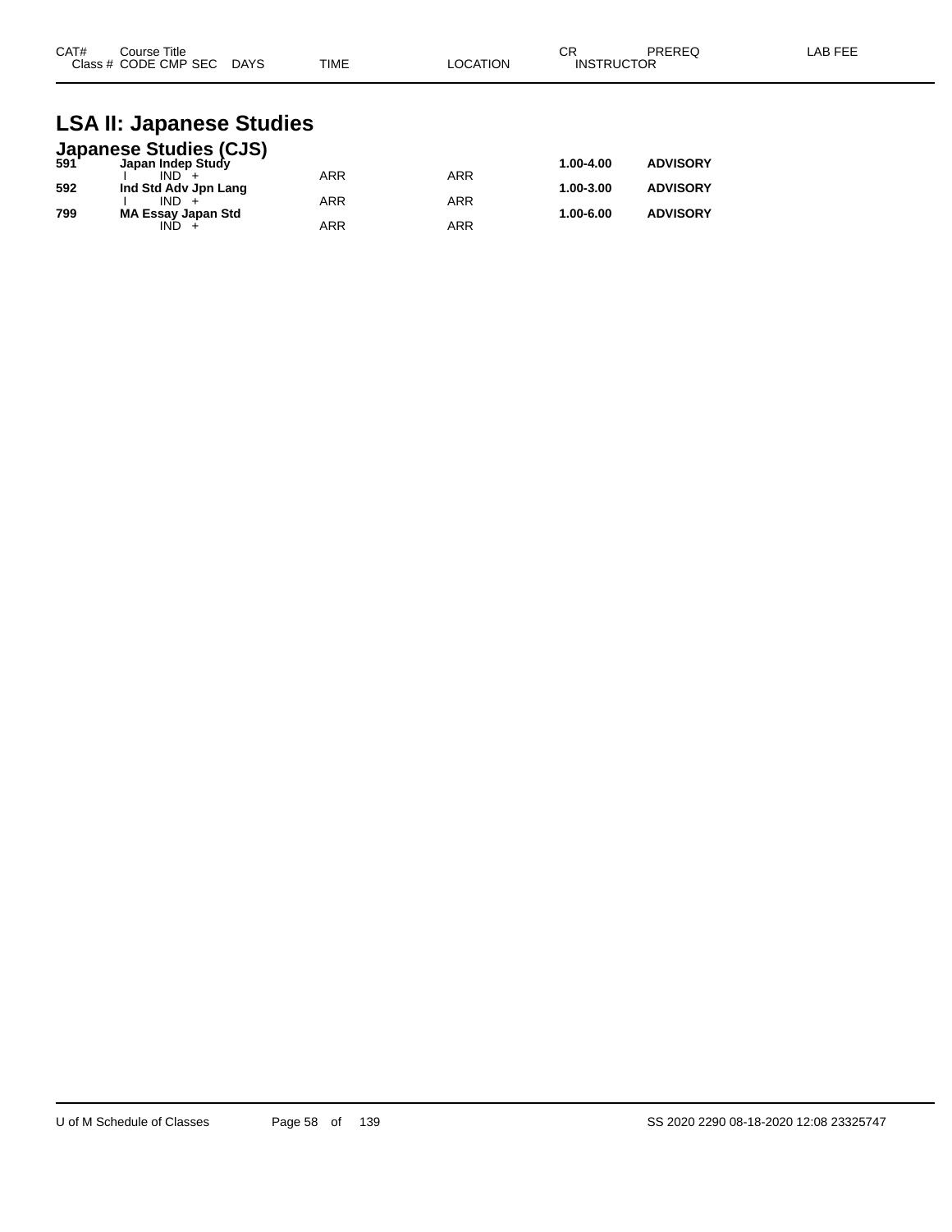# LSA II: Japanese Studies

## Japanese Studies (CJS)

| CAT# | Course Title / Class # CODE CMP SEC DAYS | TIME | LOCATION | CR / INSTRUCTOR | PREREQ | LAB FEE |
|---|---|---|---|---|---|---|
| **591** | **Japan Indep Study** | | | **1.00-4.00** | **ADVISORY** | |
| | I IND + | ARR | ARR | | | |
| **592** | **Ind Std Adv Jpn Lang** | | | **1.00-3.00** | **ADVISORY** | |
| | I IND + | ARR | ARR | | | |
| **799** | **MA Essay Japan Std** | | | **1.00-6.00** | **ADVISORY** | |
| | IND + | ARR | ARR | | | |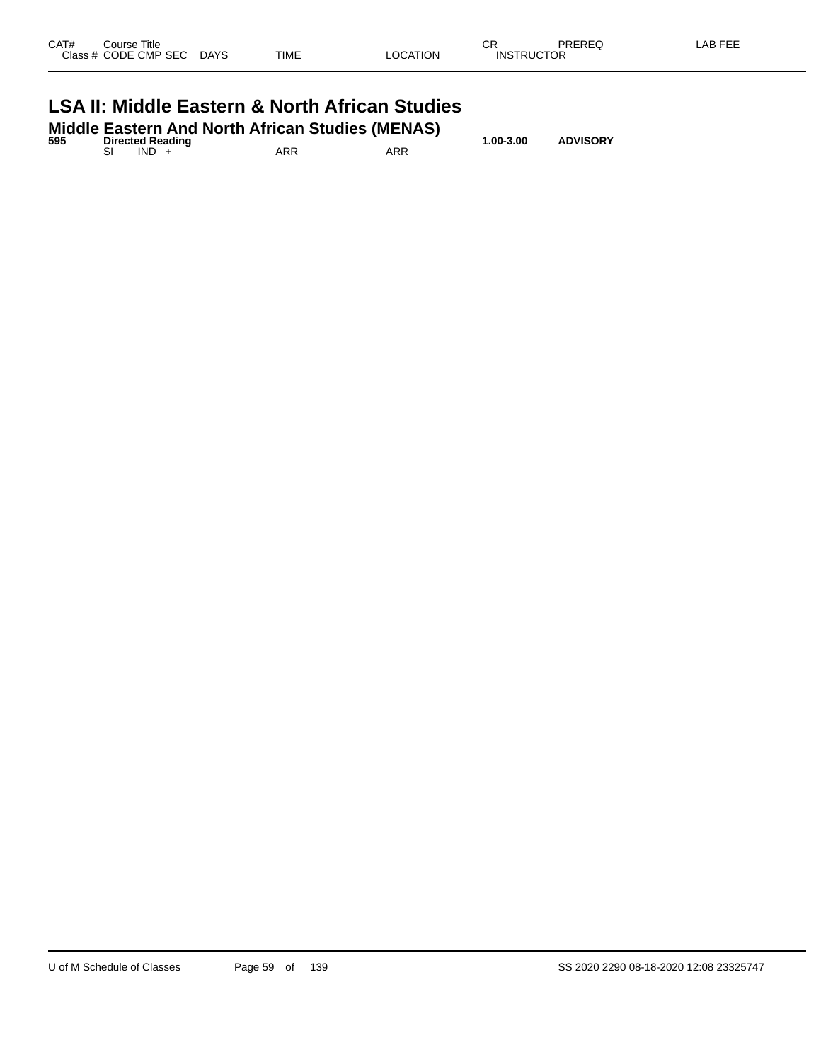| CAT# | Course Title | | | | | | CR | PREREQ | LAB FEE |
|---|---|---|---|---|---|---|---|---|---|
| Class # | CODE | CMP | SEC | DAYS | TIME | LOCATION | INSTRUCTOR | | |

# LSA II: Middle Eastern & North African Studies

## Middle Eastern And North African Studies (MENAS)

| CAT# | Course Title | | | | | | CR | PREREQ | LAB FEE |
|---|---|---|---|---|---|---|---|---|---|
| **595** | **Directed Reading** | | | | | | **1.00-3.00** | **ADVISORY** | |
| | SI | IND | + | | ARR | ARR | | | |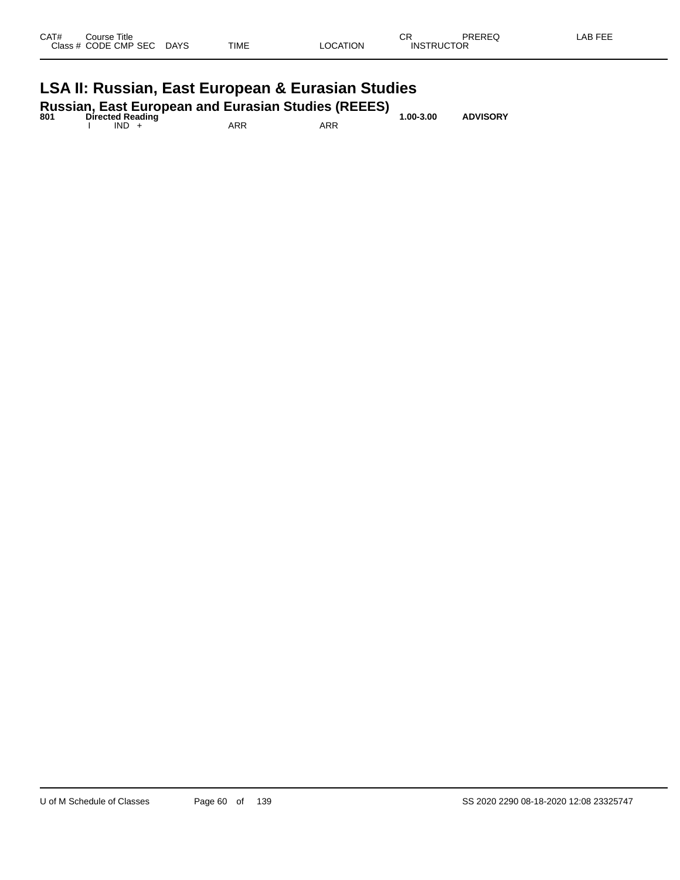| CAT# | Course Title | | | | | CR | PREREQ | LAB FEE |
|---|---|---|---|---|---|---|---|---|
| Class # | CODE CMP SEC | DAYS | TIME | LOCATION | | INSTRUCTOR | | |

# LSA II: Russian, East European & Eurasian Studies

## Russian, East European and Eurasian Studies (REEES)

| CAT# | Course Title | | | | | CR | PREREQ | LAB FEE |
|---|---|---|---|---|---|---|---|---|
| **801** | **Directed Reading** | | | | | **1.00-3.00** | **ADVISORY** | |
| | I IND + | | ARR | ARR | | | | |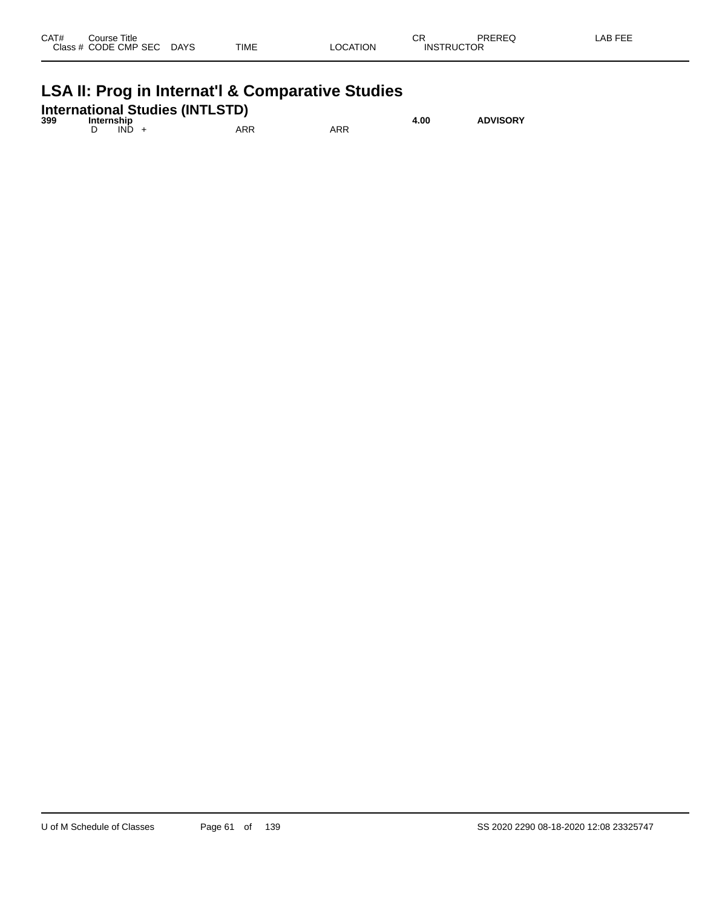| CAT# | Course Title | | | | | | | CR | PREREQ | LAB FEE |
|---|---|---|---|---|---|---|---|---|---|---|
| Class # | CODE | CMP | SEC | DAYS | TIME | LOCATION | | INSTRUCTOR | | |

# LSA II: Prog in Internat'l & Comparative Studies

## International Studies (INTLSTD)

| CAT# | Course Title | | | | | | | CR | PREREQ | LAB FEE |
|---|---|---|---|---|---|---|---|---|---|---|
| **399** | **Internship** | | | | | | | **4.00** | **ADVISORY** | |
| | D | IND | + | | ARR | ARR | | | | |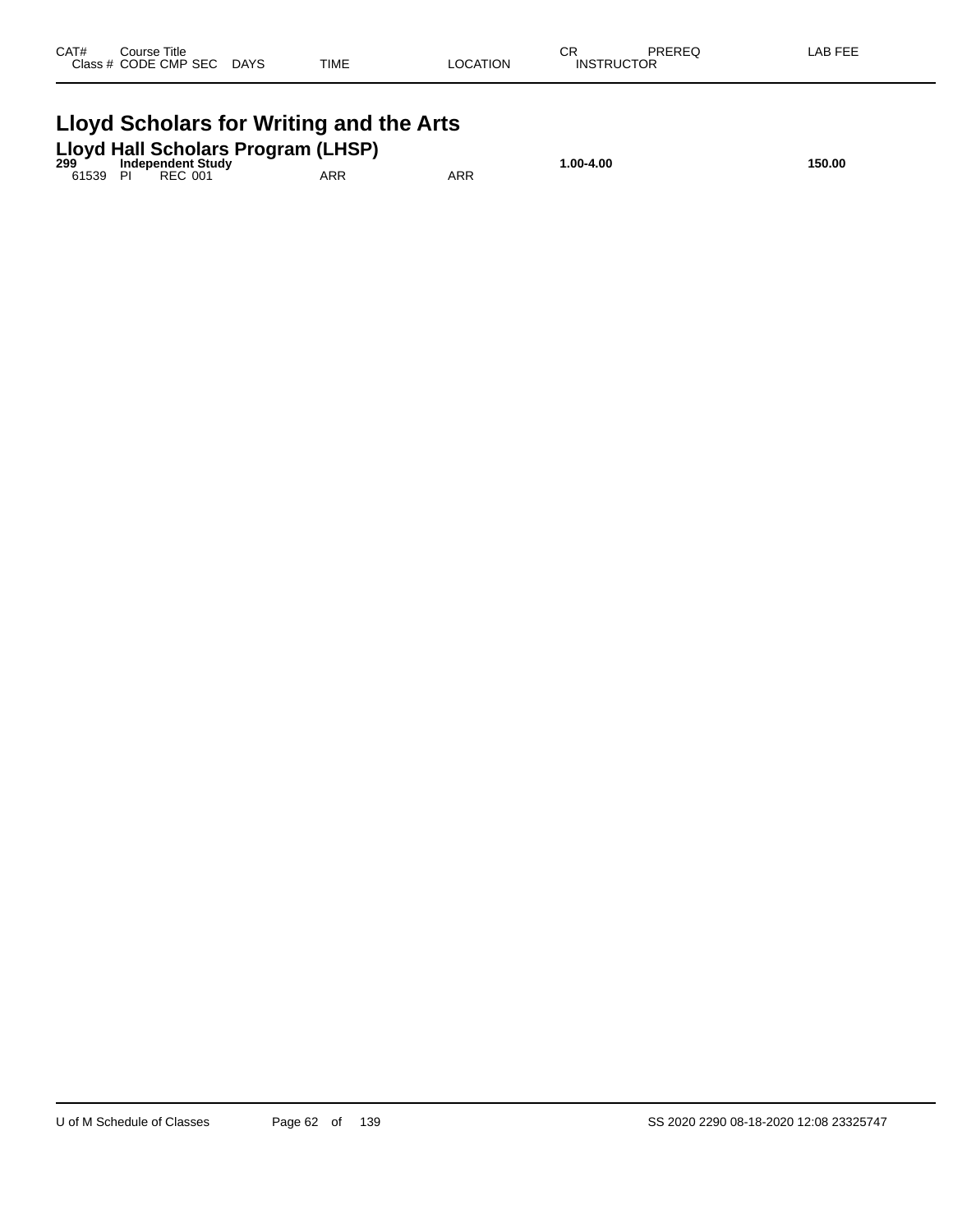| CAT# | Course Title | | | | | | | CR | PREREQ | LAB FEE |
|---|---|---|---|---|---|---|---|---|---|---|
| | Class # | CODE | CMP | SEC | DAYS | TIME | LOCATION | INSTRUCTOR | | |

# Lloyd Scholars for Writing and the Arts

## Lloyd Hall Scholars Program (LHSP)

| CAT# | Course Title | | | | | | | CR | PREREQ | LAB FEE |
|---|---|---|---|---|---|---|---|---|---|---|
| **299** | **Independent Study** | | | | | | | **1.00-4.00** | | **150.00** |
| | 61539 | PI | REC | 001 | | ARR | ARR | | | |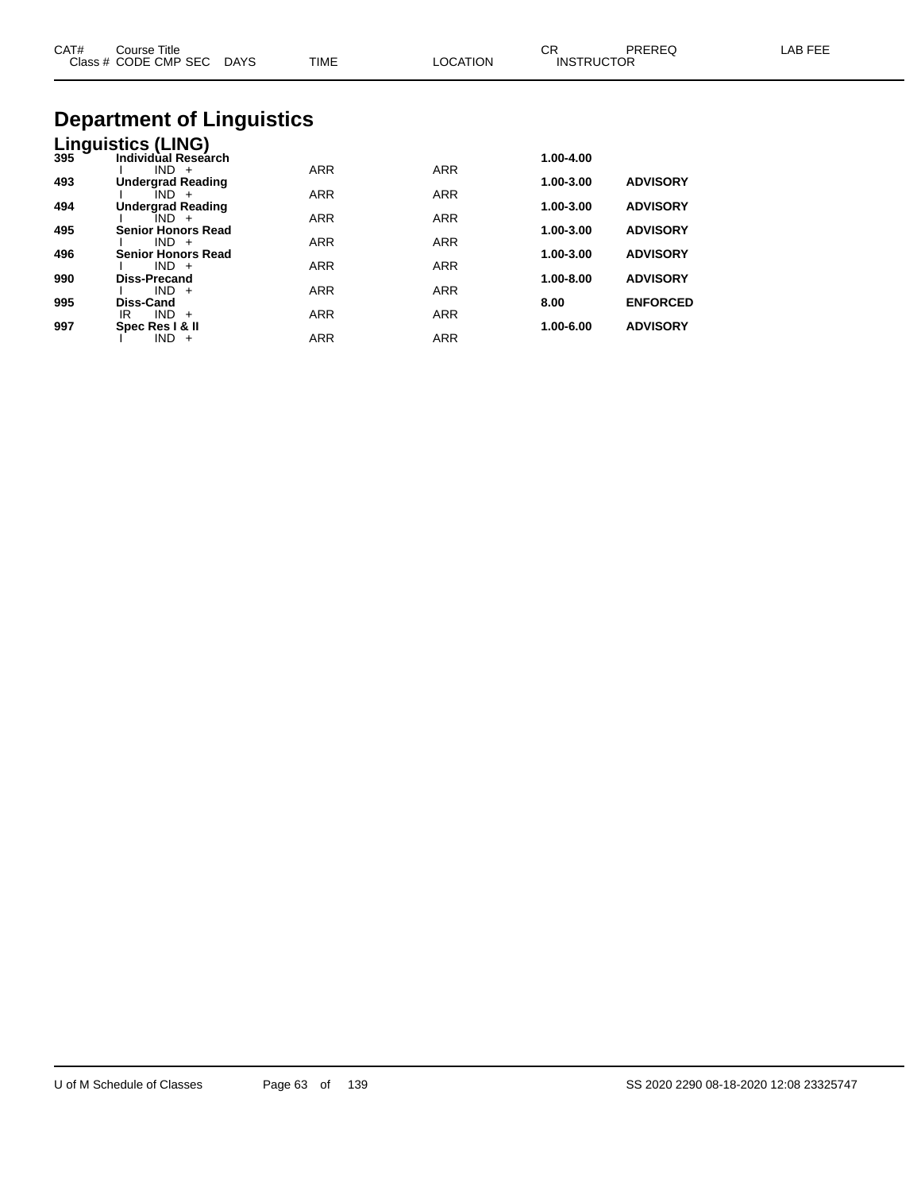# Department of Linguistics

## Linguistics (LING)

| CAT# | Course Title / Class # CODE CMP SEC DAYS | TIME | LOCATION | CR / INSTRUCTOR | PREREQ | LAB FEE |
|---|---|---|---|---|---|---|
| **395** | **Individual Research** | | | **1.00-4.00** | | |
| | I IND + | ARR | ARR | | | |
| **493** | **Undergrad Reading** | | | **1.00-3.00** | **ADVISORY** | |
| | I IND + | ARR | ARR | | | |
| **494** | **Undergrad Reading** | | | **1.00-3.00** | **ADVISORY** | |
| | I IND + | ARR | ARR | | | |
| **495** | **Senior Honors Read** | | | **1.00-3.00** | **ADVISORY** | |
| | I IND + | ARR | ARR | | | |
| **496** | **Senior Honors Read** | | | **1.00-3.00** | **ADVISORY** | |
| | I IND + | ARR | ARR | | | |
| **990** | **Diss-Precand** | | | **1.00-8.00** | **ADVISORY** | |
| | I IND + | ARR | ARR | | | |
| **995** | **Diss-Cand** | | | **8.00** | **ENFORCED** | |
| | IR IND + | ARR | ARR | | | |
| **997** | **Spec Res I & II** | | | **1.00-6.00** | **ADVISORY** | |
| | I IND + | ARR | ARR | | | |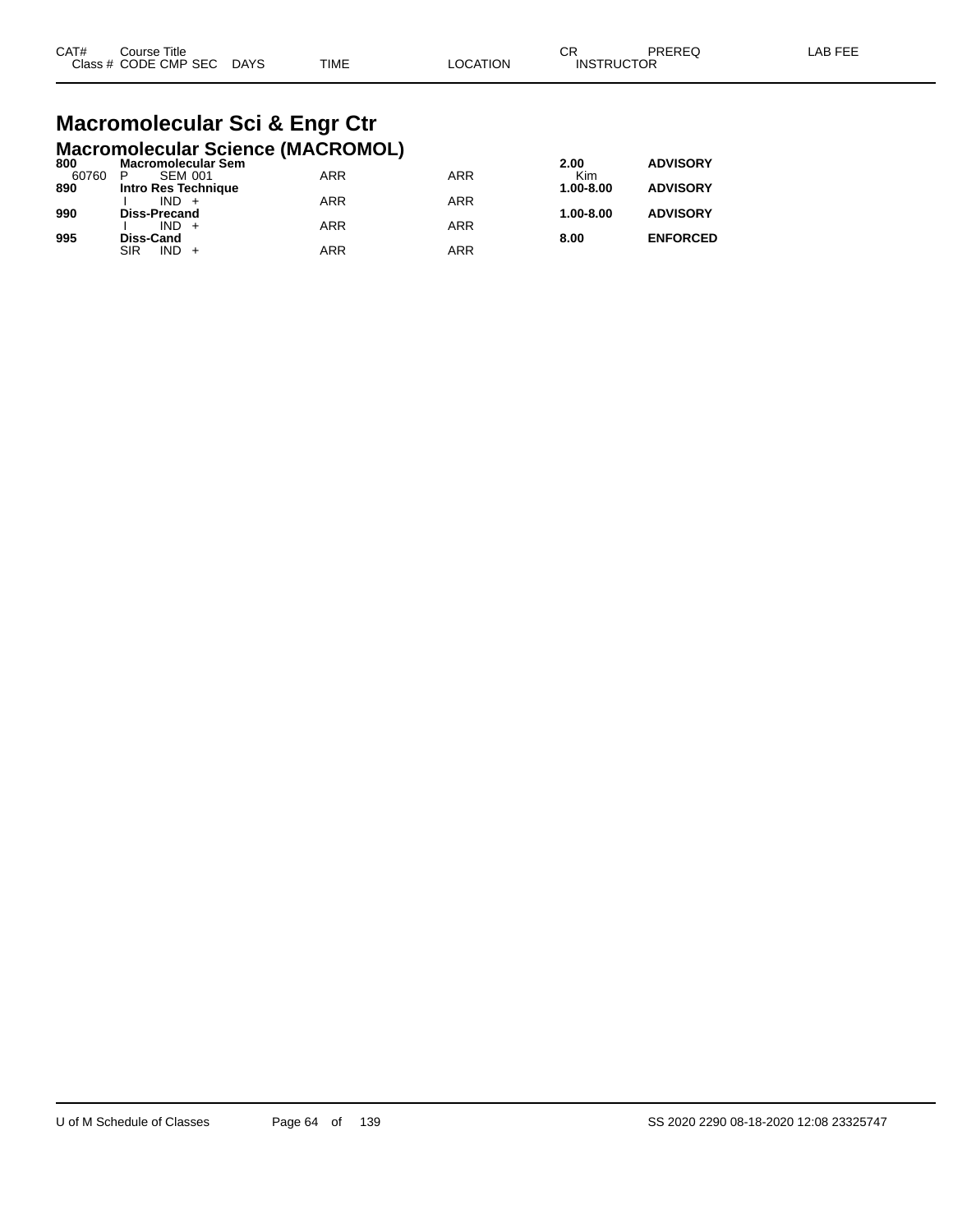# Macromolecular Sci & Engr Ctr

## Macromolecular Science (MACROMOL)

| CAT# / Class # | Course Title / CODE CMP SEC | DAYS | TIME | LOCATION | CR / INSTRUCTOR | PREREQ | LAB FEE |
|---|---|---|---|---|---|---|---|
| **800** | **Macromolecular Sem** | | | | **2.00** | **ADVISORY** | |
| 60760 | P SEM 001 | | ARR | ARR | Kim | | |
| **890** | **Intro Res Technique** | | | | **1.00-8.00** | **ADVISORY** | |
| | I IND + | | ARR | ARR | | | |
| **990** | **Diss-Precand** | | | | **1.00-8.00** | **ADVISORY** | |
| | I IND + | | ARR | ARR | | | |
| **995** | **Diss-Cand** | | | | **8.00** | **ENFORCED** | |
| | SIR IND + | | ARR | ARR | | | |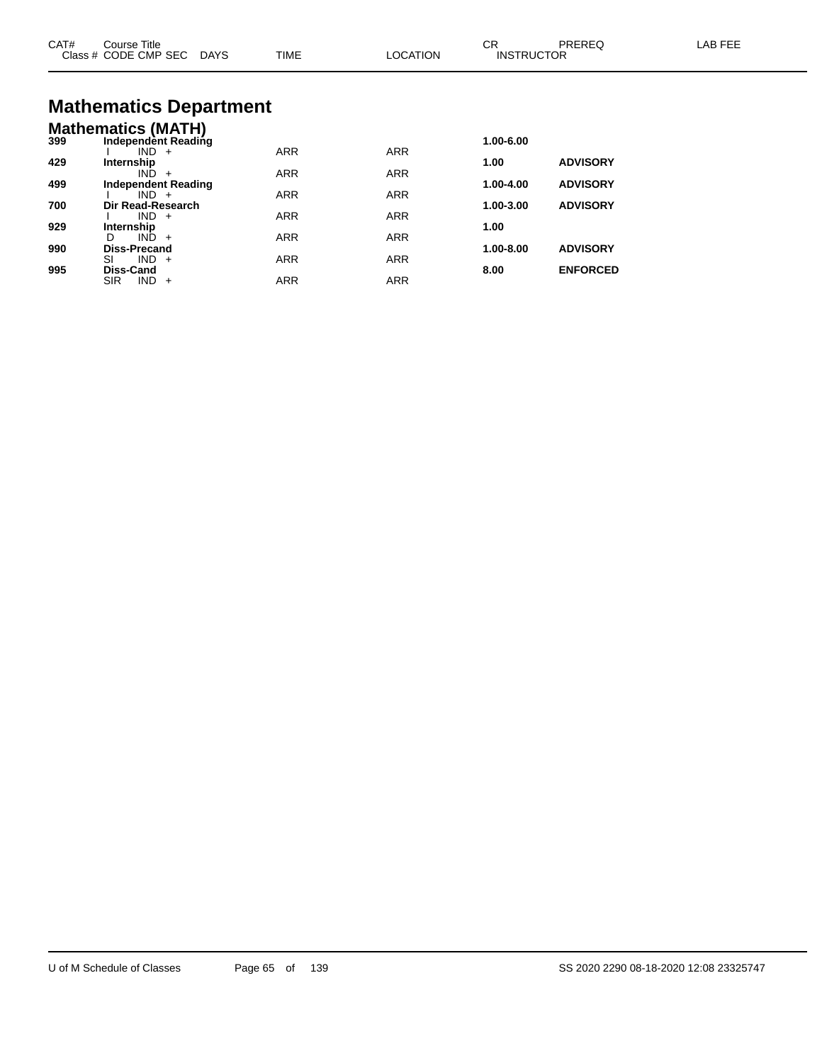# Mathematics Department

## Mathematics (MATH)

| CAT# Class # | Course Title CODE CMP SEC | DAYS | TIME | LOCATION | CR INSTRUCTOR | PREREQ | LAB FEE |
|---|---|---|---|---|---|---|---|
| 399 | **Independent Reading** | | | | **1.00-6.00** | | |
| | I IND + | | ARR | ARR | | | |
| 429 | **Internship** | | | | **1.00** | **ADVISORY** | |
| | IND + | | ARR | ARR | | | |
| 499 | **Independent Reading** | | | | **1.00-4.00** | **ADVISORY** | |
| | I IND + | | ARR | ARR | | | |
| 700 | **Dir Read-Research** | | | | **1.00-3.00** | **ADVISORY** | |
| | I IND + | | ARR | ARR | | | |
| 929 | **Internship** | | | | **1.00** | | |
| | D IND + | | ARR | ARR | | | |
| 990 | **Diss-Precand** | | | | **1.00-8.00** | **ADVISORY** | |
| | SI IND + | | ARR | ARR | | | |
| 995 | **Diss-Cand** | | | | **8.00** | **ENFORCED** | |
| | SIR IND + | | ARR | ARR | | | |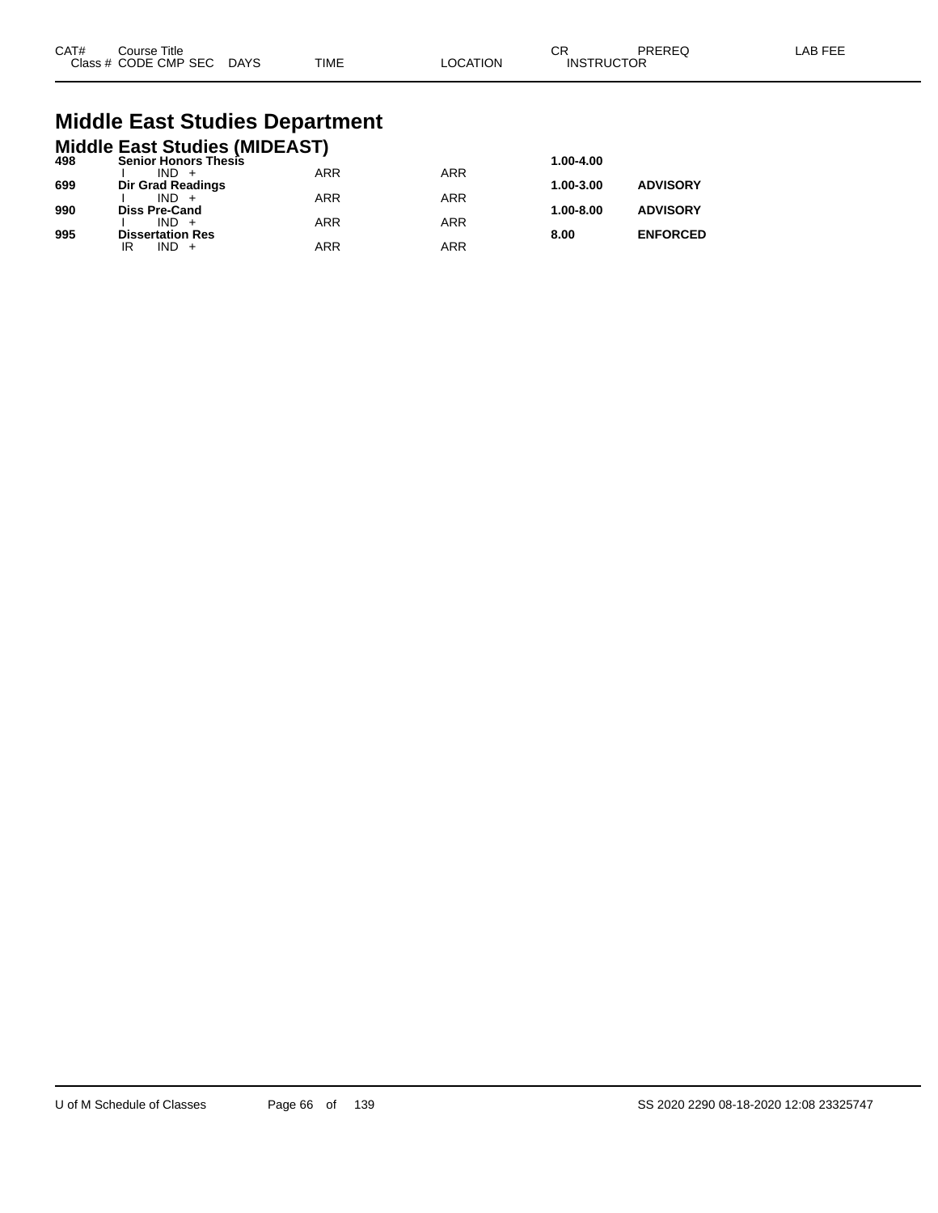| CAT# | Course Title | | | | | CR | PREREQ | LAB FEE |
|---|---|---|---|---|---|---|---|---|
| Class # | CODE CMP SEC | DAYS | TIME | LOCATION | | INSTRUCTOR | | |

# Middle East Studies Department

## Middle East Studies (MIDEAST)

| CAT# | Course Title | TIME | LOCATION | CR | PREREQ |
|---|---|---|---|---|---|
| **498** | **Senior Honors Thesis** | | | **1.00-4.00** | |
| | I IND + | ARR | ARR | | |
| **699** | **Dir Grad Readings** | | | **1.00-3.00** | **ADVISORY** |
| | I IND + | ARR | ARR | | |
| **990** | **Diss Pre-Cand** | | | **1.00-8.00** | **ADVISORY** |
| | I IND + | ARR | ARR | | |
| **995** | **Dissertation Res** | | | **8.00** | **ENFORCED** |
| | IR IND + | ARR | ARR | | |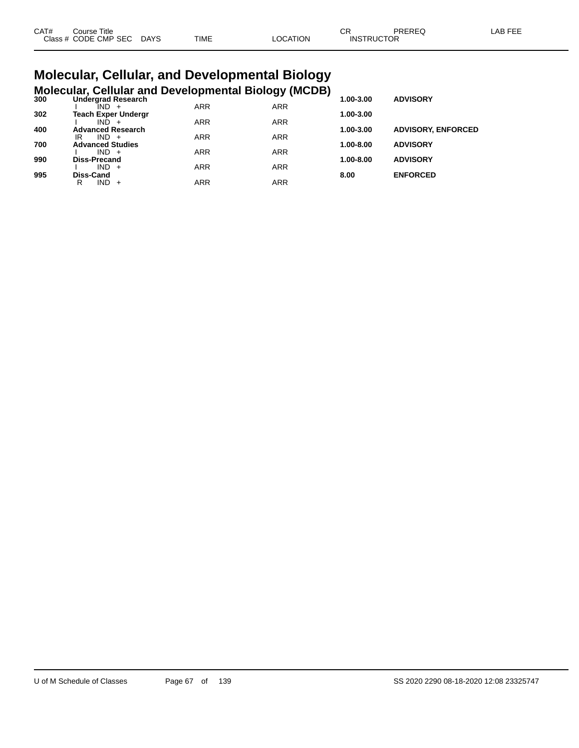| CAT# | Course Title | | | | | | CR | PREREQ | LAB FEE |
|---|---|---|---|---|---|---|---|---|---|
| Class # | CODE | CMP | SEC | DAYS | TIME | LOCATION | INSTRUCTOR | | |

# Molecular, Cellular, and Developmental Biology

## Molecular, Cellular and Developmental Biology (MCDB)

| CAT# | Course Title | | | | | | CR | PREREQ | LAB FEE |
|---|---|---|---|---|---|---|---|---|---|
| **300** | **Undergrad Research** | | | | | | **1.00-3.00** | **ADVISORY** | |
| | I | IND | + | | ARR | ARR | | | |
| **302** | **Teach Exper Undergr** | | | | | | **1.00-3.00** | | |
| | I | IND | + | | ARR | ARR | | | |
| **400** | **Advanced Research** | | | | | | **1.00-3.00** | **ADVISORY, ENFORCED** | |
| | IR | IND | + | | ARR | ARR | | | |
| **700** | **Advanced Studies** | | | | | | **1.00-8.00** | **ADVISORY** | |
| | I | IND | + | | ARR | ARR | | | |
| **990** | **Diss-Precand** | | | | | | **1.00-8.00** | **ADVISORY** | |
| | I | IND | + | | ARR | ARR | | | |
| **995** | **Diss-Cand** | | | | | | **8.00** | **ENFORCED** | |
| | R | IND | + | | ARR | ARR | | | |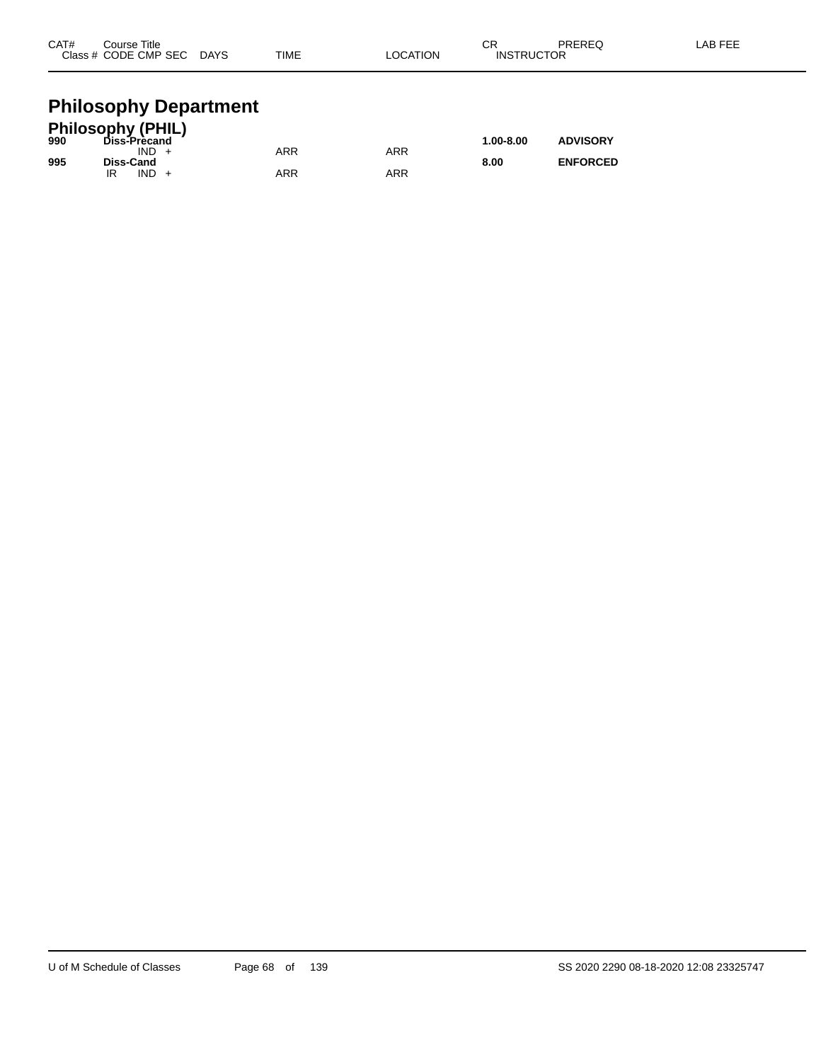| CAT# | Course Title<br>Class # CODE CMP SEC DAYS | TIME | LOCATION | CR<br>INSTRUCTOR | PREREQ | LAB FEE |
|---|---|---|---|---|---|---|

# Philosophy Department

## Philosophy (PHIL)

| CAT# | Course Title / Class # CODE CMP SEC DAYS | TIME | LOCATION | CR / INSTRUCTOR | PREREQ | LAB FEE |
|---|---|---|---|---|---|---|
| **990** | **Diss-Precand** | | | **1.00-8.00** | **ADVISORY** | |
| | IND + | ARR | ARR | | | |
| **995** | **Diss-Cand** | | | **8.00** | **ENFORCED** | |
| | IR IND + | ARR | ARR | | | |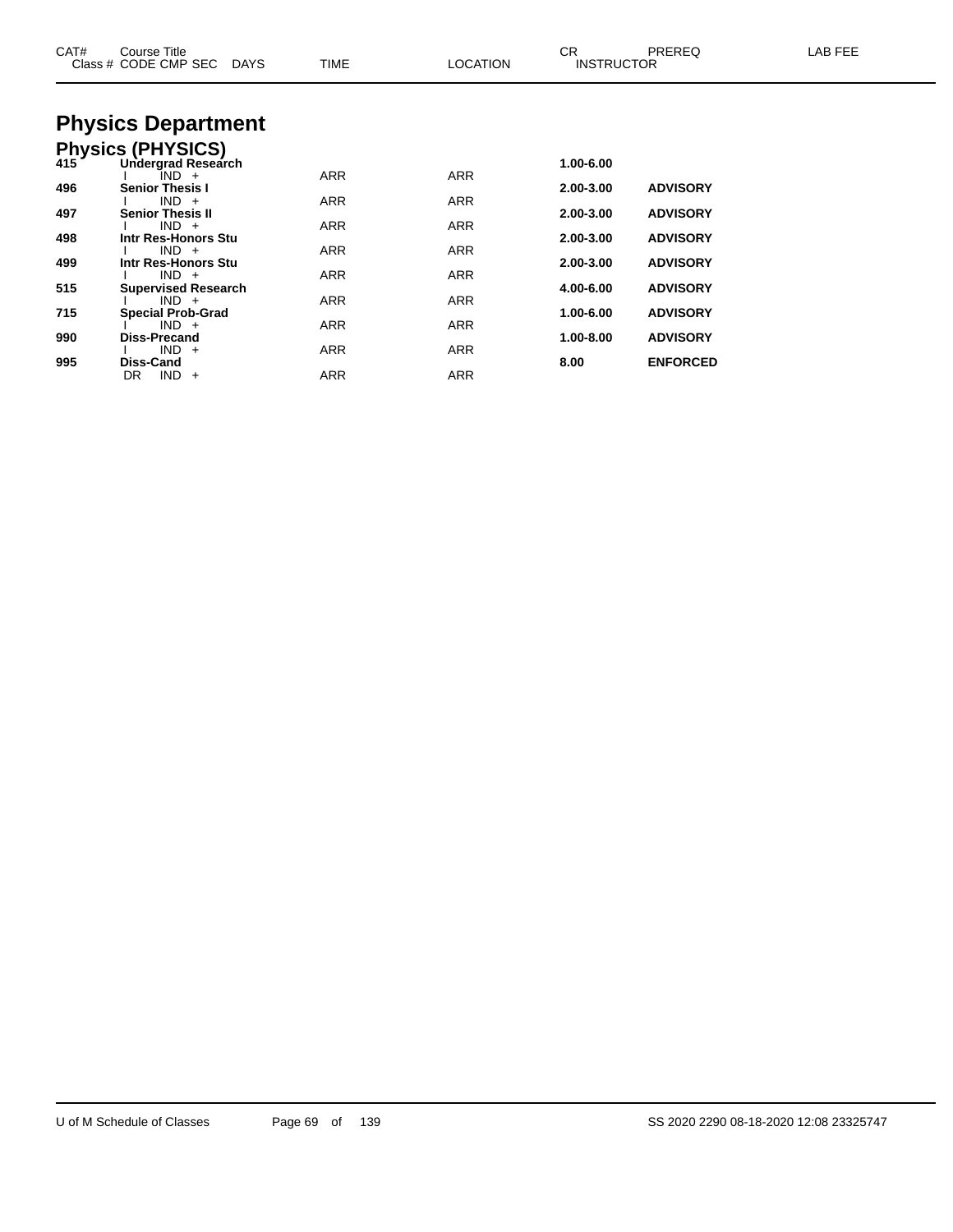| CAT# | Course Title<br>Class # CODE CMP SEC DAYS | TIME | LOCATION | CR<br>INSTRUCTOR | PREREQ | LAB FEE |
|---|---|---|---|---|---|---|

# Physics Department

## Physics (PHYSICS)

| CAT# | Course Title / Class # CODE CMP SEC DAYS | TIME | LOCATION | CR / INSTRUCTOR | PREREQ | LAB FEE |
|---|---|---|---|---|---|---|
| **415** | **Undergrad Research** | | | **1.00-6.00** | | |
| | I IND + | ARR | ARR | | | |
| **496** | **Senior Thesis I** | | | **2.00-3.00** | **ADVISORY** | |
| | I IND + | ARR | ARR | | | |
| **497** | **Senior Thesis II** | | | **2.00-3.00** | **ADVISORY** | |
| | I IND + | ARR | ARR | | | |
| **498** | **Intr Res-Honors Stu** | | | **2.00-3.00** | **ADVISORY** | |
| | I IND + | ARR | ARR | | | |
| **499** | **Intr Res-Honors Stu** | | | **2.00-3.00** | **ADVISORY** | |
| | I IND + | ARR | ARR | | | |
| **515** | **Supervised Research** | | | **4.00-6.00** | **ADVISORY** | |
| | I IND + | ARR | ARR | | | |
| **715** | **Special Prob-Grad** | | | **1.00-6.00** | **ADVISORY** | |
| | I IND + | ARR | ARR | | | |
| **990** | **Diss-Precand** | | | **1.00-8.00** | **ADVISORY** | |
| | I IND + | ARR | ARR | | | |
| **995** | **Diss-Cand** | | | **8.00** | **ENFORCED** | |
| | DR IND + | ARR | ARR | | | |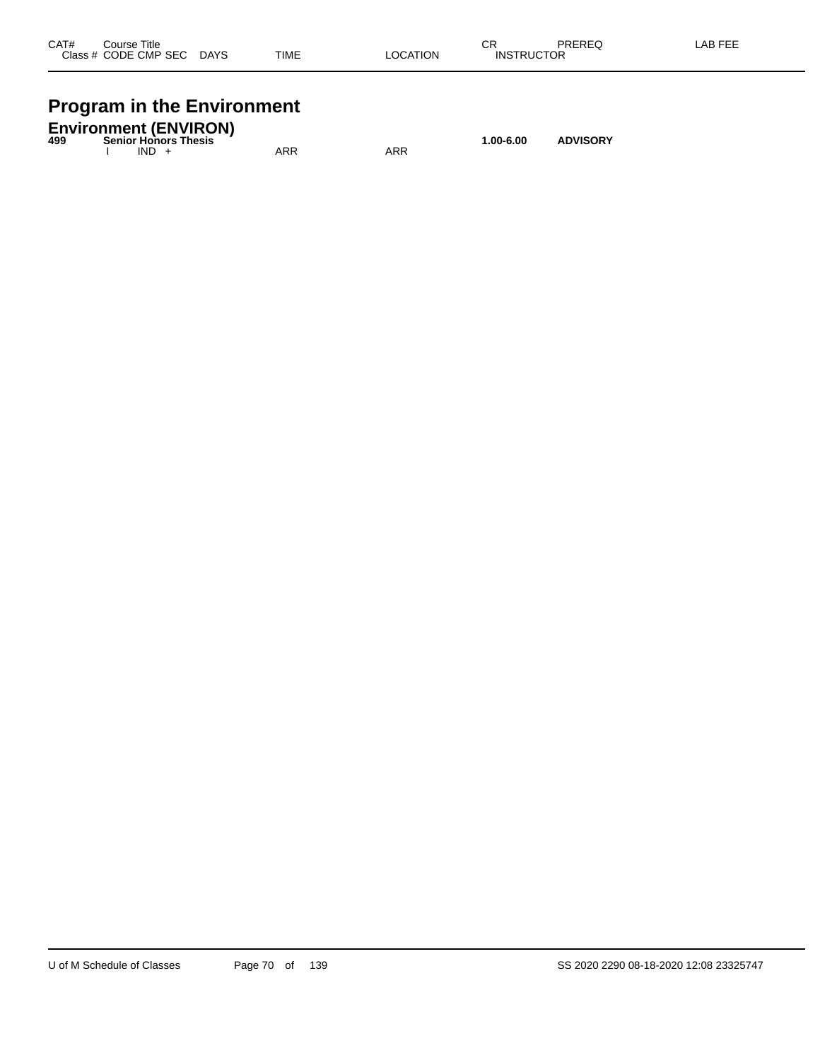| CAT# | Course Title | | | | | | CR | PREREQ | LAB FEE |
|---|---|---|---|---|---|---|---|---|---|
| Class # | CODE | CMP | SEC | DAYS | TIME | LOCATION | INSTRUCTOR | | |

# Program in the Environment

## Environment (ENVIRON)

| CAT# | Course Title | | | | | | CR | PREREQ | LAB FEE |
|---|---|---|---|---|---|---|---|---|---|
| **499** | **Senior Honors Thesis** | | | | | | **1.00-6.00** | **ADVISORY** | |
| | I | IND | + | | ARR | ARR | | | |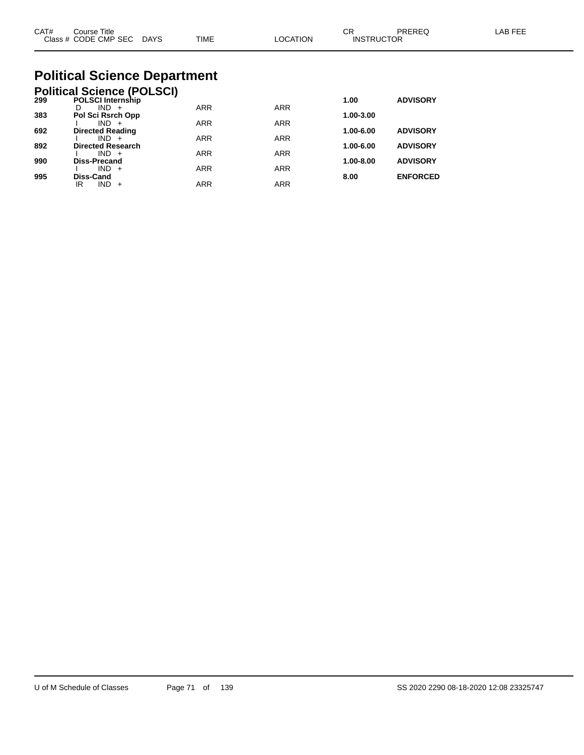| CAT# | Course Title / Class # CODE CMP SEC DAYS | TIME | LOCATION | CR / INSTRUCTOR | PREREQ | LAB FEE |
|---|---|---|---|---|---|---|

# Political Science Department

## Political Science (POLSCI)

| CAT# | Course Title / Class # CODE CMP SEC DAYS | TIME | LOCATION | CR / INSTRUCTOR | PREREQ | LAB FEE |
|---|---|---|---|---|---|---|
| **299** | **POLSCI Internship** | | | **1.00** | **ADVISORY** | |
| | D IND + | ARR | ARR | | | |
| **383** | **Pol Sci Rsrch Opp** | | | **1.00-3.00** | | |
| | I IND + | ARR | ARR | | | |
| **692** | **Directed Reading** | | | **1.00-6.00** | **ADVISORY** | |
| | I IND + | ARR | ARR | | | |
| **892** | **Directed Research** | | | **1.00-6.00** | **ADVISORY** | |
| | I IND + | ARR | ARR | | | |
| **990** | **Diss-Precand** | | | **1.00-8.00** | **ADVISORY** | |
| | I IND + | ARR | ARR | | | |
| **995** | **Diss-Cand** | | | **8.00** | **ENFORCED** | |
| | IR IND + | ARR | ARR | | | |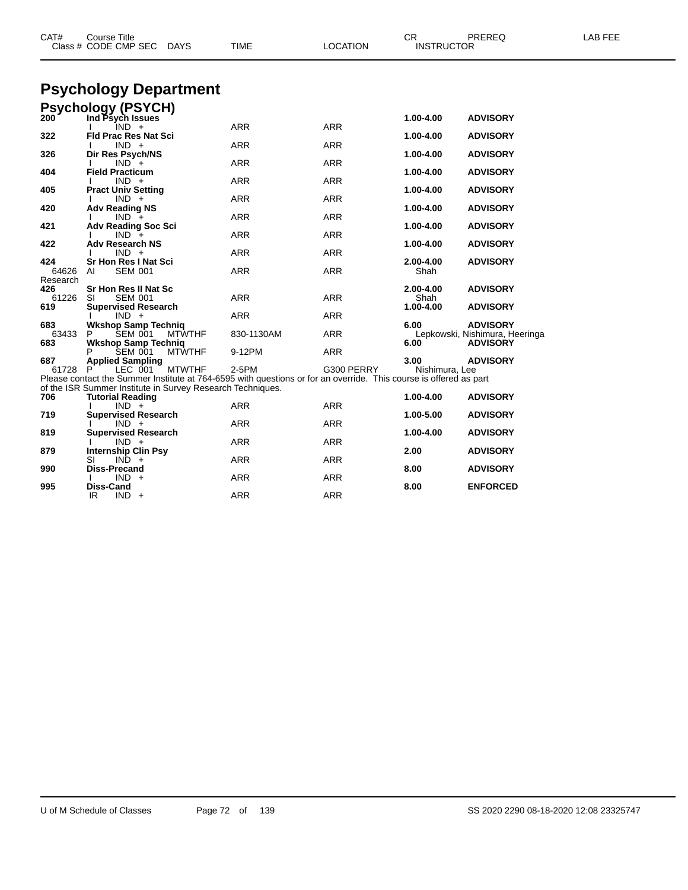# Psychology Department

## Psychology (PSYCH)

| CAT# | Course Title / Class # CODE CMP SEC | DAYS | TIME | LOCATION | CR / INSTRUCTOR | PREREQ | LAB FEE |
|---|---|---|---|---|---|---|---|
| 200 | Ind Psych Issues | | | | 1.00-4.00 | ADVISORY | |
| | I IND + | | ARR | ARR | | | |
| 322 | Fld Prac Res Nat Sci | | | | 1.00-4.00 | ADVISORY | |
| | I IND + | | ARR | ARR | | | |
| 326 | Dir Res Psych/NS | | | | 1.00-4.00 | ADVISORY | |
| | I IND + | | ARR | ARR | | | |
| 404 | Field Practicum | | | | 1.00-4.00 | ADVISORY | |
| | I IND + | | ARR | ARR | | | |
| 405 | Pract Univ Setting | | | | 1.00-4.00 | ADVISORY | |
| | I IND + | | ARR | ARR | | | |
| 420 | Adv Reading NS | | | | 1.00-4.00 | ADVISORY | |
| | I IND + | | ARR | ARR | | | |
| 421 | Adv Reading Soc Sci | | | | 1.00-4.00 | ADVISORY | |
| | I IND + | | ARR | ARR | | | |
| 422 | Adv Research NS | | | | 1.00-4.00 | ADVISORY | |
| | I IND + | | ARR | ARR | | | |
| 424 | Sr Hon Res I Nat Sci | | | | 2.00-4.00 | ADVISORY | |
| 64626 Research | AI SEM 001 | | ARR | ARR | Shah | | |
| 426 | Sr Hon Res II Nat Sc | | | | 2.00-4.00 | ADVISORY | |
| 61226 | SI SEM 001 | | ARR | ARR | Shah | | |
| 619 | Supervised Research | | | | 1.00-4.00 | ADVISORY | |
| | I IND + | | ARR | ARR | | | |
| 683 | Wkshop Samp Techniq | | | | 6.00 | ADVISORY | |
| 63433 | P SEM 001 | MTWTHF | 830-1130AM | ARR | Lepkowski, Nishimura, Heeringa | | |
| 683 | Wkshop Samp Techniq | | | | 6.00 | ADVISORY | |
| | P SEM 001 | MTWTHF | 9-12PM | ARR | | | |
| 687 | Applied Sampling | | | | 3.00 | ADVISORY | |
| 61728 | P LEC 001 | MTWTHF | 2-5PM | G300 PERRY | Nishimura, Lee | | |

Please contact the Summer Institute at 764-6595 with questions or for an override. This course is offered as part of the ISR Summer Institute in Survey Research Techniques.

| CAT# | Course Title / Class # CODE CMP SEC | DAYS | TIME | LOCATION | CR / INSTRUCTOR | PREREQ | LAB FEE |
|---|---|---|---|---|---|---|---|
| 706 | Tutorial Reading | | | | 1.00-4.00 | ADVISORY | |
| | I IND + | | ARR | ARR | | | |
| 719 | Supervised Research | | | | 1.00-5.00 | ADVISORY | |
| | I IND + | | ARR | ARR | | | |
| 819 | Supervised Research | | | | 1.00-4.00 | ADVISORY | |
| | I IND + | | ARR | ARR | | | |
| 879 | Internship Clin Psy | | | | 2.00 | ADVISORY | |
| | SI IND + | | ARR | ARR | | | |
| 990 | Diss-Precand | | | | 8.00 | ADVISORY | |
| | I IND + | | ARR | ARR | | | |
| 995 | Diss-Cand | | | | 8.00 | ENFORCED | |
| | IR IND + | | ARR | ARR | | | |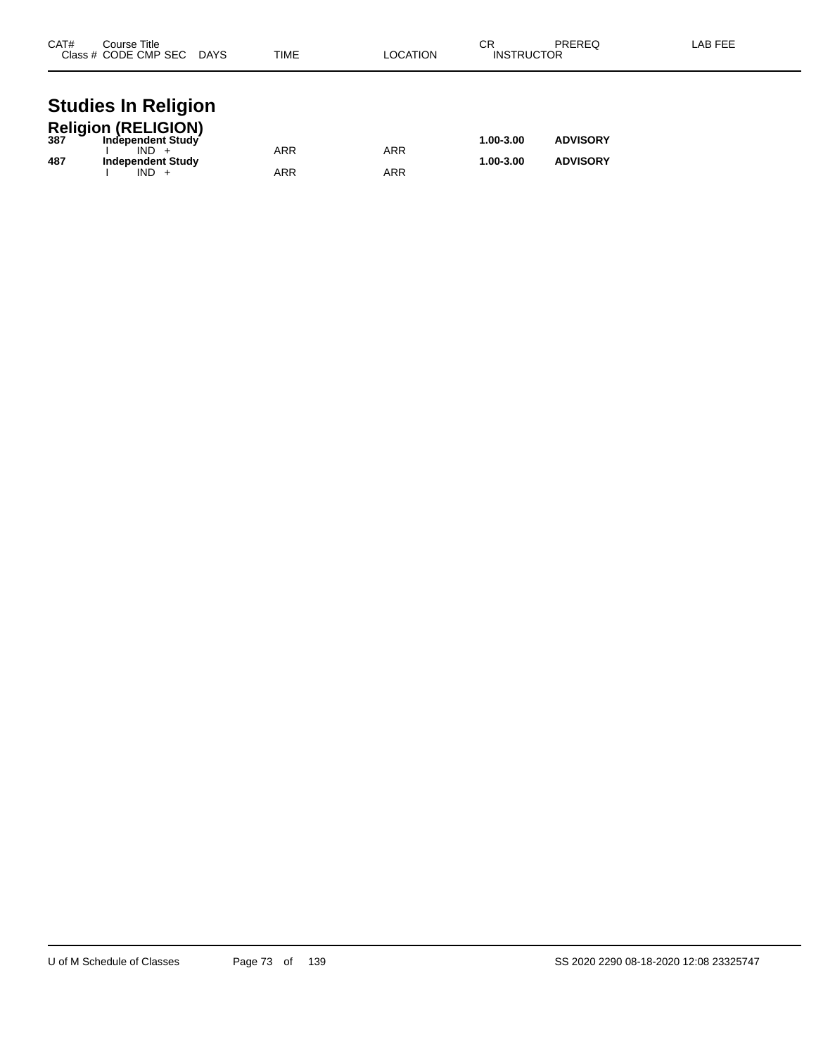| CAT# | Course Title<br>Class # CODE CMP SEC DAYS | TIME | LOCATION | CR<br>INSTRUCTOR | PREREQ | LAB FEE |
|---|---|---|---|---|---|---|

# Studies In Religion

## Religion (RELIGION)

| CAT# | Course Title / Class # CODE CMP SEC DAYS | TIME | LOCATION | CR / INSTRUCTOR | PREREQ | LAB FEE |
|---|---|---|---|---|---|---|
| **387** | **Independent Study** | | | **1.00-3.00** | **ADVISORY** | |
| | I IND + | ARR | ARR | | | |
| **487** | **Independent Study** | | | **1.00-3.00** | **ADVISORY** | |
| | I IND + | ARR | ARR | | | |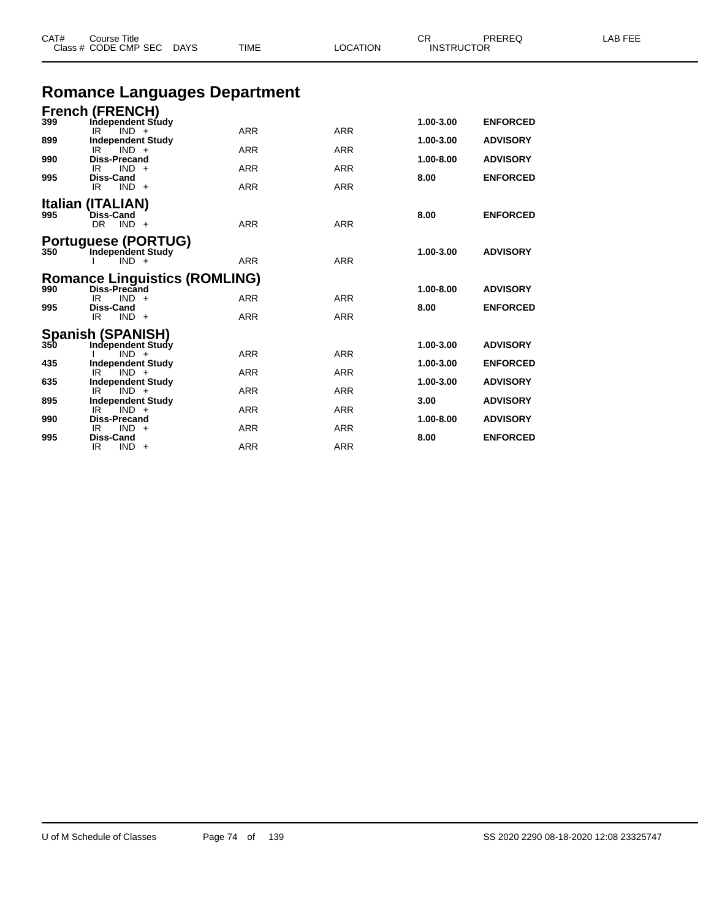| CAT# | Course Title<br>Class # CODE CMP SEC DAYS | TIME | LOCATION | CR<br>INSTRUCTOR | PREREQ | LAB FEE |
|---|---|---|---|---|---|---|

# Romance Languages Department

## French (FRENCH)

| CAT# | Course Title / Class # CODE CMP SEC DAYS | TIME | LOCATION | CR | PREREQ |
|---|---|---|---|---|---|
| 399 | **Independent Study** | | | **1.00-3.00** | **ENFORCED** |
| | IR IND + | ARR | ARR | | |
| 899 | **Independent Study** | | | **1.00-3.00** | **ADVISORY** |
| | IR IND + | ARR | ARR | | |
| 990 | **Diss-Precand** | | | **1.00-8.00** | **ADVISORY** |
| | IR IND + | ARR | ARR | | |
| 995 | **Diss-Cand** | | | **8.00** | **ENFORCED** |
| | IR IND + | ARR | ARR | | |

## Italian (ITALIAN)

| CAT# | Course Title / Class # CODE CMP SEC DAYS | TIME | LOCATION | CR | PREREQ |
|---|---|---|---|---|---|
| 995 | **Diss-Cand** | | | **8.00** | **ENFORCED** |
| | DR IND + | ARR | ARR | | |

## Portuguese (PORTUG)

| CAT# | Course Title / Class # CODE CMP SEC DAYS | TIME | LOCATION | CR | PREREQ |
|---|---|---|---|---|---|
| 350 | **Independent Study** | | | **1.00-3.00** | **ADVISORY** |
| | I IND + | ARR | ARR | | |

## Romance Linguistics (ROMLING)

| CAT# | Course Title / Class # CODE CMP SEC DAYS | TIME | LOCATION | CR | PREREQ |
|---|---|---|---|---|---|
| 990 | **Diss-Precand** | | | **1.00-8.00** | **ADVISORY** |
| | IR IND + | ARR | ARR | | |
| 995 | **Diss-Cand** | | | **8.00** | **ENFORCED** |
| | IR IND + | ARR | ARR | | |

## Spanish (SPANISH)

| CAT# | Course Title / Class # CODE CMP SEC DAYS | TIME | LOCATION | CR | PREREQ |
|---|---|---|---|---|---|
| 350 | **Independent Study** | | | **1.00-3.00** | **ADVISORY** |
| | I IND + | ARR | ARR | | |
| 435 | **Independent Study** | | | **1.00-3.00** | **ENFORCED** |
| | IR IND + | ARR | ARR | | |
| 635 | **Independent Study** | | | **1.00-3.00** | **ADVISORY** |
| | IR IND + | ARR | ARR | | |
| 895 | **Independent Study** | | | **3.00** | **ADVISORY** |
| | IR IND + | ARR | ARR | | |
| 990 | **Diss-Precand** | | | **1.00-8.00** | **ADVISORY** |
| | IR IND + | ARR | ARR | | |
| 995 | **Diss-Cand** | | | **8.00** | **ENFORCED** |
| | IR IND + | ARR | ARR | | |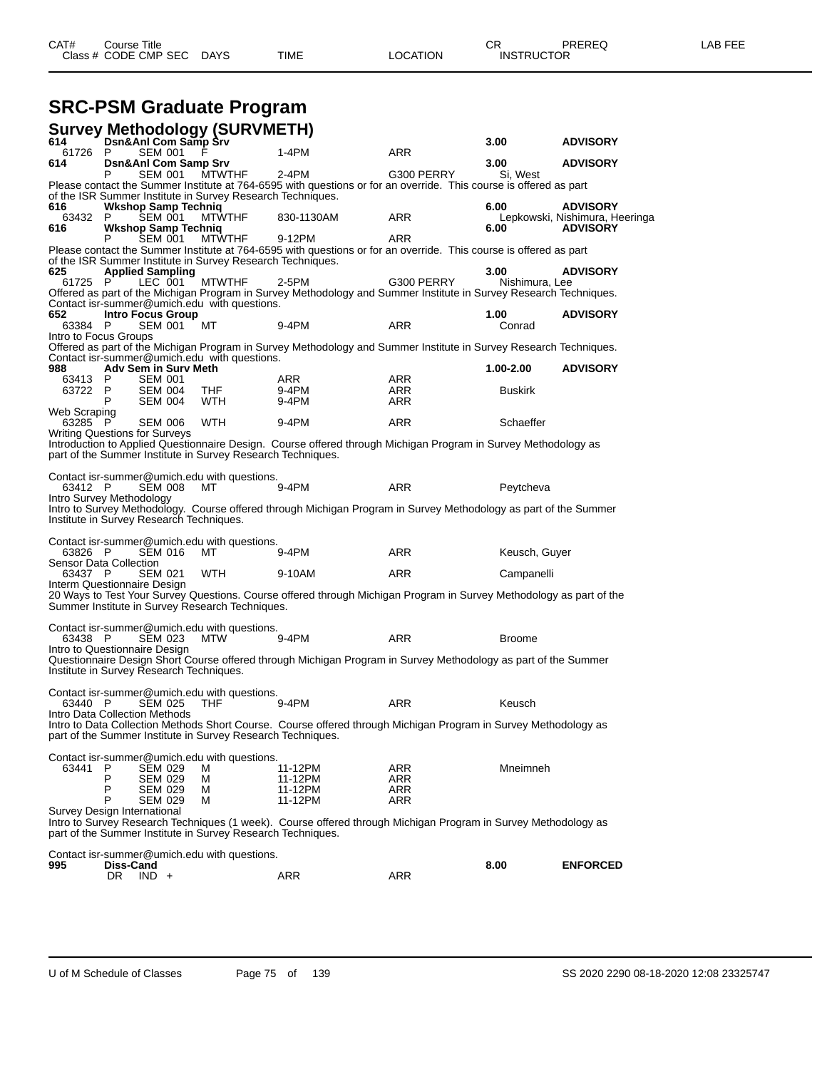# SRC-PSM Graduate Program

## Survey Methodology (SURVMETH)

| CAT# / Class # | Course Title / CODE | CMP | SEC | DAYS | TIME | LOCATION | CR / INSTRUCTOR | PREREQ | LAB FEE |
|---|---|---|---|---|---|---|---|---|---|
| **614** | **Dsn&Anl Com Samp Srv** | | | | | | **3.00** | **ADVISORY** | |
| 61726 | P | SEM | 001 | F | 1-4PM | ARR | | | |
| **614** | **Dsn&Anl Com Samp Srv** | | | | | | **3.00** | **ADVISORY** | |
| | P | SEM | 001 | MTWTHF | 2-4PM | G300 PERRY | Si, West | | |

Please contact the Summer Institute at 764-6595 with questions or for an override. This course is offered as part of the ISR Summer Institute in Survey Research Techniques.

| CAT# / Class # | Course Title / CODE | CMP | SEC | DAYS | TIME | LOCATION | CR / INSTRUCTOR | PREREQ | LAB FEE |
|---|---|---|---|---|---|---|---|---|---|
| **616** | **Wkshop Samp Techniq** | | | | | | **6.00** | **ADVISORY** | |
| 63432 | P | SEM | 001 | MTWTHF | 830-1130AM | ARR | Lepkowski, Nishimura, Heeringa | | |
| **616** | **Wkshop Samp Techniq** | | | | | | **6.00** | **ADVISORY** | |
| | P | SEM | 001 | MTWTHF | 9-12PM | ARR | | | |

Please contact the Summer Institute at 764-6595 with questions or for an override. This course is offered as part of the ISR Summer Institute in Survey Research Techniques.

| CAT# / Class # | Course Title / CODE | CMP | SEC | DAYS | TIME | LOCATION | CR / INSTRUCTOR | PREREQ | LAB FEE |
|---|---|---|---|---|---|---|---|---|---|
| **625** | **Applied Sampling** | | | | | | **3.00** | **ADVISORY** | |
| 61725 | P | LEC | 001 | MTWTHF | 2-5PM | G300 PERRY | Nishimura, Lee | | |

Offered as part of the Michigan Program in Survey Methodology and Summer Institute in Survey Research Techniques. Contact isr-summer@umich.edu with questions.

| CAT# / Class # | Course Title / CODE | CMP | SEC | DAYS | TIME | LOCATION | CR / INSTRUCTOR | PREREQ | LAB FEE |
|---|---|---|---|---|---|---|---|---|---|
| **652** | **Intro Focus Group** | | | | | | **1.00** | **ADVISORY** | |
| 63384 | P | SEM | 001 | MT | 9-4PM | ARR | Conrad | | |

Intro to Focus Groups

Offered as part of the Michigan Program in Survey Methodology and Summer Institute in Survey Research Techniques. Contact isr-summer@umich.edu with questions.

| CAT# / Class # | Course Title / CODE | CMP | SEC | DAYS | TIME | LOCATION | CR / INSTRUCTOR | PREREQ | LAB FEE |
|---|---|---|---|---|---|---|---|---|---|
| **988** | **Adv Sem in Surv Meth** | | | | | | **1.00-2.00** | **ADVISORY** | |
| 63413 | P | SEM | 001 | | ARR | ARR | | | |
| 63722 | P | SEM | 004 | THF | 9-4PM | ARR | Buskirk | | |
| | P | SEM | 004 | WTH | 9-4PM | ARR | | | |

Web Scraping

| Class # | CODE | CMP | SEC | DAYS | TIME | LOCATION | INSTRUCTOR |
|---|---|---|---|---|---|---|---|
| 63285 | P | SEM | 006 | WTH | 9-4PM | ARR | Schaeffer |

Writing Questions for Surveys

Introduction to Applied Questionnaire Design. Course offered through Michigan Program in Survey Methodology as part of the Summer Institute in Survey Research Techniques.

Contact isr-summer@umich.edu with questions.

| Class # | CODE | CMP | SEC | DAYS | TIME | LOCATION | INSTRUCTOR |
|---|---|---|---|---|---|---|---|
| 63412 | P | SEM | 008 | MT | 9-4PM | ARR | Peytcheva |

Intro Survey Methodology

Intro to Survey Methodology. Course offered through Michigan Program in Survey Methodology as part of the Summer Institute in Survey Research Techniques.

Contact isr-summer@umich.edu with questions.

| Class # | CODE | CMP | SEC | DAYS | TIME | LOCATION | INSTRUCTOR |
|---|---|---|---|---|---|---|---|
| 63826 | P | SEM | 016 | MT | 9-4PM | ARR | Keusch, Guyer |

Sensor Data Collection

| Class # | CODE | CMP | SEC | DAYS | TIME | LOCATION | INSTRUCTOR |
|---|---|---|---|---|---|---|---|
| 63437 | P | SEM | 021 | WTH | 9-10AM | ARR | Campanelli |

Interm Questionnaire Design

20 Ways to Test Your Survey Questions. Course offered through Michigan Program in Survey Methodology as part of the Summer Institute in Survey Research Techniques.

Contact isr-summer@umich.edu with questions.

| Class # | CODE | CMP | SEC | DAYS | TIME | LOCATION | INSTRUCTOR |
|---|---|---|---|---|---|---|---|
| 63438 | P | SEM | 023 | MTW | 9-4PM | ARR | Broome |

Intro to Questionnaire Design

Questionnaire Design Short Course offered through Michigan Program in Survey Methodology as part of the Summer Institute in Survey Research Techniques.

Contact isr-summer@umich.edu with questions.

| Class # | CODE | CMP | SEC | DAYS | TIME | LOCATION | INSTRUCTOR |
|---|---|---|---|---|---|---|---|
| 63440 | P | SEM | 025 | THF | 9-4PM | ARR | Keusch |

Intro Data Collection Methods

Intro to Data Collection Methods Short Course. Course offered through Michigan Program in Survey Methodology as part of the Summer Institute in Survey Research Techniques.

Contact isr-summer@umich.edu with questions.

| Class # | CODE | CMP | SEC | DAYS | TIME | LOCATION | INSTRUCTOR |
|---|---|---|---|---|---|---|---|
| 63441 | P | SEM | 029 | M | 11-12PM | ARR | Mneimneh |
| | P | SEM | 029 | M | 11-12PM | ARR | |
| | P | SEM | 029 | M | 11-12PM | ARR | |
| | P | SEM | 029 | M | 11-12PM | ARR | |

Survey Design International

Intro to Survey Research Techniques (1 week). Course offered through Michigan Program in Survey Methodology as part of the Summer Institute in Survey Research Techniques.

Contact isr-summer@umich.edu with questions.

| CAT# / Class # | Course Title / CODE | CMP | SEC | DAYS | TIME | LOCATION | CR / INSTRUCTOR | PREREQ | LAB FEE |
|---|---|---|---|---|---|---|---|---|---|
| **995** | **Diss-Cand** | | | | | | **8.00** | **ENFORCED** | |
| | DR | IND | + | | ARR | ARR | | | |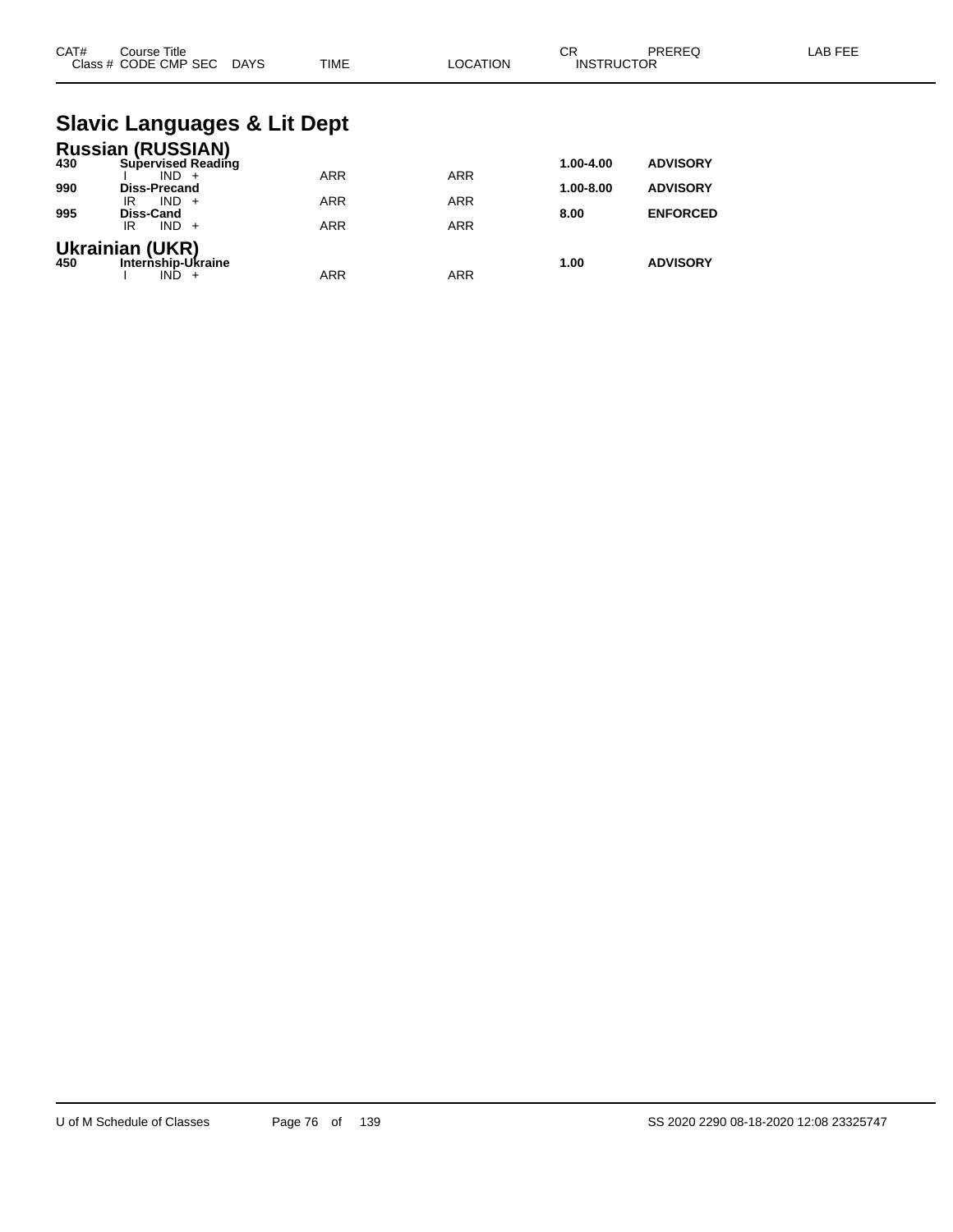| CAT# | Course Title<br>Class # CODE CMP SEC DAYS | TIME | LOCATION | CR<br>INSTRUCTOR | PREREQ | LAB FEE |
|---|---|---|---|---|---|---|

# Slavic Languages & Lit Dept

## Russian (RUSSIAN)

| CAT# | Course Title / Class # CODE CMP SEC DAYS | TIME | LOCATION | CR / INSTRUCTOR | PREREQ | LAB FEE |
|---|---|---|---|---|---|---|
| **430** | **Supervised Reading** | | | **1.00-4.00** | **ADVISORY** | |
| | I IND + | ARR | ARR | | | |
| **990** | **Diss-Precand** | | | **1.00-8.00** | **ADVISORY** | |
| | IR IND + | ARR | ARR | | | |
| **995** | **Diss-Cand** | | | **8.00** | **ENFORCED** | |
| | IR IND + | ARR | ARR | | | |

## Ukrainian (UKR)

| CAT# | Course Title / Class # CODE CMP SEC DAYS | TIME | LOCATION | CR / INSTRUCTOR | PREREQ | LAB FEE |
|---|---|---|---|---|---|---|
| **450** | **Internship-Ukraine** | | | **1.00** | **ADVISORY** | |
| | I IND + | ARR | ARR | | | |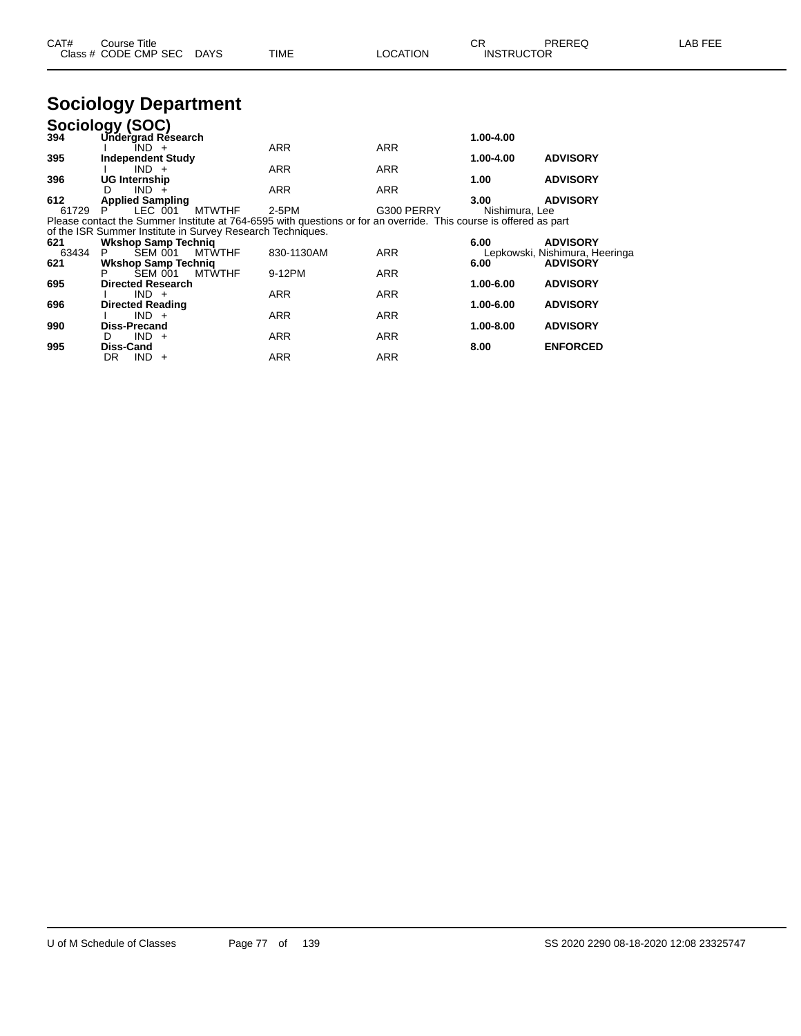# Sociology Department

## Sociology (SOC)

| CAT# / Class # | Course Title / CODE CMP SEC | DAYS | TIME | LOCATION | CR / INSTRUCTOR | PREREQ | LAB FEE |
|---|---|---|---|---|---|---|---|
| **394** | **Undergrad Research** | | | | **1.00-4.00** | | |
| | I IND + | | ARR | ARR | | | |
| **395** | **Independent Study** | | | | **1.00-4.00** | **ADVISORY** | |
| | I IND + | | ARR | ARR | | | |
| **396** | **UG Internship** | | | | **1.00** | **ADVISORY** | |
| | D IND + | | ARR | ARR | | | |
| **612** | **Applied Sampling** | | | | **3.00** | **ADVISORY** | |
| 61729 | P LEC 001 | MTWTHF | 2-5PM | G300 PERRY | Nishimura, Lee | | |

Please contact the Summer Institute at 764-6595 with questions or for an override. This course is offered as part of the ISR Summer Institute in Survey Research Techniques.

| CAT# / Class # | Course Title / CODE CMP SEC | DAYS | TIME | LOCATION | CR / INSTRUCTOR | PREREQ | LAB FEE |
|---|---|---|---|---|---|---|---|
| **621** | **Wkshop Samp Techniq** | | | | **6.00** | **ADVISORY** | |
| 63434 | P SEM 001 | MTWTHF | 830-1130AM | ARR | Lepkowski, Nishimura, Heeringa | | |
| **621** | **Wkshop Samp Techniq** | | | | **6.00** | **ADVISORY** | |
| | P SEM 001 | MTWTHF | 9-12PM | ARR | | | |
| **695** | **Directed Research** | | | | **1.00-6.00** | **ADVISORY** | |
| | I IND + | | ARR | ARR | | | |
| **696** | **Directed Reading** | | | | **1.00-6.00** | **ADVISORY** | |
| | I IND + | | ARR | ARR | | | |
| **990** | **Diss-Precand** | | | | **1.00-8.00** | **ADVISORY** | |
| | D IND + | | ARR | ARR | | | |
| **995** | **Diss-Cand** | | | | **8.00** | **ENFORCED** | |
| | DR IND + | | ARR | ARR | | | |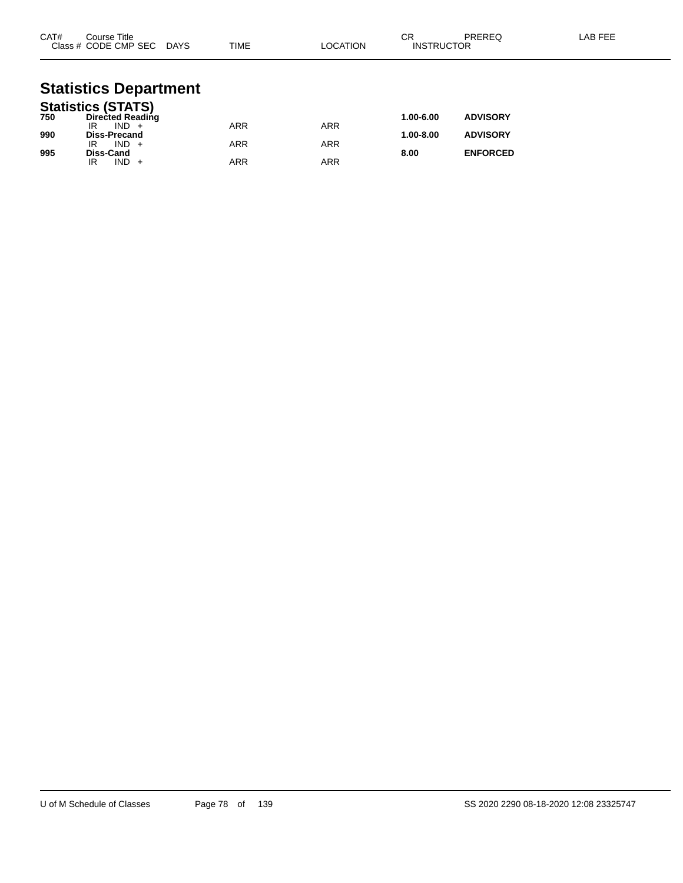| CAT# | Course Title<br>Class # CODE CMP SEC DAYS | TIME | LOCATION | CR<br>INSTRUCTOR | PREREQ | LAB FEE |
|---|---|---|---|---|---|---|

# Statistics Department

## Statistics (STATS)

| CAT# | Course Title<br>Class # CODE CMP SEC DAYS | TIME | LOCATION | CR<br>INSTRUCTOR | PREREQ | LAB FEE |
|---|---|---|---|---|---|---|
| **750** | **Directed Reading** | | | **1.00-6.00** | **ADVISORY** | |
| | IR IND + | ARR | ARR | | | |
| **990** | **Diss-Precand** | | | **1.00-8.00** | **ADVISORY** | |
| | IR IND + | ARR | ARR | | | |
| **995** | **Diss-Cand** | | | **8.00** | **ENFORCED** | |
| | IR IND + | ARR | ARR | | | |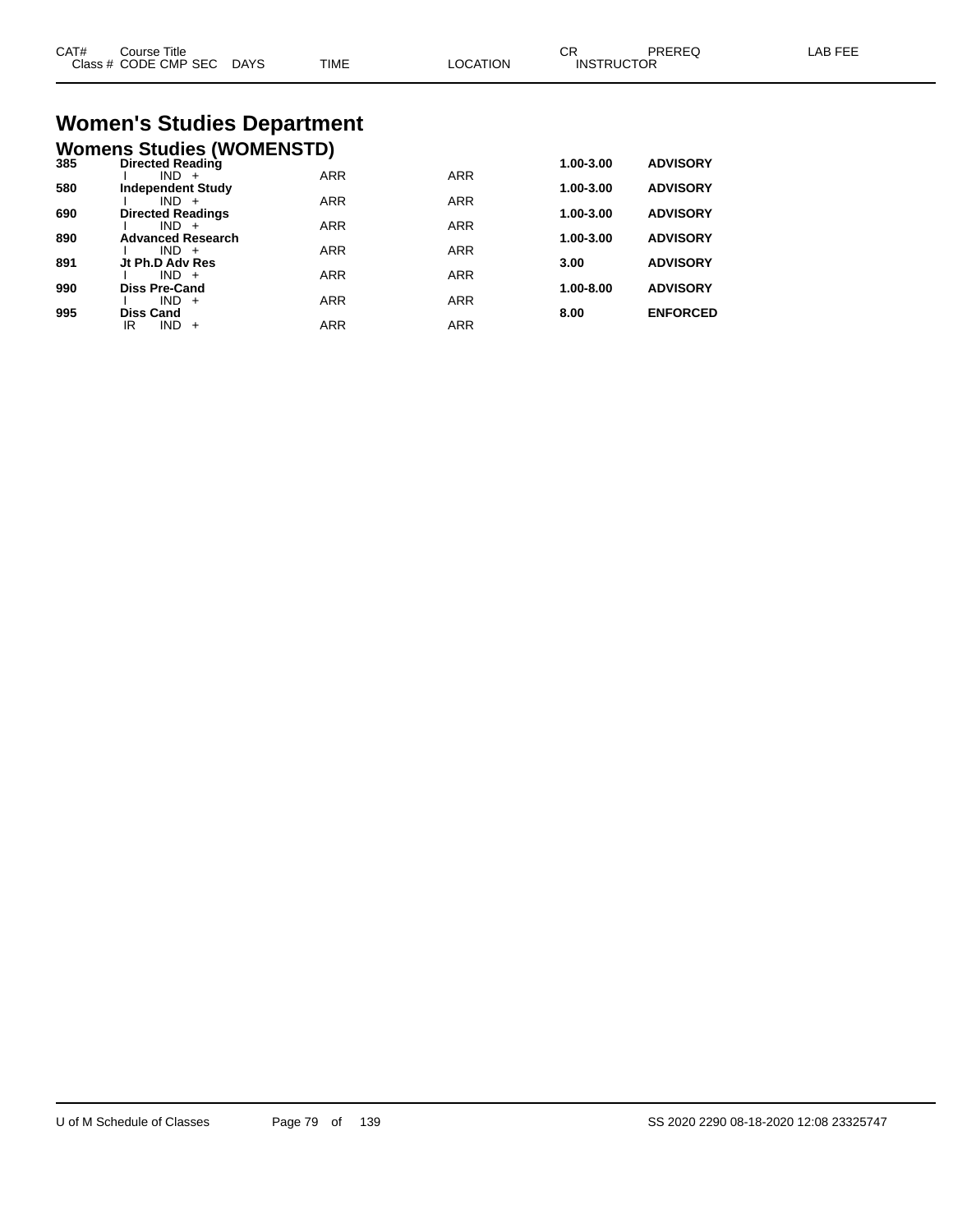| CAT# | Course Title<br>Class # CODE CMP SEC DAYS | TIME | LOCATION | CR<br>INSTRUCTOR | PREREQ | LAB FEE |
|---|---|---|---|---|---|---|

# Women's Studies Department

## Womens Studies (WOMENSTD)

| CAT# | Course Title / Class # CODE CMP SEC DAYS | TIME | LOCATION | CR / INSTRUCTOR | PREREQ | LAB FEE |
|---|---|---|---|---|---|---|
| **385** | **Directed Reading** | | | **1.00-3.00** | **ADVISORY** | |
| | I IND + | ARR | ARR | | | |
| **580** | **Independent Study** | | | **1.00-3.00** | **ADVISORY** | |
| | I IND + | ARR | ARR | | | |
| **690** | **Directed Readings** | | | **1.00-3.00** | **ADVISORY** | |
| | I IND + | ARR | ARR | | | |
| **890** | **Advanced Research** | | | **1.00-3.00** | **ADVISORY** | |
| | I IND + | ARR | ARR | | | |
| **891** | **Jt Ph.D Adv Res** | | | **3.00** | **ADVISORY** | |
| | I IND + | ARR | ARR | | | |
| **990** | **Diss Pre-Cand** | | | **1.00-8.00** | **ADVISORY** | |
| | I IND + | ARR | ARR | | | |
| **995** | **Diss Cand** | | | **8.00** | **ENFORCED** | |
| | IR IND + | ARR | ARR | | | |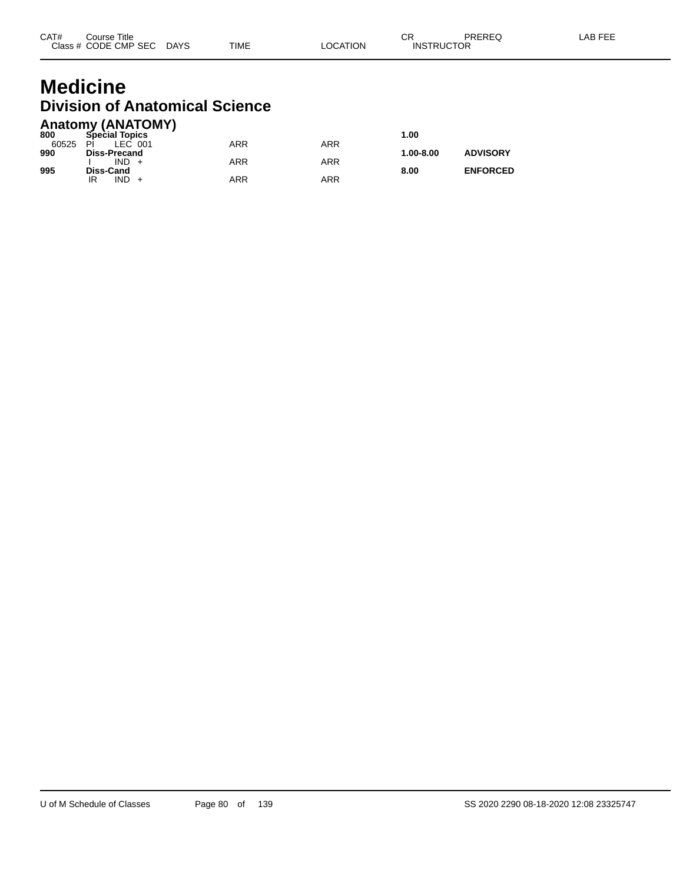| CAT# | Course Title | | | | | CR | PREREQ | LAB FEE |
|---|---|---|---|---|---|---|---|---|
| Class # | CODE CMP SEC | DAYS | TIME | LOCATION | | INSTRUCTOR | | |

# Medicine

## Division of Anatomical Science

### Anatomy (ANATOMY)

| CAT# | Course Title | | TIME | LOCATION | CR | PREREQ | LAB FEE |
|---|---|---|---|---|---|---|---|
| **800** | **Special Topics** | | | | **1.00** | | |
| 60525 | PI LEC 001 | | ARR | ARR | | | |
| **990** | **Diss-Precand** | | | | **1.00-8.00** | **ADVISORY** | |
| | I IND + | | ARR | ARR | | | |
| **995** | **Diss-Cand** | | | | **8.00** | **ENFORCED** | |
| | IR IND + | | ARR | ARR | | | |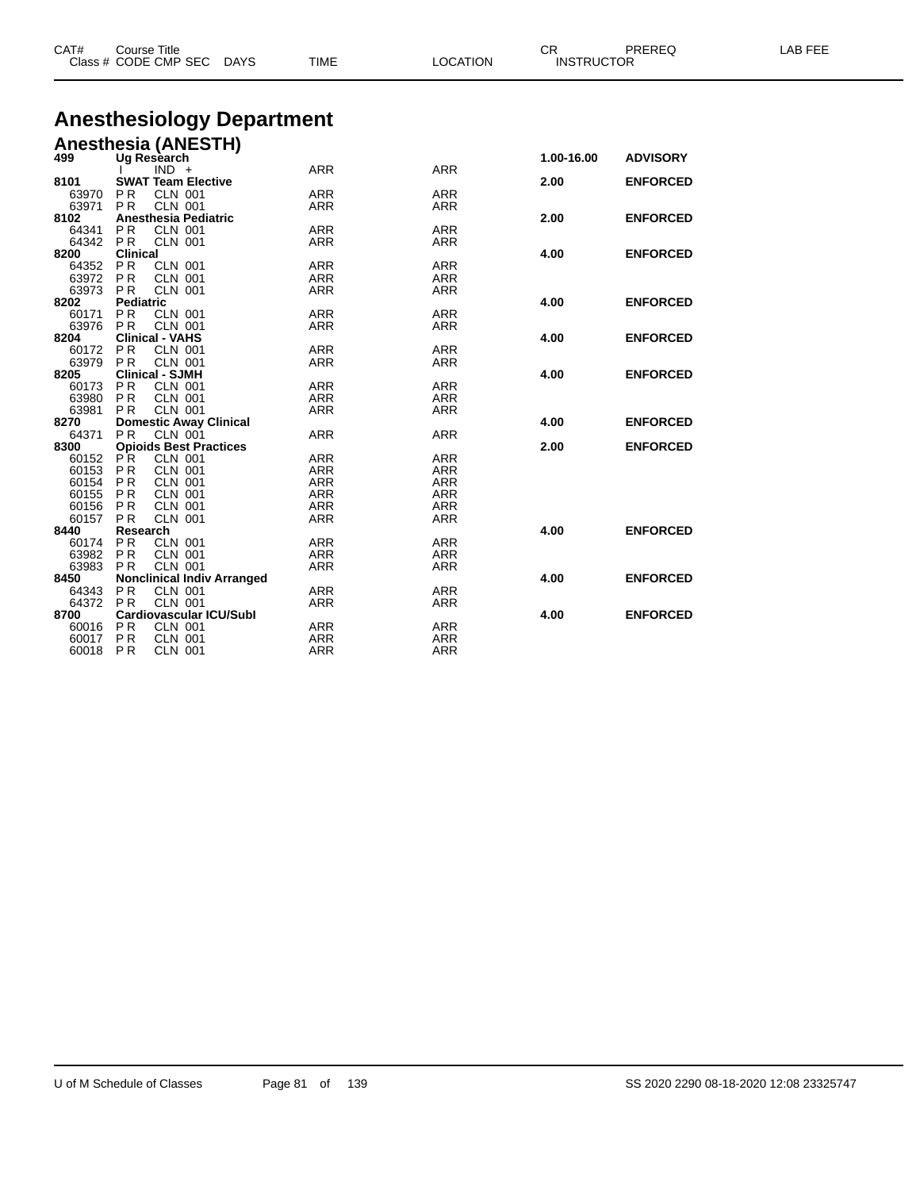# Anesthesiology Department

## Anesthesia (ANESTH)

| CAT# / Class # | Course Title / CODE CMP SEC | DAYS | TIME | LOCATION | CR | PREREQ | LAB FEE |
|---|---|---|---|---|---|---|---|
| **499** | **Ug Research** | | | | **1.00-16.00** | **ADVISORY** | |
| | I IND + | | ARR | ARR | | | |
| **8101** | **SWAT Team Elective** | | | | **2.00** | **ENFORCED** | |
| 63970 | P R CLN 001 | | ARR | ARR | | | |
| 63971 | P R CLN 001 | | ARR | ARR | | | |
| **8102** | **Anesthesia Pediatric** | | | | **2.00** | **ENFORCED** | |
| 64341 | P R CLN 001 | | ARR | ARR | | | |
| 64342 | P R CLN 001 | | ARR | ARR | | | |
| **8200** | **Clinical** | | | | **4.00** | **ENFORCED** | |
| 64352 | P R CLN 001 | | ARR | ARR | | | |
| 63972 | P R CLN 001 | | ARR | ARR | | | |
| 63973 | P R CLN 001 | | ARR | ARR | | | |
| **8202** | **Pediatric** | | | | **4.00** | **ENFORCED** | |
| 60171 | P R CLN 001 | | ARR | ARR | | | |
| 63976 | P R CLN 001 | | ARR | ARR | | | |
| **8204** | **Clinical - VAHS** | | | | **4.00** | **ENFORCED** | |
| 60172 | P R CLN 001 | | ARR | ARR | | | |
| 63979 | P R CLN 001 | | ARR | ARR | | | |
| **8205** | **Clinical - SJMH** | | | | **4.00** | **ENFORCED** | |
| 60173 | P R CLN 001 | | ARR | ARR | | | |
| 63980 | P R CLN 001 | | ARR | ARR | | | |
| 63981 | P R CLN 001 | | ARR | ARR | | | |
| **8270** | **Domestic Away Clinical** | | | | **4.00** | **ENFORCED** | |
| 64371 | P R CLN 001 | | ARR | ARR | | | |
| **8300** | **Opioids Best Practices** | | | | **2.00** | **ENFORCED** | |
| 60152 | P R CLN 001 | | ARR | ARR | | | |
| 60153 | P R CLN 001 | | ARR | ARR | | | |
| 60154 | P R CLN 001 | | ARR | ARR | | | |
| 60155 | P R CLN 001 | | ARR | ARR | | | |
| 60156 | P R CLN 001 | | ARR | ARR | | | |
| 60157 | P R CLN 001 | | ARR | ARR | | | |
| **8440** | **Research** | | | | **4.00** | **ENFORCED** | |
| 60174 | P R CLN 001 | | ARR | ARR | | | |
| 63982 | P R CLN 001 | | ARR | ARR | | | |
| 63983 | P R CLN 001 | | ARR | ARR | | | |
| **8450** | **Nonclinical Indiv Arranged** | | | | **4.00** | **ENFORCED** | |
| 64343 | P R CLN 001 | | ARR | ARR | | | |
| 64372 | P R CLN 001 | | ARR | ARR | | | |
| **8700** | **Cardiovascular ICU/Subl** | | | | **4.00** | **ENFORCED** | |
| 60016 | P R CLN 001 | | ARR | ARR | | | |
| 60017 | P R CLN 001 | | ARR | ARR | | | |
| 60018 | P R CLN 001 | | ARR | ARR | | | |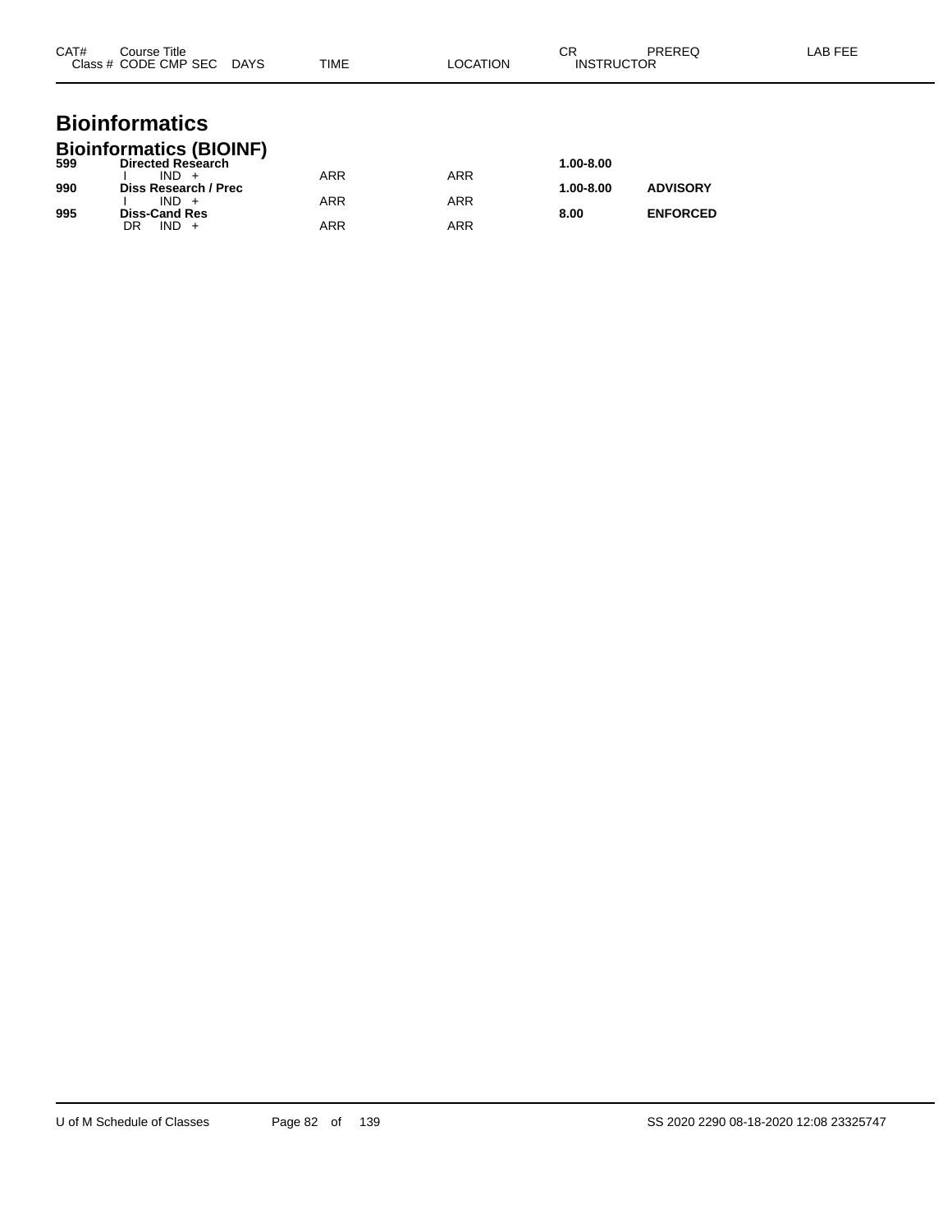# Bioinformatics

## Bioinformatics (BIOINF)

| CAT# / Class # | Course Title / CODE CMP SEC DAYS | TIME | LOCATION | CR / INSTRUCTOR | PREREQ | LAB FEE |
|---|---|---|---|---|---|---|
| **599** | **Directed Research** | | | **1.00-8.00** | | |
| | I IND + | ARR | ARR | | | |
| **990** | **Diss Research / Prec** | | | **1.00-8.00** | **ADVISORY** | |
| | I IND + | ARR | ARR | | | |
| **995** | **Diss-Cand Res** | | | **8.00** | **ENFORCED** | |
| | DR IND + | ARR | ARR | | | |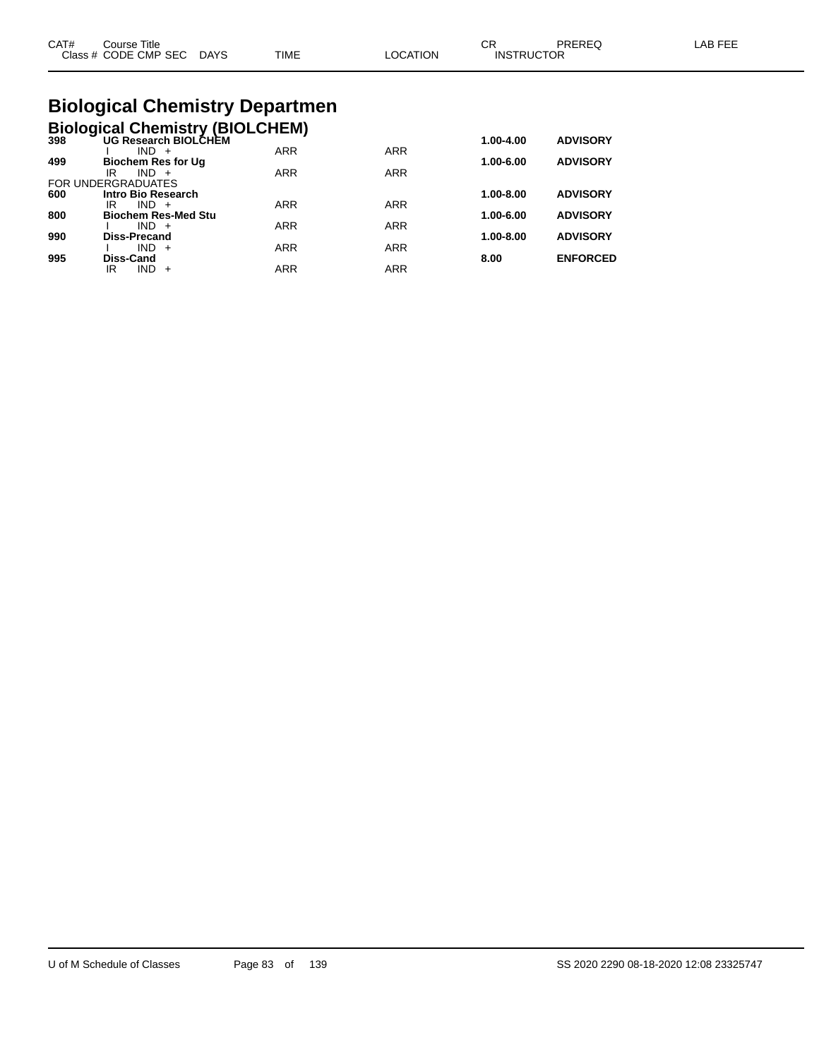# Biological Chemistry Departmen

## Biological Chemistry (BIOLCHEM)

| CAT# / Class # | Course Title / CODE CMP SEC DAYS | TIME | LOCATION | CR / INSTRUCTOR | PREREQ | LAB FEE |
|---|---|---|---|---|---|---|
| **398** | **UG Research BIOLCHEM** | | | **1.00-4.00** | **ADVISORY** | |
| | I IND + | ARR | ARR | | | |
| **499** | **Biochem Res for Ug** | | | **1.00-6.00** | **ADVISORY** | |
| | IR IND + | ARR | ARR | | | |
| FOR UNDERGRADUATES | | | | | | |
| **600** | **Intro Bio Research** | | | **1.00-8.00** | **ADVISORY** | |
| | IR IND + | ARR | ARR | | | |
| **800** | **Biochem Res-Med Stu** | | | **1.00-6.00** | **ADVISORY** | |
| | I IND + | ARR | ARR | | | |
| **990** | **Diss-Precand** | | | **1.00-8.00** | **ADVISORY** | |
| | I IND + | ARR | ARR | | | |
| **995** | **Diss-Cand** | | | **8.00** | **ENFORCED** | |
| | IR IND + | ARR | ARR | | | |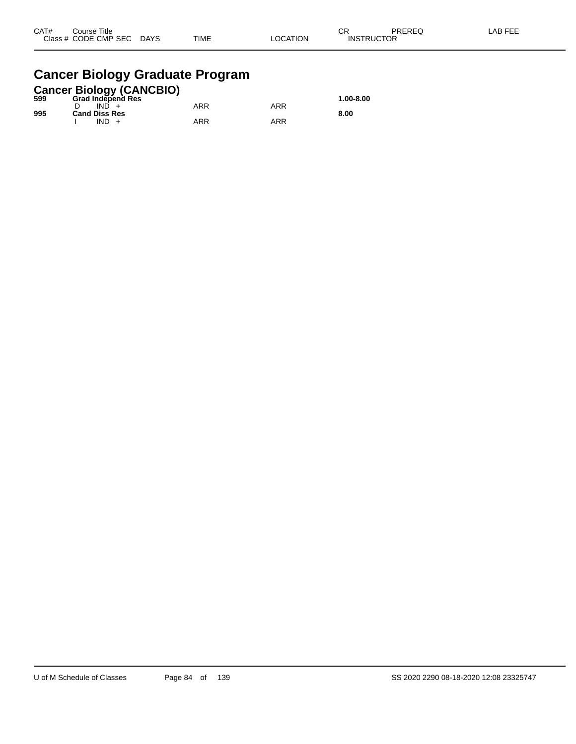| CAT# | Course Title Class # CODE CMP SEC | DAYS | TIME | LOCATION | CR INSTRUCTOR | PREREQ | LAB FEE |
|---|---|---|---|---|---|---|---|

# Cancer Biology Graduate Program

## Cancer Biology (CANCBIO)

| CAT# | Course Title Class # CODE CMP SEC | DAYS | TIME | LOCATION | CR INSTRUCTOR | PREREQ | LAB FEE |
|---|---|---|---|---|---|---|---|
| **599** | **Grad Independ Res** | | | | **1.00-8.00** | | |
| | D IND + | | ARR | ARR | | | |
| **995** | **Cand Diss Res** | | | | **8.00** | | |
| | I IND + | | ARR | ARR | | | |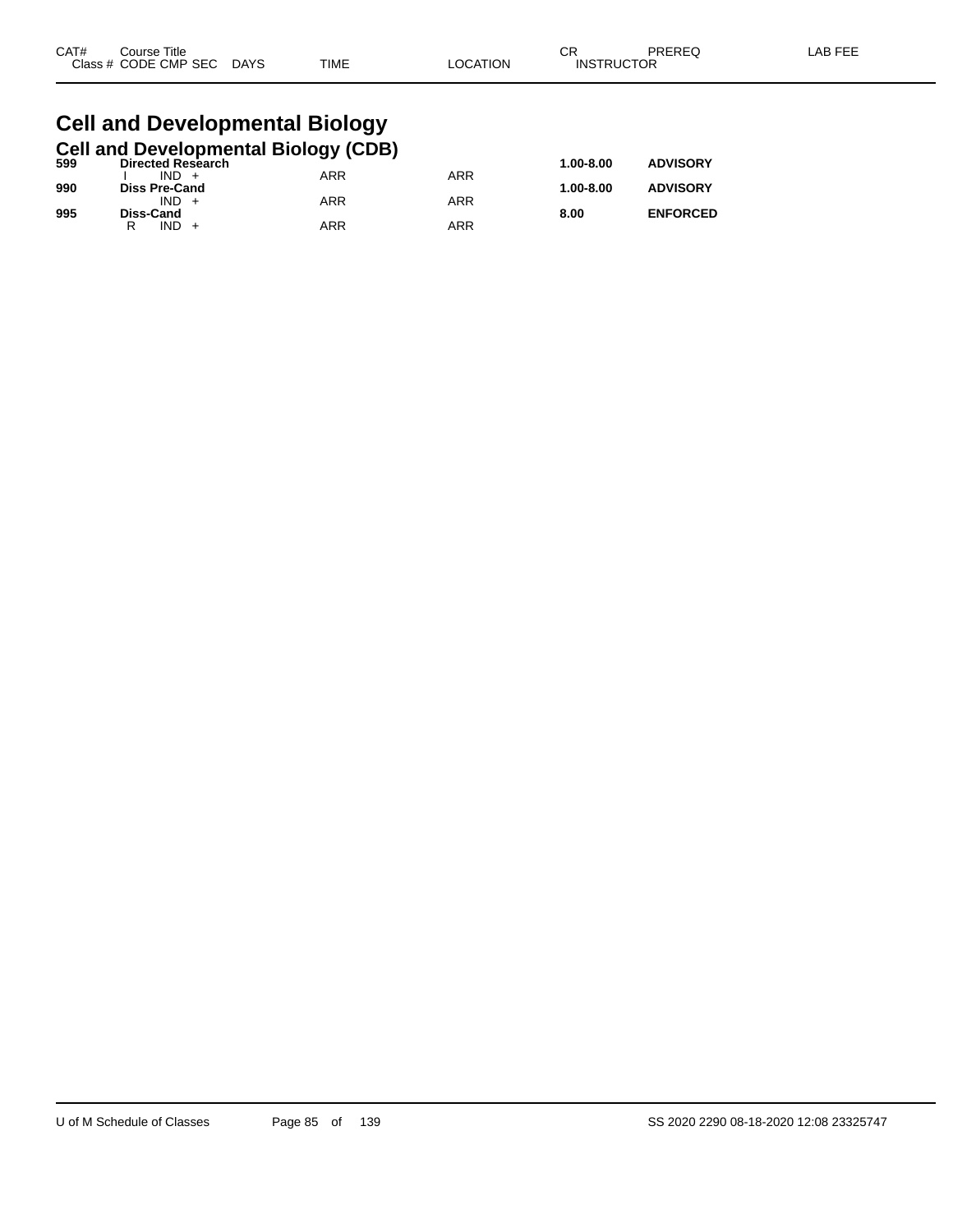| CAT# | Course Title |  |  | CR | PREREQ | LAB FEE |
|---|---|---|---|---|---|---|
| Class # | CODE CMP SEC DAYS | TIME | LOCATION | INSTRUCTOR |  |  |

# Cell and Developmental Biology

## Cell and Developmental Biology (CDB)

| CAT# | Course Title | TIME | LOCATION | CR | PREREQ | LAB FEE |
|---|---|---|---|---|---|---|
| **599** | **Directed Research** |  |  | **1.00-8.00** | **ADVISORY** |  |
|  | I IND + | ARR | ARR |  |  |  |
| **990** | **Diss Pre-Cand** |  |  | **1.00-8.00** | **ADVISORY** |  |
|  | IND + | ARR | ARR |  |  |  |
| **995** | **Diss-Cand** |  |  | **8.00** | **ENFORCED** |  |
|  | R IND + | ARR | ARR |  |  |  |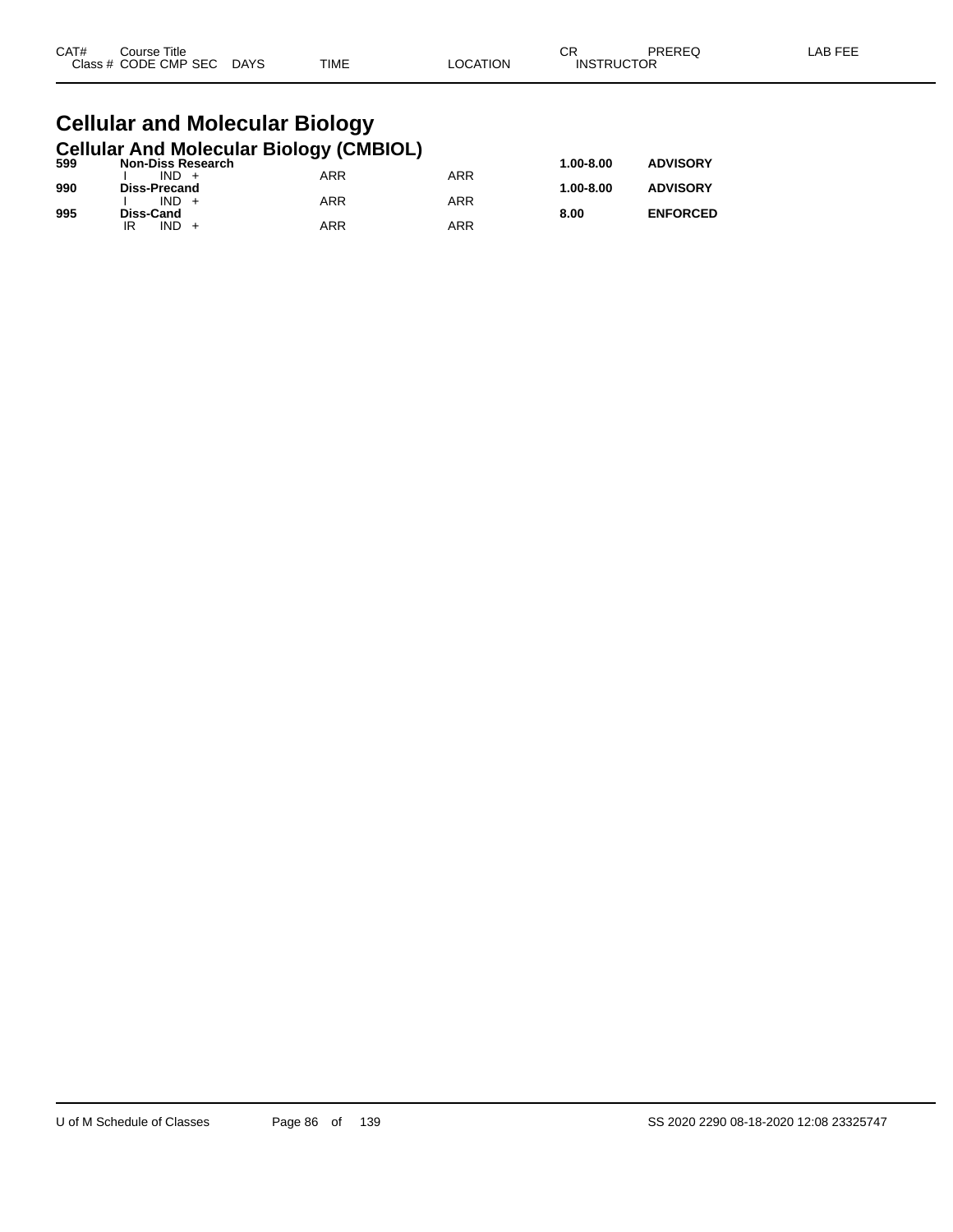| CAT# | Course Title | | | | | CR | PREREQ | LAB FEE |
|---|---|---|---|---|---|---|---|---|
| Class # | CODE CMP SEC | DAYS | TIME | LOCATION | INSTRUCTOR | | | |

# Cellular and Molecular Biology

## Cellular And Molecular Biology (CMBIOL)

| CAT# | Course Title | | | | | CR | PREREQ | LAB FEE |
|---|---|---|---|---|---|---|---|---|
| **599** | **Non-Diss Research** | | | | | **1.00-8.00** | **ADVISORY** | |
| | I IND + | | ARR | ARR | | | | |
| **990** | **Diss-Precand** | | | | | **1.00-8.00** | **ADVISORY** | |
| | I IND + | | ARR | ARR | | | | |
| **995** | **Diss-Cand** | | | | | **8.00** | **ENFORCED** | |
| | IR IND + | | ARR | ARR | | | | |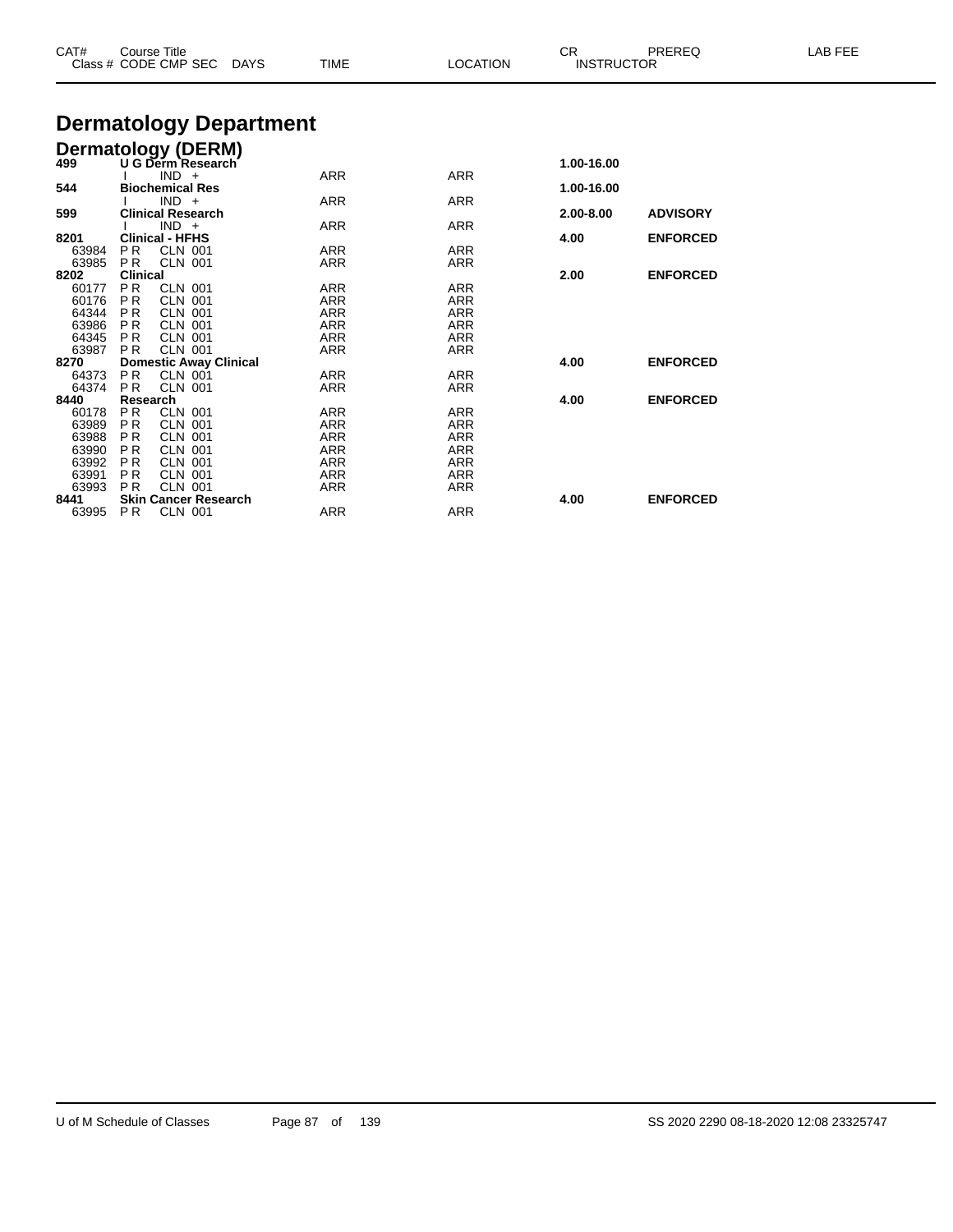| CAT# Class # | Course Title CODE CMP SEC | DAYS | TIME | LOCATION | CR INSTRUCTOR | PREREQ | LAB FEE |
|---|---|---|---|---|---|---|---|

# Dermatology Department

## Dermatology (DERM)

| CAT# Class # | Course Title CODE CMP SEC | DAYS | TIME | LOCATION | CR INSTRUCTOR | PREREQ | LAB FEE |
|---|---|---|---|---|---|---|---|
| **499** | **U G Derm Research** | | | | **1.00-16.00** | | |
| | I IND + | | ARR | ARR | | | |
| **544** | **Biochemical Res** | | | | **1.00-16.00** | | |
| | I IND + | | ARR | ARR | | | |
| **599** | **Clinical Research** | | | | **2.00-8.00** | **ADVISORY** | |
| | I IND + | | ARR | ARR | | | |
| **8201** | **Clinical - HFHS** | | | | **4.00** | **ENFORCED** | |
| 63984 | P R CLN 001 | | ARR | ARR | | | |
| 63985 | P R CLN 001 | | ARR | ARR | | | |
| **8202** | **Clinical** | | | | **2.00** | **ENFORCED** | |
| 60177 | P R CLN 001 | | ARR | ARR | | | |
| 60176 | P R CLN 001 | | ARR | ARR | | | |
| 64344 | P R CLN 001 | | ARR | ARR | | | |
| 63986 | P R CLN 001 | | ARR | ARR | | | |
| 64345 | P R CLN 001 | | ARR | ARR | | | |
| 63987 | P R CLN 001 | | ARR | ARR | | | |
| **8270** | **Domestic Away Clinical** | | | | **4.00** | **ENFORCED** | |
| 64373 | P R CLN 001 | | ARR | ARR | | | |
| 64374 | P R CLN 001 | | ARR | ARR | | | |
| **8440** | **Research** | | | | **4.00** | **ENFORCED** | |
| 60178 | P R CLN 001 | | ARR | ARR | | | |
| 63989 | P R CLN 001 | | ARR | ARR | | | |
| 63988 | P R CLN 001 | | ARR | ARR | | | |
| 63990 | P R CLN 001 | | ARR | ARR | | | |
| 63992 | P R CLN 001 | | ARR | ARR | | | |
| 63991 | P R CLN 001 | | ARR | ARR | | | |
| 63993 | P R CLN 001 | | ARR | ARR | | | |
| **8441** | **Skin Cancer Research** | | | | **4.00** | **ENFORCED** | |
| 63995 | P R CLN 001 | | ARR | ARR | | | |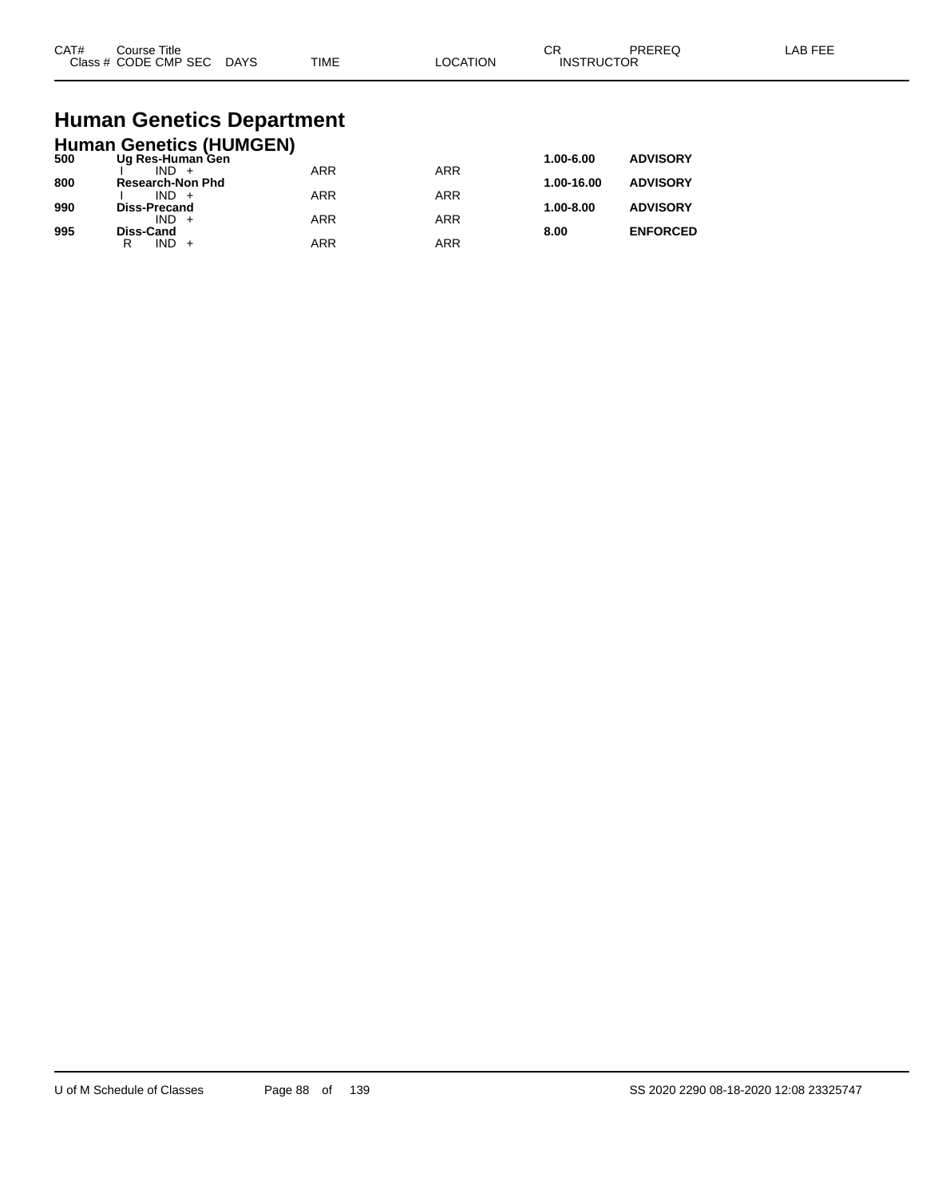| CAT# | Course Title Class # CODE CMP SEC | DAYS | TIME | LOCATION | CR INSTRUCTOR | PREREQ | LAB FEE |
|---|---|---|---|---|---|---|---|

# Human Genetics Department

## Human Genetics (HUMGEN)

| CAT# | Course Title / Class # CODE CMP SEC | DAYS | TIME | LOCATION | CR | PREREQ | LAB FEE |
|---|---|---|---|---|---|---|---|
| **500** | **Ug Res-Human Gen** | | | | **1.00-6.00** | **ADVISORY** | |
| | I IND + | | ARR | ARR | | | |
| **800** | **Research-Non Phd** | | | | **1.00-16.00** | **ADVISORY** | |
| | I IND + | | ARR | ARR | | | |
| **990** | **Diss-Precand** | | | | **1.00-8.00** | **ADVISORY** | |
| | IND + | | ARR | ARR | | | |
| **995** | **Diss-Cand** | | | | **8.00** | **ENFORCED** | |
| | R IND + | | ARR | ARR | | | |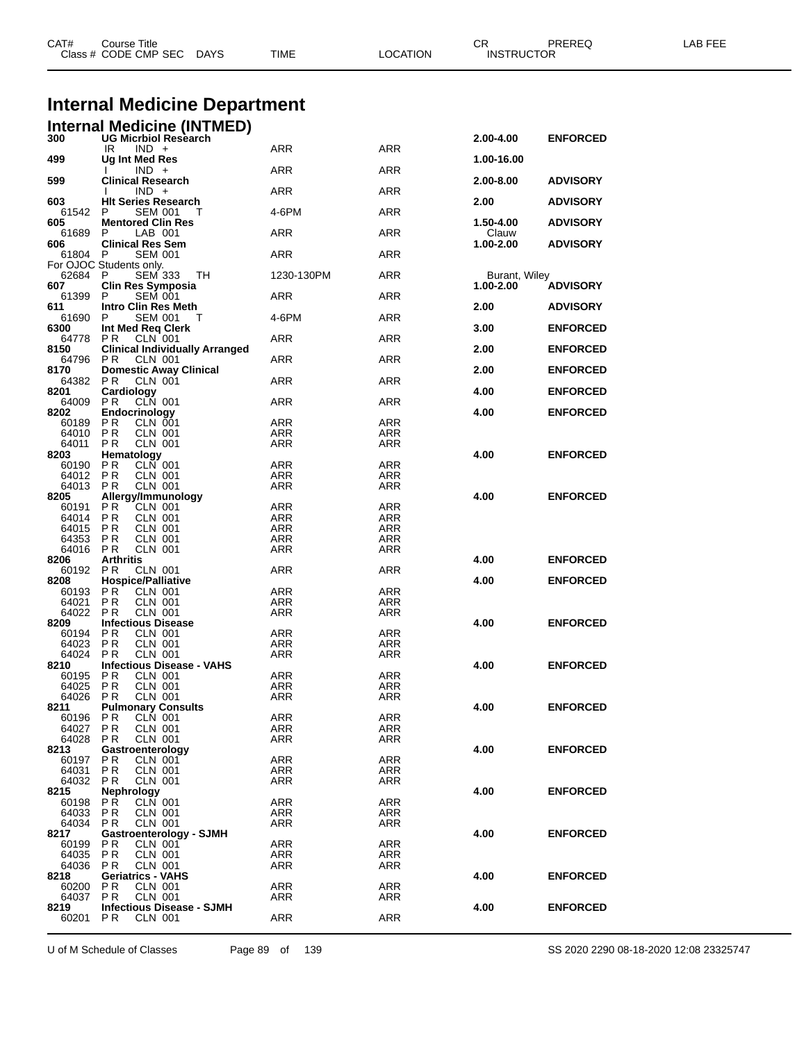# Internal Medicine Department

## Internal Medicine (INTMED)

| CAT# Class # | Course Title CODE CMP SEC | DAYS | TIME | LOCATION | CR INSTRUCTOR | PREREQ | LAB FEE |
|---|---|---|---|---|---|---|---|
| **300** | **UG Micrbiol Research** | | | | **2.00-4.00** | **ENFORCED** | |
| | IR IND + | | ARR | ARR | | | |
| **499** | **Ug Int Med Res** | | | | **1.00-16.00** | | |
| | I IND + | | ARR | ARR | | | |
| **599** | **Clinical Research** | | | | **2.00-8.00** | **ADVISORY** | |
| | I IND + | | ARR | ARR | | | |
| **603** | **Hlt Series Research** | | | | **2.00** | **ADVISORY** | |
| 61542 | P SEM 001 | T | 4-6PM | ARR | | | |
| **605** | **Mentored Clin Res** | | | | **1.50-4.00** | **ADVISORY** | |
| 61689 | P LAB 001 | | ARR | ARR | Clauw | | |
| **606** | **Clinical Res Sem** | | | | **1.00-2.00** | **ADVISORY** | |
| 61804 | P SEM 001 | | ARR | ARR | | | |
| For OJOC Students only. | | | | | | | |
| 62684 | P SEM 333 | TH | 1230-130PM | ARR | Burant, Wiley | | |
| **607** | **Clin Res Symposia** | | | | **1.00-2.00** | **ADVISORY** | |
| 61399 | P SEM 001 | | ARR | ARR | | | |
| **611** | **Intro Clin Res Meth** | | | | **2.00** | **ADVISORY** | |
| 61690 | P SEM 001 | T | 4-6PM | ARR | | | |
| **6300** | **Int Med Req Clerk** | | | | **3.00** | **ENFORCED** | |
| 64778 | PR CLN 001 | | ARR | ARR | | | |
| **8150** | **Clinical Individually Arranged** | | | | **2.00** | **ENFORCED** | |
| 64796 | PR CLN 001 | | ARR | ARR | | | |
| **8170** | **Domestic Away Clinical** | | | | **2.00** | **ENFORCED** | |
| 64382 | PR CLN 001 | | ARR | ARR | | | |
| **8201** | **Cardiology** | | | | **4.00** | **ENFORCED** | |
| 64009 | PR CLN 001 | | ARR | ARR | | | |
| **8202** | **Endocrinology** | | | | **4.00** | **ENFORCED** | |
| 60189 | PR CLN 001 | | ARR | ARR | | | |
| 64010 | PR CLN 001 | | ARR | ARR | | | |
| 64011 | PR CLN 001 | | ARR | ARR | | | |
| **8203** | **Hematology** | | | | **4.00** | **ENFORCED** | |
| 60190 | PR CLN 001 | | ARR | ARR | | | |
| 64012 | PR CLN 001 | | ARR | ARR | | | |
| 64013 | PR CLN 001 | | ARR | ARR | | | |
| **8205** | **Allergy/Immunology** | | | | **4.00** | **ENFORCED** | |
| 60191 | PR CLN 001 | | ARR | ARR | | | |
| 64014 | PR CLN 001 | | ARR | ARR | | | |
| 64015 | PR CLN 001 | | ARR | ARR | | | |
| 64353 | PR CLN 001 | | ARR | ARR | | | |
| 64016 | PR CLN 001 | | ARR | ARR | | | |
| **8206** | **Arthritis** | | | | **4.00** | **ENFORCED** | |
| 60192 | PR CLN 001 | | ARR | ARR | | | |
| **8208** | **Hospice/Palliative** | | | | **4.00** | **ENFORCED** | |
| 60193 | PR CLN 001 | | ARR | ARR | | | |
| 64021 | PR CLN 001 | | ARR | ARR | | | |
| 64022 | PR CLN 001 | | ARR | ARR | | | |
| **8209** | **Infectious Disease** | | | | **4.00** | **ENFORCED** | |
| 60194 | PR CLN 001 | | ARR | ARR | | | |
| 64023 | PR CLN 001 | | ARR | ARR | | | |
| 64024 | PR CLN 001 | | ARR | ARR | | | |
| **8210** | **Infectious Disease - VAHS** | | | | **4.00** | **ENFORCED** | |
| 60195 | PR CLN 001 | | ARR | ARR | | | |
| 64025 | PR CLN 001 | | ARR | ARR | | | |
| 64026 | PR CLN 001 | | ARR | ARR | | | |
| **8211** | **Pulmonary Consults** | | | | **4.00** | **ENFORCED** | |
| 60196 | PR CLN 001 | | ARR | ARR | | | |
| 64027 | PR CLN 001 | | ARR | ARR | | | |
| 64028 | PR CLN 001 | | ARR | ARR | | | |
| **8213** | **Gastroenterology** | | | | **4.00** | **ENFORCED** | |
| 60197 | PR CLN 001 | | ARR | ARR | | | |
| 64031 | PR CLN 001 | | ARR | ARR | | | |
| 64032 | PR CLN 001 | | ARR | ARR | | | |
| **8215** | **Nephrology** | | | | **4.00** | **ENFORCED** | |
| 60198 | PR CLN 001 | | ARR | ARR | | | |
| 64033 | PR CLN 001 | | ARR | ARR | | | |
| 64034 | PR CLN 001 | | ARR | ARR | | | |
| **8217** | **Gastroenterology - SJMH** | | | | **4.00** | **ENFORCED** | |
| 60199 | PR CLN 001 | | ARR | ARR | | | |
| 64035 | PR CLN 001 | | ARR | ARR | | | |
| 64036 | PR CLN 001 | | ARR | ARR | | | |
| **8218** | **Geriatrics - VAHS** | | | | **4.00** | **ENFORCED** | |
| 60200 | PR CLN 001 | | ARR | ARR | | | |
| 64037 | PR CLN 001 | | ARR | ARR | | | |
| **8219** | **Infectious Disease - SJMH** | | | | **4.00** | **ENFORCED** | |
| 60201 | PR CLN 001 | | ARR | ARR | | | |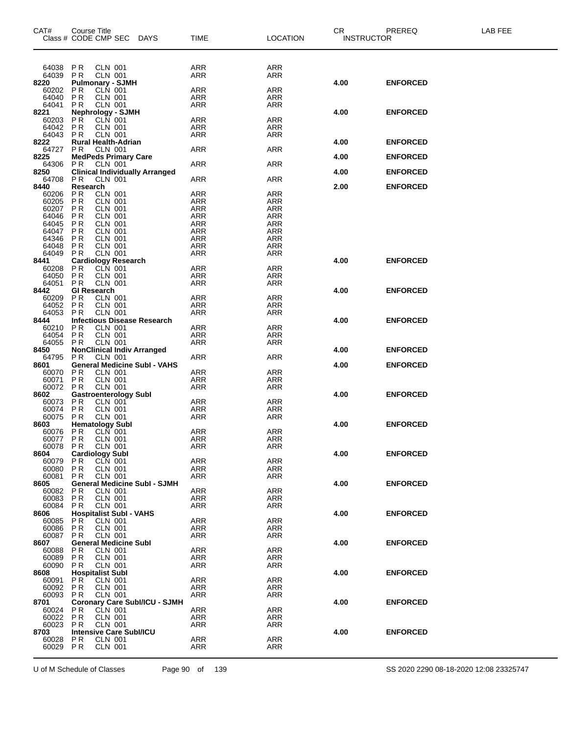| CAT# Class # | Course Title CODE CMP SEC DAYS | TIME | LOCATION | CR INSTRUCTOR | PREREQ | LAB FEE |
|---|---|---|---|---|---|---|
| 64038 | PR CLN 001 | ARR | ARR | | | |
| 64039 | PR CLN 001 | ARR | ARR | | | |
| **8220** | **Pulmonary - SJMH** | | | **4.00** | **ENFORCED** | |
| 60202 | PR CLN 001 | ARR | ARR | | | |
| 64040 | PR CLN 001 | ARR | ARR | | | |
| 64041 | PR CLN 001 | ARR | ARR | | | |
| **8221** | **Nephrology - SJMH** | | | **4.00** | **ENFORCED** | |
| 60203 | PR CLN 001 | ARR | ARR | | | |
| 64042 | PR CLN 001 | ARR | ARR | | | |
| 64043 | PR CLN 001 | ARR | ARR | | | |
| **8222** | **Rural Health-Adrian** | | | **4.00** | **ENFORCED** | |
| 64727 | PR CLN 001 | ARR | ARR | | | |
| **8225** | **MedPeds Primary Care** | | | **4.00** | **ENFORCED** | |
| 64306 | PR CLN 001 | ARR | ARR | | | |
| **8250** | **Clinical Individually Arranged** | | | **4.00** | **ENFORCED** | |
| 64708 | PR CLN 001 | ARR | ARR | | | |
| **8440** | **Research** | | | **2.00** | **ENFORCED** | |
| 60206 | PR CLN 001 | ARR | ARR | | | |
| 60205 | PR CLN 001 | ARR | ARR | | | |
| 60207 | PR CLN 001 | ARR | ARR | | | |
| 64046 | PR CLN 001 | ARR | ARR | | | |
| 64045 | PR CLN 001 | ARR | ARR | | | |
| 64047 | PR CLN 001 | ARR | ARR | | | |
| 64346 | PR CLN 001 | ARR | ARR | | | |
| 64048 | PR CLN 001 | ARR | ARR | | | |
| 64049 | PR CLN 001 | ARR | ARR | | | |
| **8441** | **Cardiology Research** | | | **4.00** | **ENFORCED** | |
| 60208 | PR CLN 001 | ARR | ARR | | | |
| 64050 | PR CLN 001 | ARR | ARR | | | |
| 64051 | PR CLN 001 | ARR | ARR | | | |
| **8442** | **GI Research** | | | **4.00** | **ENFORCED** | |
| 60209 | PR CLN 001 | ARR | ARR | | | |
| 64052 | PR CLN 001 | ARR | ARR | | | |
| 64053 | PR CLN 001 | ARR | ARR | | | |
| **8444** | **Infectious Disease Research** | | | **4.00** | **ENFORCED** | |
| 60210 | PR CLN 001 | ARR | ARR | | | |
| 64054 | PR CLN 001 | ARR | ARR | | | |
| 64055 | PR CLN 001 | ARR | ARR | | | |
| **8450** | **NonClinical Indiv Arranged** | | | **4.00** | **ENFORCED** | |
| 64795 | PR CLN 001 | ARR | ARR | | | |
| **8601** | **General Medicine SubI - VAHS** | | | **4.00** | **ENFORCED** | |
| 60070 | PR CLN 001 | ARR | ARR | | | |
| 60071 | PR CLN 001 | ARR | ARR | | | |
| 60072 | PR CLN 001 | ARR | ARR | | | |
| **8602** | **Gastroenterology SubI** | | | **4.00** | **ENFORCED** | |
| 60073 | PR CLN 001 | ARR | ARR | | | |
| 60074 | PR CLN 001 | ARR | ARR | | | |
| 60075 | PR CLN 001 | ARR | ARR | | | |
| **8603** | **Hematology SubI** | | | **4.00** | **ENFORCED** | |
| 60076 | PR CLN 001 | ARR | ARR | | | |
| 60077 | PR CLN 001 | ARR | ARR | | | |
| 60078 | PR CLN 001 | ARR | ARR | | | |
| **8604** | **Cardiology SubI** | | | **4.00** | **ENFORCED** | |
| 60079 | PR CLN 001 | ARR | ARR | | | |
| 60080 | PR CLN 001 | ARR | ARR | | | |
| 60081 | PR CLN 001 | ARR | ARR | | | |
| **8605** | **General Medicine SubI - SJMH** | | | **4.00** | **ENFORCED** | |
| 60082 | PR CLN 001 | ARR | ARR | | | |
| 60083 | PR CLN 001 | ARR | ARR | | | |
| 60084 | PR CLN 001 | ARR | ARR | | | |
| **8606** | **Hospitalist SubI - VAHS** | | | **4.00** | **ENFORCED** | |
| 60085 | PR CLN 001 | ARR | ARR | | | |
| 60086 | PR CLN 001 | ARR | ARR | | | |
| 60087 | PR CLN 001 | ARR | ARR | | | |
| **8607** | **General Medicine SubI** | | | **4.00** | **ENFORCED** | |
| 60088 | PR CLN 001 | ARR | ARR | | | |
| 60089 | PR CLN 001 | ARR | ARR | | | |
| 60090 | PR CLN 001 | ARR | ARR | | | |
| **8608** | **Hospitalist SubI** | | | **4.00** | **ENFORCED** | |
| 60091 | PR CLN 001 | ARR | ARR | | | |
| 60092 | PR CLN 001 | ARR | ARR | | | |
| 60093 | PR CLN 001 | ARR | ARR | | | |
| **8701** | **Coronary Care SubI/ICU - SJMH** | | | **4.00** | **ENFORCED** | |
| 60024 | PR CLN 001 | ARR | ARR | | | |
| 60022 | PR CLN 001 | ARR | ARR | | | |
| 60023 | PR CLN 001 | ARR | ARR | | | |
| **8703** | **Intensive Care SubI/ICU** | | | **4.00** | **ENFORCED** | |
| 60028 | PR CLN 001 | ARR | ARR | | | |
| 60029 | PR CLN 001 | ARR | ARR | | | |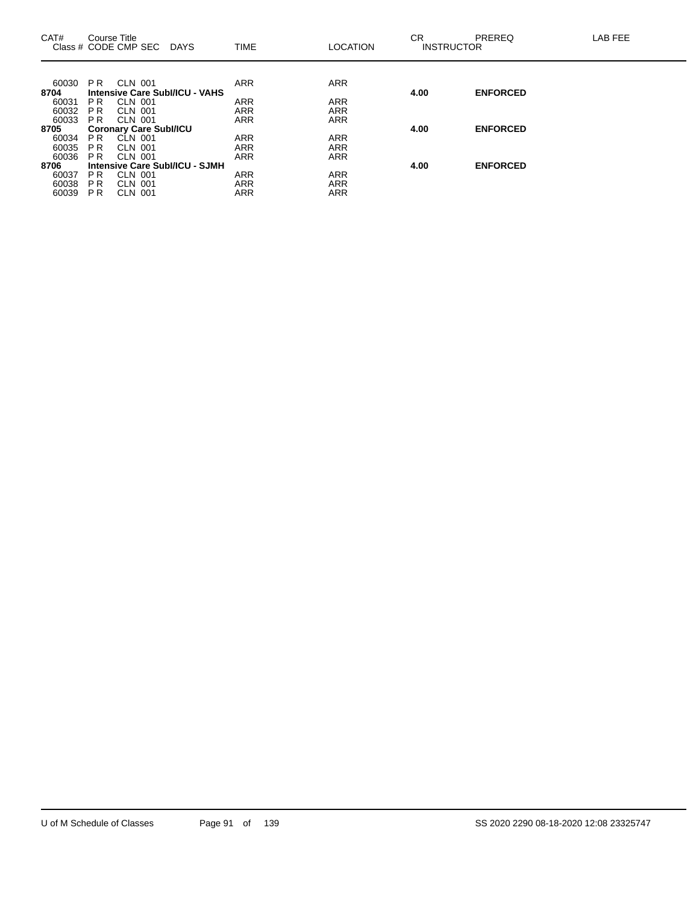| CAT# Class # | Course Title CODE CMP SEC | DAYS | TIME | LOCATION | CR INSTRUCTOR | PREREQ | LAB FEE |
|---|---|---|---|---|---|---|---|
| 60030 | P R CLN 001 | | ARR | ARR | | | |
| **8704** | **Intensive Care SubI/ICU - VAHS** | | | | **4.00** | **ENFORCED** | |
| 60031 | P R CLN 001 | | ARR | ARR | | | |
| 60032 | P R CLN 001 | | ARR | ARR | | | |
| 60033 | P R CLN 001 | | ARR | ARR | | | |
| **8705** | **Coronary Care SubI/ICU** | | | | **4.00** | **ENFORCED** | |
| 60034 | P R CLN 001 | | ARR | ARR | | | |
| 60035 | P R CLN 001 | | ARR | ARR | | | |
| 60036 | P R CLN 001 | | ARR | ARR | | | |
| **8706** | **Intensive Care SubI/ICU - SJMH** | | | | **4.00** | **ENFORCED** | |
| 60037 | P R CLN 001 | | ARR | ARR | | | |
| 60038 | P R CLN 001 | | ARR | ARR | | | |
| 60039 | P R CLN 001 | | ARR | ARR | | | |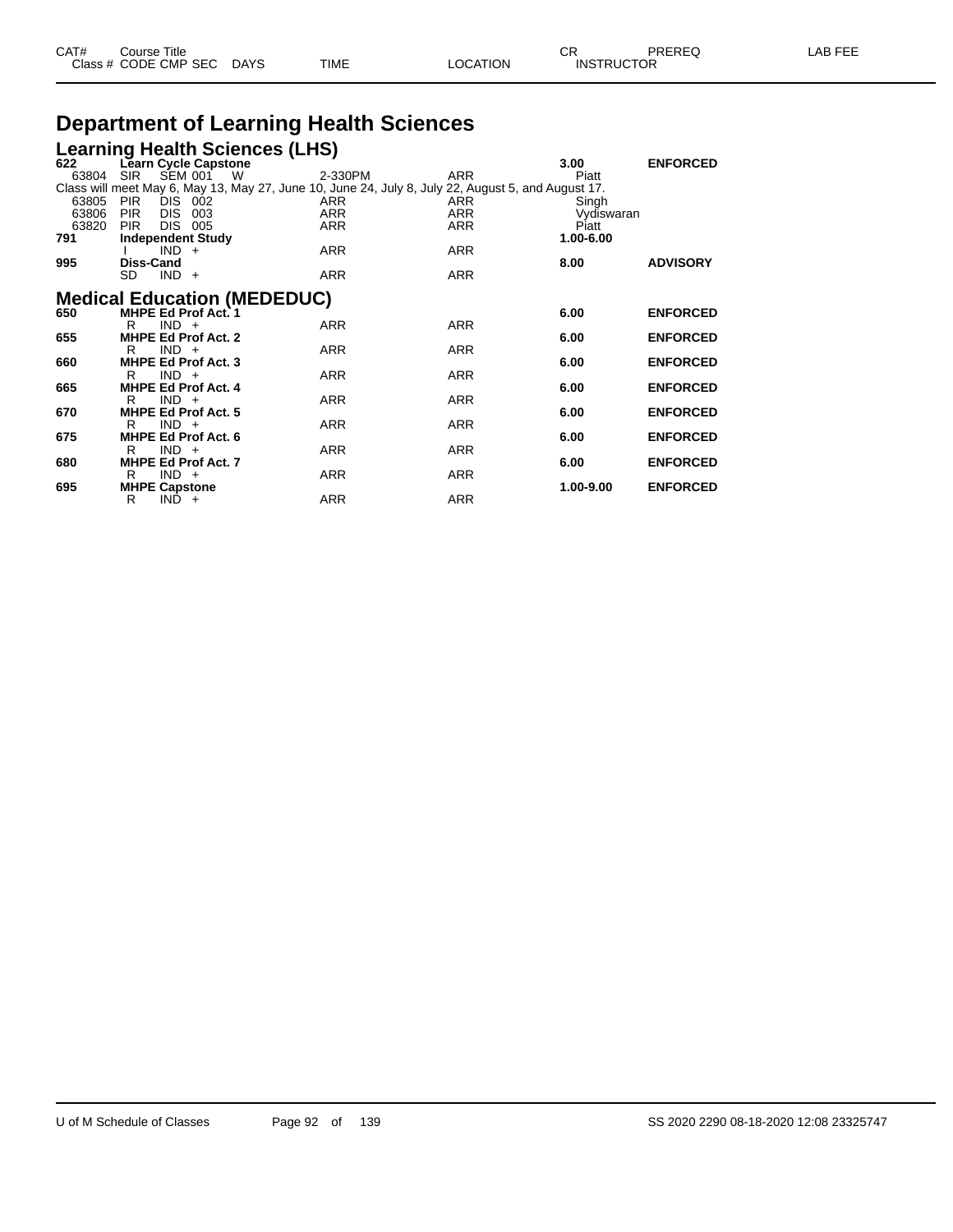# Department of Learning Health Sciences

## Learning Health Sciences (LHS)

| CAT# | Class # | CODE | CMP | SEC | DAYS | TIME | LOCATION | CR / INSTRUCTOR | PREREQ | LAB FEE |
|---|---|---|---|---|---|---|---|---|---|---|
| **622** | **Learn Cycle Capstone** | | | | | | | **3.00** | **ENFORCED** | |
| | 63804 | SIR | SEM | 001 | W | 2-330PM | ARR | Piatt | | |
| Class will meet May 6, May 13, May 27, June 10, June 24, July 8, July 22, August 5, and August 17. | | | | | | | | | | |
| | 63805 | PIR | DIS | 002 | | ARR | ARR | Singh | | |
| | 63806 | PIR | DIS | 003 | | ARR | ARR | Vydiswaran | | |
| | 63820 | PIR | DIS | 005 | | ARR | ARR | Piatt | | |
| **791** | **Independent Study** | | | | | | | **1.00-6.00** | | |
| | | I | IND | + | | ARR | ARR | | | |
| **995** | **Diss-Cand** | | | | | | | **8.00** | **ADVISORY** | |
| | | SD | IND | + | | ARR | ARR | | | |

## Medical Education (MEDEDUC)

| CAT# | Class # | CODE | CMP | SEC | DAYS | TIME | LOCATION | CR / INSTRUCTOR | PREREQ | LAB FEE |
|---|---|---|---|---|---|---|---|---|---|---|
| **650** | **MHPE Ed Prof Act. 1** | | | | | | | **6.00** | **ENFORCED** | |
| | | R | IND | + | | ARR | ARR | | | |
| **655** | **MHPE Ed Prof Act. 2** | | | | | | | **6.00** | **ENFORCED** | |
| | | R | IND | + | | ARR | ARR | | | |
| **660** | **MHPE Ed Prof Act. 3** | | | | | | | **6.00** | **ENFORCED** | |
| | | R | IND | + | | ARR | ARR | | | |
| **665** | **MHPE Ed Prof Act. 4** | | | | | | | **6.00** | **ENFORCED** | |
| | | R | IND | + | | ARR | ARR | | | |
| **670** | **MHPE Ed Prof Act. 5** | | | | | | | **6.00** | **ENFORCED** | |
| | | R | IND | + | | ARR | ARR | | | |
| **675** | **MHPE Ed Prof Act. 6** | | | | | | | **6.00** | **ENFORCED** | |
| | | R | IND | + | | ARR | ARR | | | |
| **680** | **MHPE Ed Prof Act. 7** | | | | | | | **6.00** | **ENFORCED** | |
| | | R | IND | + | | ARR | ARR | | | |
| **695** | **MHPE Capstone** | | | | | | | **1.00-9.00** | **ENFORCED** | |
| | | R | IND | + | | ARR | ARR | | | |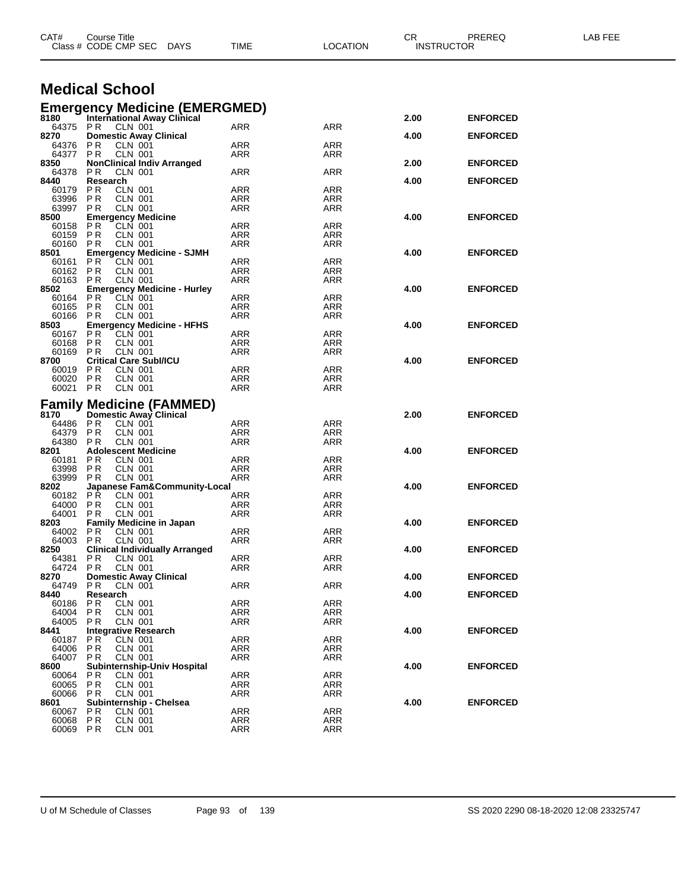# Medical School

## Emergency Medicine (EMERGMED)

| CAT# / Class # | Course Title / CODE CMP SEC | DAYS | TIME | LOCATION | CR | PREREQ | INSTRUCTOR | LAB FEE |
|---|---|---|---|---|---|---|---|---|
| **8180** | **International Away Clinical** | | | | **2.00** | **ENFORCED** | | |
| 64375 | P R CLN 001 | | ARR | ARR | | | | |
| **8270** | **Domestic Away Clinical** | | | | **4.00** | **ENFORCED** | | |
| 64376 | P R CLN 001 | | ARR | ARR | | | | |
| 64377 | P R CLN 001 | | ARR | ARR | | | | |
| **8350** | **NonClinical Indiv Arranged** | | | | **2.00** | **ENFORCED** | | |
| 64378 | P R CLN 001 | | ARR | ARR | | | | |
| **8440** | **Research** | | | | **4.00** | **ENFORCED** | | |
| 60179 | P R CLN 001 | | ARR | ARR | | | | |
| 63996 | P R CLN 001 | | ARR | ARR | | | | |
| 63997 | P R CLN 001 | | ARR | ARR | | | | |
| **8500** | **Emergency Medicine** | | | | **4.00** | **ENFORCED** | | |
| 60158 | P R CLN 001 | | ARR | ARR | | | | |
| 60159 | P R CLN 001 | | ARR | ARR | | | | |
| 60160 | P R CLN 001 | | ARR | ARR | | | | |
| **8501** | **Emergency Medicine - SJMH** | | | | **4.00** | **ENFORCED** | | |
| 60161 | P R CLN 001 | | ARR | ARR | | | | |
| 60162 | P R CLN 001 | | ARR | ARR | | | | |
| 60163 | P R CLN 001 | | ARR | ARR | | | | |
| **8502** | **Emergency Medicine - Hurley** | | | | **4.00** | **ENFORCED** | | |
| 60164 | P R CLN 001 | | ARR | ARR | | | | |
| 60165 | P R CLN 001 | | ARR | ARR | | | | |
| 60166 | P R CLN 001 | | ARR | ARR | | | | |
| **8503** | **Emergency Medicine - HFHS** | | | | **4.00** | **ENFORCED** | | |
| 60167 | P R CLN 001 | | ARR | ARR | | | | |
| 60168 | P R CLN 001 | | ARR | ARR | | | | |
| 60169 | P R CLN 001 | | ARR | ARR | | | | |
| **8700** | **Critical Care SubI/ICU** | | | | **4.00** | **ENFORCED** | | |
| 60019 | P R CLN 001 | | ARR | ARR | | | | |
| 60020 | P R CLN 001 | | ARR | ARR | | | | |
| 60021 | P R CLN 001 | | ARR | ARR | | | | |

## Family Medicine (FAMMED)

| CAT# / Class # | Course Title / CODE CMP SEC | DAYS | TIME | LOCATION | CR | PREREQ | INSTRUCTOR | LAB FEE |
|---|---|---|---|---|---|---|---|---|
| **8170** | **Domestic Away Clinical** | | | | **2.00** | **ENFORCED** | | |
| 64486 | P R CLN 001 | | ARR | ARR | | | | |
| 64379 | P R CLN 001 | | ARR | ARR | | | | |
| 64380 | P R CLN 001 | | ARR | ARR | | | | |
| **8201** | **Adolescent Medicine** | | | | **4.00** | **ENFORCED** | | |
| 60181 | P R CLN 001 | | ARR | ARR | | | | |
| 63998 | P R CLN 001 | | ARR | ARR | | | | |
| 63999 | P R CLN 001 | | ARR | ARR | | | | |
| **8202** | **Japanese Fam&Community-Local** | | | | **4.00** | **ENFORCED** | | |
| 60182 | P R CLN 001 | | ARR | ARR | | | | |
| 64000 | P R CLN 001 | | ARR | ARR | | | | |
| 64001 | P R CLN 001 | | ARR | ARR | | | | |
| **8203** | **Family Medicine in Japan** | | | | **4.00** | **ENFORCED** | | |
| 64002 | P R CLN 001 | | ARR | ARR | | | | |
| 64003 | P R CLN 001 | | ARR | ARR | | | | |
| **8250** | **Clinical Individually Arranged** | | | | **4.00** | **ENFORCED** | | |
| 64381 | P R CLN 001 | | ARR | ARR | | | | |
| 64724 | P R CLN 001 | | ARR | ARR | | | | |
| **8270** | **Domestic Away Clinical** | | | | **4.00** | **ENFORCED** | | |
| 64749 | P R CLN 001 | | ARR | ARR | | | | |
| **8440** | **Research** | | | | **4.00** | **ENFORCED** | | |
| 60186 | P R CLN 001 | | ARR | ARR | | | | |
| 64004 | P R CLN 001 | | ARR | ARR | | | | |
| 64005 | P R CLN 001 | | ARR | ARR | | | | |
| **8441** | **Integrative Research** | | | | **4.00** | **ENFORCED** | | |
| 60187 | P R CLN 001 | | ARR | ARR | | | | |
| 64006 | P R CLN 001 | | ARR | ARR | | | | |
| 64007 | P R CLN 001 | | ARR | ARR | | | | |
| **8600** | **Subinternship-Univ Hospital** | | | | **4.00** | **ENFORCED** | | |
| 60064 | P R CLN 001 | | ARR | ARR | | | | |
| 60065 | P R CLN 001 | | ARR | ARR | | | | |
| 60066 | P R CLN 001 | | ARR | ARR | | | | |
| **8601** | **Subinternship - Chelsea** | | | | **4.00** | **ENFORCED** | | |
| 60067 | P R CLN 001 | | ARR | ARR | | | | |
| 60068 | P R CLN 001 | | ARR | ARR | | | | |
| 60069 | P R CLN 001 | | ARR | ARR | | | | |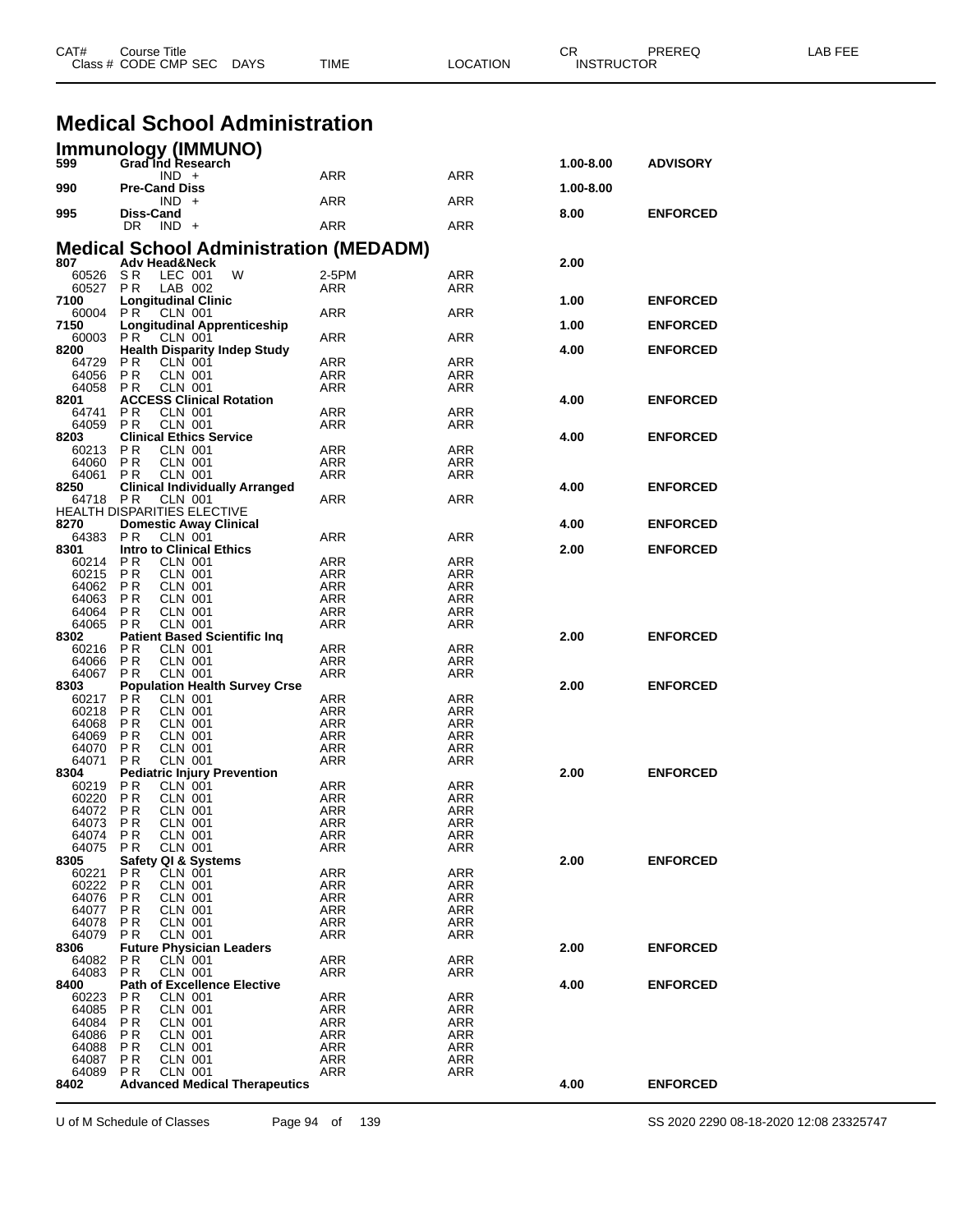| CAT# | Course Title | | | | | CR | PREREQ | LAB FEE |
|---|---|---|---|---|---|---|---|---|
| Class # | CODE CMP SEC | DAYS | TIME | LOCATION | | INSTRUCTOR | | |

# Medical School Administration

## Immunology (IMMUNO)

| CAT# | Course Title | DAYS | TIME | LOCATION | CR | PREREQ |
|---|---|---|---|---|---|---|
| **599** | **Grad Ind Research** | | | | **1.00-8.00** | **ADVISORY** |
| | IND + | | ARR | ARR | | |
| **990** | **Pre-Cand Diss** | | | | **1.00-8.00** | |
| | IND + | | ARR | ARR | | |
| **995** | **Diss-Cand** | | | | **8.00** | **ENFORCED** |
| | DR IND + | | ARR | ARR | | |

## Medical School Administration (MEDADM)

| CAT# / Class # | Course Title / CODE CMP SEC | DAYS | TIME | LOCATION | CR | PREREQ |
|---|---|---|---|---|---|---|
| **807** | **Adv Head&Neck** | | | | **2.00** | |
| 60526 | SR LEC 001 | W | 2-5PM | ARR | | |
| 60527 | PR LAB 002 | | ARR | ARR | | |
| **7100** | **Longitudinal Clinic** | | | | **1.00** | **ENFORCED** |
| 60004 | PR CLN 001 | | ARR | ARR | | |
| **7150** | **Longitudinal Apprenticeship** | | | | **1.00** | **ENFORCED** |
| 60003 | PR CLN 001 | | ARR | ARR | | |
| **8200** | **Health Disparity Indep Study** | | | | **4.00** | **ENFORCED** |
| 64729 | PR CLN 001 | | ARR | ARR | | |
| 64056 | PR CLN 001 | | ARR | ARR | | |
| 64058 | PR CLN 001 | | ARR | ARR | | |
| **8201** | **ACCESS Clinical Rotation** | | | | **4.00** | **ENFORCED** |
| 64741 | PR CLN 001 | | ARR | ARR | | |
| 64059 | PR CLN 001 | | ARR | ARR | | |
| **8203** | **Clinical Ethics Service** | | | | **4.00** | **ENFORCED** |
| 60213 | PR CLN 001 | | ARR | ARR | | |
| 64060 | PR CLN 001 | | ARR | ARR | | |
| 64061 | PR CLN 001 | | ARR | ARR | | |
| **8250** | **Clinical Individually Arranged** | | | | **4.00** | **ENFORCED** |
| 64718 | PR CLN 001 | | ARR | ARR | | |
| | HEALTH DISPARITIES ELECTIVE | | | | | |
| **8270** | **Domestic Away Clinical** | | | | **4.00** | **ENFORCED** |
| 64383 | PR CLN 001 | | ARR | ARR | | |
| **8301** | **Intro to Clinical Ethics** | | | | **2.00** | **ENFORCED** |
| 60214 | PR CLN 001 | | ARR | ARR | | |
| 60215 | PR CLN 001 | | ARR | ARR | | |
| 64062 | PR CLN 001 | | ARR | ARR | | |
| 64063 | PR CLN 001 | | ARR | ARR | | |
| 64064 | PR CLN 001 | | ARR | ARR | | |
| 64065 | PR CLN 001 | | ARR | ARR | | |
| **8302** | **Patient Based Scientific Inq** | | | | **2.00** | **ENFORCED** |
| 60216 | PR CLN 001 | | ARR | ARR | | |
| 64066 | PR CLN 001 | | ARR | ARR | | |
| 64067 | PR CLN 001 | | ARR | ARR | | |
| **8303** | **Population Health Survey Crse** | | | | **2.00** | **ENFORCED** |
| 60217 | PR CLN 001 | | ARR | ARR | | |
| 60218 | PR CLN 001 | | ARR | ARR | | |
| 64068 | PR CLN 001 | | ARR | ARR | | |
| 64069 | PR CLN 001 | | ARR | ARR | | |
| 64070 | PR CLN 001 | | ARR | ARR | | |
| 64071 | PR CLN 001 | | ARR | ARR | | |
| **8304** | **Pediatric Injury Prevention** | | | | **2.00** | **ENFORCED** |
| 60219 | PR CLN 001 | | ARR | ARR | | |
| 60220 | PR CLN 001 | | ARR | ARR | | |
| 64072 | PR CLN 001 | | ARR | ARR | | |
| 64073 | PR CLN 001 | | ARR | ARR | | |
| 64074 | PR CLN 001 | | ARR | ARR | | |
| 64075 | PR CLN 001 | | ARR | ARR | | |
| **8305** | **Safety QI & Systems** | | | | **2.00** | **ENFORCED** |
| 60221 | PR CLN 001 | | ARR | ARR | | |
| 60222 | PR CLN 001 | | ARR | ARR | | |
| 64076 | PR CLN 001 | | ARR | ARR | | |
| 64077 | PR CLN 001 | | ARR | ARR | | |
| 64078 | PR CLN 001 | | ARR | ARR | | |
| 64079 | PR CLN 001 | | ARR | ARR | | |
| **8306** | **Future Physician Leaders** | | | | **2.00** | **ENFORCED** |
| 64082 | PR CLN 001 | | ARR | ARR | | |
| 64083 | PR CLN 001 | | ARR | ARR | | |
| **8400** | **Path of Excellence Elective** | | | | **4.00** | **ENFORCED** |
| 60223 | PR CLN 001 | | ARR | ARR | | |
| 64085 | PR CLN 001 | | ARR | ARR | | |
| 64084 | PR CLN 001 | | ARR | ARR | | |
| 64086 | PR CLN 001 | | ARR | ARR | | |
| 64088 | PR CLN 001 | | ARR | ARR | | |
| 64087 | PR CLN 001 | | ARR | ARR | | |
| 64089 | PR CLN 001 | | ARR | ARR | | |
| **8402** | **Advanced Medical Therapeutics** | | | | **4.00** | **ENFORCED** |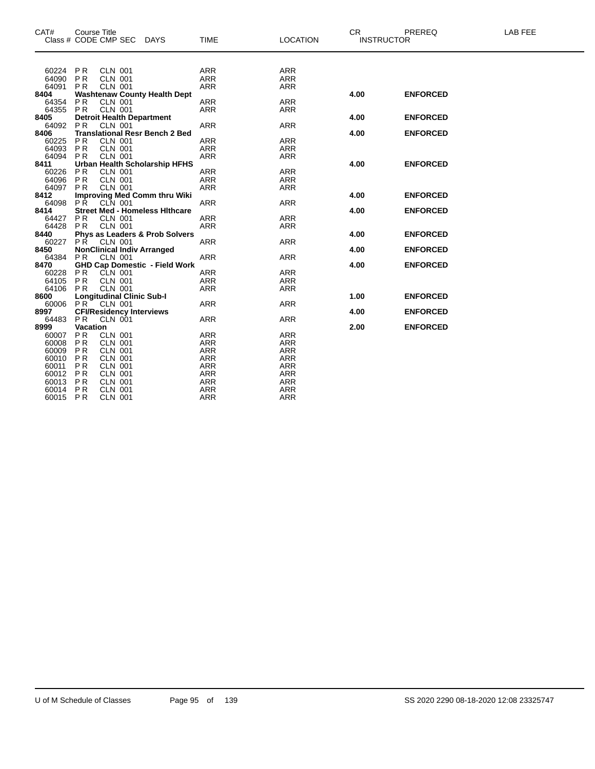| CAT# | Course Title Class # CODE CMP SEC DAYS | TIME | LOCATION | CR INSTRUCTOR | PREREQ | LAB FEE |
|---|---|---|---|---|---|---|
| 60224 | P R CLN 001 | ARR | ARR | | | |
| 64090 | P R CLN 001 | ARR | ARR | | | |
| 64091 | P R CLN 001 | ARR | ARR | | | |
| **8404** | **Washtenaw County Health Dept** | | | **4.00** | **ENFORCED** | |
| 64354 | P R CLN 001 | ARR | ARR | | | |
| 64355 | P R CLN 001 | ARR | ARR | | | |
| **8405** | **Detroit Health Department** | | | **4.00** | **ENFORCED** | |
| 64092 | P R CLN 001 | ARR | ARR | | | |
| **8406** | **Translational Resr Bench 2 Bed** | | | **4.00** | **ENFORCED** | |
| 60225 | P R CLN 001 | ARR | ARR | | | |
| 64093 | P R CLN 001 | ARR | ARR | | | |
| 64094 | P R CLN 001 | ARR | ARR | | | |
| **8411** | **Urban Health Scholarship HFHS** | | | **4.00** | **ENFORCED** | |
| 60226 | P R CLN 001 | ARR | ARR | | | |
| 64096 | P R CLN 001 | ARR | ARR | | | |
| 64097 | P R CLN 001 | ARR | ARR | | | |
| **8412** | **Improving Med Comm thru Wiki** | | | **4.00** | **ENFORCED** | |
| 64098 | P R CLN 001 | ARR | ARR | | | |
| **8414** | **Street Med - Homeless Hlthcare** | | | **4.00** | **ENFORCED** | |
| 64427 | P R CLN 001 | ARR | ARR | | | |
| 64428 | P R CLN 001 | ARR | ARR | | | |
| **8440** | **Phys as Leaders & Prob Solvers** | | | **4.00** | **ENFORCED** | |
| 60227 | P R CLN 001 | ARR | ARR | | | |
| **8450** | **NonClinical Indiv Arranged** | | | **4.00** | **ENFORCED** | |
| 64384 | P R CLN 001 | ARR | ARR | | | |
| **8470** | **GHD Cap Domestic - Field Work** | | | **4.00** | **ENFORCED** | |
| 60228 | P R CLN 001 | ARR | ARR | | | |
| 64105 | P R CLN 001 | ARR | ARR | | | |
| 64106 | P R CLN 001 | ARR | ARR | | | |
| **8600** | **Longitudinal Clinic Sub-I** | | | **1.00** | **ENFORCED** | |
| 60006 | P R CLN 001 | ARR | ARR | | | |
| **8997** | **CFI/Residency Interviews** | | | **4.00** | **ENFORCED** | |
| 64483 | P R CLN 001 | ARR | ARR | | | |
| **8999** | **Vacation** | | | **2.00** | **ENFORCED** | |
| 60007 | P R CLN 001 | ARR | ARR | | | |
| 60008 | P R CLN 001 | ARR | ARR | | | |
| 60009 | P R CLN 001 | ARR | ARR | | | |
| 60010 | P R CLN 001 | ARR | ARR | | | |
| 60011 | P R CLN 001 | ARR | ARR | | | |
| 60012 | P R CLN 001 | ARR | ARR | | | |
| 60013 | P R CLN 001 | ARR | ARR | | | |
| 60014 | P R CLN 001 | ARR | ARR | | | |
| 60015 | P R CLN 001 | ARR | ARR | | | |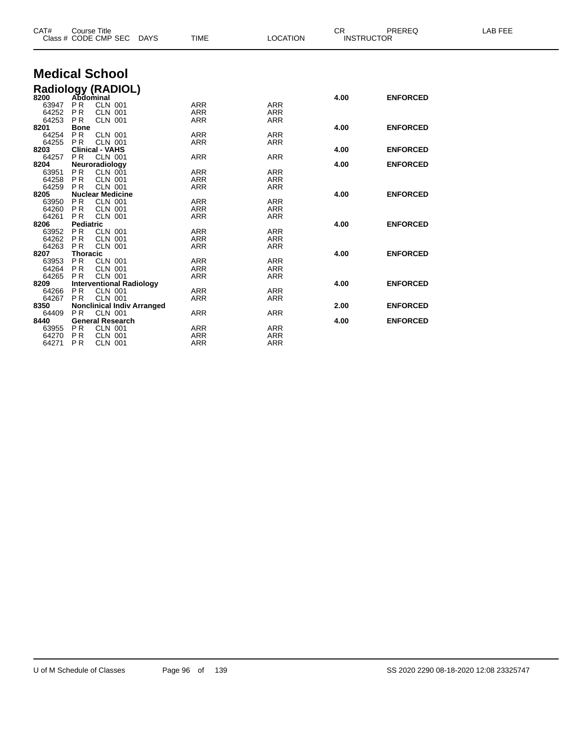| CAT# | Course Title Class # CODE CMP SEC | DAYS | TIME | LOCATION | CR INSTRUCTOR | PREREQ | LAB FEE |
|---|---|---|---|---|---|---|---|

# Medical School

## Radiology (RADIOL)

| CAT# / Class # | Course Title / CODE CMP SEC | DAYS | TIME | LOCATION | CR | PREREQ |
|---|---|---|---|---|---|---|
| **8200** | **Abdominal** | | | | **4.00** | **ENFORCED** |
| 63947 | P R CLN 001 | | ARR | ARR | | |
| 64252 | P R CLN 001 | | ARR | ARR | | |
| 64253 | P R CLN 001 | | ARR | ARR | | |
| **8201** | **Bone** | | | | **4.00** | **ENFORCED** |
| 64254 | P R CLN 001 | | ARR | ARR | | |
| 64255 | P R CLN 001 | | ARR | ARR | | |
| **8203** | **Clinical - VAHS** | | | | **4.00** | **ENFORCED** |
| 64257 | P R CLN 001 | | ARR | ARR | | |
| **8204** | **Neuroradiology** | | | | **4.00** | **ENFORCED** |
| 63951 | P R CLN 001 | | ARR | ARR | | |
| 64258 | P R CLN 001 | | ARR | ARR | | |
| 64259 | P R CLN 001 | | ARR | ARR | | |
| **8205** | **Nuclear Medicine** | | | | **4.00** | **ENFORCED** |
| 63950 | P R CLN 001 | | ARR | ARR | | |
| 64260 | P R CLN 001 | | ARR | ARR | | |
| 64261 | P R CLN 001 | | ARR | ARR | | |
| **8206** | **Pediatric** | | | | **4.00** | **ENFORCED** |
| 63952 | P R CLN 001 | | ARR | ARR | | |
| 64262 | P R CLN 001 | | ARR | ARR | | |
| 64263 | P R CLN 001 | | ARR | ARR | | |
| **8207** | **Thoracic** | | | | **4.00** | **ENFORCED** |
| 63953 | P R CLN 001 | | ARR | ARR | | |
| 64264 | P R CLN 001 | | ARR | ARR | | |
| 64265 | P R CLN 001 | | ARR | ARR | | |
| **8209** | **Interventional Radiology** | | | | **4.00** | **ENFORCED** |
| 64266 | P R CLN 001 | | ARR | ARR | | |
| 64267 | P R CLN 001 | | ARR | ARR | | |
| **8350** | **Nonclinical Indiv Arranged** | | | | **2.00** | **ENFORCED** |
| 64409 | P R CLN 001 | | ARR | ARR | | |
| **8440** | **General Research** | | | | **4.00** | **ENFORCED** |
| 63955 | P R CLN 001 | | ARR | ARR | | |
| 64270 | P R CLN 001 | | ARR | ARR | | |
| 64271 | P R CLN 001 | | ARR | ARR | | |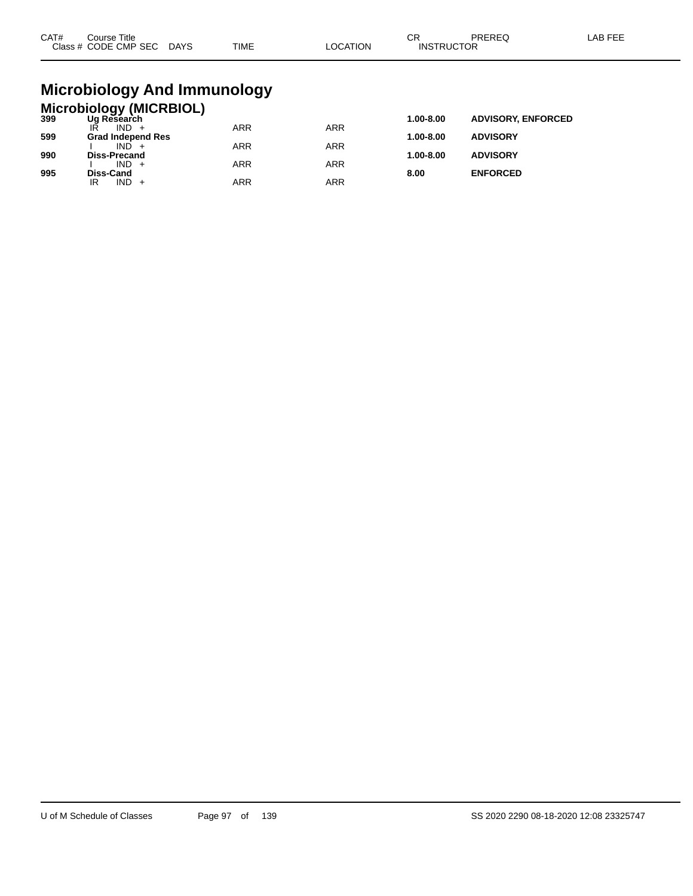| CAT# | Course Title | | | | | CR | PREREQ | LAB FEE |
|---|---|---|---|---|---|---|---|---|
| Class # | CODE CMP SEC | DAYS | TIME | LOCATION | | INSTRUCTOR | | |

# Microbiology And Immunology

## Microbiology (MICRBIOL)

| CAT# | Course Title | | | CR | PREREQ |
|---|---|---|---|---|---|
| **399** | **Ug Research** | | | **1.00-8.00** | **ADVISORY, ENFORCED** |
| | IR IND + | ARR | ARR | | |
| **599** | **Grad Independ Res** | | | **1.00-8.00** | **ADVISORY** |
| | I IND + | ARR | ARR | | |
| **990** | **Diss-Precand** | | | **1.00-8.00** | **ADVISORY** |
| | I IND + | ARR | ARR | | |
| **995** | **Diss-Cand** | | | **8.00** | **ENFORCED** |
| | IR IND + | ARR | ARR | | |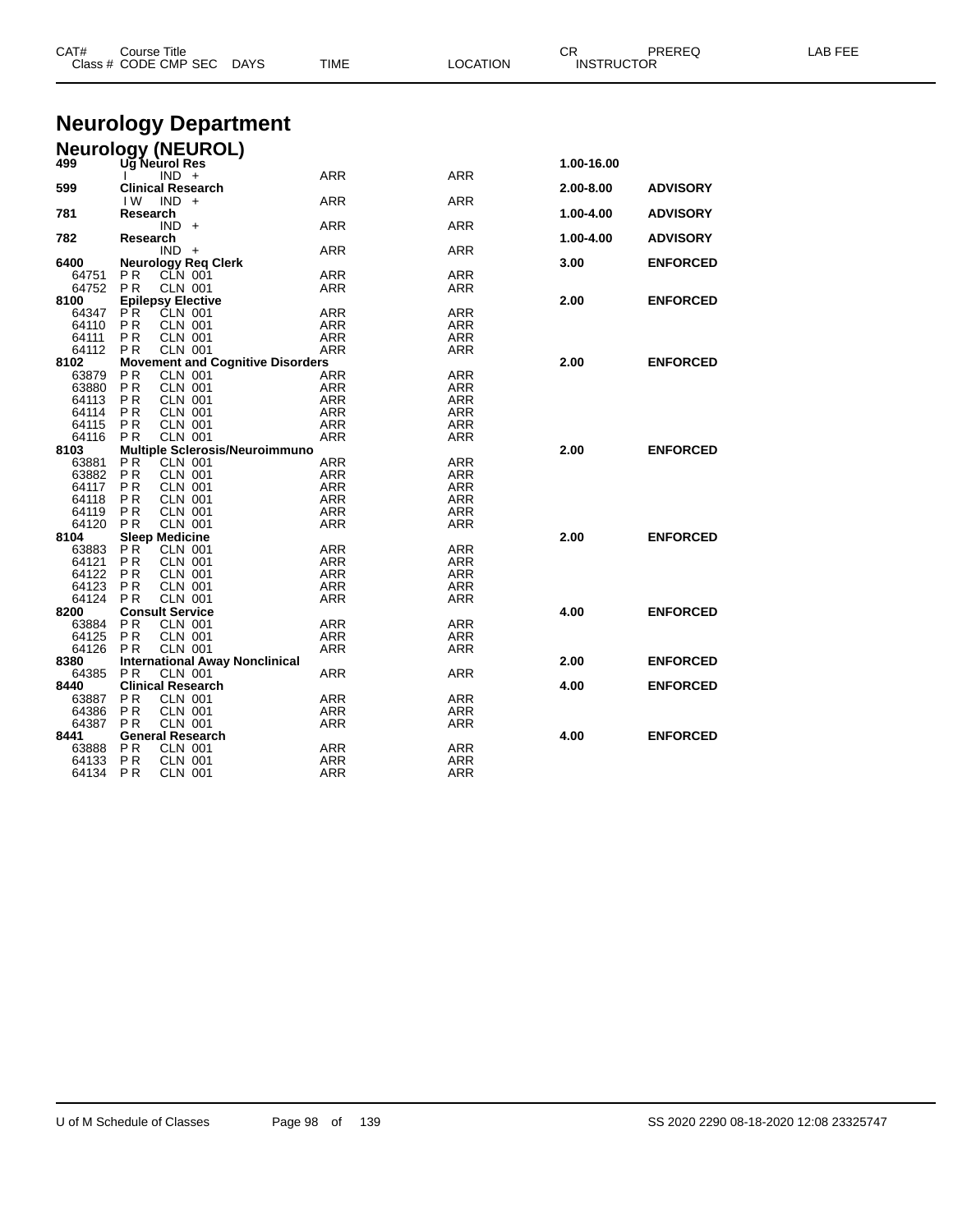# Neurology Department

## Neurology (NEUROL)

| CAT# / Class # | Course Title / CODE CMP SEC | DAYS | TIME | LOCATION | CR / INSTRUCTOR | PREREQ | LAB FEE |
|---|---|---|---|---|---|---|---|
| **499** | **Ug Neurol Res** | | | | **1.00-16.00** | | |
| | I IND + | | ARR | ARR | | | |
| **599** | **Clinical Research** | | | | **2.00-8.00** | **ADVISORY** | |
| | I W IND + | | ARR | ARR | | | |
| **781** | **Research** | | | | **1.00-4.00** | **ADVISORY** | |
| | IND + | | ARR | ARR | | | |
| **782** | **Research** | | | | **1.00-4.00** | **ADVISORY** | |
| | IND + | | ARR | ARR | | | |
| **6400** | **Neurology Req Clerk** | | | | **3.00** | **ENFORCED** | |
| 64751 | P R CLN 001 | | ARR | ARR | | | |
| 64752 | P R CLN 001 | | ARR | ARR | | | |
| **8100** | **Epilepsy Elective** | | | | **2.00** | **ENFORCED** | |
| 64347 | P R CLN 001 | | ARR | ARR | | | |
| 64110 | P R CLN 001 | | ARR | ARR | | | |
| 64111 | P R CLN 001 | | ARR | ARR | | | |
| 64112 | P R CLN 001 | | ARR | ARR | | | |
| **8102** | **Movement and Cognitive Disorders** | | | | **2.00** | **ENFORCED** | |
| 63879 | P R CLN 001 | | ARR | ARR | | | |
| 63880 | P R CLN 001 | | ARR | ARR | | | |
| 64113 | P R CLN 001 | | ARR | ARR | | | |
| 64114 | P R CLN 001 | | ARR | ARR | | | |
| 64115 | P R CLN 001 | | ARR | ARR | | | |
| 64116 | P R CLN 001 | | ARR | ARR | | | |
| **8103** | **Multiple Sclerosis/Neuroimmuno** | | | | **2.00** | **ENFORCED** | |
| 63881 | P R CLN 001 | | ARR | ARR | | | |
| 63882 | P R CLN 001 | | ARR | ARR | | | |
| 64117 | P R CLN 001 | | ARR | ARR | | | |
| 64118 | P R CLN 001 | | ARR | ARR | | | |
| 64119 | P R CLN 001 | | ARR | ARR | | | |
| 64120 | P R CLN 001 | | ARR | ARR | | | |
| **8104** | **Sleep Medicine** | | | | **2.00** | **ENFORCED** | |
| 63883 | P R CLN 001 | | ARR | ARR | | | |
| 64121 | P R CLN 001 | | ARR | ARR | | | |
| 64122 | P R CLN 001 | | ARR | ARR | | | |
| 64123 | P R CLN 001 | | ARR | ARR | | | |
| 64124 | P R CLN 001 | | ARR | ARR | | | |
| **8200** | **Consult Service** | | | | **4.00** | **ENFORCED** | |
| 63884 | P R CLN 001 | | ARR | ARR | | | |
| 64125 | P R CLN 001 | | ARR | ARR | | | |
| 64126 | P R CLN 001 | | ARR | ARR | | | |
| **8380** | **International Away Nonclinical** | | | | **2.00** | **ENFORCED** | |
| 64385 | P R CLN 001 | | ARR | ARR | | | |
| **8440** | **Clinical Research** | | | | **4.00** | **ENFORCED** | |
| 63887 | P R CLN 001 | | ARR | ARR | | | |
| 64386 | P R CLN 001 | | ARR | ARR | | | |
| 64387 | P R CLN 001 | | ARR | ARR | | | |
| **8441** | **General Research** | | | | **4.00** | **ENFORCED** | |
| 63888 | P R CLN 001 | | ARR | ARR | | | |
| 64133 | P R CLN 001 | | ARR | ARR | | | |
| 64134 | P R CLN 001 | | ARR | ARR | | | |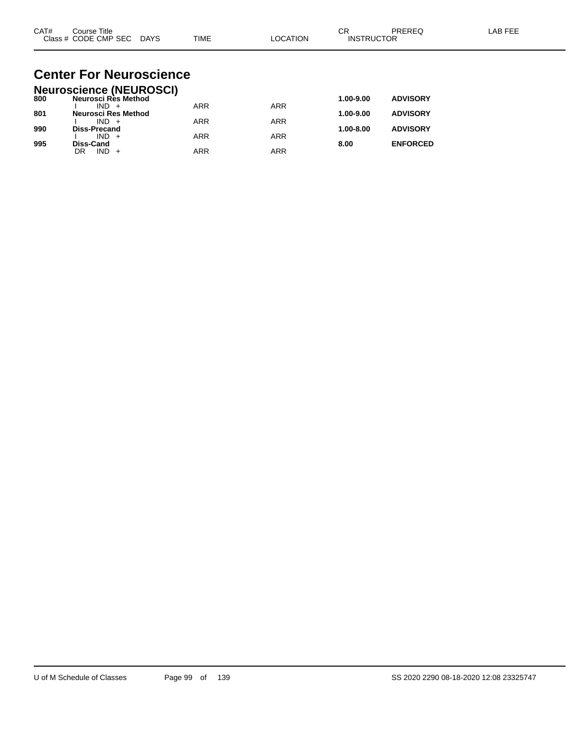| CAT# | Course Title Class # CODE CMP SEC DAYS | TIME | LOCATION | CR INSTRUCTOR | PREREQ | LAB FEE |
|---|---|---|---|---|---|---|

# Center For Neuroscience

## Neuroscience (NEUROSCI)

| CAT# | Course Title / Class # CODE CMP SEC DAYS | TIME | LOCATION | CR | PREREQ |
|---|---|---|---|---|---|
| **800** | **Neurosci Res Method** | | | **1.00-9.00** | **ADVISORY** |
| | I IND + | ARR | ARR | | |
| **801** | **Neurosci Res Method** | | | **1.00-9.00** | **ADVISORY** |
| | I IND + | ARR | ARR | | |
| **990** | **Diss-Precand** | | | **1.00-8.00** | **ADVISORY** |
| | I IND + | ARR | ARR | | |
| **995** | **Diss-Cand** | | | **8.00** | **ENFORCED** |
| | DR IND + | ARR | ARR | | |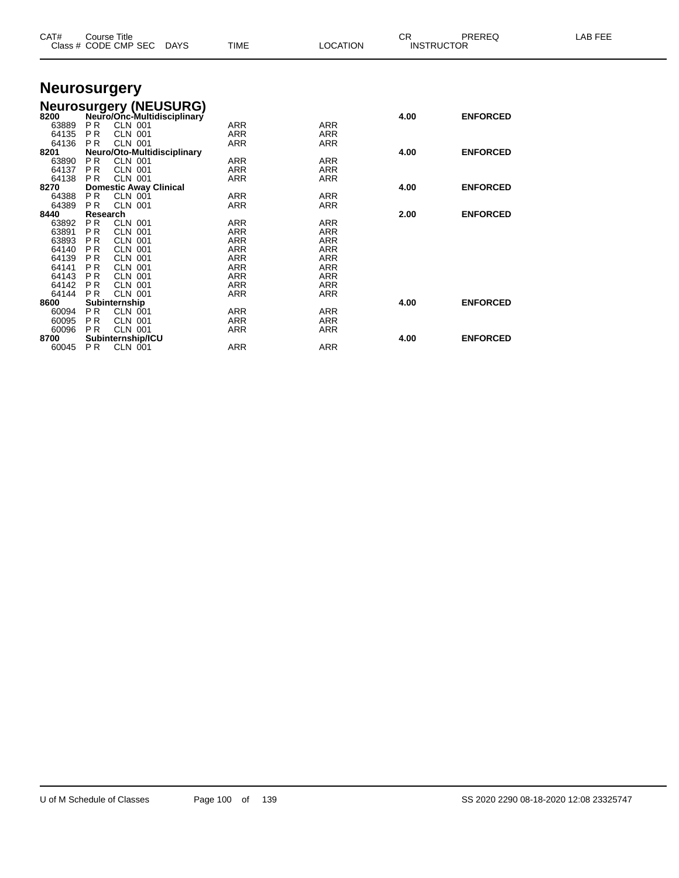| CAT# | Course Title Class # CODE CMP SEC | DAYS | TIME | LOCATION | CR INSTRUCTOR | PREREQ | LAB FEE |
|---|---|---|---|---|---|---|---|

# Neurosurgery

## Neurosurgery (NEUSURG)

| CAT# / Class # | Course Title / CODE CMP SEC | DAYS | TIME | LOCATION | CR | PREREQ | LAB FEE |
|---|---|---|---|---|---|---|---|
| **8200** | **Neuro/Onc-Multidisciplinary** | | | | **4.00** | **ENFORCED** | |
| 63889 | P R CLN 001 | | ARR | ARR | | | |
| 64135 | P R CLN 001 | | ARR | ARR | | | |
| 64136 | P R CLN 001 | | ARR | ARR | | | |
| **8201** | **Neuro/Oto-Multidisciplinary** | | | | **4.00** | **ENFORCED** | |
| 63890 | P R CLN 001 | | ARR | ARR | | | |
| 64137 | P R CLN 001 | | ARR | ARR | | | |
| 64138 | P R CLN 001 | | ARR | ARR | | | |
| **8270** | **Domestic Away Clinical** | | | | **4.00** | **ENFORCED** | |
| 64388 | P R CLN 001 | | ARR | ARR | | | |
| 64389 | P R CLN 001 | | ARR | ARR | | | |
| **8440** | **Research** | | | | **2.00** | **ENFORCED** | |
| 63892 | P R CLN 001 | | ARR | ARR | | | |
| 63891 | P R CLN 001 | | ARR | ARR | | | |
| 63893 | P R CLN 001 | | ARR | ARR | | | |
| 64140 | P R CLN 001 | | ARR | ARR | | | |
| 64139 | P R CLN 001 | | ARR | ARR | | | |
| 64141 | P R CLN 001 | | ARR | ARR | | | |
| 64143 | P R CLN 001 | | ARR | ARR | | | |
| 64142 | P R CLN 001 | | ARR | ARR | | | |
| 64144 | P R CLN 001 | | ARR | ARR | | | |
| **8600** | **Subinternship** | | | | **4.00** | **ENFORCED** | |
| 60094 | P R CLN 001 | | ARR | ARR | | | |
| 60095 | P R CLN 001 | | ARR | ARR | | | |
| 60096 | P R CLN 001 | | ARR | ARR | | | |
| **8700** | **Subinternship/ICU** | | | | **4.00** | **ENFORCED** | |
| 60045 | P R CLN 001 | | ARR | ARR | | | |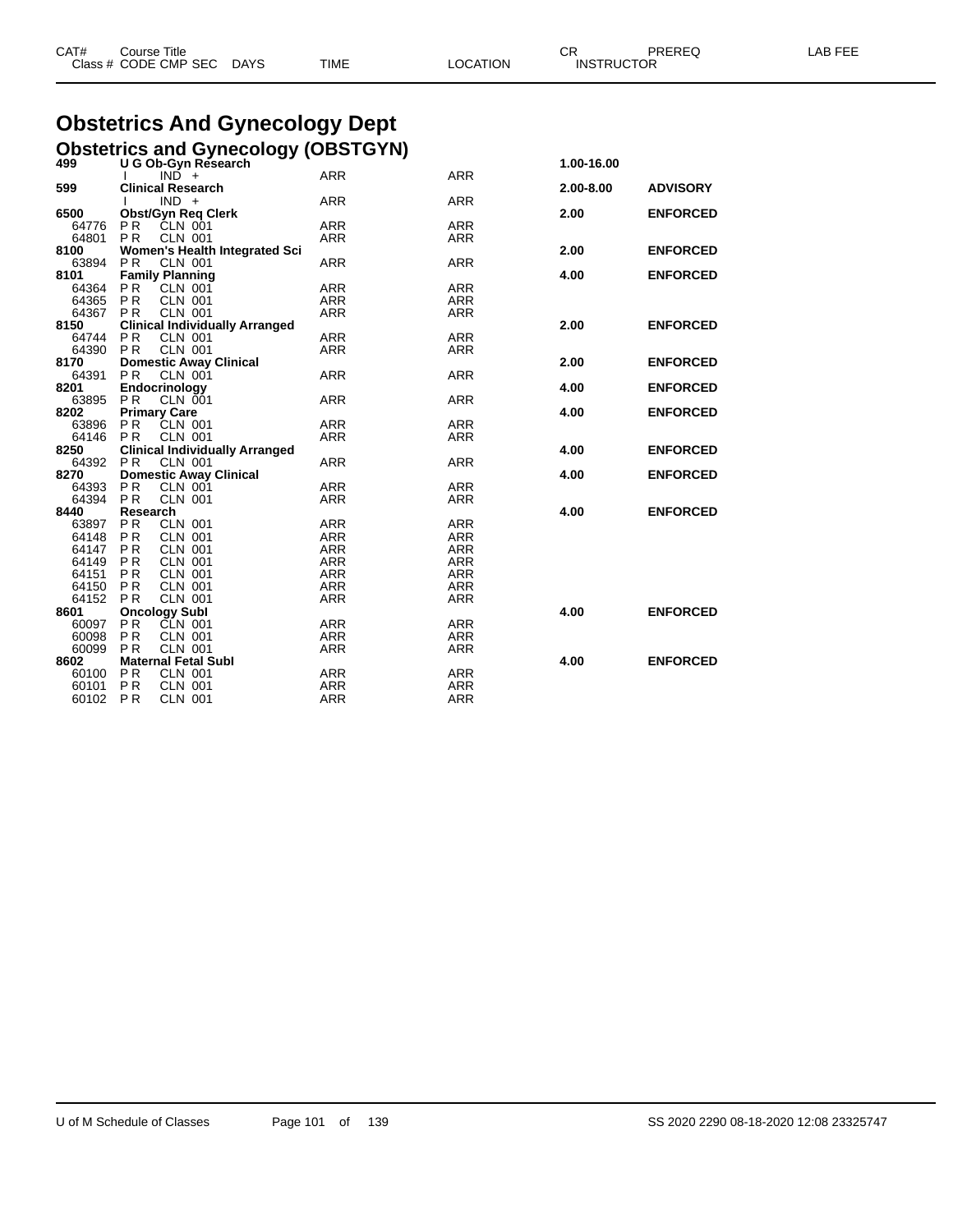# Obstetrics And Gynecology Dept

## Obstetrics and Gynecology (OBSTGYN)

| CAT# / Class # | Course Title / CODE CMP SEC | DAYS | TIME | LOCATION | CR / INSTRUCTOR | PREREQ | LAB FEE |
|---|---|---|---|---|---|---|---|
| **499** | **U G Ob-Gyn Research** | | | | **1.00-16.00** | | |
| | I IND + | | ARR | ARR | | | |
| **599** | **Clinical Research** | | | | **2.00-8.00** | **ADVISORY** | |
| | I IND + | | ARR | ARR | | | |
| **6500** | **Obst/Gyn Req Clerk** | | | | **2.00** | **ENFORCED** | |
| 64776 | P R CLN 001 | | ARR | ARR | | | |
| 64801 | P R CLN 001 | | ARR | ARR | | | |
| **8100** | **Women's Health Integrated Sci** | | | | **2.00** | **ENFORCED** | |
| 63894 | P R CLN 001 | | ARR | ARR | | | |
| **8101** | **Family Planning** | | | | **4.00** | **ENFORCED** | |
| 64364 | P R CLN 001 | | ARR | ARR | | | |
| 64365 | P R CLN 001 | | ARR | ARR | | | |
| 64367 | P R CLN 001 | | ARR | ARR | | | |
| **8150** | **Clinical Individually Arranged** | | | | **2.00** | **ENFORCED** | |
| 64744 | P R CLN 001 | | ARR | ARR | | | |
| 64390 | P R CLN 001 | | ARR | ARR | | | |
| **8170** | **Domestic Away Clinical** | | | | **2.00** | **ENFORCED** | |
| 64391 | P R CLN 001 | | ARR | ARR | | | |
| **8201** | **Endocrinology** | | | | **4.00** | **ENFORCED** | |
| 63895 | P R CLN 001 | | ARR | ARR | | | |
| **8202** | **Primary Care** | | | | **4.00** | **ENFORCED** | |
| 63896 | P R CLN 001 | | ARR | ARR | | | |
| 64146 | P R CLN 001 | | ARR | ARR | | | |
| **8250** | **Clinical Individually Arranged** | | | | **4.00** | **ENFORCED** | |
| 64392 | P R CLN 001 | | ARR | ARR | | | |
| **8270** | **Domestic Away Clinical** | | | | **4.00** | **ENFORCED** | |
| 64393 | P R CLN 001 | | ARR | ARR | | | |
| 64394 | P R CLN 001 | | ARR | ARR | | | |
| **8440** | **Research** | | | | **4.00** | **ENFORCED** | |
| 63897 | P R CLN 001 | | ARR | ARR | | | |
| 64148 | P R CLN 001 | | ARR | ARR | | | |
| 64147 | P R CLN 001 | | ARR | ARR | | | |
| 64149 | P R CLN 001 | | ARR | ARR | | | |
| 64151 | P R CLN 001 | | ARR | ARR | | | |
| 64150 | P R CLN 001 | | ARR | ARR | | | |
| 64152 | P R CLN 001 | | ARR | ARR | | | |
| **8601** | **Oncology Subl** | | | | **4.00** | **ENFORCED** | |
| 60097 | P R CLN 001 | | ARR | ARR | | | |
| 60098 | P R CLN 001 | | ARR | ARR | | | |
| 60099 | P R CLN 001 | | ARR | ARR | | | |
| **8602** | **Maternal Fetal Subl** | | | | **4.00** | **ENFORCED** | |
| 60100 | P R CLN 001 | | ARR | ARR | | | |
| 60101 | P R CLN 001 | | ARR | ARR | | | |
| 60102 | P R CLN 001 | | ARR | ARR | | | |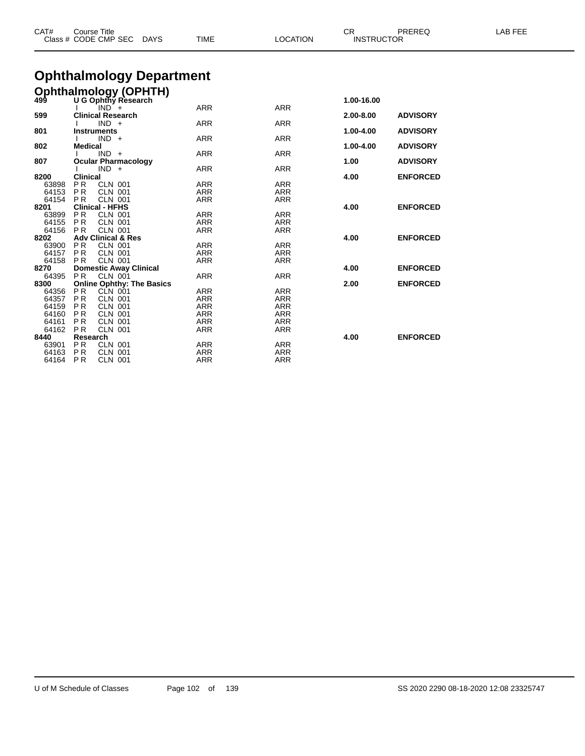# Ophthalmology Department

## Ophthalmology (OPHTH)

| CAT# / Class # | Course Title / CODE CMP SEC DAYS | TIME | LOCATION | CR | PREREQ | LAB FEE |
|---|---|---|---|---|---|---|
| **499** | **U G Ophthy Research** | | | **1.00-16.00** | | |
| | I IND + | ARR | ARR | | | |
| **599** | **Clinical Research** | | | **2.00-8.00** | **ADVISORY** | |
| | I IND + | ARR | ARR | | | |
| **801** | **Instruments** | | | **1.00-4.00** | **ADVISORY** | |
| | I IND + | ARR | ARR | | | |
| **802** | **Medical** | | | **1.00-4.00** | **ADVISORY** | |
| | I IND + | ARR | ARR | | | |
| **807** | **Ocular Pharmacology** | | | **1.00** | **ADVISORY** | |
| | I IND + | ARR | ARR | | | |
| **8200** | **Clinical** | | | **4.00** | **ENFORCED** | |
| 63898 | P R CLN 001 | ARR | ARR | | | |
| 64153 | P R CLN 001 | ARR | ARR | | | |
| 64154 | P R CLN 001 | ARR | ARR | | | |
| **8201** | **Clinical - HFHS** | | | **4.00** | **ENFORCED** | |
| 63899 | P R CLN 001 | ARR | ARR | | | |
| 64155 | P R CLN 001 | ARR | ARR | | | |
| 64156 | P R CLN 001 | ARR | ARR | | | |
| **8202** | **Adv Clinical & Res** | | | **4.00** | **ENFORCED** | |
| 63900 | P R CLN 001 | ARR | ARR | | | |
| 64157 | P R CLN 001 | ARR | ARR | | | |
| 64158 | P R CLN 001 | ARR | ARR | | | |
| **8270** | **Domestic Away Clinical** | | | **4.00** | **ENFORCED** | |
| 64395 | P R CLN 001 | ARR | ARR | | | |
| **8300** | **Online Ophthy: The Basics** | | | **2.00** | **ENFORCED** | |
| 64356 | P R CLN 001 | ARR | ARR | | | |
| 64357 | P R CLN 001 | ARR | ARR | | | |
| 64159 | P R CLN 001 | ARR | ARR | | | |
| 64160 | P R CLN 001 | ARR | ARR | | | |
| 64161 | P R CLN 001 | ARR | ARR | | | |
| 64162 | P R CLN 001 | ARR | ARR | | | |
| **8440** | **Research** | | | **4.00** | **ENFORCED** | |
| 63901 | P R CLN 001 | ARR | ARR | | | |
| 64163 | P R CLN 001 | ARR | ARR | | | |
| 64164 | P R CLN 001 | ARR | ARR | | | |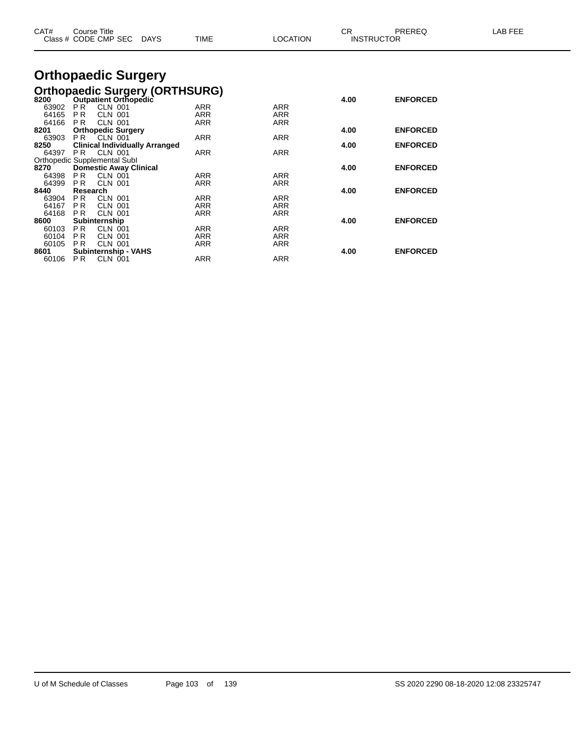# Orthopaedic Surgery

## Orthopaedic Surgery (ORTHSURG)

| CAT# / Class # | Course Title / CODE CMP SEC | DAYS | TIME | LOCATION | CR | INSTRUCTOR | PREREQ | LAB FEE |
|---|---|---|---|---|---|---|---|---|
| **8200** | **Outpatient Orthopedic** | | | | **4.00** | | **ENFORCED** | |
| 63902 | P R CLN 001 | ARR | | ARR | | | | |
| 64165 | P R CLN 001 | ARR | | ARR | | | | |
| 64166 | P R CLN 001 | ARR | | ARR | | | | |
| **8201** | **Orthopedic Surgery** | | | | **4.00** | | **ENFORCED** | |
| 63903 | P R CLN 001 | ARR | | ARR | | | | |
| **8250** | **Clinical Individually Arranged** | | | | **4.00** | | **ENFORCED** | |
| 64397 | P R CLN 001 | ARR | | ARR | | | | |
| Orthopedic Supplemental SubI | | | | | | | | |
| **8270** | **Domestic Away Clinical** | | | | **4.00** | | **ENFORCED** | |
| 64398 | P R CLN 001 | ARR | | ARR | | | | |
| 64399 | P R CLN 001 | ARR | | ARR | | | | |
| **8440** | **Research** | | | | **4.00** | | **ENFORCED** | |
| 63904 | P R CLN 001 | ARR | | ARR | | | | |
| 64167 | P R CLN 001 | ARR | | ARR | | | | |
| 64168 | P R CLN 001 | ARR | | ARR | | | | |
| **8600** | **Subinternship** | | | | **4.00** | | **ENFORCED** | |
| 60103 | P R CLN 001 | ARR | | ARR | | | | |
| 60104 | P R CLN 001 | ARR | | ARR | | | | |
| 60105 | P R CLN 001 | ARR | | ARR | | | | |
| **8601** | **Subinternship - VAHS** | | | | **4.00** | | **ENFORCED** | |
| 60106 | P R CLN 001 | ARR | | ARR | | | | |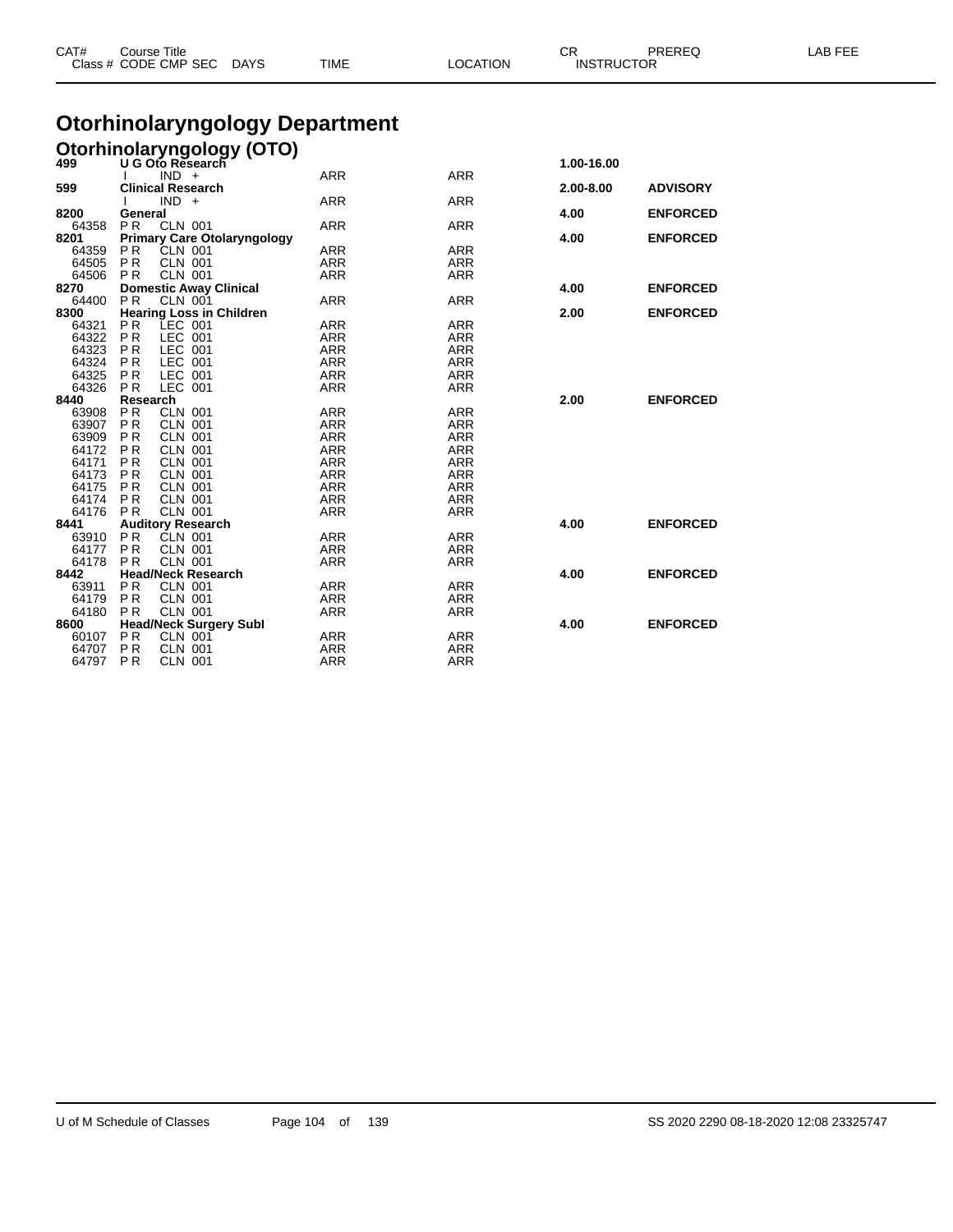| CAT# Class # | Course Title CODE CMP SEC | DAYS | TIME | LOCATION | CR INSTRUCTOR | PREREQ | LAB FEE |
|---|---|---|---|---|---|---|---|

# Otorhinolaryngology Department

## Otorhinolaryngology (OTO)

| CAT# / Class # | Course Title / CODE CMP SEC | TIME | LOCATION | CR | PREREQ |
|---|---|---|---|---|---|
| **499** | **U G Oto Research** | | | **1.00-16.00** | |
| | I IND + | ARR | ARR | | |
| **599** | **Clinical Research** | | | **2.00-8.00** | **ADVISORY** |
| | I IND + | ARR | ARR | | |
| **8200** | **General** | | | **4.00** | **ENFORCED** |
| 64358 | P R CLN 001 | ARR | ARR | | |
| **8201** | **Primary Care Otolaryngology** | | | **4.00** | **ENFORCED** |
| 64359 | P R CLN 001 | ARR | ARR | | |
| 64505 | P R CLN 001 | ARR | ARR | | |
| 64506 | P R CLN 001 | ARR | ARR | | |
| **8270** | **Domestic Away Clinical** | | | **4.00** | **ENFORCED** |
| 64400 | P R CLN 001 | ARR | ARR | | |
| **8300** | **Hearing Loss in Children** | | | **2.00** | **ENFORCED** |
| 64321 | P R LEC 001 | ARR | ARR | | |
| 64322 | P R LEC 001 | ARR | ARR | | |
| 64323 | P R LEC 001 | ARR | ARR | | |
| 64324 | P R LEC 001 | ARR | ARR | | |
| 64325 | P R LEC 001 | ARR | ARR | | |
| 64326 | P R LEC 001 | ARR | ARR | | |
| **8440** | **Research** | | | **2.00** | **ENFORCED** |
| 63908 | P R CLN 001 | ARR | ARR | | |
| 63907 | P R CLN 001 | ARR | ARR | | |
| 63909 | P R CLN 001 | ARR | ARR | | |
| 64172 | P R CLN 001 | ARR | ARR | | |
| 64171 | P R CLN 001 | ARR | ARR | | |
| 64173 | P R CLN 001 | ARR | ARR | | |
| 64175 | P R CLN 001 | ARR | ARR | | |
| 64174 | P R CLN 001 | ARR | ARR | | |
| 64176 | P R CLN 001 | ARR | ARR | | |
| **8441** | **Auditory Research** | | | **4.00** | **ENFORCED** |
| 63910 | P R CLN 001 | ARR | ARR | | |
| 64177 | P R CLN 001 | ARR | ARR | | |
| 64178 | P R CLN 001 | ARR | ARR | | |
| **8442** | **Head/Neck Research** | | | **4.00** | **ENFORCED** |
| 63911 | P R CLN 001 | ARR | ARR | | |
| 64179 | P R CLN 001 | ARR | ARR | | |
| 64180 | P R CLN 001 | ARR | ARR | | |
| **8600** | **Head/Neck Surgery Subl** | | | **4.00** | **ENFORCED** |
| 60107 | P R CLN 001 | ARR | ARR | | |
| 64707 | P R CLN 001 | ARR | ARR | | |
| 64797 | P R CLN 001 | ARR | ARR | | |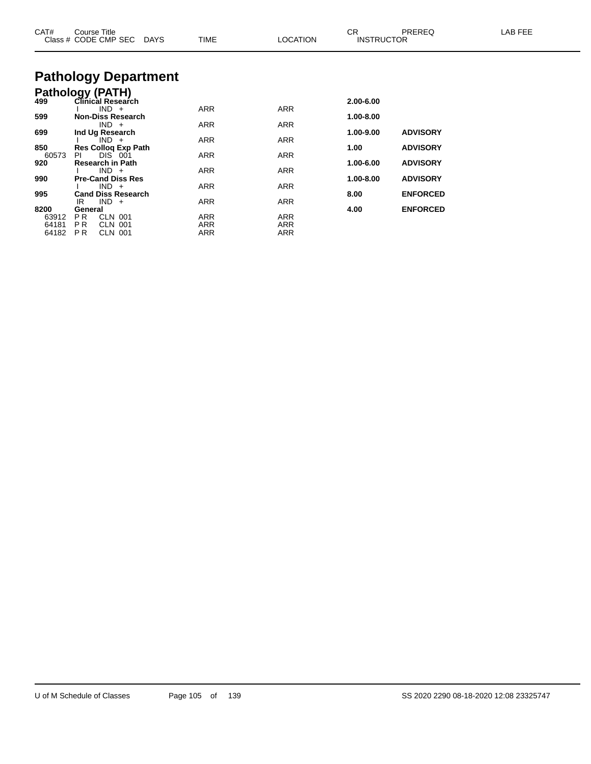# Pathology Department

## Pathology (PATH)

| CAT# / Class # | Course Title / CODE CMP SEC | DAYS | TIME | LOCATION | CR / INSTRUCTOR | PREREQ | LAB FEE |
|---|---|---|---|---|---|---|---|
| **499** | **Clinical Research** | | | | **2.00-6.00** | | |
| | I IND + | | ARR | ARR | | | |
| **599** | **Non-Diss Research** | | | | **1.00-8.00** | | |
| | IND + | | ARR | ARR | | | |
| **699** | **Ind Ug Research** | | | | **1.00-9.00** | **ADVISORY** | |
| | I IND + | | ARR | ARR | | | |
| **850** | **Res Colloq Exp Path** | | | | **1.00** | **ADVISORY** | |
| 60573 | PI DIS 001 | | ARR | ARR | | | |
| **920** | **Research in Path** | | | | **1.00-6.00** | **ADVISORY** | |
| | I IND + | | ARR | ARR | | | |
| **990** | **Pre-Cand Diss Res** | | | | **1.00-8.00** | **ADVISORY** | |
| | I IND + | | ARR | ARR | | | |
| **995** | **Cand Diss Research** | | | | **8.00** | **ENFORCED** | |
| | IR IND + | | ARR | ARR | | | |
| **8200** | **General** | | | | **4.00** | **ENFORCED** | |
| 63912 | P R CLN 001 | | ARR | ARR | | | |
| 64181 | P R CLN 001 | | ARR | ARR | | | |
| 64182 | P R CLN 001 | | ARR | ARR | | | |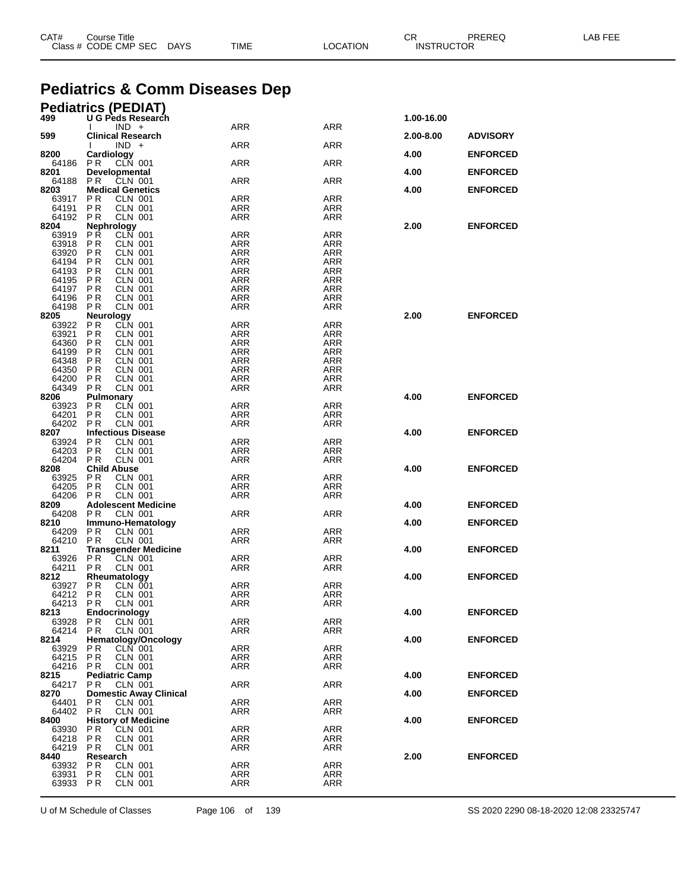# Pediatrics & Comm Diseases Dep

## Pediatrics (PEDIAT)

| CAT# / Class # | Course Title / CODE CMP SEC | DAYS | TIME | LOCATION | CR / INSTRUCTOR | PREREQ | LAB FEE |
|---|---|---|---|---|---|---|---|
| **499** | **U G Peds Research** | | | | **1.00-16.00** | | |
| | I IND + | | ARR | ARR | | | |
| **599** | **Clinical Research** | | | | **2.00-8.00** | **ADVISORY** | |
| | I IND + | | ARR | ARR | | | |
| **8200** | **Cardiology** | | | | **4.00** | **ENFORCED** | |
| 64186 | P R CLN 001 | | ARR | ARR | | | |
| **8201** | **Developmental** | | | | **4.00** | **ENFORCED** | |
| 64188 | P R CLN 001 | | ARR | ARR | | | |
| **8203** | **Medical Genetics** | | | | **4.00** | **ENFORCED** | |
| 63917 | P R CLN 001 | | ARR | ARR | | | |
| 64191 | P R CLN 001 | | ARR | ARR | | | |
| 64192 | P R CLN 001 | | ARR | ARR | | | |
| **8204** | **Nephrology** | | | | **2.00** | **ENFORCED** | |
| 63919 | P R CLN 001 | | ARR | ARR | | | |
| 63918 | P R CLN 001 | | ARR | ARR | | | |
| 63920 | P R CLN 001 | | ARR | ARR | | | |
| 64194 | P R CLN 001 | | ARR | ARR | | | |
| 64193 | P R CLN 001 | | ARR | ARR | | | |
| 64195 | P R CLN 001 | | ARR | ARR | | | |
| 64197 | P R CLN 001 | | ARR | ARR | | | |
| 64196 | P R CLN 001 | | ARR | ARR | | | |
| 64198 | P R CLN 001 | | ARR | ARR | | | |
| **8205** | **Neurology** | | | | **2.00** | **ENFORCED** | |
| 63922 | P R CLN 001 | | ARR | ARR | | | |
| 63921 | P R CLN 001 | | ARR | ARR | | | |
| 64360 | P R CLN 001 | | ARR | ARR | | | |
| 64199 | P R CLN 001 | | ARR | ARR | | | |
| 64348 | P R CLN 001 | | ARR | ARR | | | |
| 64350 | P R CLN 001 | | ARR | ARR | | | |
| 64200 | P R CLN 001 | | ARR | ARR | | | |
| 64349 | P R CLN 001 | | ARR | ARR | | | |
| **8206** | **Pulmonary** | | | | **4.00** | **ENFORCED** | |
| 63923 | P R CLN 001 | | ARR | ARR | | | |
| 64201 | P R CLN 001 | | ARR | ARR | | | |
| 64202 | P R CLN 001 | | ARR | ARR | | | |
| **8207** | **Infectious Disease** | | | | **4.00** | **ENFORCED** | |
| 63924 | P R CLN 001 | | ARR | ARR | | | |
| 64203 | P R CLN 001 | | ARR | ARR | | | |
| 64204 | P R CLN 001 | | ARR | ARR | | | |
| **8208** | **Child Abuse** | | | | **4.00** | **ENFORCED** | |
| 63925 | P R CLN 001 | | ARR | ARR | | | |
| 64205 | P R CLN 001 | | ARR | ARR | | | |
| 64206 | P R CLN 001 | | ARR | ARR | | | |
| **8209** | **Adolescent Medicine** | | | | **4.00** | **ENFORCED** | |
| 64208 | P R CLN 001 | | ARR | ARR | | | |
| **8210** | **Immuno-Hematology** | | | | **4.00** | **ENFORCED** | |
| 64209 | P R CLN 001 | | ARR | ARR | | | |
| 64210 | P R CLN 001 | | ARR | ARR | | | |
| **8211** | **Transgender Medicine** | | | | **4.00** | **ENFORCED** | |
| 63926 | P R CLN 001 | | ARR | ARR | | | |
| 64211 | P R CLN 001 | | ARR | ARR | | | |
| **8212** | **Rheumatology** | | | | **4.00** | **ENFORCED** | |
| 63927 | P R CLN 001 | | ARR | ARR | | | |
| 64212 | P R CLN 001 | | ARR | ARR | | | |
| 64213 | P R CLN 001 | | ARR | ARR | | | |
| **8213** | **Endocrinology** | | | | **4.00** | **ENFORCED** | |
| 63928 | P R CLN 001 | | ARR | ARR | | | |
| 64214 | P R CLN 001 | | ARR | ARR | | | |
| **8214** | **Hematology/Oncology** | | | | **4.00** | **ENFORCED** | |
| 63929 | P R CLN 001 | | ARR | ARR | | | |
| 64215 | P R CLN 001 | | ARR | ARR | | | |
| 64216 | P R CLN 001 | | ARR | ARR | | | |
| **8215** | **Pediatric Camp** | | | | **4.00** | **ENFORCED** | |
| 64217 | P R CLN 001 | | ARR | ARR | | | |
| **8270** | **Domestic Away Clinical** | | | | **4.00** | **ENFORCED** | |
| 64401 | P R CLN 001 | | ARR | ARR | | | |
| 64402 | P R CLN 001 | | ARR | ARR | | | |
| **8400** | **History of Medicine** | | | | **4.00** | **ENFORCED** | |
| 63930 | P R CLN 001 | | ARR | ARR | | | |
| 64218 | P R CLN 001 | | ARR | ARR | | | |
| 64219 | P R CLN 001 | | ARR | ARR | | | |
| **8440** | **Research** | | | | **2.00** | **ENFORCED** | |
| 63932 | P R CLN 001 | | ARR | ARR | | | |
| 63931 | P R CLN 001 | | ARR | ARR | | | |
| 63933 | P R CLN 001 | | ARR | ARR | | | |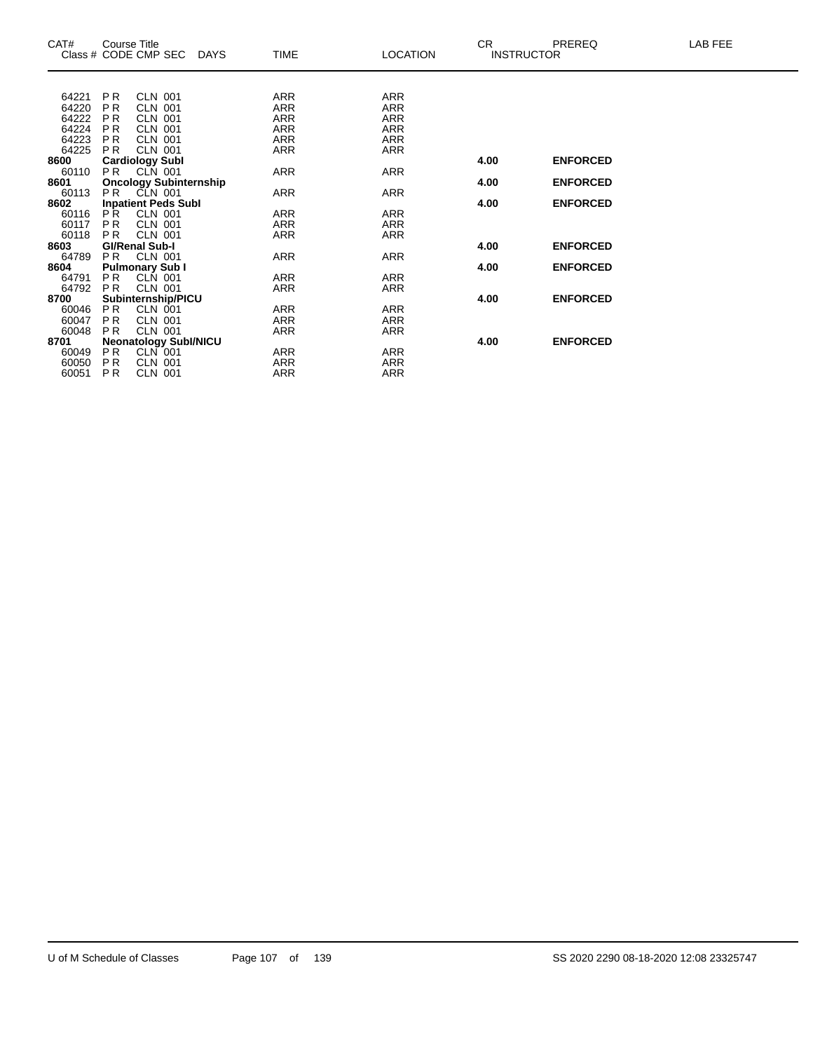| CAT# | Course Title Class # CODE CMP SEC | DAYS | TIME | LOCATION | CR INSTRUCTOR | PREREQ | LAB FEE |
|---|---|---|---|---|---|---|---|
| 64221 | P R CLN 001 | | ARR | ARR | | | |
| 64220 | P R CLN 001 | | ARR | ARR | | | |
| 64222 | P R CLN 001 | | ARR | ARR | | | |
| 64224 | P R CLN 001 | | ARR | ARR | | | |
| 64223 | P R CLN 001 | | ARR | ARR | | | |
| 64225 | P R CLN 001 | | ARR | ARR | | | |
| **8600** | **Cardiology SubI** | | | | **4.00** | **ENFORCED** | |
| 60110 | P R CLN 001 | | ARR | ARR | | | |
| **8601** | **Oncology Subinternship** | | | | **4.00** | **ENFORCED** | |
| 60113 | P R CLN 001 | | ARR | ARR | | | |
| **8602** | **Inpatient Peds SubI** | | | | **4.00** | **ENFORCED** | |
| 60116 | P R CLN 001 | | ARR | ARR | | | |
| 60117 | P R CLN 001 | | ARR | ARR | | | |
| 60118 | P R CLN 001 | | ARR | ARR | | | |
| **8603** | **GI/Renal Sub-I** | | | | **4.00** | **ENFORCED** | |
| 64789 | P R CLN 001 | | ARR | ARR | | | |
| **8604** | **Pulmonary Sub I** | | | | **4.00** | **ENFORCED** | |
| 64791 | P R CLN 001 | | ARR | ARR | | | |
| 64792 | P R CLN 001 | | ARR | ARR | | | |
| **8700** | **Subinternship/PICU** | | | | **4.00** | **ENFORCED** | |
| 60046 | P R CLN 001 | | ARR | ARR | | | |
| 60047 | P R CLN 001 | | ARR | ARR | | | |
| 60048 | P R CLN 001 | | ARR | ARR | | | |
| **8701** | **Neonatology SubI/NICU** | | | | **4.00** | **ENFORCED** | |
| 60049 | P R CLN 001 | | ARR | ARR | | | |
| 60050 | P R CLN 001 | | ARR | ARR | | | |
| 60051 | P R CLN 001 | | ARR | ARR | | | |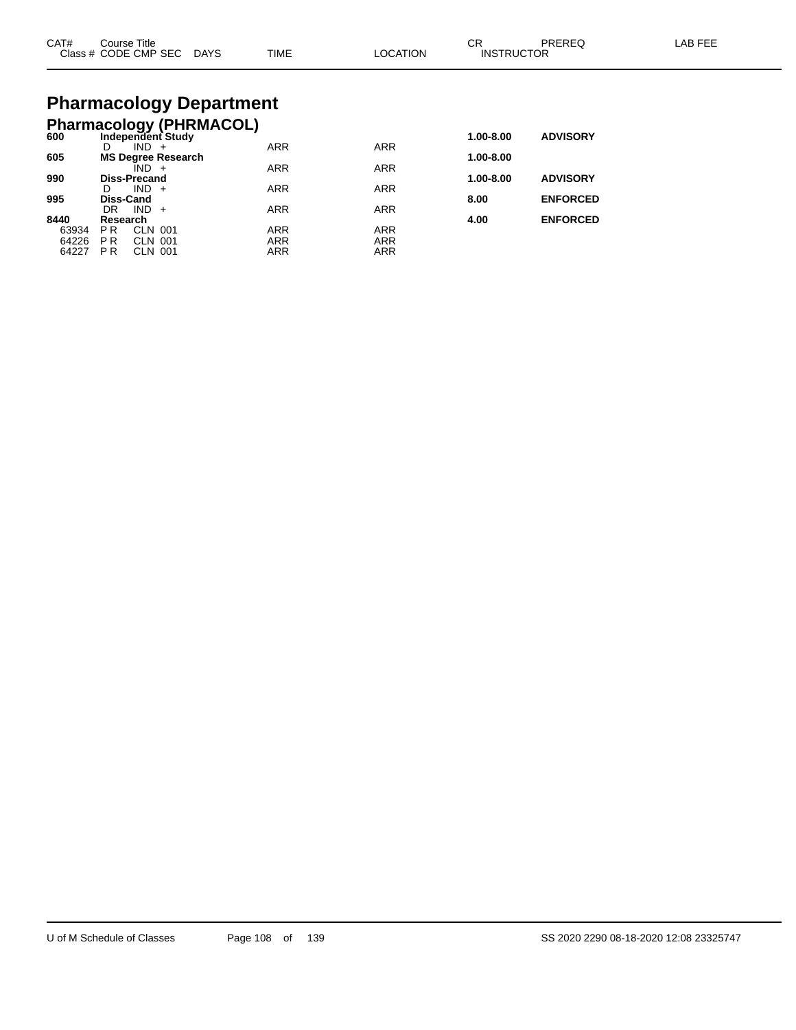# Pharmacology Department

## Pharmacology (PHRMACOL)

| CAT# / Class # | Course Title / CODE CMP SEC | DAYS | TIME | LOCATION | CR / INSTRUCTOR | PREREQ | LAB FEE |
|---|---|---|---|---|---|---|---|
| **600** | **Independent Study** | | | | **1.00-8.00** | **ADVISORY** | |
| | D IND + | | ARR | ARR | | | |
| **605** | **MS Degree Research** | | | | **1.00-8.00** | | |
| | IND + | | ARR | ARR | | | |
| **990** | **Diss-Precand** | | | | **1.00-8.00** | **ADVISORY** | |
| | D IND + | | ARR | ARR | | | |
| **995** | **Diss-Cand** | | | | **8.00** | **ENFORCED** | |
| | DR IND + | | ARR | ARR | | | |
| **8440** | **Research** | | | | **4.00** | **ENFORCED** | |
| 63934 | P R CLN 001 | | ARR | ARR | | | |
| 64226 | P R CLN 001 | | ARR | ARR | | | |
| 64227 | P R CLN 001 | | ARR | ARR | | | |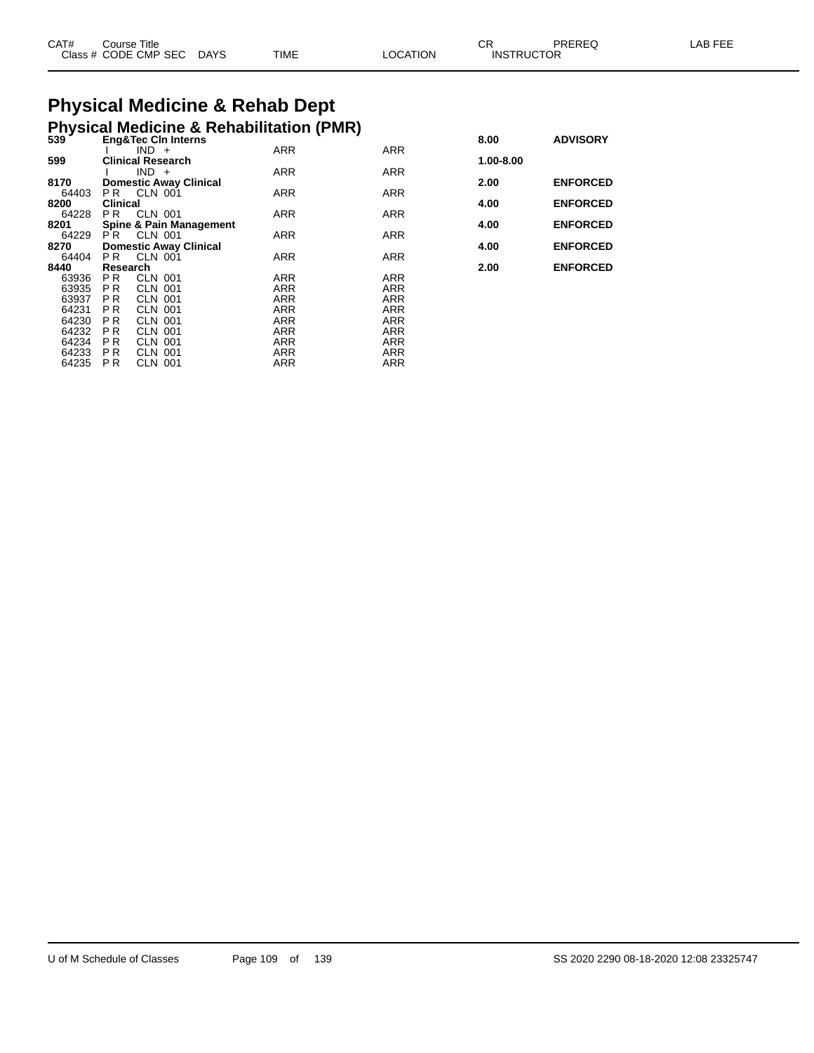# Physical Medicine & Rehab Dept

## Physical Medicine & Rehabilitation (PMR)

| CAT# / Class # | Course Title / CODE CMP SEC | DAYS | TIME | LOCATION | CR / INSTRUCTOR | PREREQ | LAB FEE |
|---|---|---|---|---|---|---|---|
| **539** | **Eng&Tec Cln Interns** | | | | **8.00** | **ADVISORY** | |
| | I IND + | | ARR | ARR | | | |
| **599** | **Clinical Research** | | | | **1.00-8.00** | | |
| | I IND + | | ARR | ARR | | | |
| **8170** | **Domestic Away Clinical** | | | | **2.00** | **ENFORCED** | |
| 64403 | P R CLN 001 | | ARR | ARR | | | |
| **8200** | **Clinical** | | | | **4.00** | **ENFORCED** | |
| 64228 | P R CLN 001 | | ARR | ARR | | | |
| **8201** | **Spine & Pain Management** | | | | **4.00** | **ENFORCED** | |
| 64229 | P R CLN 001 | | ARR | ARR | | | |
| **8270** | **Domestic Away Clinical** | | | | **4.00** | **ENFORCED** | |
| 64404 | P R CLN 001 | | ARR | ARR | | | |
| **8440** | **Research** | | | | **2.00** | **ENFORCED** | |
| 63936 | P R CLN 001 | | ARR | ARR | | | |
| 63935 | P R CLN 001 | | ARR | ARR | | | |
| 63937 | P R CLN 001 | | ARR | ARR | | | |
| 64231 | P R CLN 001 | | ARR | ARR | | | |
| 64230 | P R CLN 001 | | ARR | ARR | | | |
| 64232 | P R CLN 001 | | ARR | ARR | | | |
| 64234 | P R CLN 001 | | ARR | ARR | | | |
| 64233 | P R CLN 001 | | ARR | ARR | | | |
| 64235 | P R CLN 001 | | ARR | ARR | | | |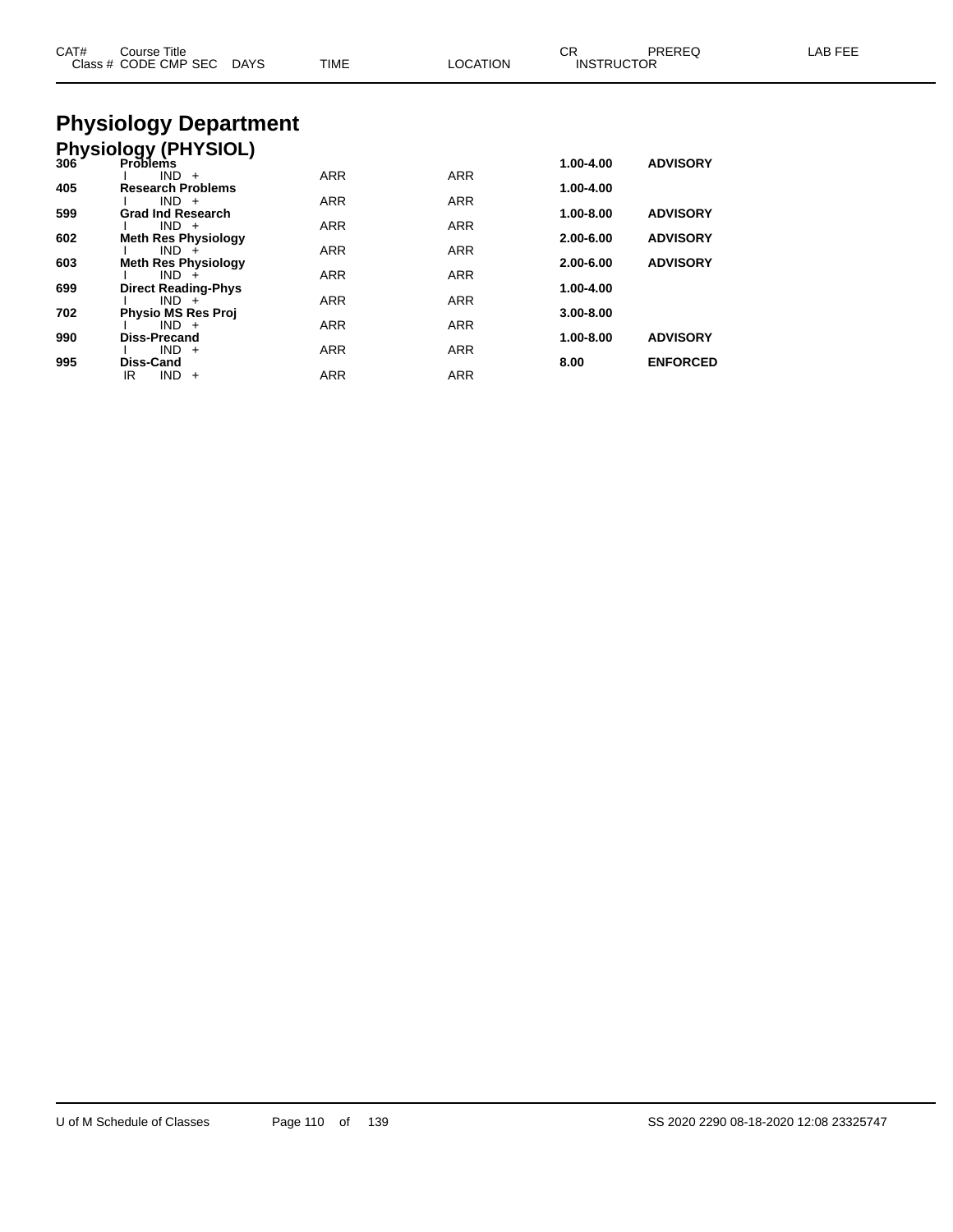# Physiology Department

## Physiology (PHYSIOL)

| CAT# | Course Title / Class # CODE CMP SEC DAYS | TIME | LOCATION | CR / INSTRUCTOR | PREREQ | LAB FEE |
|---|---|---|---|---|---|---|
| 306 | **Problems** | | | 1.00-4.00 | ADVISORY | |
| | I IND + | ARR | ARR | | | |
| 405 | **Research Problems** | | | 1.00-4.00 | | |
| | I IND + | ARR | ARR | | | |
| 599 | **Grad Ind Research** | | | 1.00-8.00 | ADVISORY | |
| | I IND + | ARR | ARR | | | |
| 602 | **Meth Res Physiology** | | | 2.00-6.00 | ADVISORY | |
| | I IND + | ARR | ARR | | | |
| 603 | **Meth Res Physiology** | | | 2.00-6.00 | ADVISORY | |
| | I IND + | ARR | ARR | | | |
| 699 | **Direct Reading-Phys** | | | 1.00-4.00 | | |
| | I IND + | ARR | ARR | | | |
| 702 | **Physio MS Res Proj** | | | 3.00-8.00 | | |
| | I IND + | ARR | ARR | | | |
| 990 | **Diss-Precand** | | | 1.00-8.00 | ADVISORY | |
| | I IND + | ARR | ARR | | | |
| 995 | **Diss-Cand** | | | 8.00 | ENFORCED | |
| | IR IND + | ARR | ARR | | | |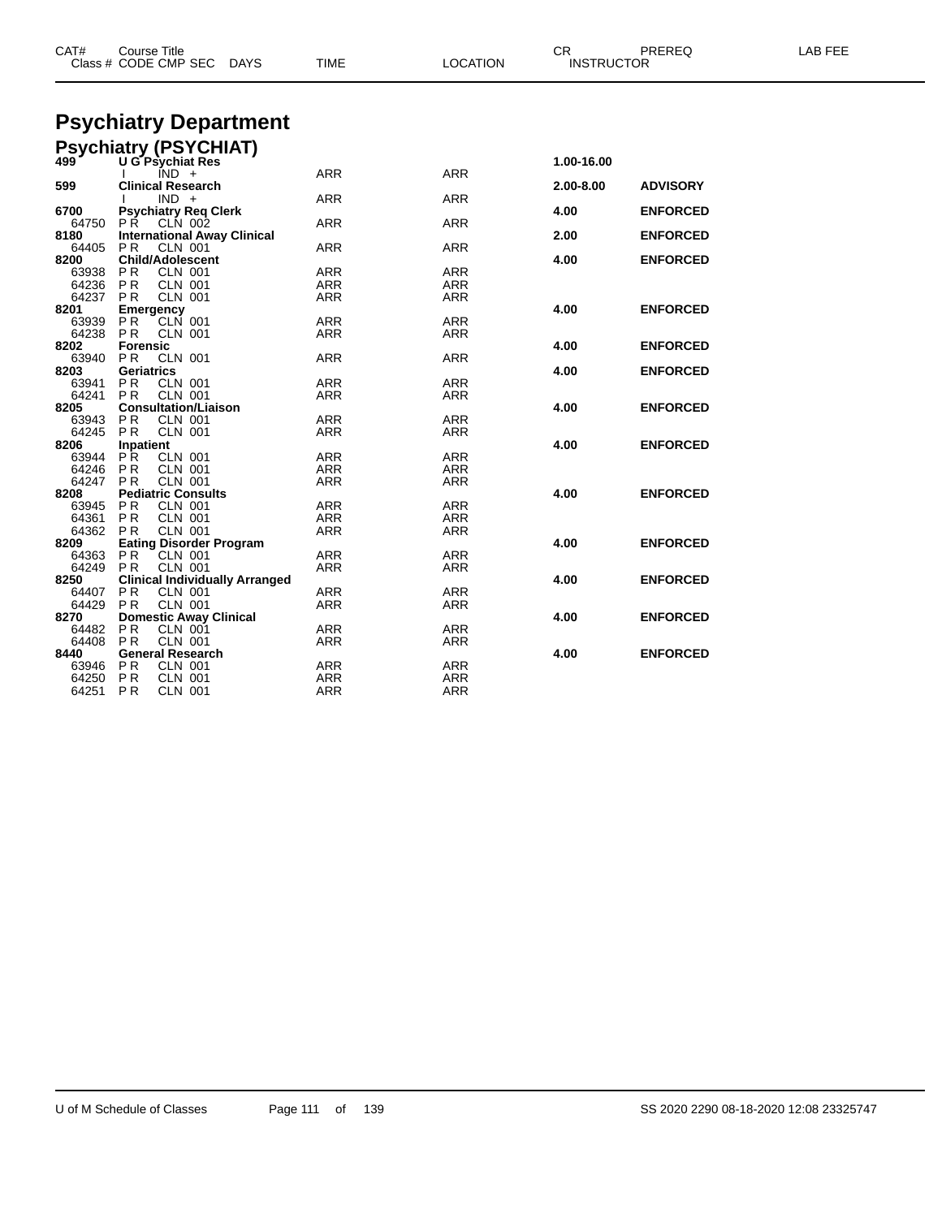# Psychiatry Department

## Psychiatry (PSYCHIAT)

| CAT# / Class # | Course Title / CODE CMP SEC | DAYS | TIME | LOCATION | CR / INSTRUCTOR | PREREQ | LAB FEE |
|---|---|---|---|---|---|---|---|
| **499** | **U G Psychiat Res** | | | | **1.00-16.00** | | |
| | I IND + | | ARR | ARR | | | |
| **599** | **Clinical Research** | | | | **2.00-8.00** | **ADVISORY** | |
| | I IND + | | ARR | ARR | | | |
| **6700** | **Psychiatry Req Clerk** | | | | **4.00** | **ENFORCED** | |
| 64750 | P R CLN 002 | | ARR | ARR | | | |
| **8180** | **International Away Clinical** | | | | **2.00** | **ENFORCED** | |
| 64405 | P R CLN 001 | | ARR | ARR | | | |
| **8200** | **Child/Adolescent** | | | | **4.00** | **ENFORCED** | |
| 63938 | P R CLN 001 | | ARR | ARR | | | |
| 64236 | P R CLN 001 | | ARR | ARR | | | |
| 64237 | P R CLN 001 | | ARR | ARR | | | |
| **8201** | **Emergency** | | | | **4.00** | **ENFORCED** | |
| 63939 | P R CLN 001 | | ARR | ARR | | | |
| 64238 | P R CLN 001 | | ARR | ARR | | | |
| **8202** | **Forensic** | | | | **4.00** | **ENFORCED** | |
| 63940 | P R CLN 001 | | ARR | ARR | | | |
| **8203** | **Geriatrics** | | | | **4.00** | **ENFORCED** | |
| 63941 | P R CLN 001 | | ARR | ARR | | | |
| 64241 | P R CLN 001 | | ARR | ARR | | | |
| **8205** | **Consultation/Liaison** | | | | **4.00** | **ENFORCED** | |
| 63943 | P R CLN 001 | | ARR | ARR | | | |
| 64245 | P R CLN 001 | | ARR | ARR | | | |
| **8206** | **Inpatient** | | | | **4.00** | **ENFORCED** | |
| 63944 | P R CLN 001 | | ARR | ARR | | | |
| 64246 | P R CLN 001 | | ARR | ARR | | | |
| 64247 | P R CLN 001 | | ARR | ARR | | | |
| **8208** | **Pediatric Consults** | | | | **4.00** | **ENFORCED** | |
| 63945 | P R CLN 001 | | ARR | ARR | | | |
| 64361 | P R CLN 001 | | ARR | ARR | | | |
| 64362 | P R CLN 001 | | ARR | ARR | | | |
| **8209** | **Eating Disorder Program** | | | | **4.00** | **ENFORCED** | |
| 64363 | P R CLN 001 | | ARR | ARR | | | |
| 64249 | P R CLN 001 | | ARR | ARR | | | |
| **8250** | **Clinical Individually Arranged** | | | | **4.00** | **ENFORCED** | |
| 64407 | P R CLN 001 | | ARR | ARR | | | |
| 64429 | P R CLN 001 | | ARR | ARR | | | |
| **8270** | **Domestic Away Clinical** | | | | **4.00** | **ENFORCED** | |
| 64482 | P R CLN 001 | | ARR | ARR | | | |
| 64408 | P R CLN 001 | | ARR | ARR | | | |
| **8440** | **General Research** | | | | **4.00** | **ENFORCED** | |
| 63946 | P R CLN 001 | | ARR | ARR | | | |
| 64250 | P R CLN 001 | | ARR | ARR | | | |
| 64251 | P R CLN 001 | | ARR | ARR | | | |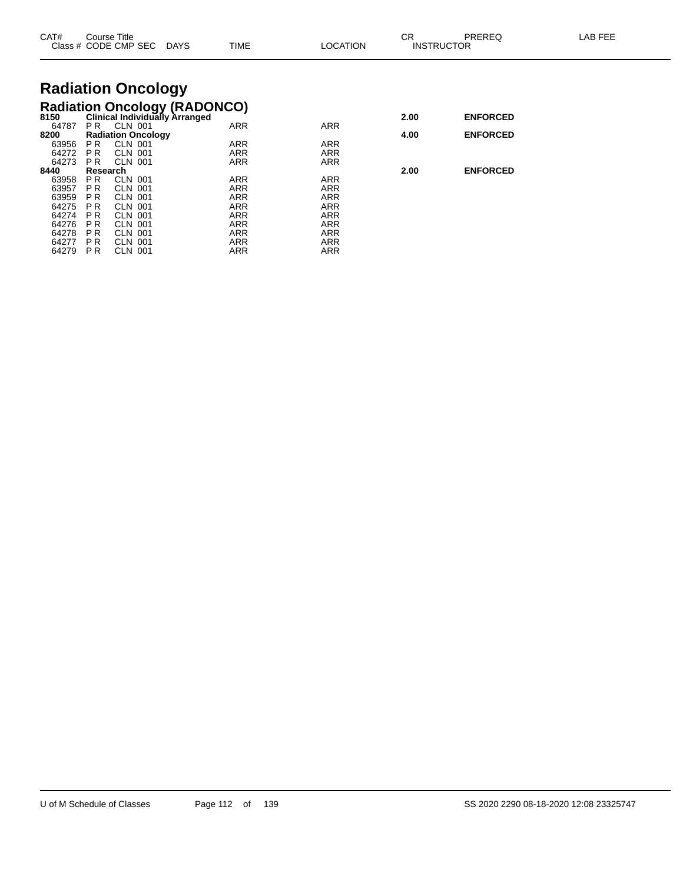# Radiation Oncology

## Radiation Oncology (RADONCO)

| CAT# Class # | Course Title CODE CMP SEC | DAYS | TIME | LOCATION | CR INSTRUCTOR | PREREQ | LAB FEE |
|---|---|---|---|---|---|---|---|
| **8150** | **Clinical Individually Arranged** | | | | **2.00** | **ENFORCED** | |
| 64787 | P R CLN 001 | | ARR | ARR | | | |
| **8200** | **Radiation Oncology** | | | | **4.00** | **ENFORCED** | |
| 63956 | P R CLN 001 | | ARR | ARR | | | |
| 64272 | P R CLN 001 | | ARR | ARR | | | |
| 64273 | P R CLN 001 | | ARR | ARR | | | |
| **8440** | **Research** | | | | **2.00** | **ENFORCED** | |
| 63958 | P R CLN 001 | | ARR | ARR | | | |
| 63957 | P R CLN 001 | | ARR | ARR | | | |
| 63959 | P R CLN 001 | | ARR | ARR | | | |
| 64275 | P R CLN 001 | | ARR | ARR | | | |
| 64274 | P R CLN 001 | | ARR | ARR | | | |
| 64276 | P R CLN 001 | | ARR | ARR | | | |
| 64278 | P R CLN 001 | | ARR | ARR | | | |
| 64277 | P R CLN 001 | | ARR | ARR | | | |
| 64279 | P R CLN 001 | | ARR | ARR | | | |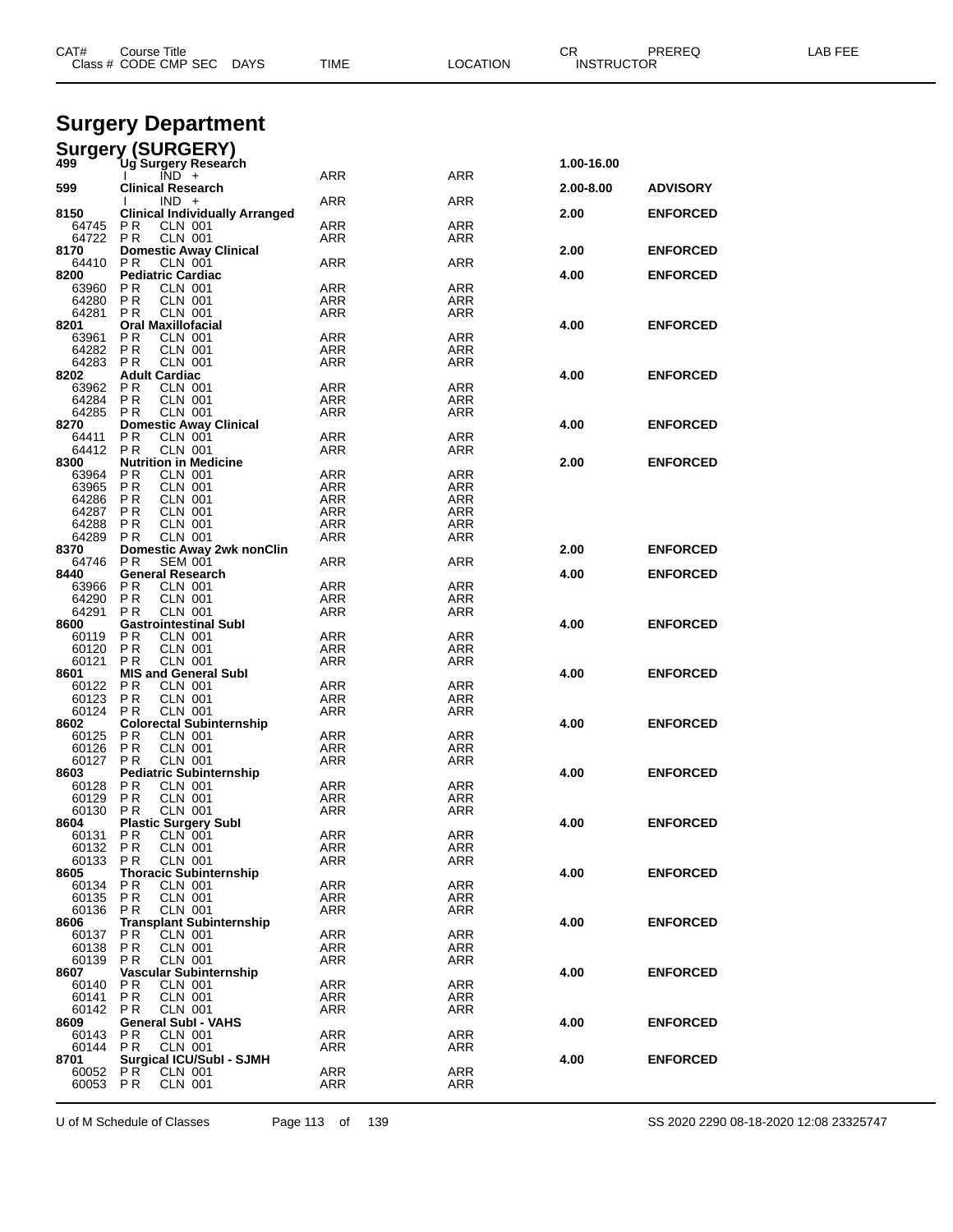| CAT# | Course Title | | | | | CR | PREREQ | LAB FEE |
|---|---|---|---|---|---|---|---|---|
| Class # | CODE CMP SEC | DAYS | TIME | LOCATION | INSTRUCTOR | | | |

# Surgery Department

## Surgery (SURGERY)

| CAT# | Course Title / Class Info | TIME | LOCATION | CR | PREREQ |
|---|---|---|---|---|---|
| 499 | **Ug Surgery Research** | | | 1.00-16.00 | |
| | I IND + | ARR | ARR | | |
| 599 | **Clinical Research** | | | 2.00-8.00 | **ADVISORY** |
| | I IND + | ARR | ARR | | |
| 8150 | **Clinical Individually Arranged** | | | 2.00 | **ENFORCED** |
| 64745 | P R CLN 001 | ARR | ARR | | |
| 64722 | P R CLN 001 | ARR | ARR | | |
| 8170 | **Domestic Away Clinical** | | | 2.00 | **ENFORCED** |
| 64410 | P R CLN 001 | ARR | ARR | | |
| 8200 | **Pediatric Cardiac** | | | 4.00 | **ENFORCED** |
| 63960 | P R CLN 001 | ARR | ARR | | |
| 64280 | P R CLN 001 | ARR | ARR | | |
| 64281 | P R CLN 001 | ARR | ARR | | |
| 8201 | **Oral Maxillofacial** | | | 4.00 | **ENFORCED** |
| 63961 | P R CLN 001 | ARR | ARR | | |
| 64282 | P R CLN 001 | ARR | ARR | | |
| 64283 | P R CLN 001 | ARR | ARR | | |
| 8202 | **Adult Cardiac** | | | 4.00 | **ENFORCED** |
| 63962 | P R CLN 001 | ARR | ARR | | |
| 64284 | P R CLN 001 | ARR | ARR | | |
| 64285 | P R CLN 001 | ARR | ARR | | |
| 8270 | **Domestic Away Clinical** | | | 4.00 | **ENFORCED** |
| 64411 | P R CLN 001 | ARR | ARR | | |
| 64412 | P R CLN 001 | ARR | ARR | | |
| 8300 | **Nutrition in Medicine** | | | 2.00 | **ENFORCED** |
| 63964 | P R CLN 001 | ARR | ARR | | |
| 63965 | P R CLN 001 | ARR | ARR | | |
| 64286 | P R CLN 001 | ARR | ARR | | |
| 64287 | P R CLN 001 | ARR | ARR | | |
| 64288 | P R CLN 001 | ARR | ARR | | |
| 64289 | P R CLN 001 | ARR | ARR | | |
| 8370 | **Domestic Away 2wk nonClin** | | | 2.00 | **ENFORCED** |
| 64746 | P R SEM 001 | ARR | ARR | | |
| 8440 | **General Research** | | | 4.00 | **ENFORCED** |
| 63966 | P R CLN 001 | ARR | ARR | | |
| 64290 | P R CLN 001 | ARR | ARR | | |
| 64291 | P R CLN 001 | ARR | ARR | | |
| 8600 | **Gastrointestinal SubI** | | | 4.00 | **ENFORCED** |
| 60119 | P R CLN 001 | ARR | ARR | | |
| 60120 | P R CLN 001 | ARR | ARR | | |
| 60121 | P R CLN 001 | ARR | ARR | | |
| 8601 | **MIS and General SubI** | | | 4.00 | **ENFORCED** |
| 60122 | P R CLN 001 | ARR | ARR | | |
| 60123 | P R CLN 001 | ARR | ARR | | |
| 60124 | P R CLN 001 | ARR | ARR | | |
| 8602 | **Colorectal Subinternship** | | | 4.00 | **ENFORCED** |
| 60125 | P R CLN 001 | ARR | ARR | | |
| 60126 | P R CLN 001 | ARR | ARR | | |
| 60127 | P R CLN 001 | ARR | ARR | | |
| 8603 | **Pediatric Subinternship** | | | 4.00 | **ENFORCED** |
| 60128 | P R CLN 001 | ARR | ARR | | |
| 60129 | P R CLN 001 | ARR | ARR | | |
| 60130 | P R CLN 001 | ARR | ARR | | |
| 8604 | **Plastic Surgery SubI** | | | 4.00 | **ENFORCED** |
| 60131 | P R CLN 001 | ARR | ARR | | |
| 60132 | P R CLN 001 | ARR | ARR | | |
| 60133 | P R CLN 001 | ARR | ARR | | |
| 8605 | **Thoracic Subinternship** | | | 4.00 | **ENFORCED** |
| 60134 | P R CLN 001 | ARR | ARR | | |
| 60135 | P R CLN 001 | ARR | ARR | | |
| 60136 | P R CLN 001 | ARR | ARR | | |
| 8606 | **Transplant Subinternship** | | | 4.00 | **ENFORCED** |
| 60137 | P R CLN 001 | ARR | ARR | | |
| 60138 | P R CLN 001 | ARR | ARR | | |
| 60139 | P R CLN 001 | ARR | ARR | | |
| 8607 | **Vascular Subinternship** | | | 4.00 | **ENFORCED** |
| 60140 | P R CLN 001 | ARR | ARR | | |
| 60141 | P R CLN 001 | ARR | ARR | | |
| 60142 | P R CLN 001 | ARR | ARR | | |
| 8609 | **General SubI - VAHS** | | | 4.00 | **ENFORCED** |
| 60143 | P R CLN 001 | ARR | ARR | | |
| 60144 | P R CLN 001 | ARR | ARR | | |
| 8701 | **Surgical ICU/SubI - SJMH** | | | 4.00 | **ENFORCED** |
| 60052 | P R CLN 001 | ARR | ARR | | |
| 60053 | P R CLN 001 | ARR | ARR | | |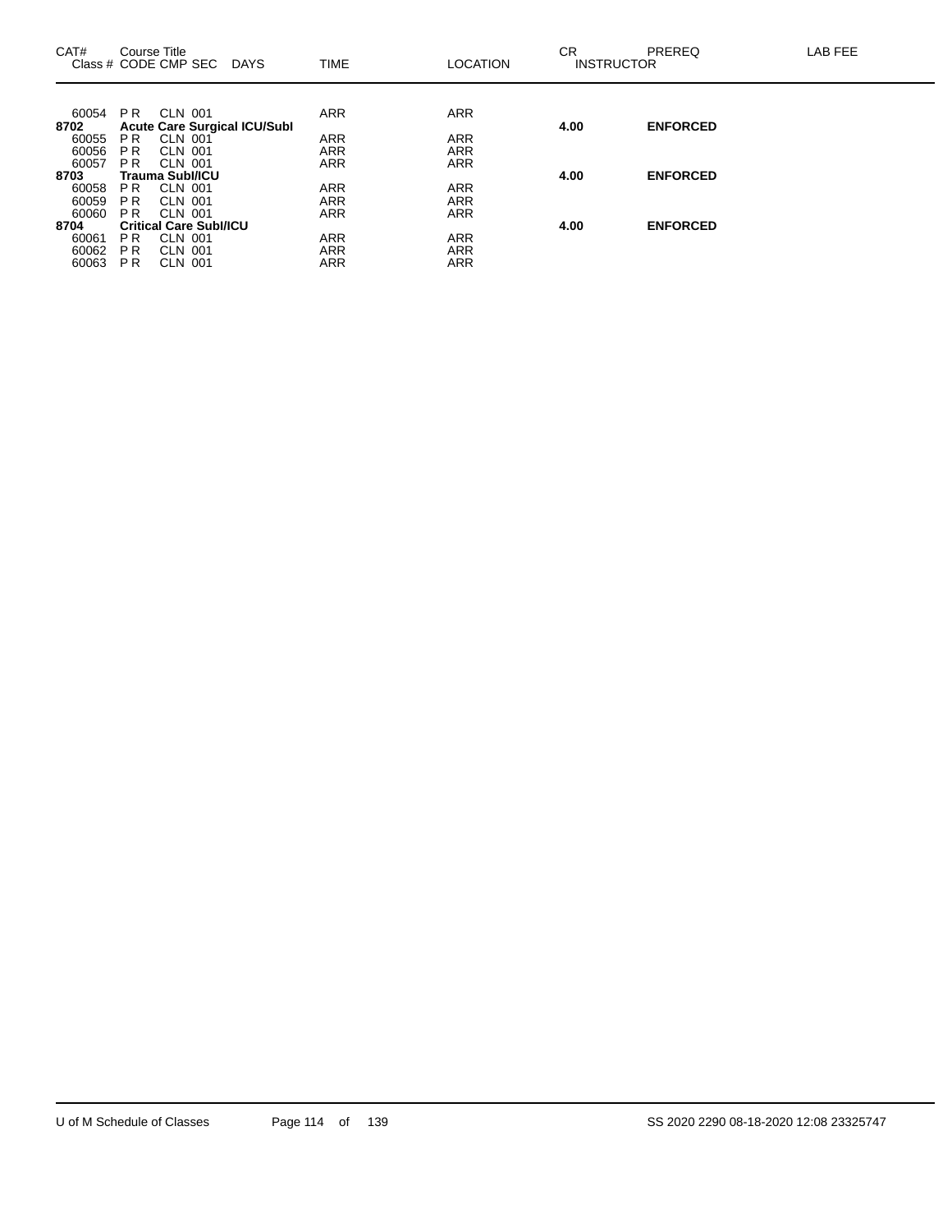| CAT# Class # | Course Title CODE | CMP | SEC | DAYS | TIME | LOCATION | CR INSTRUCTOR | PREREQ | LAB FEE |
|---|---|---|---|---|---|---|---|---|---|
| 60054 | P R | CLN | 001 | | ARR | ARR | | | |
| **8702** | **Acute Care Surgical ICU/SubI** | | | | | | **4.00** | **ENFORCED** | |
| 60055 | P R | CLN | 001 | | ARR | ARR | | | |
| 60056 | P R | CLN | 001 | | ARR | ARR | | | |
| 60057 | P R | CLN | 001 | | ARR | ARR | | | |
| **8703** | **Trauma SubI/ICU** | | | | | | **4.00** | **ENFORCED** | |
| 60058 | P R | CLN | 001 | | ARR | ARR | | | |
| 60059 | P R | CLN | 001 | | ARR | ARR | | | |
| 60060 | P R | CLN | 001 | | ARR | ARR | | | |
| **8704** | **Critical Care SubI/ICU** | | | | | | **4.00** | **ENFORCED** | |
| 60061 | P R | CLN | 001 | | ARR | ARR | | | |
| 60062 | P R | CLN | 001 | | ARR | ARR | | | |
| 60063 | P R | CLN | 001 | | ARR | ARR | | | |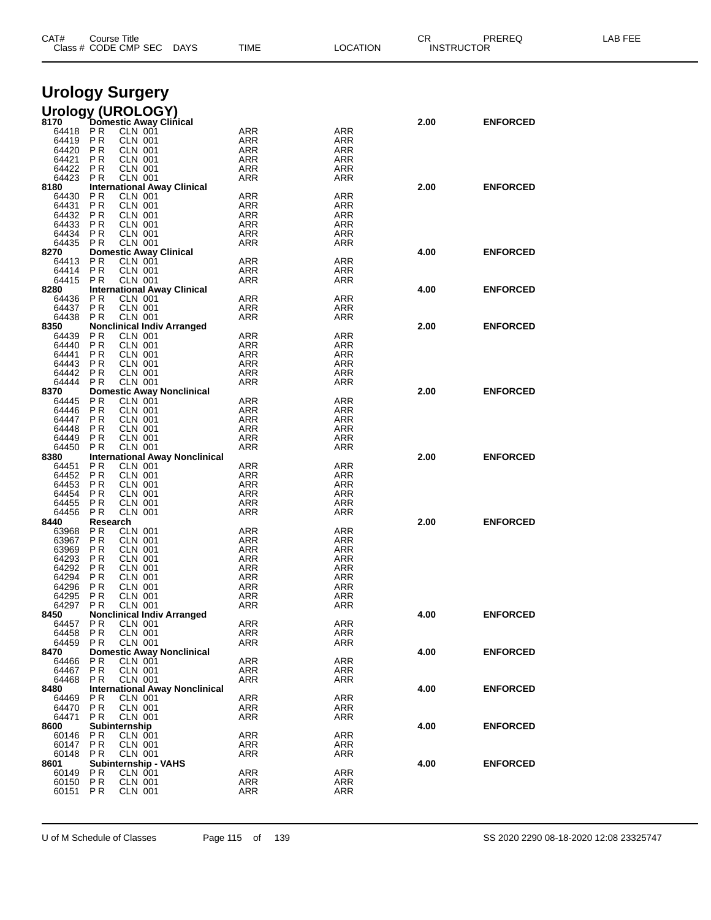| CAT# Class # | Course Title CODE CMP SEC | DAYS | TIME | LOCATION | CR INSTRUCTOR | PREREQ | LAB FEE |
|---|---|---|---|---|---|---|---|

# Urology Surgery

## Urology (UROLOGY)

| CAT# Class # | Course Title CODE CMP SEC | TIME | LOCATION | CR | PREREQ |
|---|---|---|---|---|---|
| **8170** | **Domestic Away Clinical** | | | **2.00** | **ENFORCED** |
| 64418 | P R CLN 001 | ARR | ARR | | |
| 64419 | P R CLN 001 | ARR | ARR | | |
| 64420 | P R CLN 001 | ARR | ARR | | |
| 64421 | P R CLN 001 | ARR | ARR | | |
| 64422 | P R CLN 001 | ARR | ARR | | |
| 64423 | P R CLN 001 | ARR | ARR | | |
| **8180** | **International Away Clinical** | | | **2.00** | **ENFORCED** |
| 64430 | P R CLN 001 | ARR | ARR | | |
| 64431 | P R CLN 001 | ARR | ARR | | |
| 64432 | P R CLN 001 | ARR | ARR | | |
| 64433 | P R CLN 001 | ARR | ARR | | |
| 64434 | P R CLN 001 | ARR | ARR | | |
| 64435 | P R CLN 001 | ARR | ARR | | |
| **8270** | **Domestic Away Clinical** | | | **4.00** | **ENFORCED** |
| 64413 | P R CLN 001 | ARR | ARR | | |
| 64414 | P R CLN 001 | ARR | ARR | | |
| 64415 | P R CLN 001 | ARR | ARR | | |
| **8280** | **International Away Clinical** | | | **4.00** | **ENFORCED** |
| 64436 | P R CLN 001 | ARR | ARR | | |
| 64437 | P R CLN 001 | ARR | ARR | | |
| 64438 | P R CLN 001 | ARR | ARR | | |
| **8350** | **Nonclinical Indiv Arranged** | | | **2.00** | **ENFORCED** |
| 64439 | P R CLN 001 | ARR | ARR | | |
| 64440 | P R CLN 001 | ARR | ARR | | |
| 64441 | P R CLN 001 | ARR | ARR | | |
| 64443 | P R CLN 001 | ARR | ARR | | |
| 64442 | P R CLN 001 | ARR | ARR | | |
| 64444 | P R CLN 001 | ARR | ARR | | |
| **8370** | **Domestic Away Nonclinical** | | | **2.00** | **ENFORCED** |
| 64445 | P R CLN 001 | ARR | ARR | | |
| 64446 | P R CLN 001 | ARR | ARR | | |
| 64447 | P R CLN 001 | ARR | ARR | | |
| 64448 | P R CLN 001 | ARR | ARR | | |
| 64449 | P R CLN 001 | ARR | ARR | | |
| 64450 | P R CLN 001 | ARR | ARR | | |
| **8380** | **International Away Nonclinical** | | | **2.00** | **ENFORCED** |
| 64451 | P R CLN 001 | ARR | ARR | | |
| 64452 | P R CLN 001 | ARR | ARR | | |
| 64453 | P R CLN 001 | ARR | ARR | | |
| 64454 | P R CLN 001 | ARR | ARR | | |
| 64455 | P R CLN 001 | ARR | ARR | | |
| 64456 | P R CLN 001 | ARR | ARR | | |
| **8440** | **Research** | | | **2.00** | **ENFORCED** |
| 63968 | P R CLN 001 | ARR | ARR | | |
| 63967 | P R CLN 001 | ARR | ARR | | |
| 63969 | P R CLN 001 | ARR | ARR | | |
| 64293 | P R CLN 001 | ARR | ARR | | |
| 64292 | P R CLN 001 | ARR | ARR | | |
| 64294 | P R CLN 001 | ARR | ARR | | |
| 64296 | P R CLN 001 | ARR | ARR | | |
| 64295 | P R CLN 001 | ARR | ARR | | |
| 64297 | P R CLN 001 | ARR | ARR | | |
| **8450** | **Nonclinical Indiv Arranged** | | | **4.00** | **ENFORCED** |
| 64457 | P R CLN 001 | ARR | ARR | | |
| 64458 | P R CLN 001 | ARR | ARR | | |
| 64459 | P R CLN 001 | ARR | ARR | | |
| **8470** | **Domestic Away Nonclinical** | | | **4.00** | **ENFORCED** |
| 64466 | P R CLN 001 | ARR | ARR | | |
| 64467 | P R CLN 001 | ARR | ARR | | |
| 64468 | P R CLN 001 | ARR | ARR | | |
| **8480** | **International Away Nonclinical** | | | **4.00** | **ENFORCED** |
| 64469 | P R CLN 001 | ARR | ARR | | |
| 64470 | P R CLN 001 | ARR | ARR | | |
| 64471 | P R CLN 001 | ARR | ARR | | |
| **8600** | **Subinternship** | | | **4.00** | **ENFORCED** |
| 60146 | P R CLN 001 | ARR | ARR | | |
| 60147 | P R CLN 001 | ARR | ARR | | |
| 60148 | P R CLN 001 | ARR | ARR | | |
| **8601** | **Subinternship - VAHS** | | | **4.00** | **ENFORCED** |
| 60149 | P R CLN 001 | ARR | ARR | | |
| 60150 | P R CLN 001 | ARR | ARR | | |
| 60151 | P R CLN 001 | ARR | ARR | | |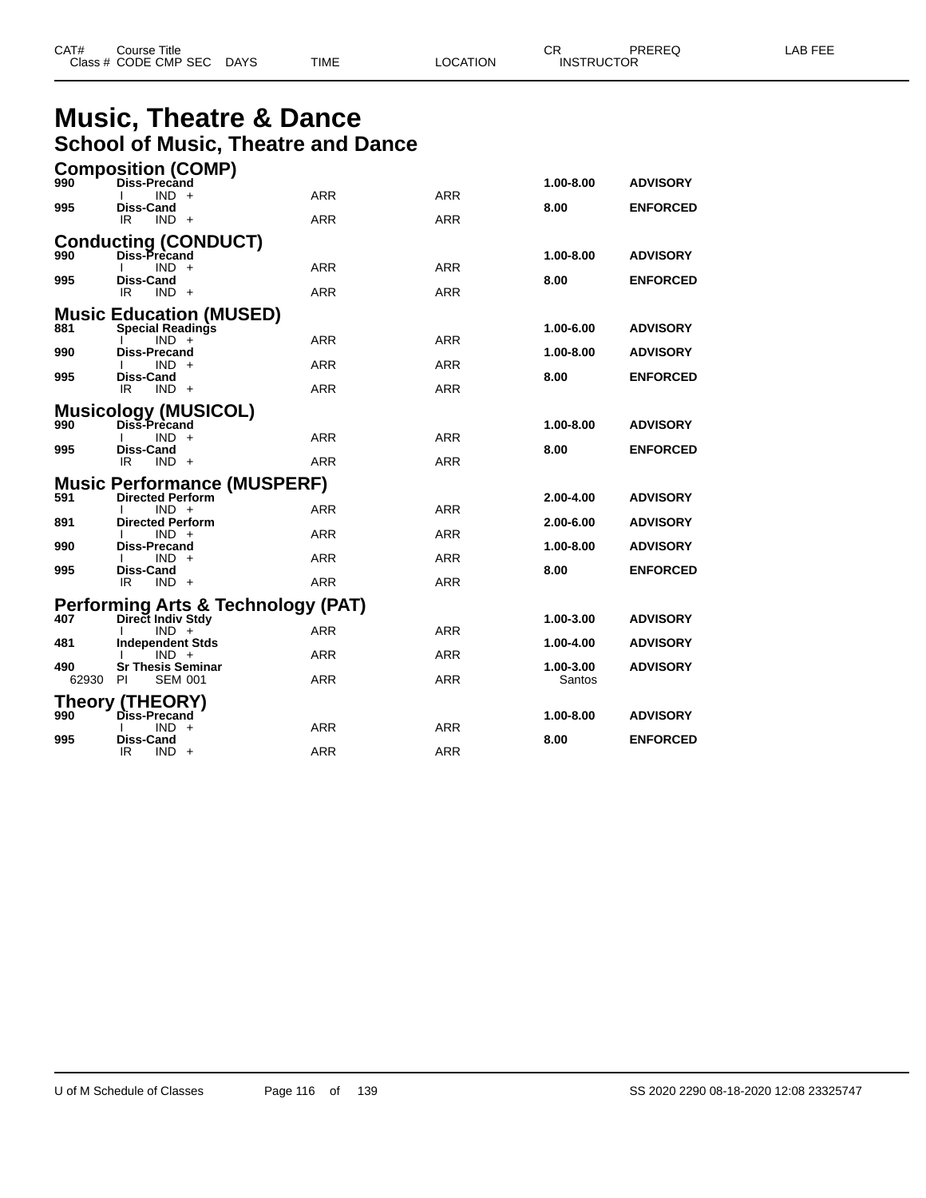| CAT# | Course Title | | | | | | CR | PREREQ | LAB FEE |
|---|---|---|---|---|---|---|---|---|---|
| Class # | CODE | CMP | SEC | DAYS | TIME | LOCATION | INSTRUCTOR | | |

# Music, Theatre & Dance

## School of Music, Theatre and Dance

### Composition (COMP)

| CAT# | Course Title | | | | | | CR | PREREQ | LAB FEE |
|---|---|---|---|---|---|---|---|---|---|
| **990** | **Diss-Precand** | | | | | | **1.00-8.00** | **ADVISORY** | |
| | I | IND | + | | ARR | ARR | | | |
| **995** | **Diss-Cand** | | | | | | **8.00** | **ENFORCED** | |
| | IR | IND | + | | ARR | ARR | | | |

### Conducting (CONDUCT)

| CAT# | Course Title | | | | | | CR | PREREQ | LAB FEE |
|---|---|---|---|---|---|---|---|---|---|
| **990** | **Diss-Precand** | | | | | | **1.00-8.00** | **ADVISORY** | |
| | I | IND | + | | ARR | ARR | | | |
| **995** | **Diss-Cand** | | | | | | **8.00** | **ENFORCED** | |
| | IR | IND | + | | ARR | ARR | | | |

### Music Education (MUSED)

| CAT# | Course Title | | | | | | CR | PREREQ | LAB FEE |
|---|---|---|---|---|---|---|---|---|---|
| **881** | **Special Readings** | | | | | | **1.00-6.00** | **ADVISORY** | |
| | I | IND | + | | ARR | ARR | | | |
| **990** | **Diss-Precand** | | | | | | **1.00-8.00** | **ADVISORY** | |
| | I | IND | + | | ARR | ARR | | | |
| **995** | **Diss-Cand** | | | | | | **8.00** | **ENFORCED** | |
| | IR | IND | + | | ARR | ARR | | | |

### Musicology (MUSICOL)

| CAT# | Course Title | | | | | | CR | PREREQ | LAB FEE |
|---|---|---|---|---|---|---|---|---|---|
| **990** | **Diss-Precand** | | | | | | **1.00-8.00** | **ADVISORY** | |
| | I | IND | + | | ARR | ARR | | | |
| **995** | **Diss-Cand** | | | | | | **8.00** | **ENFORCED** | |
| | IR | IND | + | | ARR | ARR | | | |

### Music Performance (MUSPERF)

| CAT# | Course Title | | | | | | CR | PREREQ | LAB FEE |
|---|---|---|---|---|---|---|---|---|---|
| **591** | **Directed Perform** | | | | | | **2.00-4.00** | **ADVISORY** | |
| | I | IND | + | | ARR | ARR | | | |
| **891** | **Directed Perform** | | | | | | **2.00-6.00** | **ADVISORY** | |
| | I | IND | + | | ARR | ARR | | | |
| **990** | **Diss-Precand** | | | | | | **1.00-8.00** | **ADVISORY** | |
| | I | IND | + | | ARR | ARR | | | |
| **995** | **Diss-Cand** | | | | | | **8.00** | **ENFORCED** | |
| | IR | IND | + | | ARR | ARR | | | |

### Performing Arts & Technology (PAT)

| CAT# | Course Title | | | | | | CR | PREREQ | LAB FEE |
|---|---|---|---|---|---|---|---|---|---|
| **407** | **Direct Indiv Stdy** | | | | | | **1.00-3.00** | **ADVISORY** | |
| | I | IND | + | | ARR | ARR | | | |
| **481** | **Independent Stds** | | | | | | **1.00-4.00** | **ADVISORY** | |
| | I | IND | + | | ARR | ARR | | | |
| **490** | **Sr Thesis Seminar** | | | | | | **1.00-3.00** | **ADVISORY** | |
| 62930 | PI | SEM | 001 | | ARR | ARR | Santos | | |

### Theory (THEORY)

| CAT# | Course Title | | | | | | CR | PREREQ | LAB FEE |
|---|---|---|---|---|---|---|---|---|---|
| **990** | **Diss-Precand** | | | | | | **1.00-8.00** | **ADVISORY** | |
| | I | IND | + | | ARR | ARR | | | |
| **995** | **Diss-Cand** | | | | | | **8.00** | **ENFORCED** | |
| | IR | IND | + | | ARR | ARR | | | |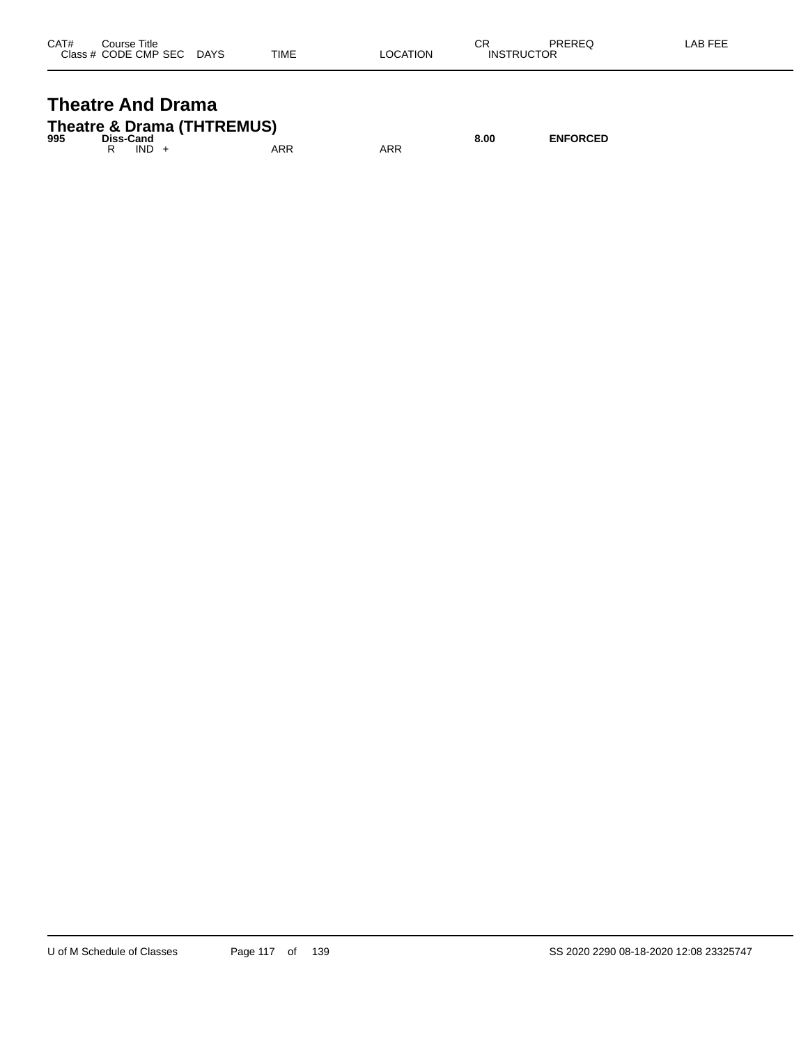| CAT# | Course Title<br>Class # CODE CMP SEC | DAYS | TIME | LOCATION | CR<br>INSTRUCTOR | PREREQ | LAB FEE |
|---|---|---|---|---|---|---|---|

# Theatre And Drama

## Theatre & Drama (THTREMUS)

| CAT# | Course Title<br>Class # CODE CMP SEC | DAYS | TIME | LOCATION | CR<br>INSTRUCTOR | PREREQ | LAB FEE |
|---|---|---|---|---|---|---|---|
| **995** | **Diss-Cand** | | | | **8.00** | **ENFORCED** | |
| | R IND + | | ARR | ARR | | | |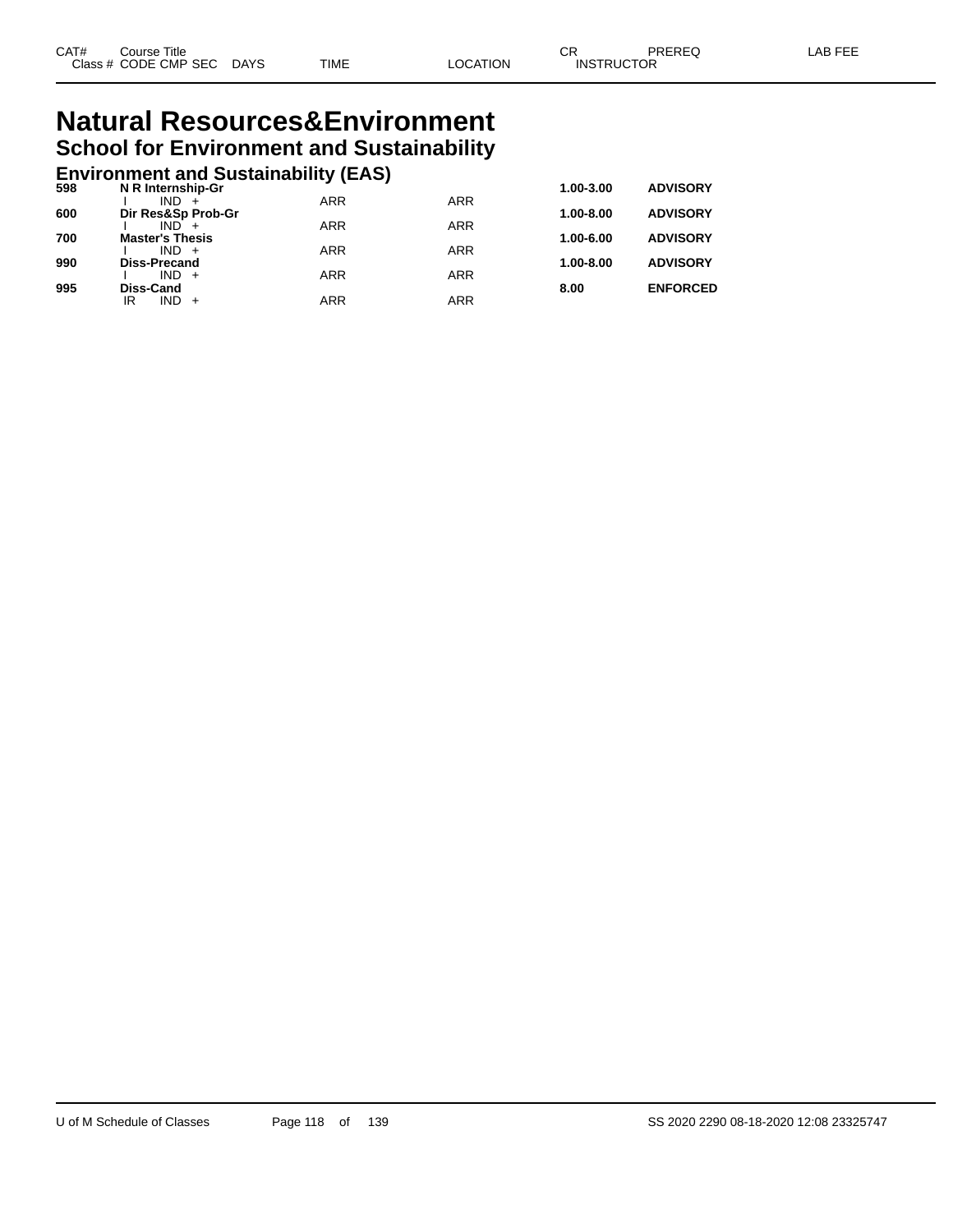| CAT# | Course Title | | | | | | CR | PREREQ | LAB FEE |
|---|---|---|---|---|---|---|---|---|---|
| Class # | CODE | CMP | SEC | DAYS | TIME | LOCATION | INSTRUCTOR | | |

# Natural Resources&Environment

## School for Environment and Sustainability

### Environment and Sustainability (EAS)

| CAT# | Course Title | | | | TIME | LOCATION | CR | PREREQ |
|---|---|---|---|---|---|---|---|---|
| **598** | **N R Internship-Gr** | | | | | | **1.00-3.00** | **ADVISORY** |
| | I | IND | + | | ARR | ARR | | |
| **600** | **Dir Res&Sp Prob-Gr** | | | | | | **1.00-8.00** | **ADVISORY** |
| | I | IND | + | | ARR | ARR | | |
| **700** | **Master's Thesis** | | | | | | **1.00-6.00** | **ADVISORY** |
| | I | IND | + | | ARR | ARR | | |
| **990** | **Diss-Precand** | | | | | | **1.00-8.00** | **ADVISORY** |
| | I | IND | + | | ARR | ARR | | |
| **995** | **Diss-Cand** | | | | | | **8.00** | **ENFORCED** |
| | IR | IND | + | | ARR | ARR | | |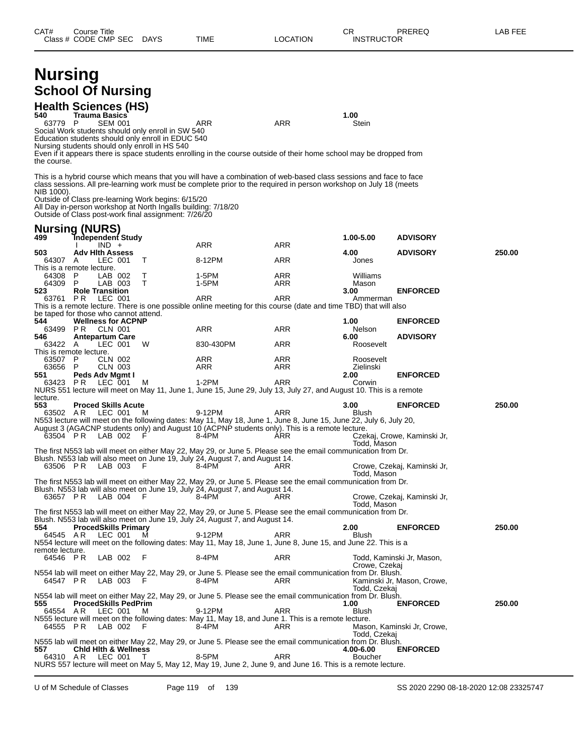# Nursing

## School Of Nursing

### Health Sciences (HS)

| CAT# | Course Title | | | | | | CR | PREREQ | LAB FEE |
|---|---|---|---|---|---|---|---|---|---|
| Class # | CODE | CMP SEC | DAYS | TIME | LOCATION | INSTRUCTOR | | | |
| **540** | **Trauma Basics** | | | | | | **1.00** | | |
| 63779 | P | SEM 001 | | ARR | ARR | Stein | | | |

Social Work students should only enroll in SW 540
Education students should only enroll in EDUC 540
Nursing students should only enroll in HS 540
Even if it appears there is space students enrolling in the course outside of their home school may be dropped from the course.

This is a hybrid course which means that you will have a combination of web-based class sessions and face to face class sessions. All pre-learning work must be complete prior to the required in person workshop on July 18 (meets NIB 1000).
Outside of Class pre-learning Work begins: 6/15/20
All Day in-person workshop at North Ingalls building: 7/18/20
Outside of Class post-work final assignment: 7/26/20

### Nursing (NURS)

| CAT# | Course Title | | | | | | CR | PREREQ | LAB FEE |
|---|---|---|---|---|---|---|---|---|---|
| Class # | CODE | CMP SEC | DAYS | TIME | LOCATION | INSTRUCTOR | | | |
| **499** | **Independent Study** | | | | | | **1.00-5.00** | **ADVISORY** | |
| | I | IND + | | ARR | ARR | | | | |
| **503** | **Adv Hlth Assess** | | | | | | **4.00** | **ADVISORY** | **250.00** |
| 64307 | A | LEC 001 | T | 8-12PM | ARR | Jones | | | |

This is a remote lecture.

| Class # | CODE | CMP SEC | DAYS | TIME | LOCATION | INSTRUCTOR | CR | PREREQ | LAB FEE |
|---|---|---|---|---|---|---|---|---|---|
| 64308 | P | LAB 002 | T | 1-5PM | ARR | Williams | | | |
| 64309 | P | LAB 003 | T | 1-5PM | ARR | Mason | | | |
| **523** | **Role Transition** | | | | | | **3.00** | **ENFORCED** | |
| 63761 | P R | LEC 001 | | ARR | ARR | Ammerman | | | |

This is a remote lecture. There is one possible online meeting for this course (date and time TBD) that will also be taped for those who cannot attend.

| Class # | CODE | CMP SEC | DAYS | TIME | LOCATION | INSTRUCTOR | CR | PREREQ | LAB FEE |
|---|---|---|---|---|---|---|---|---|---|
| **544** | **Wellness for ACPNP** | | | | | | **1.00** | **ENFORCED** | |
| 63499 | P R | CLN 001 | | ARR | ARR | Nelson | | | |
| **546** | **Antepartum Care** | | | | | | **6.00** | **ADVISORY** | |
| 63422 | A | LEC 001 | W | 830-430PM | ARR | Roosevelt | | | |

This is remote lecture.

| Class # | CODE | CMP SEC | DAYS | TIME | LOCATION | INSTRUCTOR | CR | PREREQ | LAB FEE |
|---|---|---|---|---|---|---|---|---|---|
| 63507 | P | CLN 002 | | ARR | ARR | Roosevelt | | | |
| 63656 | P | CLN 003 | | ARR | ARR | Zielinski | | | |
| **551** | **Peds Adv Mgmt I** | | | | | | **2.00** | **ENFORCED** | |
| 63423 | P R | LEC 001 | M | 1-2PM | ARR | Corwin | | | |

NURS 551 lecture will meet on May 11, June 1, June 15, June 29, July 13, July 27, and August 10. This is a remote lecture.

| Class # | CODE | CMP SEC | DAYS | TIME | LOCATION | INSTRUCTOR | CR | PREREQ | LAB FEE |
|---|---|---|---|---|---|---|---|---|---|
| **553** | **Proced Skills Acute** | | | | | | **3.00** | **ENFORCED** | **250.00** |
| 63502 | A R | LEC 001 | M | 9-12PM | ARR | Blush | | | |

N553 lecture will meet on the following dates: May 11, May 18, June 1, June 8, June 15, June 22, July 6, July 20, August 3 (AGACNP students only) and August 10 (ACPNP students only). This is a remote lecture.

| Class # | CODE | CMP SEC | DAYS | TIME | LOCATION | INSTRUCTOR | CR | PREREQ | LAB FEE |
|---|---|---|---|---|---|---|---|---|---|
| 63504 | P R | LAB 002 | F | 8-4PM | ARR | Czekaj, Crowe, Kaminski Jr, Todd, Mason | | | |

The first N553 lab will meet on either May 22, May 29, or June 5. Please see the email communication from Dr. Blush. N553 lab will also meet on June 19, July 24, August 7, and August 14.

| Class # | CODE | CMP SEC | DAYS | TIME | LOCATION | INSTRUCTOR | CR | PREREQ | LAB FEE |
|---|---|---|---|---|---|---|---|---|---|
| 63506 | P R | LAB 003 | F | 8-4PM | ARR | Crowe, Czekaj, Kaminski Jr, Todd, Mason | | | |

The first N553 lab will meet on either May 22, May 29, or June 5. Please see the email communication from Dr. Blush. N553 lab will also meet on June 19, July 24, August 7, and August 14.

| Class # | CODE | CMP SEC | DAYS | TIME | LOCATION | INSTRUCTOR | CR | PREREQ | LAB FEE |
|---|---|---|---|---|---|---|---|---|---|
| 63657 | P R | LAB 004 | F | 8-4PM | ARR | Crowe, Czekaj, Kaminski Jr, Todd, Mason | | | |

The first N553 lab will meet on either May 22, May 29, or June 5. Please see the email communication from Dr. Blush. N553 lab will also meet on June 19, July 24, August 7, and August 14.

| Class # | CODE | CMP SEC | DAYS | TIME | LOCATION | INSTRUCTOR | CR | PREREQ | LAB FEE |
|---|---|---|---|---|---|---|---|---|---|
| **554** | **ProcedSkills Primary** | | | | | | **2.00** | **ENFORCED** | **250.00** |
| 64545 | A R | LEC 001 | M | 9-12PM | ARR | Blush | | | |

N554 lecture will meet on the following dates: May 11, May 18, June 1, June 8, June 15, and June 22. This is a remote lecture.

| Class # | CODE | CMP SEC | DAYS | TIME | LOCATION | INSTRUCTOR | CR | PREREQ | LAB FEE |
|---|---|---|---|---|---|---|---|---|---|
| 64546 | P R | LAB 002 | F | 8-4PM | ARR | Todd, Kaminski Jr, Mason, Crowe, Czekaj | | | |

N554 lab will meet on either May 22, May 29, or June 5. Please see the email communication from Dr. Blush.

| Class # | CODE | CMP SEC | DAYS | TIME | LOCATION | INSTRUCTOR | CR | PREREQ | LAB FEE |
|---|---|---|---|---|---|---|---|---|---|
| 64547 | P R | LAB 003 | F | 8-4PM | ARR | Kaminski Jr, Mason, Crowe, Todd, Czekaj | | | |

N554 lab will meet on either May 22, May 29, or June 5. Please see the email communication from Dr. Blush.

| Class # | CODE | CMP SEC | DAYS | TIME | LOCATION | INSTRUCTOR | CR | PREREQ | LAB FEE |
|---|---|---|---|---|---|---|---|---|---|
| **555** | **ProcedSkills PedPrim** | | | | | | **1.00** | **ENFORCED** | **250.00** |
| 64554 | A R | LEC 001 | M | 9-12PM | ARR | Blush | | | |

N555 lecture will meet on the following dates: May 11, May 18, and June 1. This is a remote lecture.

| Class # | CODE | CMP SEC | DAYS | TIME | LOCATION | INSTRUCTOR | CR | PREREQ | LAB FEE |
|---|---|---|---|---|---|---|---|---|---|
| 64555 | P R | LAB 002 | F | 8-4PM | ARR | Mason, Kaminski Jr, Crowe, Todd, Czekaj | | | |

N555 lab will meet on either May 22, May 29, or June 5. Please see the email communication from Dr. Blush.

| Class # | CODE | CMP SEC | DAYS | TIME | LOCATION | INSTRUCTOR | CR | PREREQ | LAB FEE |
|---|---|---|---|---|---|---|---|---|---|
| **557** | **Chld Hlth & Wellness** | | | | | | **4.00-6.00** | **ENFORCED** | |
| 64310 | A R | LEC 001 | T | 8-5PM | ARR | Boucher | | | |

NURS 557 lecture will meet on May 5, May 12, May 19, June 2, June 9, and June 16. This is a remote lecture.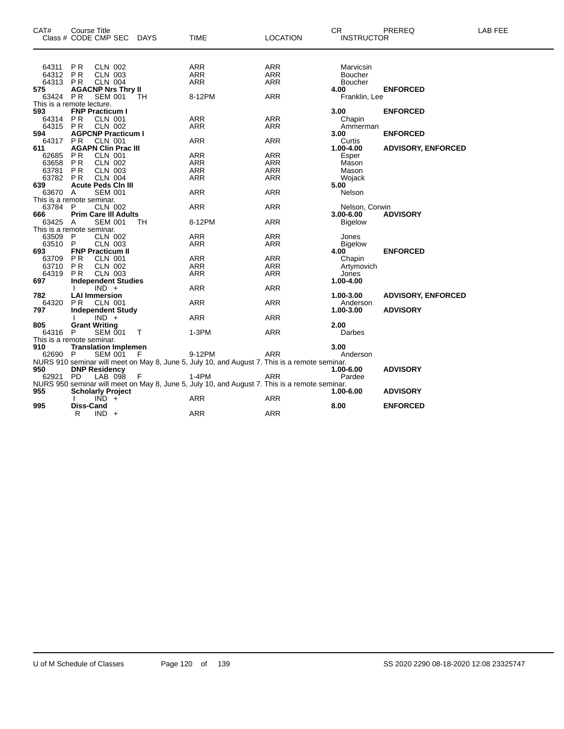| CAT# | Course Title Class # CODE CMP SEC | DAYS | TIME | LOCATION | CR INSTRUCTOR | PREREQ | LAB FEE |
|---|---|---|---|---|---|---|---|
| 64311 | P R CLN 002 | | ARR | ARR | Marvicsin | | |
| 64312 | P R CLN 003 | | ARR | ARR | Boucher | | |
| 64313 | P R CLN 004 | | ARR | ARR | Boucher | | |
| **575** | **AGACNP Nrs Thry II** | | | | **4.00** | **ENFORCED** | |
| 63424 | P R SEM 001 | TH | 8-12PM | ARR | Franklin, Lee | | |
| This is a remote lecture. | | | | | | | |
| **593** | **FNP Practicum I** | | | | **3.00** | **ENFORCED** | |
| 64314 | P R CLN 001 | | ARR | ARR | Chapin | | |
| 64315 | P R CLN 002 | | ARR | ARR | Ammerman | | |
| **594** | **AGPCNP Practicum I** | | | | **3.00** | **ENFORCED** | |
| 64317 | P R CLN 001 | | ARR | ARR | Curtis | | |
| **611** | **AGAPN Clin Prac III** | | | | **1.00-4.00** | **ADVISORY, ENFORCED** | |
| 62685 | P R CLN 001 | | ARR | ARR | Esper | | |
| 63658 | P R CLN 002 | | ARR | ARR | Mason | | |
| 63781 | P R CLN 003 | | ARR | ARR | Mason | | |
| 63782 | P R CLN 004 | | ARR | ARR | Wojack | | |
| **639** | **Acute Peds Cln III** | | | | **5.00** | | |
| 63670 | A SEM 001 | | ARR | ARR | Nelson | | |
| This is a remote seminar. | | | | | | | |
| 63784 | P CLN 002 | | ARR | ARR | Nelson, Corwin | | |
| **666** | **Prim Care III Adults** | | | | **3.00-6.00** | **ADVISORY** | |
| 63425 | A SEM 001 | TH | 8-12PM | ARR | Bigelow | | |
| This is a remote seminar. | | | | | | | |
| 63509 | P CLN 002 | | ARR | ARR | Jones | | |
| 63510 | P CLN 003 | | ARR | ARR | Bigelow | | |
| **693** | **FNP Practicum II** | | | | **4.00** | **ENFORCED** | |
| 63709 | P R CLN 001 | | ARR | ARR | Chapin | | |
| 63710 | P R CLN 002 | | ARR | ARR | Artymovich | | |
| 64319 | P R CLN 003 | | ARR | ARR | Jones | | |
| **697** | **Independent Studies** | | | | **1.00-4.00** | | |
| | I IND + | | ARR | ARR | | | |
| **782** | **LAI Immersion** | | | | **1.00-3.00** | **ADVISORY, ENFORCED** | |
| 64320 | P R CLN 001 | | ARR | ARR | Anderson | | |
| **797** | **Independent Study** | | | | **1.00-3.00** | **ADVISORY** | |
| | I IND + | | ARR | ARR | | | |
| **805** | **Grant Writing** | | | | **2.00** | | |
| 64316 | P SEM 001 | T | 1-3PM | ARR | Darbes | | |
| This is a remote seminar. | | | | | | | |
| **910** | **Translation Implemen** | | | | **3.00** | | |
| 62690 | P SEM 001 | F | 9-12PM | ARR | Anderson | | |
| NURS 910 seminar will meet on May 8, June 5, July 10, and August 7. This is a remote seminar. | | | | | | | |
| **950** | **DNP Residency** | | | | **1.00-6.00** | **ADVISORY** | |
| 62921 | PD LAB 098 | F | 1-4PM | ARR | Pardee | | |
| NURS 950 seminar will meet on May 8, June 5, July 10, and August 7. This is a remote seminar. | | | | | | | |
| **955** | **Scholarly Project** | | | | **1.00-6.00** | **ADVISORY** | |
| | I IND + | | ARR | ARR | | | |
| **995** | **Diss-Cand** | | | | **8.00** | **ENFORCED** | |
| | R IND + | | ARR | ARR | | | |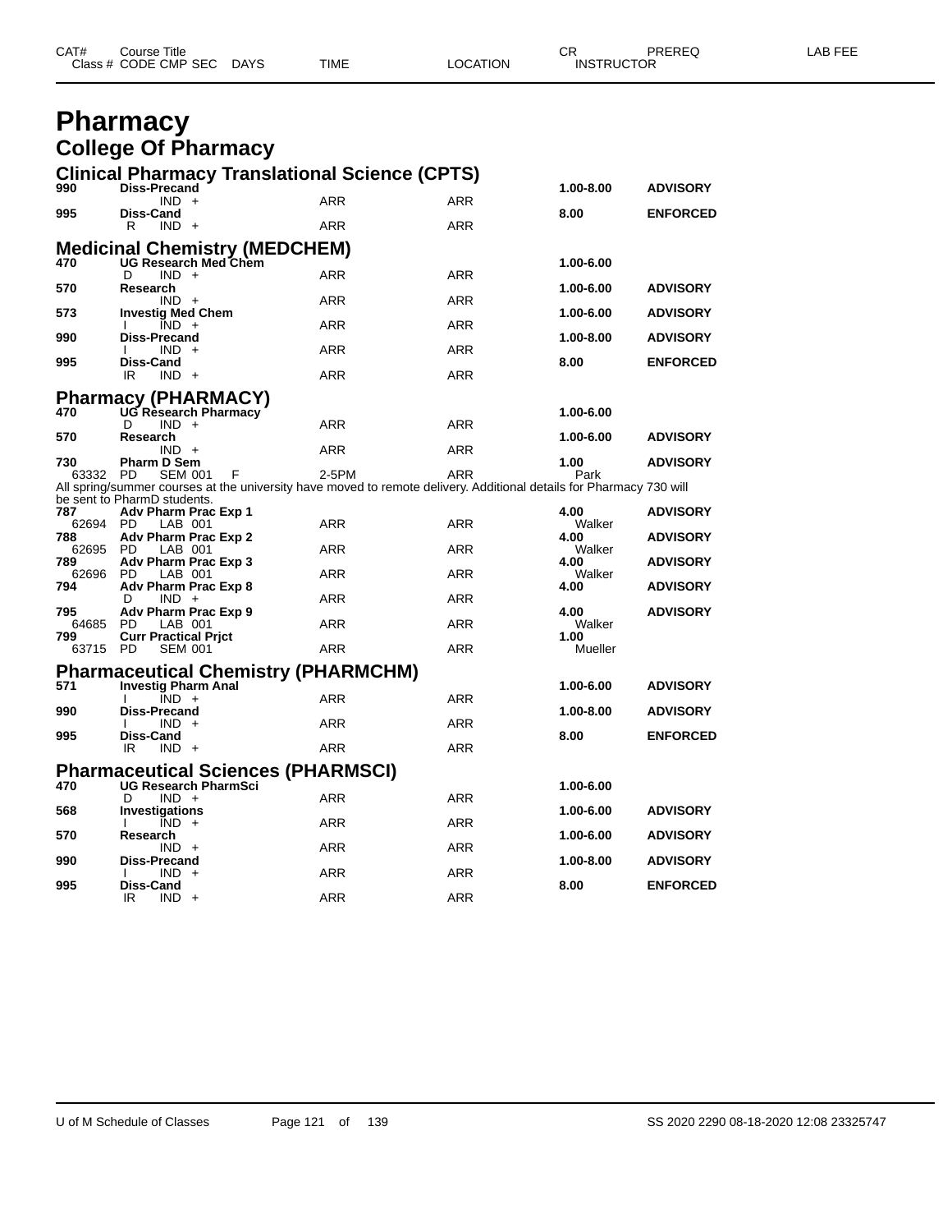| CAT# | Course Title | | | | | CR | PREREQ | LAB FEE |
|---|---|---|---|---|---|---|---|---|
| Class # | CODE CMP SEC | DAYS | TIME | LOCATION | INSTRUCTOR | | | |

# Pharmacy

## College Of Pharmacy

### Clinical Pharmacy Translational Science (CPTS)

| CAT# | Course Title / Class # CODE CMP SEC | DAYS | TIME | LOCATION | CR / INSTRUCTOR | PREREQ |
|---|---|---|---|---|---|---|
| **990** | **Diss-Precand** | | | | **1.00-8.00** | **ADVISORY** |
| | IND + | | ARR | ARR | | |
| **995** | **Diss-Cand** | | | | **8.00** | **ENFORCED** |
| | R IND + | | ARR | ARR | | |

### Medicinal Chemistry (MEDCHEM)

| CAT# | Course Title / Class # CODE CMP SEC | DAYS | TIME | LOCATION | CR / INSTRUCTOR | PREREQ |
|---|---|---|---|---|---|---|
| **470** | **UG Research Med Chem** | | | | **1.00-6.00** | |
| | D IND + | | ARR | ARR | | |
| **570** | **Research** | | | | **1.00-6.00** | **ADVISORY** |
| | IND + | | ARR | ARR | | |
| **573** | **Investig Med Chem** | | | | **1.00-6.00** | **ADVISORY** |
| | I IND + | | ARR | ARR | | |
| **990** | **Diss-Precand** | | | | **1.00-8.00** | **ADVISORY** |
| | I IND + | | ARR | ARR | | |
| **995** | **Diss-Cand** | | | | **8.00** | **ENFORCED** |
| | IR IND + | | ARR | ARR | | |

### Pharmacy (PHARMACY)

| CAT# | Course Title / Class # CODE CMP SEC | DAYS | TIME | LOCATION | CR / INSTRUCTOR | PREREQ |
|---|---|---|---|---|---|---|
| **470** | **UG Research Pharmacy** | | | | **1.00-6.00** | |
| | D IND + | | ARR | ARR | | |
| **570** | **Research** | | | | **1.00-6.00** | **ADVISORY** |
| | IND + | | ARR | ARR | | |
| **730** | **Pharm D Sem** | | | | **1.00** | **ADVISORY** |
| 63332 | PD SEM 001 | F | 2-5PM | ARR | Park | |

All spring/summer courses at the university have moved to remote delivery. Additional details for Pharmacy 730 will be sent to PharmD students.

| CAT# | Course Title / Class # CODE CMP SEC | DAYS | TIME | LOCATION | CR / INSTRUCTOR | PREREQ |
|---|---|---|---|---|---|---|
| **787** | **Adv Pharm Prac Exp 1** | | | | **4.00** | **ADVISORY** |
| 62694 | PD LAB 001 | | ARR | ARR | Walker | |
| **788** | **Adv Pharm Prac Exp 2** | | | | **4.00** | **ADVISORY** |
| 62695 | PD LAB 001 | | ARR | ARR | Walker | |
| **789** | **Adv Pharm Prac Exp 3** | | | | **4.00** | **ADVISORY** |
| 62696 | PD LAB 001 | | ARR | ARR | Walker | |
| **794** | **Adv Pharm Prac Exp 8** | | | | **4.00** | **ADVISORY** |
| | D IND + | | ARR | ARR | | |
| **795** | **Adv Pharm Prac Exp 9** | | | | **4.00** | **ADVISORY** |
| 64685 | PD LAB 001 | | ARR | ARR | Walker | |
| **799** | **Curr Practical Prjct** | | | | **1.00** | |
| 63715 | PD SEM 001 | | ARR | ARR | Mueller | |

### Pharmaceutical Chemistry (PHARMCHM)

| CAT# | Course Title / Class # CODE CMP SEC | DAYS | TIME | LOCATION | CR / INSTRUCTOR | PREREQ |
|---|---|---|---|---|---|---|
| **571** | **Investig Pharm Anal** | | | | **1.00-6.00** | **ADVISORY** |
| | I IND + | | ARR | ARR | | |
| **990** | **Diss-Precand** | | | | **1.00-8.00** | **ADVISORY** |
| | I IND + | | ARR | ARR | | |
| **995** | **Diss-Cand** | | | | **8.00** | **ENFORCED** |
| | IR IND + | | ARR | ARR | | |

### Pharmaceutical Sciences (PHARMSCI)

| CAT# | Course Title / Class # CODE CMP SEC | DAYS | TIME | LOCATION | CR / INSTRUCTOR | PREREQ |
|---|---|---|---|---|---|---|
| **470** | **UG Research PharmSci** | | | | **1.00-6.00** | |
| | D IND + | | ARR | ARR | | |
| **568** | **Investigations** | | | | **1.00-6.00** | **ADVISORY** |
| | I IND + | | ARR | ARR | | |
| **570** | **Research** | | | | **1.00-6.00** | **ADVISORY** |
| | IND + | | ARR | ARR | | |
| **990** | **Diss-Precand** | | | | **1.00-8.00** | **ADVISORY** |
| | I IND + | | ARR | ARR | | |
| **995** | **Diss-Cand** | | | | **8.00** | **ENFORCED** |
| | IR IND + | | ARR | ARR | | |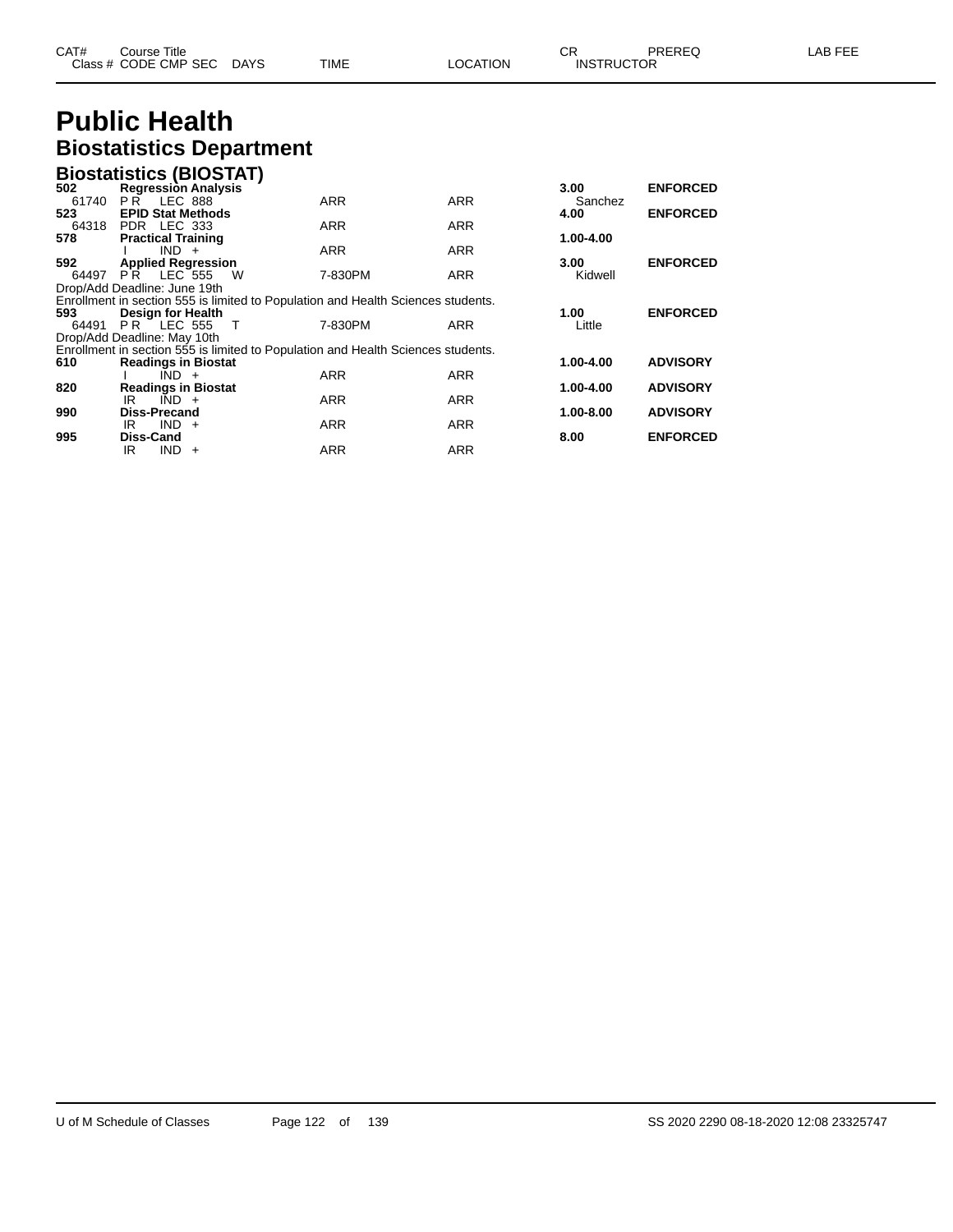# Public Health

## Biostatistics Department

### Biostatistics (BIOSTAT)

| CAT# / Class # | Course Title / CODE CMP SEC | DAYS | TIME | LOCATION | CR / INSTRUCTOR | PREREQ | LAB FEE |
|---|---|---|---|---|---|---|---|
| **502** | **Regression Analysis** | | | | **3.00** | **ENFORCED** | |
| 61740 | P R LEC 888 | | ARR | ARR | Sanchez | | |
| **523** | **EPID Stat Methods** | | | | **4.00** | **ENFORCED** | |
| 64318 | PDR LEC 333 | | ARR | ARR | | | |
| **578** | **Practical Training** | | | | **1.00-4.00** | | |
| | I IND + | | ARR | ARR | | | |
| **592** | **Applied Regression** | | | | **3.00** | **ENFORCED** | |
| 64497 | P R LEC 555 | W | 7-830PM | ARR | Kidwell | | |

Drop/Add Deadline: June 19th
Enrollment in section 555 is limited to Population and Health Sciences students.

| CAT# / Class # | Course Title / CODE CMP SEC | DAYS | TIME | LOCATION | CR / INSTRUCTOR | PREREQ | LAB FEE |
|---|---|---|---|---|---|---|---|
| **593** | **Design for Health** | | | | **1.00** | **ENFORCED** | |
| 64491 | P R LEC 555 | T | 7-830PM | ARR | Little | | |

Drop/Add Deadline: May 10th
Enrollment in section 555 is limited to Population and Health Sciences students.

| CAT# / Class # | Course Title / CODE CMP SEC | DAYS | TIME | LOCATION | CR / INSTRUCTOR | PREREQ | LAB FEE |
|---|---|---|---|---|---|---|---|
| **610** | **Readings in Biostat** | | | | **1.00-4.00** | **ADVISORY** | |
| | I IND + | | ARR | ARR | | | |
| **820** | **Readings in Biostat** | | | | **1.00-4.00** | **ADVISORY** | |
| | IR IND + | | ARR | ARR | | | |
| **990** | **Diss-Precand** | | | | **1.00-8.00** | **ADVISORY** | |
| | IR IND + | | ARR | ARR | | | |
| **995** | **Diss-Cand** | | | | **8.00** | **ENFORCED** | |
| | IR IND + | | ARR | ARR | | | |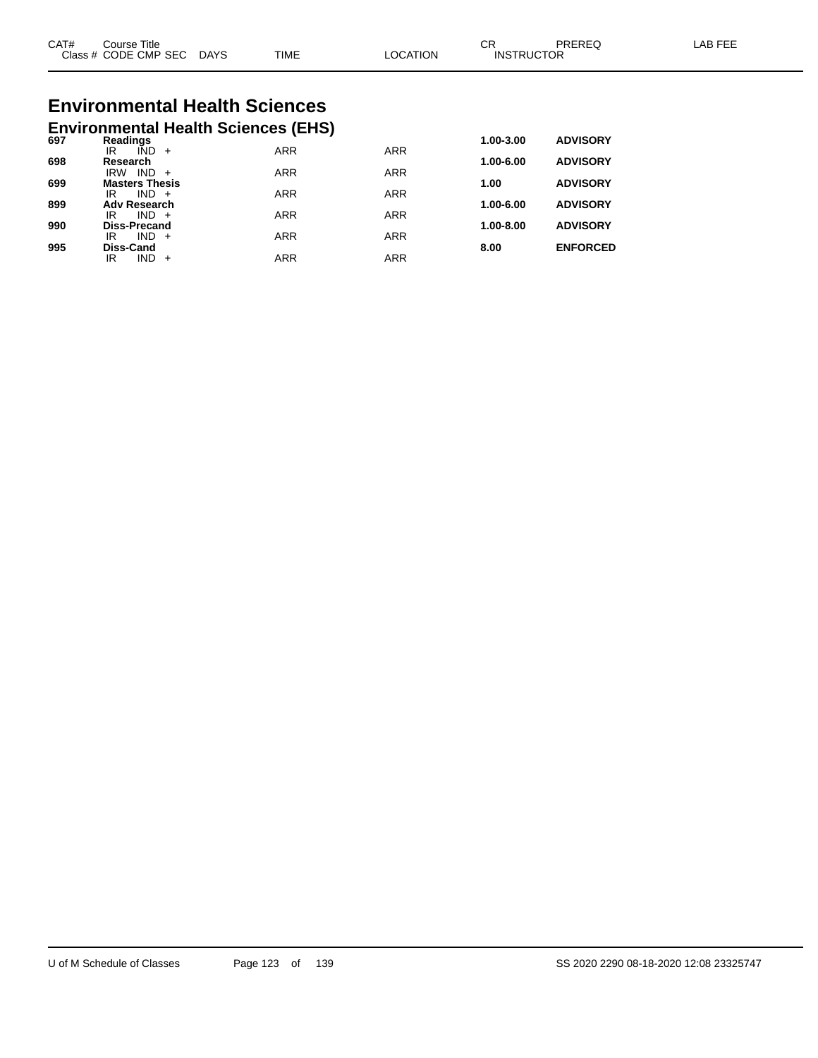# Environmental Health Sciences

## Environmental Health Sciences (EHS)

| CAT# | Course Title / Class # CODE CMP SEC DAYS | TIME | LOCATION | CR / INSTRUCTOR | PREREQ | LAB FEE |
|---|---|---|---|---|---|---|
| 697 | **Readings** | | | 1.00-3.00 | ADVISORY | |
| | IR IND + | ARR | ARR | | | |
| 698 | **Research** | | | 1.00-6.00 | ADVISORY | |
| | IRW IND + | ARR | ARR | | | |
| 699 | **Masters Thesis** | | | 1.00 | ADVISORY | |
| | IR IND + | ARR | ARR | | | |
| 899 | **Adv Research** | | | 1.00-6.00 | ADVISORY | |
| | IR IND + | ARR | ARR | | | |
| 990 | **Diss-Precand** | | | 1.00-8.00 | ADVISORY | |
| | IR IND + | ARR | ARR | | | |
| 995 | **Diss-Cand** | | | 8.00 | ENFORCED | |
| | IR IND + | ARR | ARR | | | |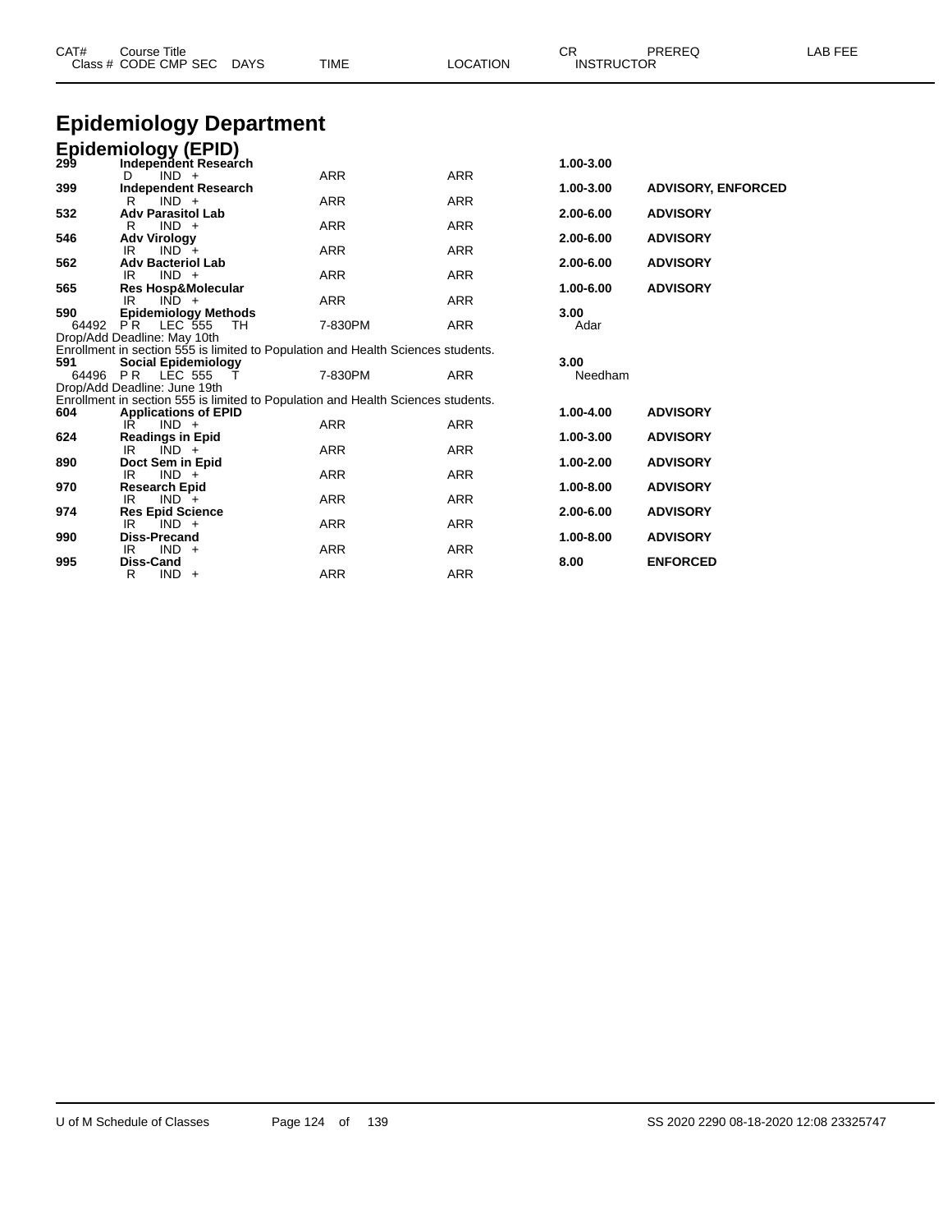# Epidemiology Department

## Epidemiology (EPID)

| CAT# Class # | Course Title CODE CMP SEC | DAYS | TIME | LOCATION | CR INSTRUCTOR | PREREQ | LAB FEE |
|---|---|---|---|---|---|---|---|
| 299 | **Independent Research** | | | | 1.00-3.00 | | |
| | D IND + | | ARR | ARR | | | |
| 399 | **Independent Research** | | | | 1.00-3.00 | ADVISORY, ENFORCED | |
| | R IND + | | ARR | ARR | | | |
| 532 | **Adv Parasitol Lab** | | | | 2.00-6.00 | ADVISORY | |
| | R IND + | | ARR | ARR | | | |
| 546 | **Adv Virology** | | | | 2.00-6.00 | ADVISORY | |
| | IR IND + | | ARR | ARR | | | |
| 562 | **Adv Bacteriol Lab** | | | | 2.00-6.00 | ADVISORY | |
| | IR IND + | | ARR | ARR | | | |
| 565 | **Res Hosp&Molecular** | | | | 1.00-6.00 | ADVISORY | |
| | IR IND + | | ARR | ARR | | | |
| 590 | **Epidemiology Methods** | | | | 3.00 | | |
| 64492 | P R LEC 555 | TH | 7-830PM | ARR | Adar | | |

Drop/Add Deadline: May 10th
Enrollment in section 555 is limited to Population and Health Sciences students.

| CAT# Class # | Course Title CODE CMP SEC | DAYS | TIME | LOCATION | CR INSTRUCTOR | PREREQ | LAB FEE |
|---|---|---|---|---|---|---|---|
| 591 | **Social Epidemiology** | | | | 3.00 | | |
| 64496 | P R LEC 555 | T | 7-830PM | ARR | Needham | | |

Drop/Add Deadline: June 19th
Enrollment in section 555 is limited to Population and Health Sciences students.

| CAT# Class # | Course Title CODE CMP SEC | DAYS | TIME | LOCATION | CR INSTRUCTOR | PREREQ | LAB FEE |
|---|---|---|---|---|---|---|---|
| 604 | **Applications of EPID** | | | | 1.00-4.00 | ADVISORY | |
| | IR IND + | | ARR | ARR | | | |
| 624 | **Readings in Epid** | | | | 1.00-3.00 | ADVISORY | |
| | IR IND + | | ARR | ARR | | | |
| 890 | **Doct Sem in Epid** | | | | 1.00-2.00 | ADVISORY | |
| | IR IND + | | ARR | ARR | | | |
| 970 | **Research Epid** | | | | 1.00-8.00 | ADVISORY | |
| | IR IND + | | ARR | ARR | | | |
| 974 | **Res Epid Science** | | | | 2.00-6.00 | ADVISORY | |
| | IR IND + | | ARR | ARR | | | |
| 990 | **Diss-Precand** | | | | 1.00-8.00 | ADVISORY | |
| | IR IND + | | ARR | ARR | | | |
| 995 | **Diss-Cand** | | | | 8.00 | ENFORCED | |
| | R IND + | | ARR | ARR | | | |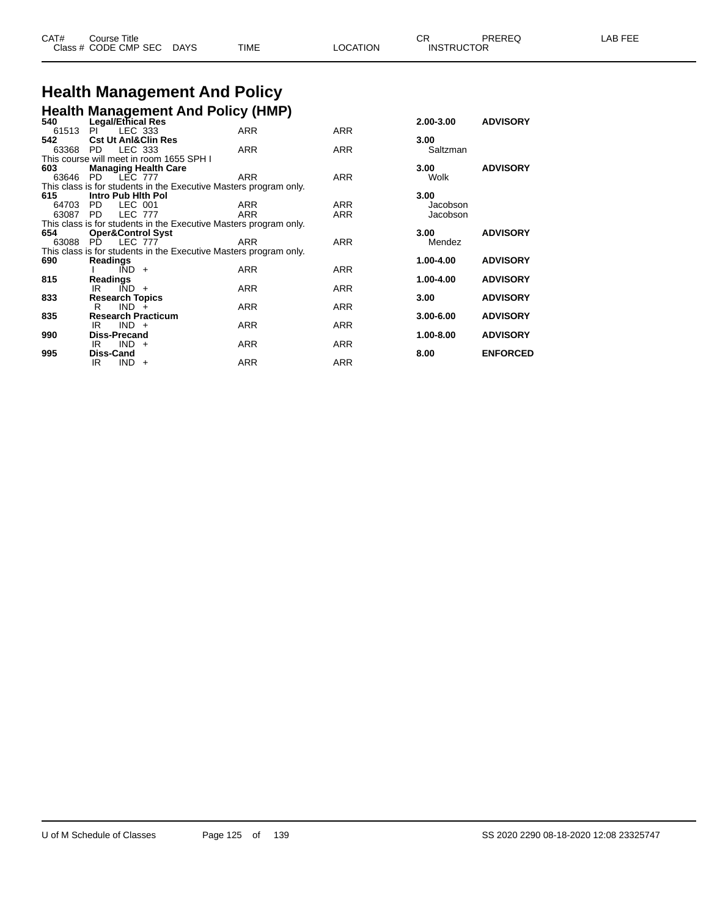# Health Management And Policy

## Health Management And Policy (HMP)

| CAT# / Class # | Course Title / CODE CMP SEC | DAYS | TIME | LOCATION | CR / INSTRUCTOR | PREREQ | LAB FEE |
|---|---|---|---|---|---|---|---|
| **540** | **Legal/Ethical Res** | | | | **2.00-3.00** | **ADVISORY** | |
| 61513 | PI LEC 333 | | ARR | ARR | | | |
| **542** | **Cst Ut Anl&Clin Res** | | | | **3.00** | | |
| 63368 | PD LEC 333 | | ARR | ARR | Saltzman | | |
| This course will meet in room 1655 SPH I | | | | | | | |
| **603** | **Managing Health Care** | | | | **3.00** | **ADVISORY** | |
| 63646 | PD LEC 777 | | ARR | ARR | Wolk | | |
| This class is for students in the Executive Masters program only. | | | | | | | |
| **615** | **Intro Pub Hlth Pol** | | | | **3.00** | | |
| 64703 | PD LEC 001 | | ARR | ARR | Jacobson | | |
| 63087 | PD LEC 777 | | ARR | ARR | Jacobson | | |
| This class is for students in the Executive Masters program only. | | | | | | | |
| **654** | **Oper&Control Syst** | | | | **3.00** | **ADVISORY** | |
| 63088 | PD LEC 777 | | ARR | ARR | Mendez | | |
| This class is for students in the Executive Masters program only. | | | | | | | |
| **690** | **Readings** | | | | **1.00-4.00** | **ADVISORY** | |
| | I IND + | | ARR | ARR | | | |
| **815** | **Readings** | | | | **1.00-4.00** | **ADVISORY** | |
| | IR IND + | | ARR | ARR | | | |
| **833** | **Research Topics** | | | | **3.00** | **ADVISORY** | |
| | R IND + | | ARR | ARR | | | |
| **835** | **Research Practicum** | | | | **3.00-6.00** | **ADVISORY** | |
| | IR IND + | | ARR | ARR | | | |
| **990** | **Diss-Precand** | | | | **1.00-8.00** | **ADVISORY** | |
| | IR IND + | | ARR | ARR | | | |
| **995** | **Diss-Cand** | | | | **8.00** | **ENFORCED** | |
| | IR IND + | | ARR | ARR | | | |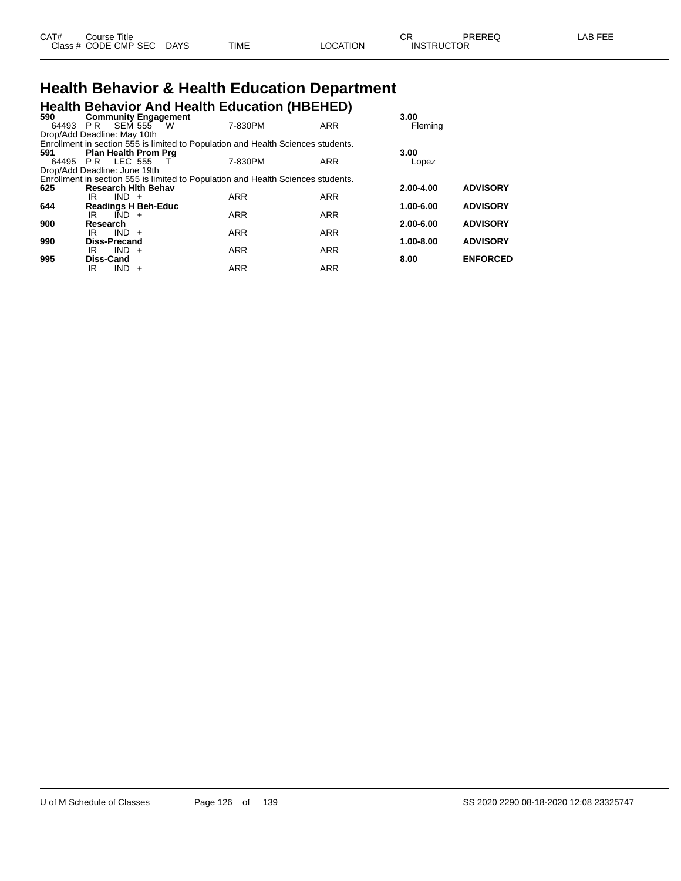# Health Behavior & Health Education Department

## Health Behavior And Health Education (HBEHED)

| CAT# Class # | Course Title CODE CMP SEC | DAYS | TIME | LOCATION | CR INSTRUCTOR | PREREQ | LAB FEE |
|---|---|---|---|---|---|---|---|
| **590** | **Community Engagement** | | | | **3.00** | | |
| 64493 | P R SEM 555 | W | 7-830PM | ARR | Fleming | | |
| Drop/Add Deadline: May 10th | | | | | | | |
| Enrollment in section 555 is limited to Population and Health Sciences students. | | | | | | | |
| **591** | **Plan Health Prom Prg** | | | | **3.00** | | |
| 64495 | P R LEC 555 | T | 7-830PM | ARR | Lopez | | |
| Drop/Add Deadline: June 19th | | | | | | | |
| Enrollment in section 555 is limited to Population and Health Sciences students. | | | | | | | |
| **625** | **Research Hlth Behav** | | | | **2.00-4.00** | **ADVISORY** | |
| | IR IND + | | ARR | ARR | | | |
| **644** | **Readings H Beh-Educ** | | | | **1.00-6.00** | **ADVISORY** | |
| | IR IND + | | ARR | ARR | | | |
| **900** | **Research** | | | | **2.00-6.00** | **ADVISORY** | |
| | IR IND + | | ARR | ARR | | | |
| **990** | **Diss-Precand** | | | | **1.00-8.00** | **ADVISORY** | |
| | IR IND + | | ARR | ARR | | | |
| **995** | **Diss-Cand** | | | | **8.00** | **ENFORCED** | |
| | IR IND + | | ARR | ARR | | | |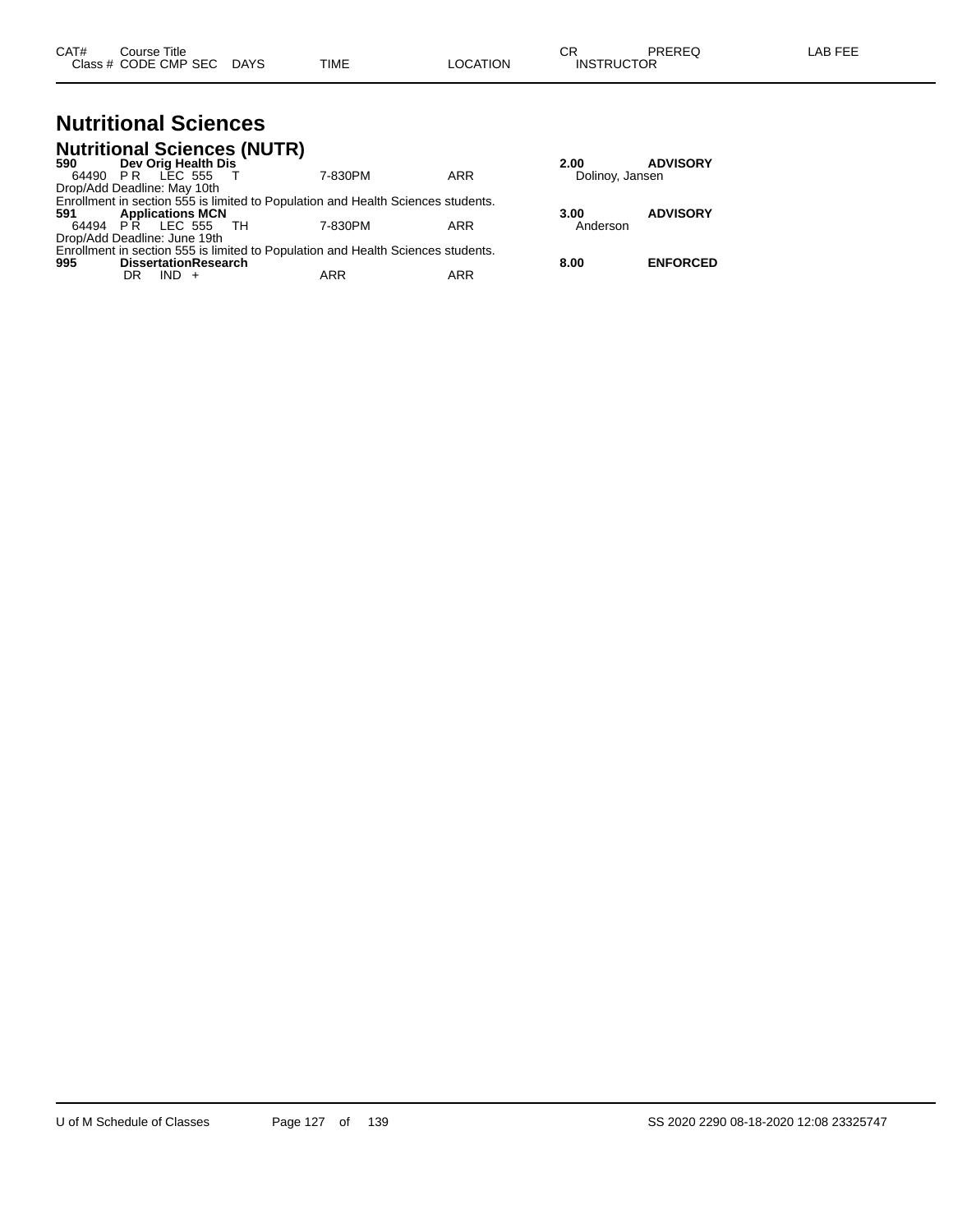# Nutritional Sciences

## Nutritional Sciences (NUTR)

| CAT# / Class # | Course Title / CODE CMP SEC | DAYS | TIME | LOCATION | CR / INSTRUCTOR | PREREQ | LAB FEE |
|---|---|---|---|---|---|---|---|
| **590** | **Dev Orig Health Dis** | | | | **2.00** | **ADVISORY** | |
| 64490 | P R LEC 555 | T | 7-830PM | ARR | Dolinoy, Jansen | | |

Drop/Add Deadline: May 10th
Enrollment in section 555 is limited to Population and Health Sciences students.

| CAT# / Class # | Course Title / CODE CMP SEC | DAYS | TIME | LOCATION | CR / INSTRUCTOR | PREREQ | LAB FEE |
|---|---|---|---|---|---|---|---|
| **591** | **Applications MCN** | | | | **3.00** | **ADVISORY** | |
| 64494 | P R LEC 555 | TH | 7-830PM | ARR | Anderson | | |

Drop/Add Deadline: June 19th
Enrollment in section 555 is limited to Population and Health Sciences students.

| CAT# / Class # | Course Title / CODE CMP SEC | DAYS | TIME | LOCATION | CR / INSTRUCTOR | PREREQ | LAB FEE |
|---|---|---|---|---|---|---|---|
| **995** | **DissertationResearch** | | | | **8.00** | **ENFORCED** | |
| | DR IND + | | ARR | ARR | | | |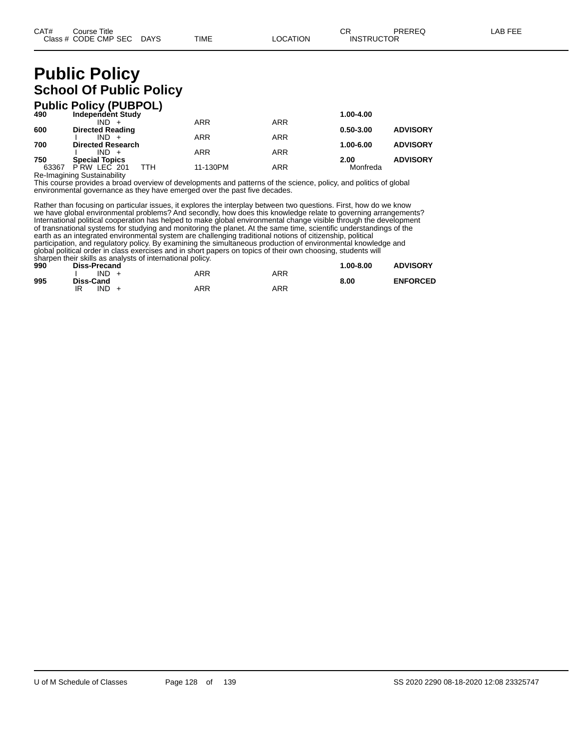| CAT# | Course Title | | | | | CR | PREREQ | LAB FEE |
|---|---|---|---|---|---|---|---|---|
| | Class # CODE CMP SEC | DAYS | TIME | LOCATION | INSTRUCTOR | | | |

# Public Policy

## School Of Public Policy

### Public Policy (PUBPOL)

| CAT# | Course Title / Class # CODE CMP SEC | DAYS | TIME | LOCATION | CR / INSTRUCTOR | PREREQ |
|---|---|---|---|---|---|---|
| **490** | **Independent Study** | | | | **1.00-4.00** | |
| | IND + | | ARR | ARR | | |
| **600** | **Directed Reading** | | | | **0.50-3.00** | **ADVISORY** |
| | I IND + | | ARR | ARR | | |
| **700** | **Directed Research** | | | | **1.00-6.00** | **ADVISORY** |
| | I IND + | | ARR | ARR | | |
| **750** | **Special Topics** | | | | **2.00** | **ADVISORY** |
| 63367 | P RW LEC 201 | TTH | 11-130PM | ARR | Monfreda | |

Re-Imagining Sustainability

This course provides a broad overview of developments and patterns of the science, policy, and politics of global environmental governance as they have emerged over the past five decades.

Rather than focusing on particular issues, it explores the interplay between two questions. First, how do we know we have global environmental problems? And secondly, how does this knowledge relate to governing arrangements? International political cooperation has helped to make global environmental change visible through the development of transnational systems for studying and monitoring the planet. At the same time, scientific understandings of the earth as an integrated environmental system are challenging traditional notions of citizenship, political participation, and regulatory policy. By examining the simultaneous production of environmental knowledge and global political order in class exercises and in short papers on topics of their own choosing, students will sharpen their skills as analysts of international policy.

| CAT# | Course Title / Class # CODE CMP SEC | DAYS | TIME | LOCATION | CR / INSTRUCTOR | PREREQ |
|---|---|---|---|---|---|---|
| **990** | **Diss-Precand** | | | | **1.00-8.00** | **ADVISORY** |
| | I IND + | | ARR | ARR | | |
| **995** | **Diss-Cand** | | | | **8.00** | **ENFORCED** |
| | IR IND + | | ARR | ARR | | |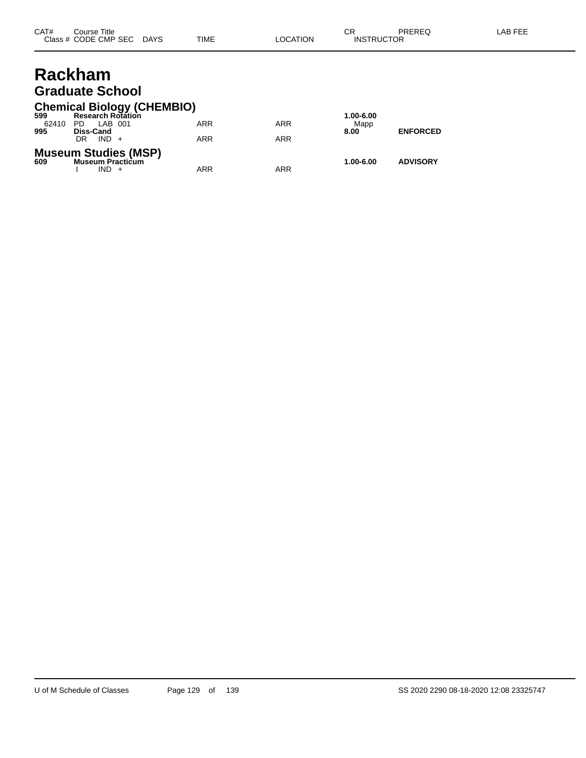| CAT# Class # | Course Title CODE CMP SEC | DAYS | TIME | LOCATION | CR INSTRUCTOR | PREREQ | LAB FEE |
|---|---|---|---|---|---|---|---|

# Rackham

## Graduate School

### Chemical Biology (CHEMBIO)

| CAT# Class # | Course Title CODE CMP SEC | DAYS | TIME | LOCATION | CR INSTRUCTOR | PREREQ | LAB FEE |
|---|---|---|---|---|---|---|---|
| **599** | **Research Rotation** | | | | **1.00-6.00** | | |
| 62410 | PD LAB 001 | | ARR | ARR | Mapp | | |
| **995** | **Diss-Cand** | | | | **8.00** | **ENFORCED** | |
| | DR IND + | | ARR | ARR | | | |

### Museum Studies (MSP)

| CAT# Class # | Course Title CODE CMP SEC | DAYS | TIME | LOCATION | CR INSTRUCTOR | PREREQ | LAB FEE |
|---|---|---|---|---|---|---|---|
| **609** | **Museum Practicum** | | | | **1.00-6.00** | **ADVISORY** | |
| | I IND + | | ARR | ARR | | | |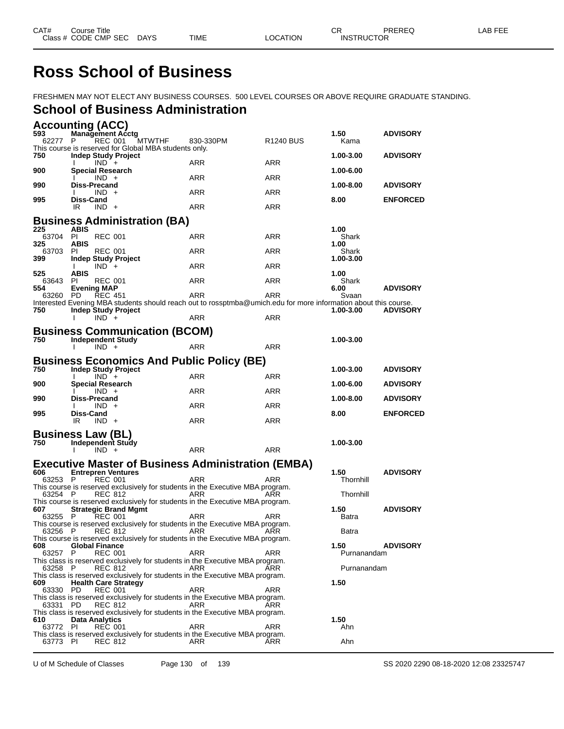# Ross School of Business

FRESHMEN MAY NOT ELECT ANY BUSINESS COURSES. 500 LEVEL COURSES OR ABOVE REQUIRE GRADUATE STANDING.

## School of Business Administration

### Accounting (ACC)

| CAT# / Class # | Course Title / CODE CMP SEC | DAYS | TIME | LOCATION | CR / INSTRUCTOR | PREREQ |
|---|---|---|---|---|---|---|
| **593** | **Management Acctg** | | | | **1.50** | **ADVISORY** |
| 62277 | P REC 001 | MTWTHF | 830-330PM | R1240 BUS | Kama | |
| This course is reserved for Global MBA students only. | | | | | | |
| **750** | **Indep Study Project** | | | | **1.00-3.00** | **ADVISORY** |
| | I IND + | | ARR | ARR | | |
| **900** | **Special Research** | | | | **1.00-6.00** | |
| | I IND + | | ARR | ARR | | |
| **990** | **Diss-Precand** | | | | **1.00-8.00** | **ADVISORY** |
| | I IND + | | ARR | ARR | | |
| **995** | **Diss-Cand** | | | | **8.00** | **ENFORCED** |
| | IR IND + | | ARR | ARR | | |

### Business Administration (BA)

| CAT# / Class # | Course Title / CODE CMP SEC | DAYS | TIME | LOCATION | CR / INSTRUCTOR | PREREQ |
|---|---|---|---|---|---|---|
| **225** | **ABIS** | | | | **1.00** | |
| 63704 | PI REC 001 | | ARR | ARR | Shark | |
| **325** | **ABIS** | | | | **1.00** | |
| 63703 | PI REC 001 | | ARR | ARR | Shark | |
| **399** | **Indep Study Project** | | | | **1.00-3.00** | |
| | I IND + | | ARR | ARR | | |
| **525** | **ABIS** | | | | **1.00** | |
| 63643 | PI REC 001 | | ARR | ARR | Shark | |
| **554** | **Evening MAP** | | | | **6.00** | **ADVISORY** |
| 63260 | PD REC 451 | | ARR | ARR | Svaan | |
| Interested Evening MBA students should reach out to rossptmba@umich.edu for more information about this course. | | | | | | |
| **750** | **Indep Study Project** | | | | **1.00-3.00** | **ADVISORY** |
| | I IND + | | ARR | ARR | | |

### Business Communication (BCOM)

| CAT# / Class # | Course Title / CODE CMP SEC | DAYS | TIME | LOCATION | CR / INSTRUCTOR | PREREQ |
|---|---|---|---|---|---|---|
| **750** | **Independent Study** | | | | **1.00-3.00** | |
| | I IND + | | ARR | ARR | | |

### Business Economics And Public Policy (BE)

| CAT# / Class # | Course Title / CODE CMP SEC | DAYS | TIME | LOCATION | CR / INSTRUCTOR | PREREQ |
|---|---|---|---|---|---|---|
| **750** | **Indep Study Project** | | | | **1.00-3.00** | **ADVISORY** |
| | I IND + | | ARR | ARR | | |
| **900** | **Special Research** | | | | **1.00-6.00** | **ADVISORY** |
| | I IND + | | ARR | ARR | | |
| **990** | **Diss-Precand** | | | | **1.00-8.00** | **ADVISORY** |
| | I IND + | | ARR | ARR | | |
| **995** | **Diss-Cand** | | | | **8.00** | **ENFORCED** |
| | IR IND + | | ARR | ARR | | |

### Business Law (BL)

| CAT# / Class # | Course Title / CODE CMP SEC | DAYS | TIME | LOCATION | CR / INSTRUCTOR | PREREQ |
|---|---|---|---|---|---|---|
| **750** | **Independent Study** | | | | **1.00-3.00** | |
| | I IND + | | ARR | ARR | | |

### Executive Master of Business Administration (EMBA)

| CAT# / Class # | Course Title / CODE CMP SEC | DAYS | TIME | LOCATION | CR / INSTRUCTOR | PREREQ |
|---|---|---|---|---|---|---|
| **606** | **Entrepren Ventures** | | | | **1.50** | **ADVISORY** |
| 63253 | P REC 001 | | ARR | ARR | Thornhill | |
| This course is reserved exclusively for students in the Executive MBA program. | | | | | | |
| 63254 | P REC 812 | | ARR | ARR | Thornhill | |
| This course is reserved exclusively for students in the Executive MBA program. | | | | | | |
| **607** | **Strategic Brand Mgmt** | | | | **1.50** | **ADVISORY** |
| 63255 | P REC 001 | | ARR | ARR | Batra | |
| This course is reserved exclusively for students in the Executive MBA program. | | | | | | |
| 63256 | P REC 812 | | ARR | ARR | Batra | |
| This course is reserved exclusively for students in the Executive MBA program. | | | | | | |
| **608** | **Global Finance** | | | | **1.50** | **ADVISORY** |
| 63257 | P REC 001 | | ARR | ARR | Purnanandam | |
| This class is reserved exclusively for students in the Executive MBA program. | | | | | | |
| 63258 | P REC 812 | | ARR | ARR | Purnanandam | |
| This class is reserved exclusively for students in the Executive MBA program. | | | | | | |
| **609** | **Health Care Strategy** | | | | **1.50** | |
| 63330 | PD REC 001 | | ARR | ARR | | |
| This class is reserved exclusively for students in the Executive MBA program. | | | | | | |
| 63331 | PD REC 812 | | ARR | ARR | | |
| This class is reserved exclusively for students in the Executive MBA program. | | | | | | |
| **610** | **Data Analytics** | | | | **1.50** | |
| 63772 | PI REC 001 | | ARR | ARR | Ahn | |
| This class is reserved exclusively for students in the Executive MBA program. | | | | | | |
| 63773 | PI REC 812 | | ARR | ARR | Ahn | |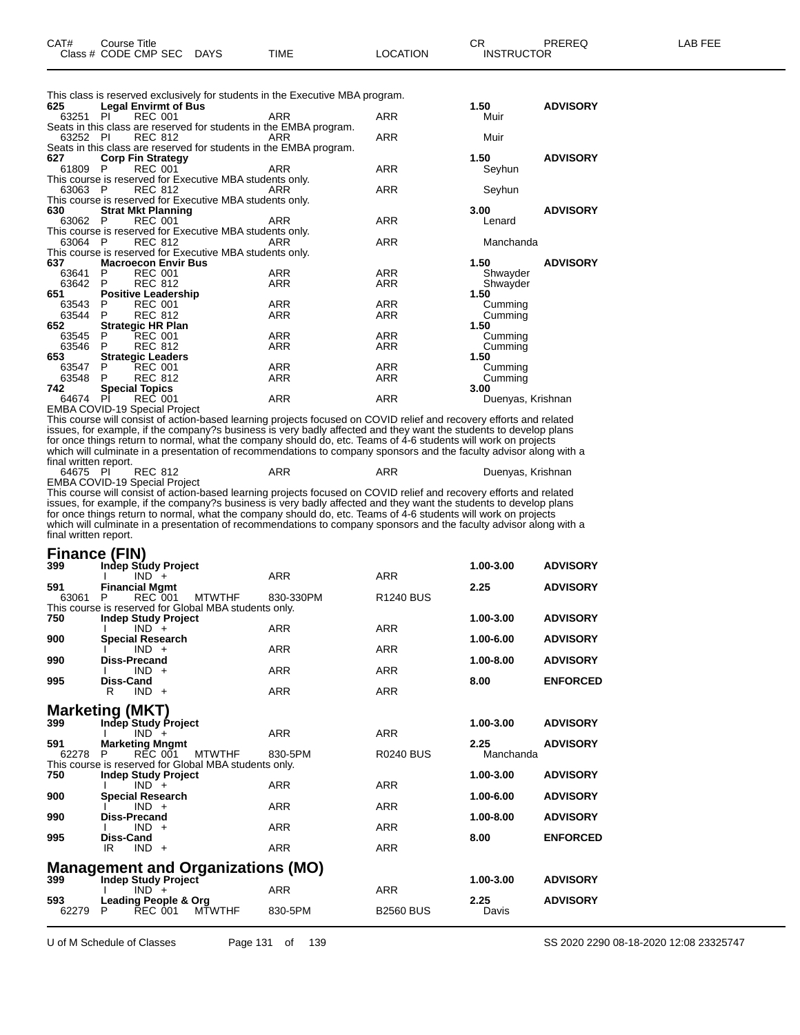| CAT# | Course Title | | | | | | CR | PREREQ | LAB FEE |
|---|---|---|---|---|---|---|---|---|---|
| Class # | CODE | CMP | SEC | DAYS | TIME | LOCATION | INSTRUCTOR | | |

This class is reserved exclusively for students in the Executive MBA program.

**625 Legal Envirmt of Bus** — 1.50 — ADVISORY

| Class # | CODE | CMP | SEC | DAYS | TIME | LOCATION | INSTRUCTOR |
|---|---|---|---|---|---|---|---|
| 63251 | PI | REC | 001 | | ARR | ARR | Muir |

Seats in this class are reserved for students in the EMBA program.

| Class # | CODE | CMP | SEC | DAYS | TIME | LOCATION | INSTRUCTOR |
|---|---|---|---|---|---|---|---|
| 63252 | PI | REC | 812 | | ARR | ARR | Muir |

Seats in this class are reserved for students in the EMBA program.

**627 Corp Fin Strategy** — 1.50 — ADVISORY

| Class # | CODE | CMP | SEC | DAYS | TIME | LOCATION | INSTRUCTOR |
|---|---|---|---|---|---|---|---|
| 61809 | P | REC | 001 | | ARR | ARR | Seyhun |

This course is reserved for Executive MBA students only.

| Class # | CODE | CMP | SEC | DAYS | TIME | LOCATION | INSTRUCTOR |
|---|---|---|---|---|---|---|---|
| 63063 | P | REC | 812 | | ARR | ARR | Seyhun |

This course is reserved for Executive MBA students only.

**630 Strat Mkt Planning** — 3.00 — ADVISORY

| Class # | CODE | CMP | SEC | DAYS | TIME | LOCATION | INSTRUCTOR |
|---|---|---|---|---|---|---|---|
| 63062 | P | REC | 001 | | ARR | ARR | Lenard |

This course is reserved for Executive MBA students only.

| Class # | CODE | CMP | SEC | DAYS | TIME | LOCATION | INSTRUCTOR |
|---|---|---|---|---|---|---|---|
| 63064 | P | REC | 812 | | ARR | ARR | Manchanda |

This course is reserved for Executive MBA students only.

**637 Macroecon Envir Bus** — 1.50 — ADVISORY

| Class # | CODE | CMP | SEC | DAYS | TIME | LOCATION | INSTRUCTOR |
|---|---|---|---|---|---|---|---|
| 63641 | P | REC | 001 | | ARR | ARR | Shwayder |
| 63642 | P | REC | 812 | | ARR | ARR | Shwayder |

**651 Positive Leadership** — 1.50

| Class # | CODE | CMP | SEC | DAYS | TIME | LOCATION | INSTRUCTOR |
|---|---|---|---|---|---|---|---|
| 63543 | P | REC | 001 | | ARR | ARR | Cumming |
| 63544 | P | REC | 812 | | ARR | ARR | Cumming |

**652 Strategic HR Plan** — 1.50

| Class # | CODE | CMP | SEC | DAYS | TIME | LOCATION | INSTRUCTOR |
|---|---|---|---|---|---|---|---|
| 63545 | P | REC | 001 | | ARR | ARR | Cumming |
| 63546 | P | REC | 812 | | ARR | ARR | Cumming |

**653 Strategic Leaders** — 1.50

| Class # | CODE | CMP | SEC | DAYS | TIME | LOCATION | INSTRUCTOR |
|---|---|---|---|---|---|---|---|
| 63547 | P | REC | 001 | | ARR | ARR | Cumming |
| 63548 | P | REC | 812 | | ARR | ARR | Cumming |

**742 Special Topics** — 3.00

| Class # | CODE | CMP | SEC | DAYS | TIME | LOCATION | INSTRUCTOR |
|---|---|---|---|---|---|---|---|
| 64674 | PI | REC | 001 | | ARR | ARR | Duenyas, Krishnan |

EMBA COVID-19 Special Project

This course will consist of action-based learning projects focused on COVID relief and recovery efforts and related issues, for example, if the company?s business is very badly affected and they want the students to develop plans for once things return to normal, what the company should do, etc. Teams of 4-6 students will work on projects which will culminate in a presentation of recommendations to company sponsors and the faculty advisor along with a final written report.

| Class # | CODE | CMP | SEC | DAYS | TIME | LOCATION | INSTRUCTOR |
|---|---|---|---|---|---|---|---|
| 64675 | PI | REC | 812 | | ARR | ARR | Duenyas, Krishnan |

EMBA COVID-19 Special Project

This course will consist of action-based learning projects focused on COVID relief and recovery efforts and related issues, for example, if the company?s business is very badly affected and they want the students to develop plans for once things return to normal, what the company should do, etc. Teams of 4-6 students will work on projects which will culminate in a presentation of recommendations to company sponsors and the faculty advisor along with a final written report.

## Finance (FIN)

**399 Indep Study Project** — 1.00-3.00 — ADVISORY

| Class # | CODE | CMP | SEC | DAYS | TIME | LOCATION | INSTRUCTOR |
|---|---|---|---|---|---|---|---|
| | I | IND | + | | ARR | ARR | |

**591 Financial Mgmt** — 2.25 — ADVISORY

| Class # | CODE | CMP | SEC | DAYS | TIME | LOCATION | INSTRUCTOR |
|---|---|---|---|---|---|---|---|
| 63061 | P | REC | 001 | MTWTHF | 830-330PM | R1240 BUS | |

This course is reserved for Global MBA students only.

**750 Indep Study Project** — 1.00-3.00 — ADVISORY

| Class # | CODE | CMP | SEC | DAYS | TIME | LOCATION | INSTRUCTOR |
|---|---|---|---|---|---|---|---|
| | I | IND | + | | ARR | ARR | |

**900 Special Research** — 1.00-6.00 — ADVISORY

| Class # | CODE | CMP | SEC | DAYS | TIME | LOCATION | INSTRUCTOR |
|---|---|---|---|---|---|---|---|
| | I | IND | + | | ARR | ARR | |

**990 Diss-Precand** — 1.00-8.00 — ADVISORY

| Class # | CODE | CMP | SEC | DAYS | TIME | LOCATION | INSTRUCTOR |
|---|---|---|---|---|---|---|---|
| | I | IND | + | | ARR | ARR | |

**995 Diss-Cand** — 8.00 — ENFORCED

| Class # | CODE | CMP | SEC | DAYS | TIME | LOCATION | INSTRUCTOR |
|---|---|---|---|---|---|---|---|
| | R | IND | + | | ARR | ARR | |

## Marketing (MKT)

**399 Indep Study Project** — 1.00-3.00 — ADVISORY

| Class # | CODE | CMP | SEC | DAYS | TIME | LOCATION | INSTRUCTOR |
|---|---|---|---|---|---|---|---|
| | I | IND | + | | ARR | ARR | |

**591 Marketing Mngmt** — 2.25 — ADVISORY

| Class # | CODE | CMP | SEC | DAYS | TIME | LOCATION | INSTRUCTOR |
|---|---|---|---|---|---|---|---|
| 62278 | P | REC | 001 | MTWTHF | 830-5PM | R0240 BUS | Manchanda |

This course is reserved for Global MBA students only.

**750 Indep Study Project** — 1.00-3.00 — ADVISORY

| Class # | CODE | CMP | SEC | DAYS | TIME | LOCATION | INSTRUCTOR |
|---|---|---|---|---|---|---|---|
| | I | IND | + | | ARR | ARR | |

**900 Special Research** — 1.00-6.00 — ADVISORY

| Class # | CODE | CMP | SEC | DAYS | TIME | LOCATION | INSTRUCTOR |
|---|---|---|---|---|---|---|---|
| | I | IND | + | | ARR | ARR | |

**990 Diss-Precand** — 1.00-8.00 — ADVISORY

| Class # | CODE | CMP | SEC | DAYS | TIME | LOCATION | INSTRUCTOR |
|---|---|---|---|---|---|---|---|
| | I | IND | + | | ARR | ARR | |

**995 Diss-Cand** — 8.00 — ENFORCED

| Class # | CODE | CMP | SEC | DAYS | TIME | LOCATION | INSTRUCTOR |
|---|---|---|---|---|---|---|---|
| | IR | IND | + | | ARR | ARR | |

## Management and Organizations (MO)

**399 Indep Study Project** — 1.00-3.00 — ADVISORY

| Class # | CODE | CMP | SEC | DAYS | TIME | LOCATION | INSTRUCTOR |
|---|---|---|---|---|---|---|---|
| | I | IND | + | | ARR | ARR | |

**593 Leading People & Org** — 2.25 — ADVISORY

| Class # | CODE | CMP | SEC | DAYS | TIME | LOCATION | INSTRUCTOR |
|---|---|---|---|---|---|---|---|
| 62279 | P | REC | 001 | MTWTHF | 830-5PM | B2560 BUS | Davis |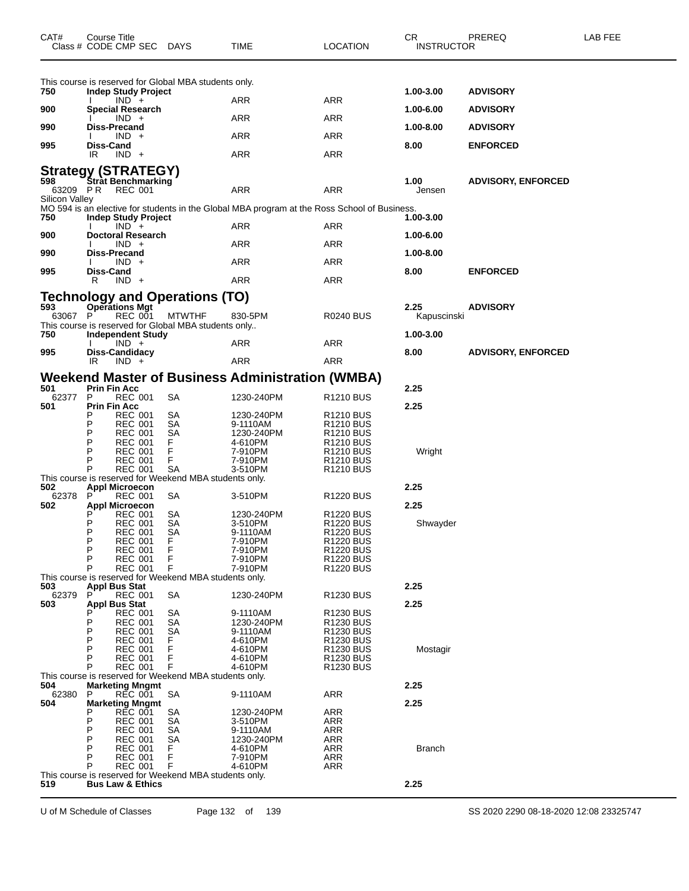| CAT# | Course Title Class # CODE CMP SEC | DAYS | TIME | LOCATION | CR INSTRUCTOR | PREREQ | LAB FEE |
|---|---|---|---|---|---|---|---|

This course is reserved for Global MBA students only.

| CAT# | Course Title Class # CODE CMP SEC | DAYS | TIME | LOCATION | CR INSTRUCTOR | PREREQ | LAB FEE |
|---|---|---|---|---|---|---|---|
| **750** | **Indep Study Project** | | | | **1.00-3.00** | **ADVISORY** | |
| | I IND + | | ARR | ARR | | | |
| **900** | **Special Research** | | | | **1.00-6.00** | **ADVISORY** | |
| | I IND + | | ARR | ARR | | | |
| **990** | **Diss-Precand** | | | | **1.00-8.00** | **ADVISORY** | |
| | I IND + | | ARR | ARR | | | |
| **995** | **Diss-Cand** | | | | **8.00** | **ENFORCED** | |
| | IR IND + | | ARR | ARR | | | |

## Strategy (STRATEGY)

| CAT# | Course Title Class # CODE CMP SEC | DAYS | TIME | LOCATION | CR INSTRUCTOR | PREREQ | LAB FEE |
|---|---|---|---|---|---|---|---|
| **598** | **Strat Benchmarking** | | | | **1.00** | **ADVISORY, ENFORCED** | |
| 63209 | P R REC 001 | | ARR | ARR | Jensen | | |

Silicon Valley

MO 594 is an elective for students in the Global MBA program at the Ross School of Business.

| CAT# | Course Title Class # CODE CMP SEC | DAYS | TIME | LOCATION | CR INSTRUCTOR | PREREQ | LAB FEE |
|---|---|---|---|---|---|---|---|
| **750** | **Indep Study Project** | | | | **1.00-3.00** | | |
| | I IND + | | ARR | ARR | | | |
| **900** | **Doctoral Research** | | | | **1.00-6.00** | | |
| | I IND + | | ARR | ARR | | | |
| **990** | **Diss-Precand** | | | | **1.00-8.00** | | |
| | I IND + | | ARR | ARR | | | |
| **995** | **Diss-Cand** | | | | **8.00** | **ENFORCED** | |
| | R IND + | | ARR | ARR | | | |

## Technology and Operations (TO)

| CAT# | Course Title Class # CODE CMP SEC | DAYS | TIME | LOCATION | CR INSTRUCTOR | PREREQ | LAB FEE |
|---|---|---|---|---|---|---|---|
| **593** | **Operations Mgt** | | | | **2.25** | **ADVISORY** | |
| 63067 | P REC 001 | MTWTHF | 830-5PM | R0240 BUS | Kapuscinski | | |

This course is reserved for Global MBA students only..

| CAT# | Course Title Class # CODE CMP SEC | DAYS | TIME | LOCATION | CR INSTRUCTOR | PREREQ | LAB FEE |
|---|---|---|---|---|---|---|---|
| **750** | **Independent Study** | | | | **1.00-3.00** | | |
| | I IND + | | ARR | ARR | | | |
| **995** | **Diss-Candidacy** | | | | **8.00** | **ADVISORY, ENFORCED** | |
| | IR IND + | | ARR | ARR | | | |

## Weekend Master of Business Administration (WMBA)

| CAT# | Course Title Class # CODE CMP SEC | DAYS | TIME | LOCATION | CR INSTRUCTOR | PREREQ | LAB FEE |
|---|---|---|---|---|---|---|---|
| **501** | **Prin Fin Acc** | | | | **2.25** | | |
| 62377 | P REC 001 | SA | 1230-240PM | R1210 BUS | | | |
| **501** | **Prin Fin Acc** | | | | **2.25** | | |
| | P REC 001 | SA | 1230-240PM | R1210 BUS | | | |
| | P REC 001 | SA | 9-1110AM | R1210 BUS | | | |
| | P REC 001 | SA | 1230-240PM | R1210 BUS | | | |
| | P REC 001 | F | 4-610PM | R1210 BUS | | | |
| | P REC 001 | F | 7-910PM | R1210 BUS | Wright | | |
| | P REC 001 | F | 7-910PM | R1210 BUS | | | |
| | P REC 001 | SA | 3-510PM | R1210 BUS | | | |

This course is reserved for Weekend MBA students only.

| CAT# | Course Title Class # CODE CMP SEC | DAYS | TIME | LOCATION | CR INSTRUCTOR | PREREQ | LAB FEE |
|---|---|---|---|---|---|---|---|
| **502** | **Appl Microecon** | | | | **2.25** | | |
| 62378 | P REC 001 | SA | 3-510PM | R1220 BUS | | | |
| **502** | **Appl Microecon** | | | | **2.25** | | |
| | P REC 001 | SA | 1230-240PM | R1220 BUS | | | |
| | P REC 001 | SA | 3-510PM | R1220 BUS | Shwayder | | |
| | P REC 001 | SA | 9-1110AM | R1220 BUS | | | |
| | P REC 001 | F | 7-910PM | R1220 BUS | | | |
| | P REC 001 | F | 7-910PM | R1220 BUS | | | |
| | P REC 001 | F | 7-910PM | R1220 BUS | | | |
| | P REC 001 | F | 7-910PM | R1220 BUS | | | |

This course is reserved for Weekend MBA students only.

| CAT# | Course Title Class # CODE CMP SEC | DAYS | TIME | LOCATION | CR INSTRUCTOR | PREREQ | LAB FEE |
|---|---|---|---|---|---|---|---|
| **503** | **Appl Bus Stat** | | | | **2.25** | | |
| 62379 | P REC 001 | SA | 1230-240PM | R1230 BUS | | | |
| **503** | **Appl Bus Stat** | | | | **2.25** | | |
| | P REC 001 | SA | 9-1110AM | R1230 BUS | | | |
| | P REC 001 | SA | 1230-240PM | R1230 BUS | | | |
| | P REC 001 | SA | 9-1110AM | R1230 BUS | | | |
| | P REC 001 | F | 4-610PM | R1230 BUS | | | |
| | P REC 001 | F | 4-610PM | R1230 BUS | Mostagir | | |
| | P REC 001 | F | 4-610PM | R1230 BUS | | | |
| | P REC 001 | F | 4-610PM | R1230 BUS | | | |

This course is reserved for Weekend MBA students only.

| CAT# | Course Title Class # CODE CMP SEC | DAYS | TIME | LOCATION | CR INSTRUCTOR | PREREQ | LAB FEE |
|---|---|---|---|---|---|---|---|
| **504** | **Marketing Mngmt** | | | | **2.25** | | |
| 62380 | P REC 001 | SA | 9-1110AM | ARR | | | |
| **504** | **Marketing Mngmt** | | | | **2.25** | | |
| | P REC 001 | SA | 1230-240PM | ARR | | | |
| | P REC 001 | SA | 3-510PM | ARR | | | |
| | P REC 001 | SA | 9-1110AM | ARR | | | |
| | P REC 001 | SA | 1230-240PM | ARR | | | |
| | P REC 001 | F | 4-610PM | ARR | Branch | | |
| | P REC 001 | F | 7-910PM | ARR | | | |
| | P REC 001 | F | 4-610PM | ARR | | | |

This course is reserved for Weekend MBA students only.

| CAT# | Course Title Class # CODE CMP SEC | DAYS | TIME | LOCATION | CR INSTRUCTOR | PREREQ | LAB FEE |
|---|---|---|---|---|---|---|---|
| **519** | **Bus Law & Ethics** | | | | **2.25** | | |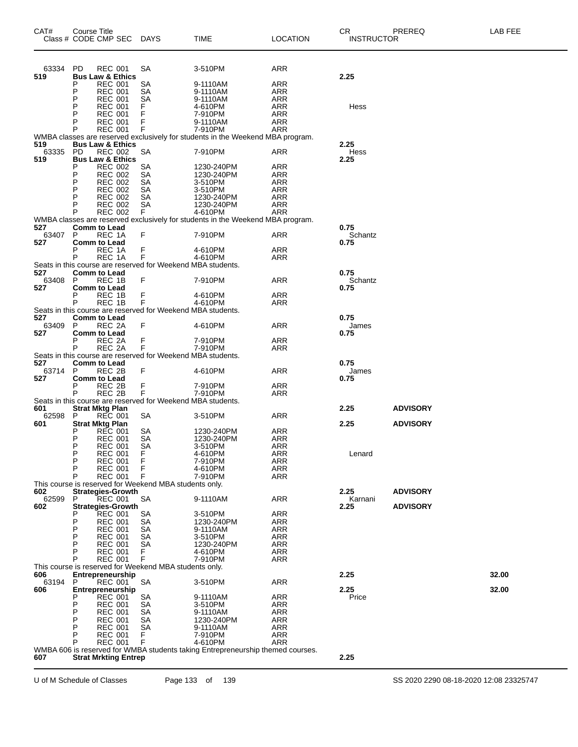| CAT# Class # | Course Title CODE | CMP | SEC | DAYS | TIME | LOCATION | CR INSTRUCTOR | PREREQ | LAB FEE |
|---|---|---|---|---|---|---|---|---|---|
| 63334 | PD | REC | 001 | SA | 3-510PM | ARR | | | |
| **519** | **Bus Law & Ethics** | | | | | | **2.25** | | |
| | P | REC | 001 | SA | 9-1110AM | ARR | | | |
| | P | REC | 001 | SA | 9-1110AM | ARR | | | |
| | P | REC | 001 | SA | 9-1110AM | ARR | | | |
| | P | REC | 001 | F | 4-610PM | ARR | Hess | | |
| | P | REC | 001 | F | 7-910PM | ARR | | | |
| | P | REC | 001 | F | 9-1110AM | ARR | | | |
| | P | REC | 001 | F | 7-910PM | ARR | | | |
| WMBA classes are reserved exclusively for students in the Weekend MBA program. | | | | | | | | | |
| **519** | **Bus Law & Ethics** | | | | | | **2.25** | | |
| 63335 | PD | REC | 002 | SA | 7-910PM | ARR | Hess | | |
| **519** | **Bus Law & Ethics** | | | | | | **2.25** | | |
| | P | REC | 002 | SA | 1230-240PM | ARR | | | |
| | P | REC | 002 | SA | 1230-240PM | ARR | | | |
| | P | REC | 002 | SA | 3-510PM | ARR | | | |
| | P | REC | 002 | SA | 3-510PM | ARR | | | |
| | P | REC | 002 | SA | 1230-240PM | ARR | | | |
| | P | REC | 002 | SA | 1230-240PM | ARR | | | |
| | P | REC | 002 | F | 4-610PM | ARR | | | |
| WMBA classes are reserved exclusively for students in the Weekend MBA program. | | | | | | | | | |
| **527** | **Comm to Lead** | | | | | | **0.75** | | |
| 63407 | P | REC | 1A | F | 7-910PM | ARR | Schantz | | |
| **527** | **Comm to Lead** | | | | | | **0.75** | | |
| | P | REC | 1A | F | 4-610PM | ARR | | | |
| | P | REC | 1A | F | 4-610PM | ARR | | | |
| Seats in this course are reserved for Weekend MBA students. | | | | | | | | | |
| **527** | **Comm to Lead** | | | | | | **0.75** | | |
| 63408 | P | REC | 1B | F | 7-910PM | ARR | Schantz | | |
| **527** | **Comm to Lead** | | | | | | **0.75** | | |
| | P | REC | 1B | F | 4-610PM | ARR | | | |
| | P | REC | 1B | F | 4-610PM | ARR | | | |
| Seats in this course are reserved for Weekend MBA students. | | | | | | | | | |
| **527** | **Comm to Lead** | | | | | | **0.75** | | |
| 63409 | P | REC | 2A | F | 4-610PM | ARR | James | | |
| **527** | **Comm to Lead** | | | | | | **0.75** | | |
| | P | REC | 2A | F | 7-910PM | ARR | | | |
| | P | REC | 2A | F | 7-910PM | ARR | | | |
| Seats in this course are reserved for Weekend MBA students. | | | | | | | | | |
| **527** | **Comm to Lead** | | | | | | **0.75** | | |
| 63714 | P | REC | 2B | F | 4-610PM | ARR | James | | |
| **527** | **Comm to Lead** | | | | | | **0.75** | | |
| | P | REC | 2B | F | 7-910PM | ARR | | | |
| | P | REC | 2B | F | 7-910PM | ARR | | | |
| Seats in this course are reserved for Weekend MBA students. | | | | | | | | | |
| **601** | **Strat Mktg Plan** | | | | | | **2.25** | **ADVISORY** | |
| 62598 | P | REC | 001 | SA | 3-510PM | ARR | | | |
| **601** | **Strat Mktg Plan** | | | | | | **2.25** | **ADVISORY** | |
| | P | REC | 001 | SA | 1230-240PM | ARR | | | |
| | P | REC | 001 | SA | 1230-240PM | ARR | | | |
| | P | REC | 001 | SA | 3-510PM | ARR | | | |
| | P | REC | 001 | F | 4-610PM | ARR | Lenard | | |
| | P | REC | 001 | F | 7-910PM | ARR | | | |
| | P | REC | 001 | F | 4-610PM | ARR | | | |
| | P | REC | 001 | F | 7-910PM | ARR | | | |
| This course is reserved for Weekend MBA students only. | | | | | | | | | |
| **602** | **Strategies-Growth** | | | | | | **2.25** | **ADVISORY** | |
| 62599 | P | REC | 001 | SA | 9-1110AM | ARR | Karnani | | |
| **602** | **Strategies-Growth** | | | | | | **2.25** | **ADVISORY** | |
| | P | REC | 001 | SA | 3-510PM | ARR | | | |
| | P | REC | 001 | SA | 1230-240PM | ARR | | | |
| | P | REC | 001 | SA | 9-1110AM | ARR | | | |
| | P | REC | 001 | SA | 3-510PM | ARR | | | |
| | P | REC | 001 | SA | 1230-240PM | ARR | | | |
| | P | REC | 001 | F | 4-610PM | ARR | | | |
| | P | REC | 001 | F | 7-910PM | ARR | | | |
| This course is reserved for Weekend MBA students only. | | | | | | | | | |
| **606** | **Entrepreneurship** | | | | | | **2.25** | | **32.00** |
| 63194 | P | REC | 001 | SA | 3-510PM | ARR | | | |
| **606** | **Entrepreneurship** | | | | | | **2.25** | | **32.00** |
| | P | REC | 001 | SA | 9-1110AM | ARR | Price | | |
| | P | REC | 001 | SA | 3-510PM | ARR | | | |
| | P | REC | 001 | SA | 9-1110AM | ARR | | | |
| | P | REC | 001 | SA | 1230-240PM | ARR | | | |
| | P | REC | 001 | SA | 9-1110AM | ARR | | | |
| | P | REC | 001 | F | 7-910PM | ARR | | | |
| | P | REC | 001 | F | 4-610PM | ARR | | | |
| WMBA 606 is reserved for WMBA students taking Entrepreneurship themed courses. | | | | | | | | | |
| **607** | **Strat Mrkting Entrep** | | | | | | **2.25** | | |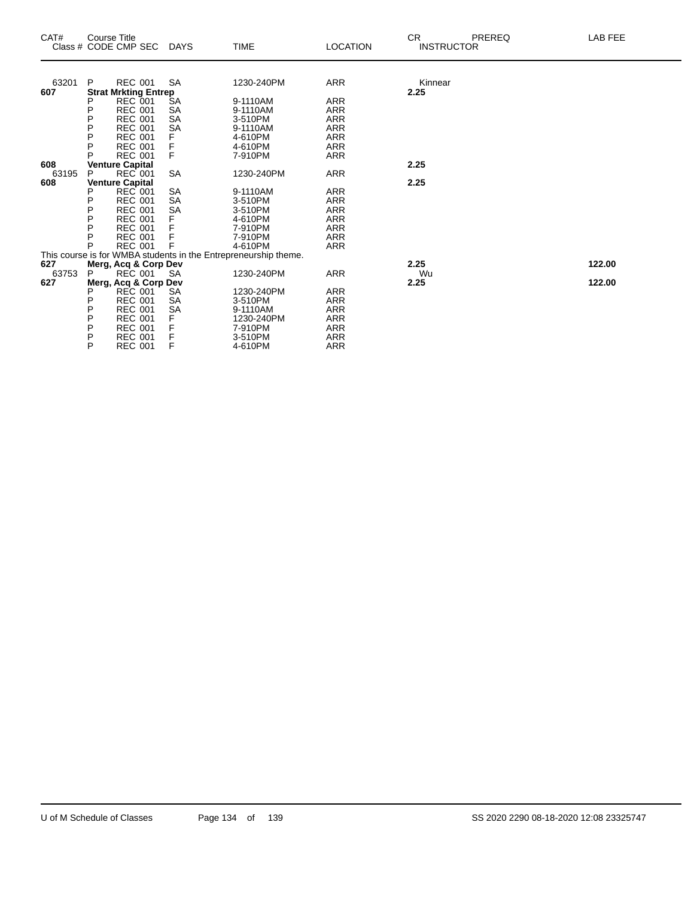| CAT# Class # | Course Title CODE CMP SEC | DAYS | TIME | LOCATION | CR INSTRUCTOR | PREREQ | LAB FEE |
|---|---|---|---|---|---|---|---|
| 63201 | P REC 001 | SA | 1230-240PM | ARR | Kinnear | | |
| **607** | **Strat Mrkting Entrep** | | | | **2.25** | | |
| | P REC 001 | SA | 9-1110AM | ARR | | | |
| | P REC 001 | SA | 9-1110AM | ARR | | | |
| | P REC 001 | SA | 3-510PM | ARR | | | |
| | P REC 001 | SA | 9-1110AM | ARR | | | |
| | P REC 001 | F | 4-610PM | ARR | | | |
| | P REC 001 | F | 4-610PM | ARR | | | |
| | P REC 001 | F | 7-910PM | ARR | | | |
| **608** | **Venture Capital** | | | | **2.25** | | |
| 63195 | P REC 001 | SA | 1230-240PM | ARR | | | |
| **608** | **Venture Capital** | | | | **2.25** | | |
| | P REC 001 | SA | 9-1110AM | ARR | | | |
| | P REC 001 | SA | 3-510PM | ARR | | | |
| | P REC 001 | SA | 3-510PM | ARR | | | |
| | P REC 001 | F | 4-610PM | ARR | | | |
| | P REC 001 | F | 7-910PM | ARR | | | |
| | P REC 001 | F | 7-910PM | ARR | | | |
| | P REC 001 | F | 4-610PM | ARR | | | |
| This course is for WMBA students in the Entrepreneurship theme. | | | | | | | |
| **627** | **Merg, Acq & Corp Dev** | | | | **2.25** | | **122.00** |
| 63753 | P REC 001 | SA | 1230-240PM | ARR | Wu | | |
| **627** | **Merg, Acq & Corp Dev** | | | | **2.25** | | **122.00** |
| | P REC 001 | SA | 1230-240PM | ARR | | | |
| | P REC 001 | SA | 3-510PM | ARR | | | |
| | P REC 001 | SA | 9-1110AM | ARR | | | |
| | P REC 001 | F | 1230-240PM | ARR | | | |
| | P REC 001 | F | 7-910PM | ARR | | | |
| | P REC 001 | F | 3-510PM | ARR | | | |
| | P REC 001 | F | 4-610PM | ARR | | | |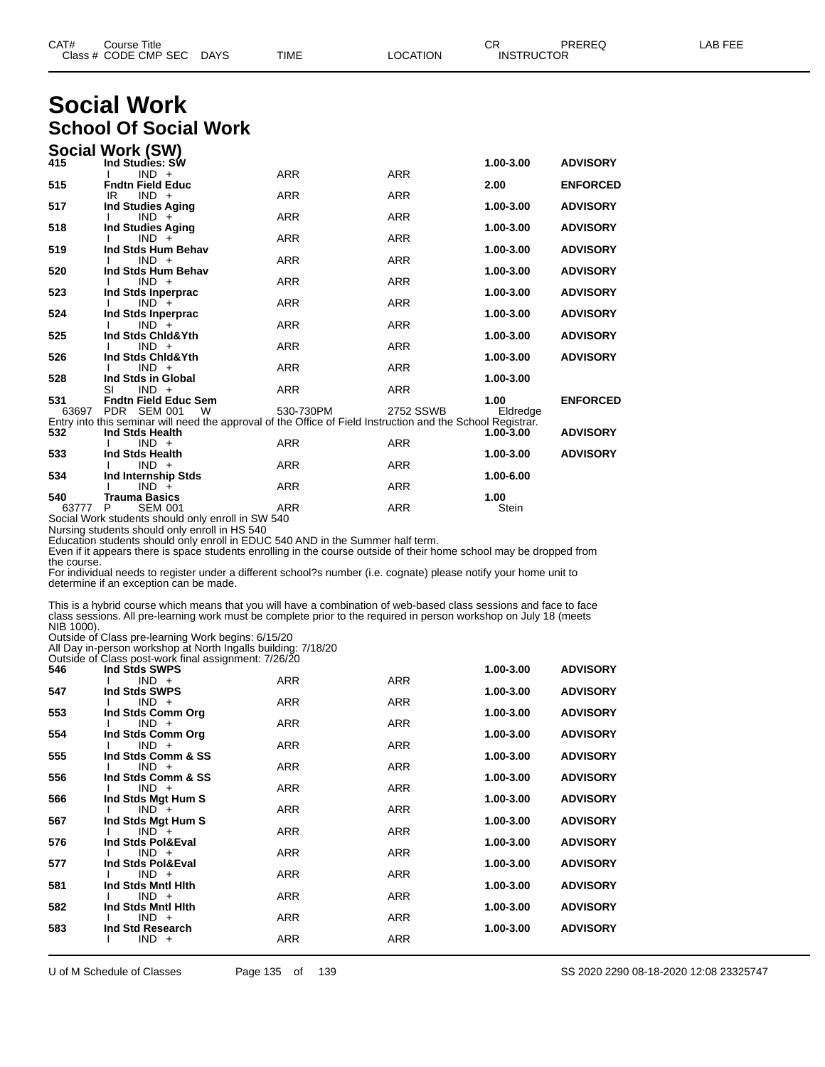# Social Work

## School Of Social Work

### Social Work (SW)

| CAT# / Class # | Course Title / CODE CMP SEC | DAYS | TIME | LOCATION | CR / INSTRUCTOR | PREREQ | LAB FEE |
|---|---|---|---|---|---|---|---|
| **415** | **Ind Studies: SW** | | | | **1.00-3.00** | **ADVISORY** | |
| | I IND + | | ARR | ARR | | | |
| **515** | **Fndtn Field Educ** | | | | **2.00** | **ENFORCED** | |
| | IR IND + | | ARR | ARR | | | |
| **517** | **Ind Studies Aging** | | | | **1.00-3.00** | **ADVISORY** | |
| | I IND + | | ARR | ARR | | | |
| **518** | **Ind Studies Aging** | | | | **1.00-3.00** | **ADVISORY** | |
| | I IND + | | ARR | ARR | | | |
| **519** | **Ind Stds Hum Behav** | | | | **1.00-3.00** | **ADVISORY** | |
| | I IND + | | ARR | ARR | | | |
| **520** | **Ind Stds Hum Behav** | | | | **1.00-3.00** | **ADVISORY** | |
| | I IND + | | ARR | ARR | | | |
| **523** | **Ind Stds Inperprac** | | | | **1.00-3.00** | **ADVISORY** | |
| | I IND + | | ARR | ARR | | | |
| **524** | **Ind Stds Inperprac** | | | | **1.00-3.00** | **ADVISORY** | |
| | I IND + | | ARR | ARR | | | |
| **525** | **Ind Stds Chld&Yth** | | | | **1.00-3.00** | **ADVISORY** | |
| | I IND + | | ARR | ARR | | | |
| **526** | **Ind Stds Chld&Yth** | | | | **1.00-3.00** | **ADVISORY** | |
| | I IND + | | ARR | ARR | | | |
| **528** | **Ind Stds in Global** | | | | **1.00-3.00** | | |
| | SI IND + | | ARR | ARR | | | |
| **531** | **Fndtn Field Educ Sem** | | | | **1.00** | **ENFORCED** | |
| 63697 | PDR SEM 001 | W | 530-730PM | 2752 SSWB | Eldredge | | |

Entry into this seminar will need the approval of the Office of Field Instruction and the School Registrar.

| CAT# / Class # | Course Title / CODE CMP SEC | DAYS | TIME | LOCATION | CR / INSTRUCTOR | PREREQ | LAB FEE |
|---|---|---|---|---|---|---|---|
| **532** | **Ind Stds Health** | | | | **1.00-3.00** | **ADVISORY** | |
| | I IND + | | ARR | ARR | | | |
| **533** | **Ind Stds Health** | | | | **1.00-3.00** | **ADVISORY** | |
| | I IND + | | ARR | ARR | | | |
| **534** | **Ind Internship Stds** | | | | **1.00-6.00** | | |
| | I IND + | | ARR | ARR | | | |
| **540** | **Trauma Basics** | | | | **1.00** | | |
| 63777 | P SEM 001 | | ARR | ARR | Stein | | |

Social Work students should only enroll in SW 540
Nursing students should only enroll in HS 540
Education students should only enroll in EDUC 540 AND in the Summer half term.
Even if it appears there is space students enrolling in the course outside of their home school may be dropped from the course.
For individual needs to register under a different school?s number (i.e. cognate) please notify your home unit to determine if an exception can be made.

This is a hybrid course which means that you will have a combination of web-based class sessions and face to face class sessions. All pre-learning work must be complete prior to the required in person workshop on July 18 (meets NIB 1000).
Outside of Class pre-learning Work begins: 6/15/20
All Day in-person workshop at North Ingalls building: 7/18/20
Outside of Class post-work final assignment: 7/26/20

| CAT# / Class # | Course Title / CODE CMP SEC | DAYS | TIME | LOCATION | CR / INSTRUCTOR | PREREQ | LAB FEE |
|---|---|---|---|---|---|---|---|
| **546** | **Ind Stds SWPS** | | | | **1.00-3.00** | **ADVISORY** | |
| | I IND + | | ARR | ARR | | | |
| **547** | **Ind Stds SWPS** | | | | **1.00-3.00** | **ADVISORY** | |
| | I IND + | | ARR | ARR | | | |
| **553** | **Ind Stds Comm Org** | | | | **1.00-3.00** | **ADVISORY** | |
| | I IND + | | ARR | ARR | | | |
| **554** | **Ind Stds Comm Org** | | | | **1.00-3.00** | **ADVISORY** | |
| | I IND + | | ARR | ARR | | | |
| **555** | **Ind Stds Comm & SS** | | | | **1.00-3.00** | **ADVISORY** | |
| | I IND + | | ARR | ARR | | | |
| **556** | **Ind Stds Comm & SS** | | | | **1.00-3.00** | **ADVISORY** | |
| | I IND + | | ARR | ARR | | | |
| **566** | **Ind Stds Mgt Hum S** | | | | **1.00-3.00** | **ADVISORY** | |
| | I IND + | | ARR | ARR | | | |
| **567** | **Ind Stds Mgt Hum S** | | | | **1.00-3.00** | **ADVISORY** | |
| | I IND + | | ARR | ARR | | | |
| **576** | **Ind Stds Pol&Eval** | | | | **1.00-3.00** | **ADVISORY** | |
| | I IND + | | ARR | ARR | | | |
| **577** | **Ind Stds Pol&Eval** | | | | **1.00-3.00** | **ADVISORY** | |
| | I IND + | | ARR | ARR | | | |
| **581** | **Ind Stds Mntl Hlth** | | | | **1.00-3.00** | **ADVISORY** | |
| | I IND + | | ARR | ARR | | | |
| **582** | **Ind Stds Mntl Hlth** | | | | **1.00-3.00** | **ADVISORY** | |
| | I IND + | | ARR | ARR | | | |
| **583** | **Ind Std Research** | | | | **1.00-3.00** | **ADVISORY** | |
| | I IND + | | ARR | ARR | | | |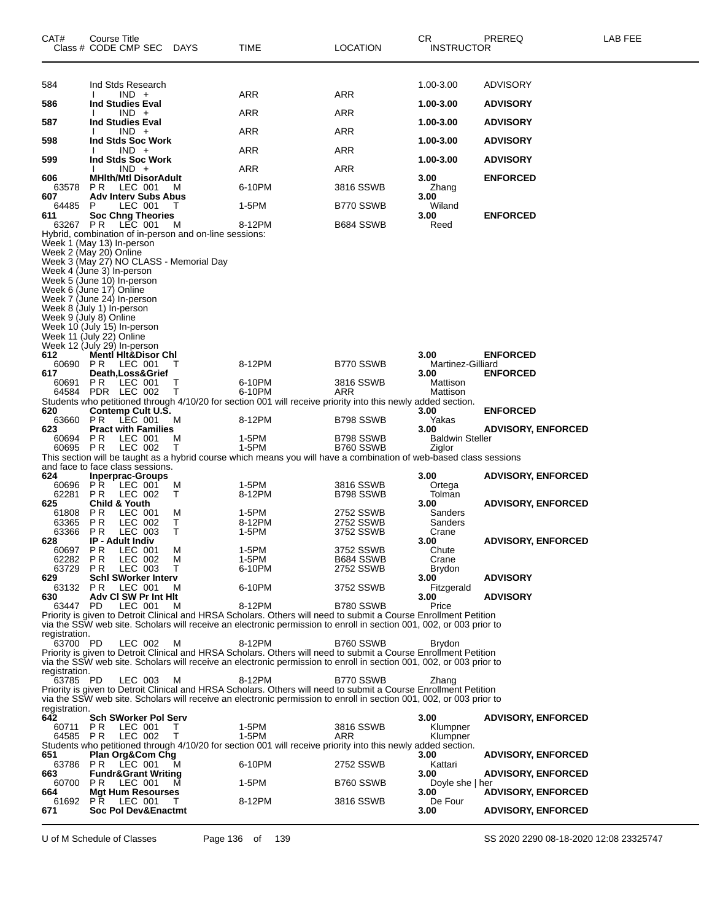| CAT# | Course Title Class # CODE CMP SEC | DAYS | TIME | LOCATION | CR INSTRUCTOR | PREREQ | LAB FEE |
|---|---|---|---|---|---|---|---|
| 584 | Ind Stds Research | | | | 1.00-3.00 | ADVISORY | |
| | I IND + | | ARR | ARR | | | |
| **586** | **Ind Studies Eval** | | | | **1.00-3.00** | **ADVISORY** | |
| | I IND + | | ARR | ARR | | | |
| **587** | **Ind Studies Eval** | | | | **1.00-3.00** | **ADVISORY** | |
| | I IND + | | ARR | ARR | | | |
| **598** | **Ind Stds Soc Work** | | | | **1.00-3.00** | **ADVISORY** | |
| | I IND + | | ARR | ARR | | | |
| **599** | **Ind Stds Soc Work** | | | | **1.00-3.00** | **ADVISORY** | |
| | I IND + | | ARR | ARR | | | |
| **606** | **MHlth/Mtl DisorAdult** | | | | **3.00** | **ENFORCED** | |
| 63578 | P R LEC 001 | M | 6-10PM | 3816 SSWB | Zhang | | |
| **607** | **Adv Interv Subs Abus** | | | | **3.00** | | |
| 64485 | P LEC 001 | T | 1-5PM | B770 SSWB | Wiland | | |
| **611** | **Soc Chng Theories** | | | | **3.00** | **ENFORCED** | |
| 63267 | P R LEC 001 | M | 8-12PM | B684 SSWB | Reed | | |

Hybrid, combination of in-person and on-line sessions:
Week 1 (May 13) In-person
Week 2 (May 20) Online
Week 3 (May 27) NO CLASS - Memorial Day
Week 4 (June 3) In-person
Week 5 (June 10) In-person
Week 6 (June 17) Online
Week 7 (June 24) In-person
Week 8 (July 1) In-person
Week 9 (July 8) Online
Week 10 (July 15) In-person
Week 11 (July 22) Online
Week 12 (July 29) In-person

| CAT# | Course Title Class # CODE CMP SEC | DAYS | TIME | LOCATION | CR INSTRUCTOR | PREREQ | LAB FEE |
|---|---|---|---|---|---|---|---|
| **612** | **Mentl Hlt&Disor Chl** | | | | **3.00** | **ENFORCED** | |
| 60690 | P R LEC 001 | T | 8-12PM | B770 SSWB | Martinez-Gilliard | | |
| **617** | **Death,Loss&Grief** | | | | **3.00** | **ENFORCED** | |
| 60691 | P R LEC 001 | T | 6-10PM | 3816 SSWB | Mattison | | |
| 64584 | PDR LEC 002 | T | 6-10PM | ARR | Mattison | | |

Students who petitioned through 4/10/20 for section 001 will receive priority into this newly added section.

| CAT# | Course Title Class # CODE CMP SEC | DAYS | TIME | LOCATION | CR INSTRUCTOR | PREREQ | LAB FEE |
|---|---|---|---|---|---|---|---|
| **620** | **Contemp Cult U.S.** | | | | **3.00** | **ENFORCED** | |
| 63660 | P R LEC 001 | M | 8-12PM | B798 SSWB | Yakas | | |
| **623** | **Pract with Families** | | | | **3.00** | **ADVISORY, ENFORCED** | |
| 60694 | P R LEC 001 | M | 1-5PM | B798 SSWB | Baldwin Steller | | |
| 60695 | P R LEC 002 | T | 1-5PM | B760 SSWB | Ziglor | | |

This section will be taught as a hybrid course which means you will have a combination of web-based class sessions and face to face class sessions.

| CAT# | Course Title Class # CODE CMP SEC | DAYS | TIME | LOCATION | CR INSTRUCTOR | PREREQ | LAB FEE |
|---|---|---|---|---|---|---|---|
| **624** | **Inperprac-Groups** | | | | **3.00** | **ADVISORY, ENFORCED** | |
| 60696 | P R LEC 001 | M | 1-5PM | 3816 SSWB | Ortega | | |
| 62281 | P R LEC 002 | T | 8-12PM | B798 SSWB | Tolman | | |
| **625** | **Child & Youth** | | | | **3.00** | **ADVISORY, ENFORCED** | |
| 61808 | P R LEC 001 | M | 1-5PM | 2752 SSWB | Sanders | | |
| 63365 | P R LEC 002 | T | 8-12PM | 2752 SSWB | Sanders | | |
| 63366 | P R LEC 003 | T | 1-5PM | 3752 SSWB | Crane | | |
| **628** | **IP - Adult Indiv** | | | | **3.00** | **ADVISORY, ENFORCED** | |
| 60697 | P R LEC 001 | M | 1-5PM | 3752 SSWB | Chute | | |
| 62282 | P R LEC 002 | M | 1-5PM | B684 SSWB | Crane | | |
| 63729 | P R LEC 003 | T | 6-10PM | 2752 SSWB | Brydon | | |
| **629** | **Schl SWorker Interv** | | | | **3.00** | **ADVISORY** | |
| 63132 | P R LEC 001 | M | 6-10PM | 3752 SSWB | Fitzgerald | | |
| **630** | **Adv Cl SW Pr Int Hlt** | | | | **3.00** | **ADVISORY** | |
| 63447 | PD LEC 001 | M | 8-12PM | B780 SSWB | Price | | |

Priority is given to Detroit Clinical and HRSA Scholars. Others will need to submit a Course Enrollment Petition via the SSW web site. Scholars will receive an electronic permission to enroll in section 001, 002, or 003 prior to registration.

| CAT# | Course Title Class # CODE CMP SEC | DAYS | TIME | LOCATION | CR INSTRUCTOR | PREREQ | LAB FEE |
|---|---|---|---|---|---|---|---|
| 63700 | PD LEC 002 | M | 8-12PM | B760 SSWB | Brydon | | |

Priority is given to Detroit Clinical and HRSA Scholars. Others will need to submit a Course Enrollment Petition via the SSW web site. Scholars will receive an electronic permission to enroll in section 001, 002, or 003 prior to registration.

| CAT# | Course Title Class # CODE CMP SEC | DAYS | TIME | LOCATION | CR INSTRUCTOR | PREREQ | LAB FEE |
|---|---|---|---|---|---|---|---|
| 63785 | PD LEC 003 | M | 8-12PM | B770 SSWB | Zhang | | |

Priority is given to Detroit Clinical and HRSA Scholars. Others will need to submit a Course Enrollment Petition via the SSW web site. Scholars will receive an electronic permission to enroll in section 001, 002, or 003 prior to registration.

| CAT# | Course Title Class # CODE CMP SEC | DAYS | TIME | LOCATION | CR INSTRUCTOR | PREREQ | LAB FEE |
|---|---|---|---|---|---|---|---|
| **642** | **Sch SWorker Pol Serv** | | | | **3.00** | **ADVISORY, ENFORCED** | |
| 60711 | P R LEC 001 | T | 1-5PM | 3816 SSWB | Klumpner | | |
| 64585 | P R LEC 002 | T | 1-5PM | ARR | Klumpner | | |

Students who petitioned through 4/10/20 for section 001 will receive priority into this newly added section.

| CAT# | Course Title Class # CODE CMP SEC | DAYS | TIME | LOCATION | CR INSTRUCTOR | PREREQ | LAB FEE |
|---|---|---|---|---|---|---|---|
| **651** | **Plan Org&Com Chg** | | | | **3.00** | **ADVISORY, ENFORCED** | |
| 63786 | P R LEC 001 | M | 6-10PM | 2752 SSWB | Kattari | | |
| **663** | **Fundr&Grant Writing** | | | | **3.00** | **ADVISORY, ENFORCED** | |
| 60700 | P R LEC 001 | M | 1-5PM | B760 SSWB | Doyle she \| her | | |
| **664** | **Mgt Hum Resourses** | | | | **3.00** | **ADVISORY, ENFORCED** | |
| 61692 | P R LEC 001 | T | 8-12PM | 3816 SSWB | De Four | | |
| **671** | **Soc Pol Dev&Enactmt** | | | | **3.00** | **ADVISORY, ENFORCED** | |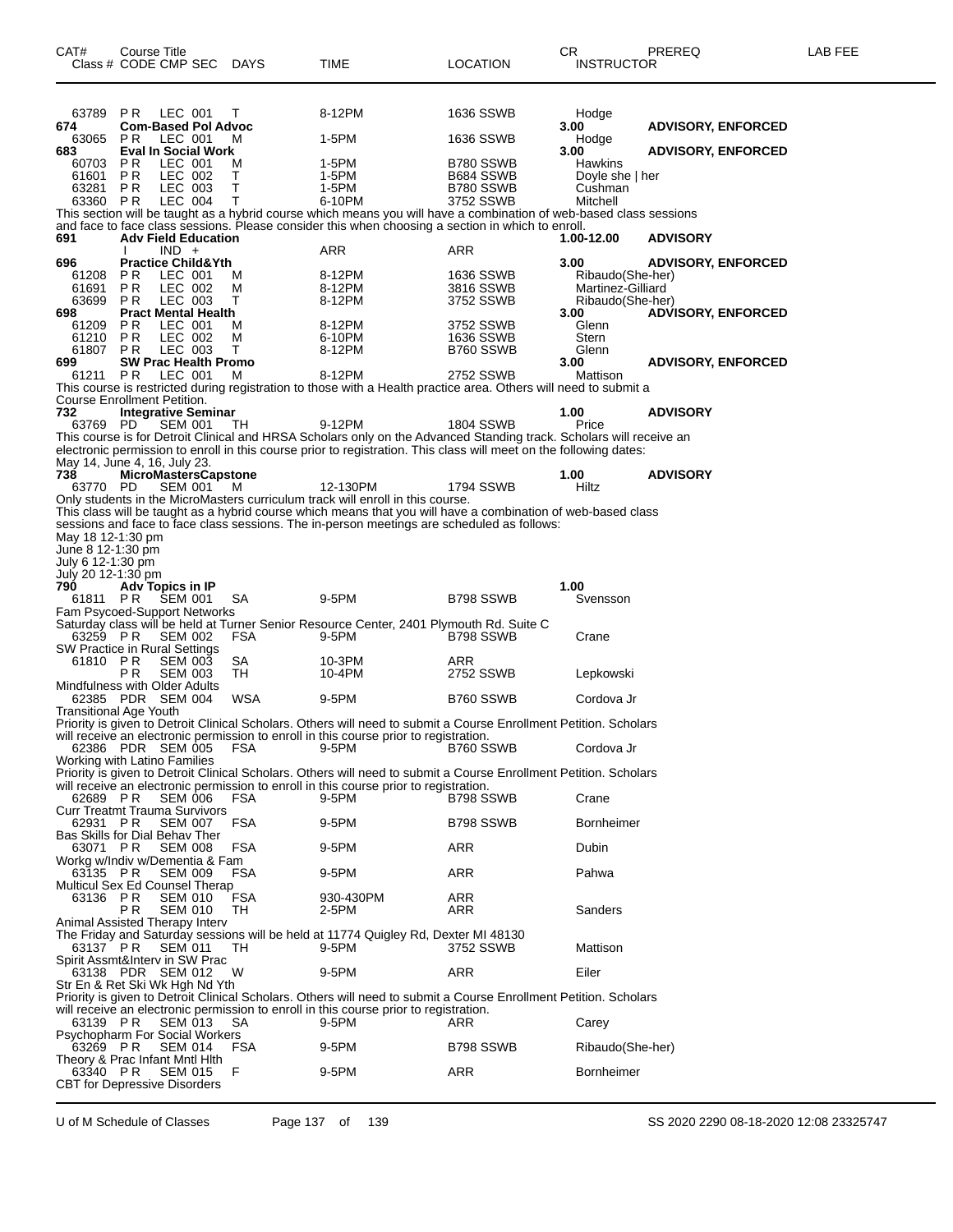| CAT# Class # | Course Title CODE CMP SEC | DAYS | TIME | LOCATION | CR INSTRUCTOR | PREREQ | LAB FEE |
|---|---|---|---|---|---|---|---|
| 63789 | PR LEC 001 | T | 8-12PM | 1636 SSWB | Hodge | | |
| 674 | Com-Based Pol Advoc | | | | 3.00 | ADVISORY, ENFORCED | |
| 63065 | PR LEC 001 | M | 1-5PM | 1636 SSWB | Hodge | | |
| 683 | Eval In Social Work | | | | 3.00 | ADVISORY, ENFORCED | |
| 60703 | PR LEC 001 | M | 1-5PM | B780 SSWB | Hawkins | | |
| 61601 | PR LEC 002 | T | 1-5PM | B684 SSWB | Doyle she \| her | | |
| 63281 | PR LEC 003 | T | 1-5PM | B780 SSWB | Cushman | | |
| 63360 | PR LEC 004 | T | 6-10PM | 3752 SSWB | Mitchell | | |

This section will be taught as a hybrid course which means you will have a combination of web-based class sessions and face to face class sessions. Please consider this when choosing a section in which to enroll.

| CAT# Class # | Course Title CODE CMP SEC | DAYS | TIME | LOCATION | CR INSTRUCTOR | PREREQ | LAB FEE |
|---|---|---|---|---|---|---|---|
| 691 | Adv Field Education | | | | 1.00-12.00 | ADVISORY | |
| | I IND + | | ARR | ARR | | | |
| 696 | Practice Child&Yth | | | | 3.00 | ADVISORY, ENFORCED | |
| 61208 | PR LEC 001 | M | 8-12PM | 1636 SSWB | Ribaudo(She-her) | | |
| 61691 | PR LEC 002 | M | 8-12PM | 3816 SSWB | Martinez-Gilliard | | |
| 63699 | PR LEC 003 | T | 8-12PM | 3752 SSWB | Ribaudo(She-her) | | |
| 698 | Pract Mental Health | | | | 3.00 | ADVISORY, ENFORCED | |
| 61209 | PR LEC 001 | M | 8-12PM | 3752 SSWB | Glenn | | |
| 61210 | PR LEC 002 | M | 6-10PM | 1636 SSWB | Stern | | |
| 61807 | PR LEC 003 | T | 8-12PM | B760 SSWB | Glenn | | |
| 699 | SW Prac Health Promo | | | | 3.00 | ADVISORY, ENFORCED | |
| 61211 | PR LEC 001 | M | 8-12PM | 2752 SSWB | Mattison | | |

This course is restricted during registration to those with a Health practice area. Others will need to submit a Course Enrollment Petition.

| CAT# Class # | Course Title CODE CMP SEC | DAYS | TIME | LOCATION | CR INSTRUCTOR | PREREQ | LAB FEE |
|---|---|---|---|---|---|---|---|
| 732 | Integrative Seminar | | | | 1.00 | ADVISORY | |
| 63769 | PD SEM 001 | TH | 9-12PM | 1804 SSWB | Price | | |

This course is for Detroit Clinical and HRSA Scholars only on the Advanced Standing track. Scholars will receive an electronic permission to enroll in this course prior to registration. This class will meet on the following dates: May 14, June 4, 16, July 23.

| CAT# Class # | Course Title CODE CMP SEC | DAYS | TIME | LOCATION | CR INSTRUCTOR | PREREQ | LAB FEE |
|---|---|---|---|---|---|---|---|
| 738 | MicroMastersCapstone | | | | 1.00 | ADVISORY | |
| 63770 | PD SEM 001 | M | 12-130PM | 1794 SSWB | Hiltz | | |

Only students in the MicroMasters curriculum track will enroll in this course.
This class will be taught as a hybrid course which means that you will have a combination of web-based class sessions and face to face class sessions. The in-person meetings are scheduled as follows:
May 18 12-1:30 pm
June 8 12-1:30 pm
July 6 12-1:30 pm
July 20 12-1:30 pm

| CAT# Class # | Course Title CODE CMP SEC | DAYS | TIME | LOCATION | CR INSTRUCTOR | PREREQ | LAB FEE |
|---|---|---|---|---|---|---|---|
| 790 | Adv Topics in IP | | | | 1.00 | | |
| 61811 | PR SEM 001 | SA | 9-5PM | B798 SSWB | Svensson | | |

Fam Psycoed-Support Networks
Saturday class will be held at Turner Senior Resource Center, 2401 Plymouth Rd. Suite C

| CAT# Class # | Course Title CODE CMP SEC | DAYS | TIME | LOCATION | CR INSTRUCTOR | PREREQ | LAB FEE |
|---|---|---|---|---|---|---|---|
| 63259 | PR SEM 002 | FSA | 9-5PM | B798 SSWB | Crane | | |

SW Practice in Rural Settings

| CAT# Class # | Course Title CODE CMP SEC | DAYS | TIME | LOCATION | CR INSTRUCTOR | PREREQ | LAB FEE |
|---|---|---|---|---|---|---|---|
| 61810 | PR SEM 003 | SA | 10-3PM | ARR | | | |
| | PR SEM 003 | TH | 10-4PM | 2752 SSWB | Lepkowski | | |

Mindfulness with Older Adults

| CAT# Class # | Course Title CODE CMP SEC | DAYS | TIME | LOCATION | CR INSTRUCTOR | PREREQ | LAB FEE |
|---|---|---|---|---|---|---|---|
| 62385 | PDR SEM 004 | WSA | 9-5PM | B760 SSWB | Cordova Jr | | |

Transitional Age Youth
Priority is given to Detroit Clinical Scholars. Others will need to submit a Course Enrollment Petition. Scholars will receive an electronic permission to enroll in this course prior to registration.

| CAT# Class # | Course Title CODE CMP SEC | DAYS | TIME | LOCATION | CR INSTRUCTOR | PREREQ | LAB FEE |
|---|---|---|---|---|---|---|---|
| 62386 | PDR SEM 005 | FSA | 9-5PM | B760 SSWB | Cordova Jr | | |

Working with Latino Families
Priority is given to Detroit Clinical Scholars. Others will need to submit a Course Enrollment Petition. Scholars will receive an electronic permission to enroll in this course prior to registration.

| CAT# Class # | Course Title CODE CMP SEC | DAYS | TIME | LOCATION | CR INSTRUCTOR | PREREQ | LAB FEE |
|---|---|---|---|---|---|---|---|
| 62689 | PR SEM 006 | FSA | 9-5PM | B798 SSWB | Crane | | |

Curr Treatmt Trauma Survivors

| CAT# Class # | Course Title CODE CMP SEC | DAYS | TIME | LOCATION | CR INSTRUCTOR | PREREQ | LAB FEE |
|---|---|---|---|---|---|---|---|
| 62931 | PR SEM 007 | FSA | 9-5PM | B798 SSWB | Bornheimer | | |

Bas Skills for Dial Behav Ther

| CAT# Class # | Course Title CODE CMP SEC | DAYS | TIME | LOCATION | CR INSTRUCTOR | PREREQ | LAB FEE |
|---|---|---|---|---|---|---|---|
| 63071 | PR SEM 008 | FSA | 9-5PM | ARR | Dubin | | |

Workg w/Indiv w/Dementia & Fam

| CAT# Class # | Course Title CODE CMP SEC | DAYS | TIME | LOCATION | CR INSTRUCTOR | PREREQ | LAB FEE |
|---|---|---|---|---|---|---|---|
| 63135 | PR SEM 009 | FSA | 9-5PM | ARR | Pahwa | | |

Multicul Sex Ed Counsel Therap

| CAT# Class # | Course Title CODE CMP SEC | DAYS | TIME | LOCATION | CR INSTRUCTOR | PREREQ | LAB FEE |
|---|---|---|---|---|---|---|---|
| 63136 | PR SEM 010 | FSA | 930-430PM | ARR | | | |
| | PR SEM 010 | TH | 2-5PM | ARR | Sanders | | |

Animal Assisted Therapy Interv
The Friday and Saturday sessions will be held at 11774 Quigley Rd, Dexter MI 48130

| CAT# Class # | Course Title CODE CMP SEC | DAYS | TIME | LOCATION | CR INSTRUCTOR | PREREQ | LAB FEE |
|---|---|---|---|---|---|---|---|
| 63137 | PR SEM 011 | TH | 9-5PM | 3752 SSWB | Mattison | | |

Spirit Assmt&Interv in SW Prac

| CAT# Class # | Course Title CODE CMP SEC | DAYS | TIME | LOCATION | CR INSTRUCTOR | PREREQ | LAB FEE |
|---|---|---|---|---|---|---|---|
| 63138 | PDR SEM 012 | W | 9-5PM | ARR | Eiler | | |

Str En & Ret Ski Wk Hgh Nd Yth
Priority is given to Detroit Clinical Scholars. Others will need to submit a Course Enrollment Petition. Scholars will receive an electronic permission to enroll in this course prior to registration.

| CAT# Class # | Course Title CODE CMP SEC | DAYS | TIME | LOCATION | CR INSTRUCTOR | PREREQ | LAB FEE |
|---|---|---|---|---|---|---|---|
| 63139 | PR SEM 013 | SA | 9-5PM | ARR | Carey | | |

Psychopharm For Social Workers

| CAT# Class # | Course Title CODE CMP SEC | DAYS | TIME | LOCATION | CR INSTRUCTOR | PREREQ | LAB FEE |
|---|---|---|---|---|---|---|---|
| 63269 | PR SEM 014 | FSA | 9-5PM | B798 SSWB | Ribaudo(She-her) | | |

Theory & Prac Infant Mntl Hlth

| CAT# Class # | Course Title CODE CMP SEC | DAYS | TIME | LOCATION | CR INSTRUCTOR | PREREQ | LAB FEE |
|---|---|---|---|---|---|---|---|
| 63340 | PR SEM 015 | F | 9-5PM | ARR | Bornheimer | | |

CBT for Depressive Disorders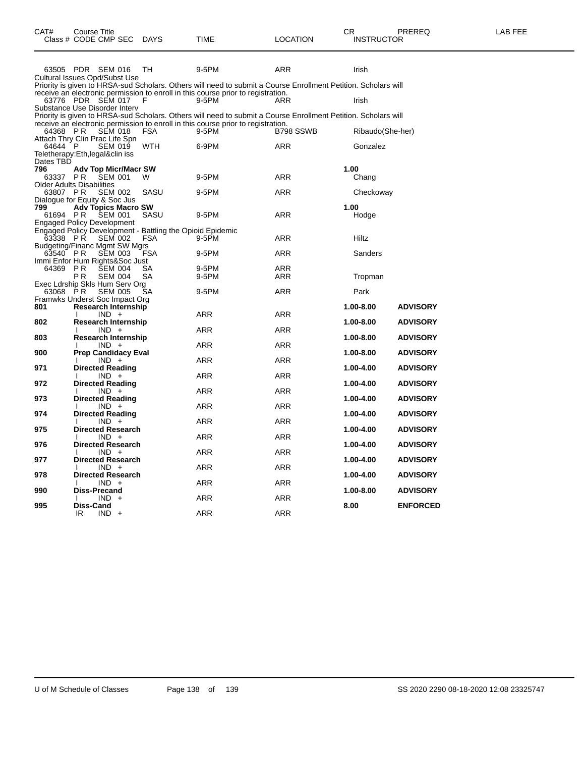| CAT# | Course Title<br>Class # CODE CMP SEC | DAYS | TIME | LOCATION | CR<br>INSTRUCTOR | PREREQ | LAB FEE |
|---|---|---|---|---|---|---|---|
| 63505 | PDR SEM 016 | TH | 9-5PM | ARR | Irish | | |
| | Cultural Issues Opd/Subst Use | | | | | | |
| | Priority is given to HRSA-sud Scholars. Others will need to submit a Course Enrollment Petition. Scholars will receive an electronic permission to enroll in this course prior to registration. | | | | | | |
| 63776 | PDR SEM 017 | F | 9-5PM | ARR | Irish | | |
| | Substance Use Disorder Interv | | | | | | |
| | Priority is given to HRSA-sud Scholars. Others will need to submit a Course Enrollment Petition. Scholars will receive an electronic permission to enroll in this course prior to registration. | | | | | | |
| 64368 | P R SEM 018 | FSA | 9-5PM | B798 SSWB | Ribaudo(She-her) | | |
| | Attach Thry Clin Prac Life Spn | | | | | | |
| 64644 | P SEM 019 | WTH | 6-9PM | ARR | Gonzalez | | |
| | Teletherapy:Eth,legal&clin iss | | | | | | |
| | Dates TBD | | | | | | |
| **796** | **Adv Top Micr/Macr SW** | | | | **1.00** | | |
| 63337 | P R SEM 001 | W | 9-5PM | ARR | Chang | | |
| | Older Adults Disabilities | | | | | | |
| 63807 | P R SEM 002 | SASU | 9-5PM | ARR | Checkoway | | |
| | Dialogue for Equity & Soc Jus | | | | | | |
| **799** | **Adv Topics Macro SW** | | | | **1.00** | | |
| 61694 | P R SEM 001 | SASU | 9-5PM | ARR | Hodge | | |
| | Engaged Policy Development | | | | | | |
| | Engaged Policy Development - Battling the Opioid Epidemic | | | | | | |
| 63338 | P R SEM 002 | FSA | 9-5PM | ARR | Hiltz | | |
| | Budgeting/Financ Mgmt SW Mgrs | | | | | | |
| 63540 | P R SEM 003 | FSA | 9-5PM | ARR | Sanders | | |
| | Immi Enfor Hum Rights&Soc Just | | | | | | |
| 64369 | P R SEM 004 | SA | 9-5PM | ARR | | | |
| | P R SEM 004 | SA | 9-5PM | ARR | Tropman | | |
| | Exec Ldrship Skls Hum Serv Org | | | | | | |
| 63068 | P R SEM 005 | SA | 9-5PM | ARR | Park | | |
| | Framwks Underst Soc Impact Org | | | | | | |
| **801** | **Research Internship** | | | | **1.00-8.00** | **ADVISORY** | |
| | I IND + | | ARR | ARR | | | |
| **802** | **Research Internship** | | | | **1.00-8.00** | **ADVISORY** | |
| | I IND + | | ARR | ARR | | | |
| **803** | **Research Internship** | | | | **1.00-8.00** | **ADVISORY** | |
| | I IND + | | ARR | ARR | | | |
| **900** | **Prep Candidacy Eval** | | | | **1.00-8.00** | **ADVISORY** | |
| | I IND + | | ARR | ARR | | | |
| **971** | **Directed Reading** | | | | **1.00-4.00** | **ADVISORY** | |
| | I IND + | | ARR | ARR | | | |
| **972** | **Directed Reading** | | | | **1.00-4.00** | **ADVISORY** | |
| | I IND + | | ARR | ARR | | | |
| **973** | **Directed Reading** | | | | **1.00-4.00** | **ADVISORY** | |
| | I IND + | | ARR | ARR | | | |
| **974** | **Directed Reading** | | | | **1.00-4.00** | **ADVISORY** | |
| | I IND + | | ARR | ARR | | | |
| **975** | **Directed Research** | | | | **1.00-4.00** | **ADVISORY** | |
| | I IND + | | ARR | ARR | | | |
| **976** | **Directed Research** | | | | **1.00-4.00** | **ADVISORY** | |
| | I IND + | | ARR | ARR | | | |
| **977** | **Directed Research** | | | | **1.00-4.00** | **ADVISORY** | |
| | I IND + | | ARR | ARR | | | |
| **978** | **Directed Research** | | | | **1.00-4.00** | **ADVISORY** | |
| | I IND + | | ARR | ARR | | | |
| **990** | **Diss-Precand** | | | | **1.00-8.00** | **ADVISORY** | |
| | I IND + | | ARR | ARR | | | |
| **995** | **Diss-Cand** | | | | **8.00** | **ENFORCED** | |
| | IR IND + | | ARR | ARR | | | |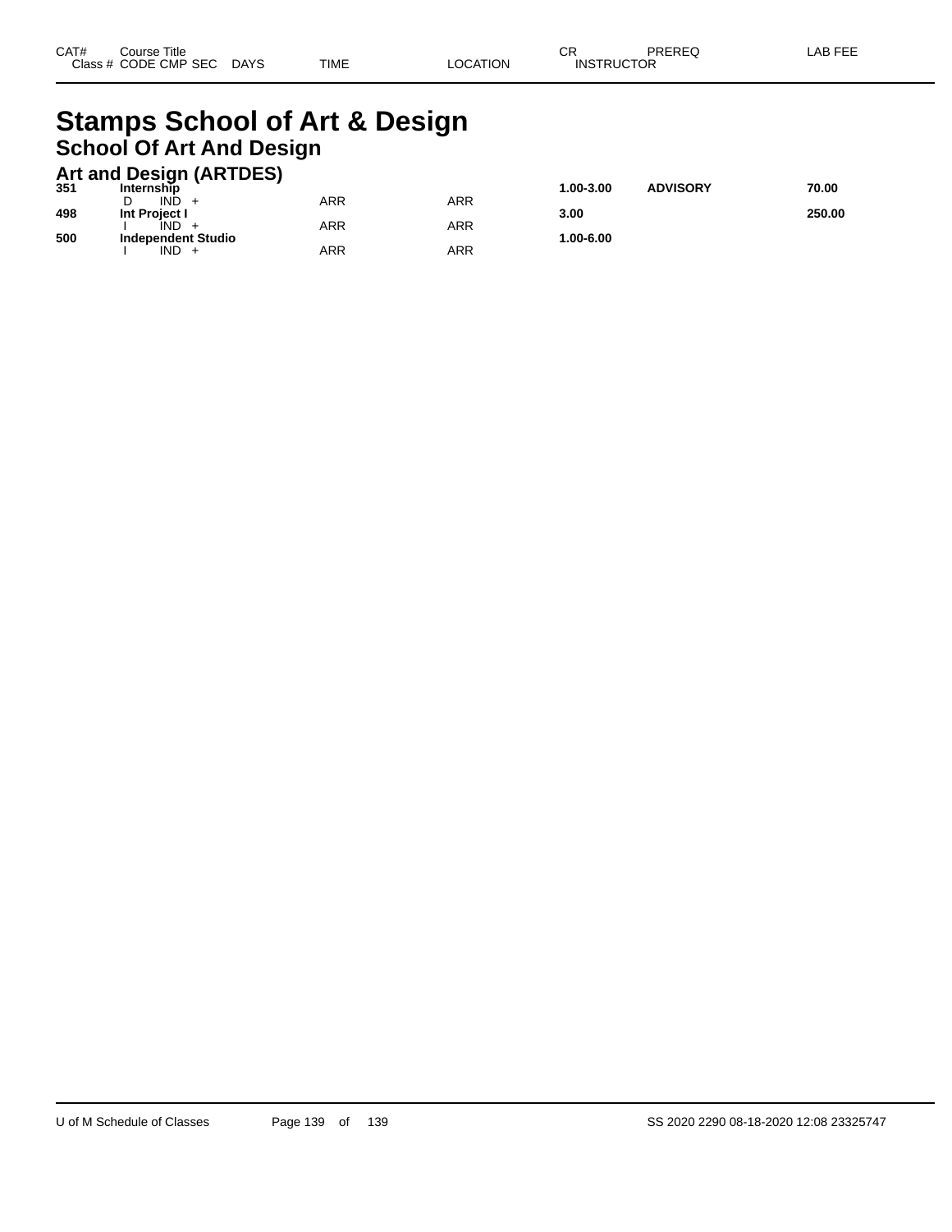| CAT# Class # | Course Title CODE CMP SEC | DAYS | TIME | LOCATION | CR INSTRUCTOR | PREREQ | LAB FEE |
|---|---|---|---|---|---|---|---|

# Stamps School of Art & Design

## School Of Art And Design

### Art and Design (ARTDES)

| CAT# Class # | Course Title CODE CMP SEC | DAYS | TIME | LOCATION | CR INSTRUCTOR | PREREQ | LAB FEE |
|---|---|---|---|---|---|---|---|
| **351** | **Internship** | | | | **1.00-3.00** | **ADVISORY** | **70.00** |
| | D IND + | | ARR | ARR | | | |
| **498** | **Int Project I** | | | | **3.00** | | **250.00** |
| | I IND + | | ARR | ARR | | | |
| **500** | **Independent Studio** | | | | **1.00-6.00** | | |
| | I IND + | | ARR | ARR | | | |